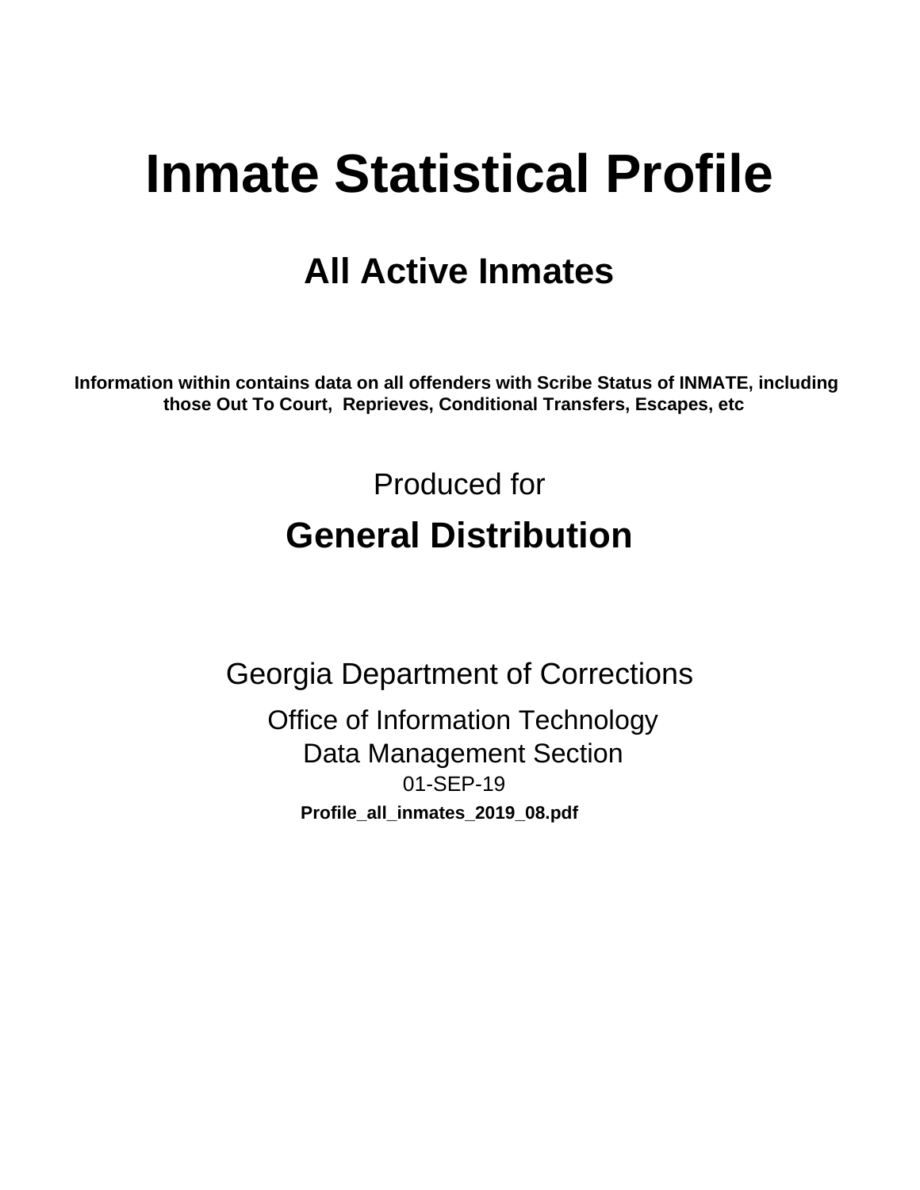# Inmate Statistical Profile

## All Active Inmates

**Information within contains data on all offenders with Scribe Status of INMATE, including those Out To Court, Reprieves, Conditional Transfers, Escapes, etc**

Produced for

## General Distribution

Georgia Department of Corrections

Office of Information Technology

Data Management Section

01-SEP-19

**Profile_all_inmates_2019_08.pdf**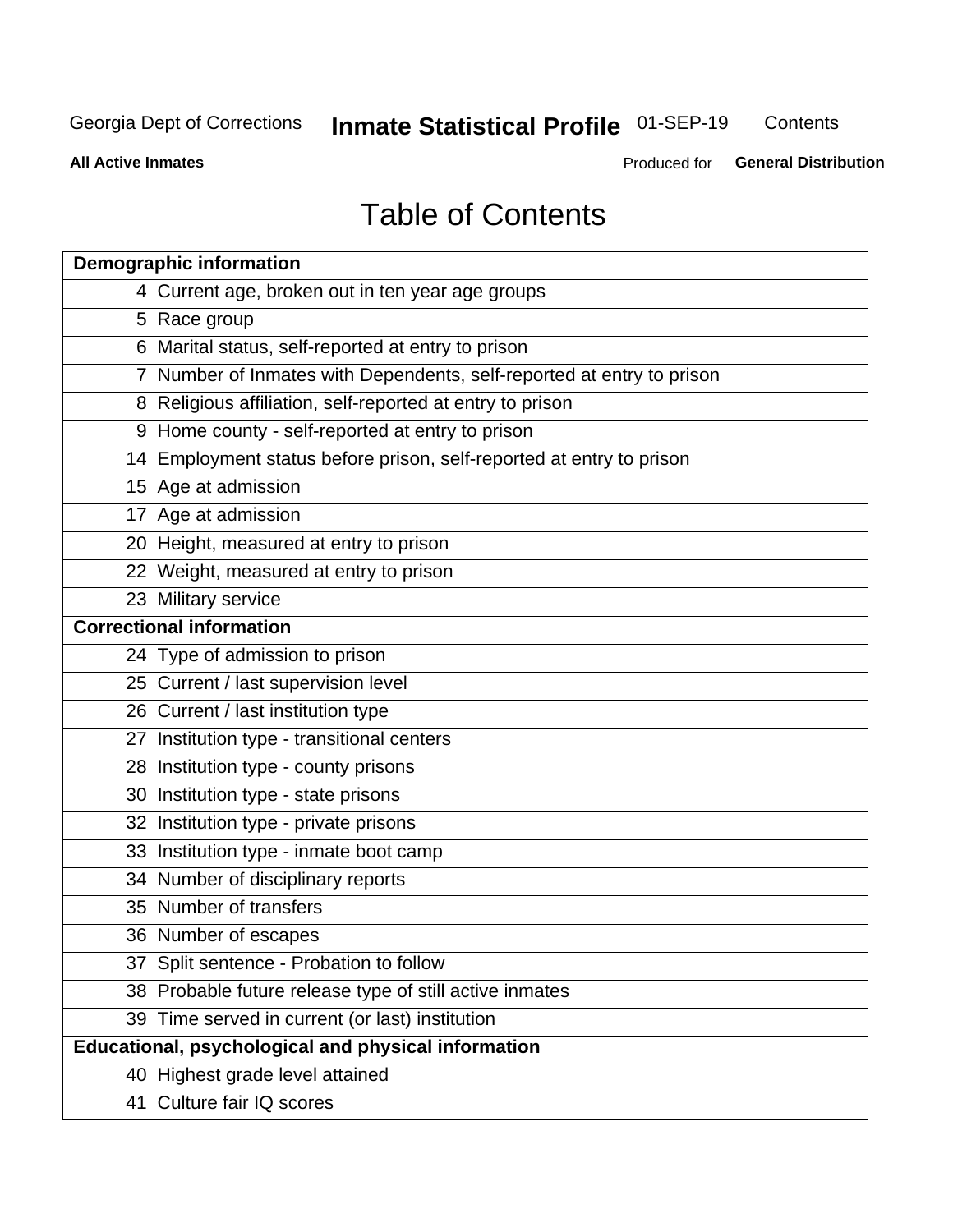# Table of Contents

| Demographic information | |
|---|---|
| 4 | Current age, broken out in ten year age groups |
| 5 | Race group |
| 6 | Marital status, self-reported at entry to prison |
| 7 | Number of Inmates with Dependents, self-reported at entry to prison |
| 8 | Religious affiliation, self-reported at entry to prison |
| 9 | Home county - self-reported at entry to prison |
| 14 | Employment status before prison, self-reported at entry to prison |
| 15 | Age at admission |
| 17 | Age at admission |
| 20 | Height, measured at entry to prison |
| 22 | Weight, measured at entry to prison |
| 23 | Military service |
| **Correctional information** | |
| 24 | Type of admission to prison |
| 25 | Current / last supervision level |
| 26 | Current / last institution type |
| 27 | Institution type - transitional centers |
| 28 | Institution type - county prisons |
| 30 | Institution type - state prisons |
| 32 | Institution type - private prisons |
| 33 | Institution type - inmate boot camp |
| 34 | Number of disciplinary reports |
| 35 | Number of transfers |
| 36 | Number of escapes |
| 37 | Split sentence - Probation to follow |
| 38 | Probable future release type of still active inmates |
| 39 | Time served in current (or last) institution |
| **Educational, psychological and physical information** | |
| 40 | Highest grade level attained |
| 41 | Culture fair IQ scores |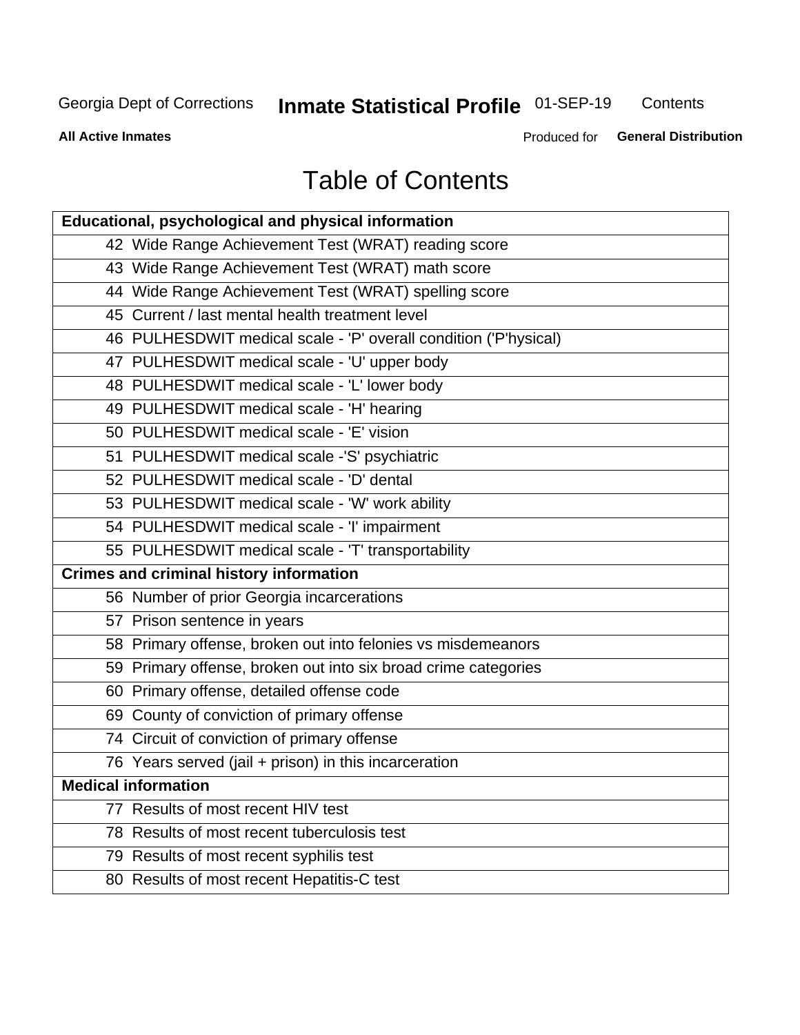# Table of Contents

| Educational, psychological and physical information |
|---|
| 42 Wide Range Achievement Test (WRAT) reading score |
| 43 Wide Range Achievement Test (WRAT) math score |
| 44 Wide Range Achievement Test (WRAT) spelling score |
| 45 Current / last mental health treatment level |
| 46 PULHESDWIT medical scale - 'P' overall condition ('P'hysical) |
| 47 PULHESDWIT medical scale - 'U' upper body |
| 48 PULHESDWIT medical scale - 'L' lower body |
| 49 PULHESDWIT medical scale - 'H' hearing |
| 50 PULHESDWIT medical scale - 'E' vision |
| 51 PULHESDWIT medical scale -'S' psychiatric |
| 52 PULHESDWIT medical scale - 'D' dental |
| 53 PULHESDWIT medical scale - 'W' work ability |
| 54 PULHESDWIT medical scale - 'I' impairment |
| 55 PULHESDWIT medical scale - 'T' transportability |
| **Crimes and criminal history information** |
| 56 Number of prior Georgia incarcerations |
| 57 Prison sentence in years |
| 58 Primary offense, broken out into felonies vs misdemeanors |
| 59 Primary offense, broken out into six broad crime categories |
| 60 Primary offense, detailed offense code |
| 69 County of conviction of primary offense |
| 74 Circuit of conviction of primary offense |
| 76 Years served (jail + prison) in this incarceration |
| **Medical information** |
| 77 Results of most recent HIV test |
| 78 Results of most recent tuberculosis test |
| 79 Results of most recent syphilis test |
| 80 Results of most recent Hepatitis-C test |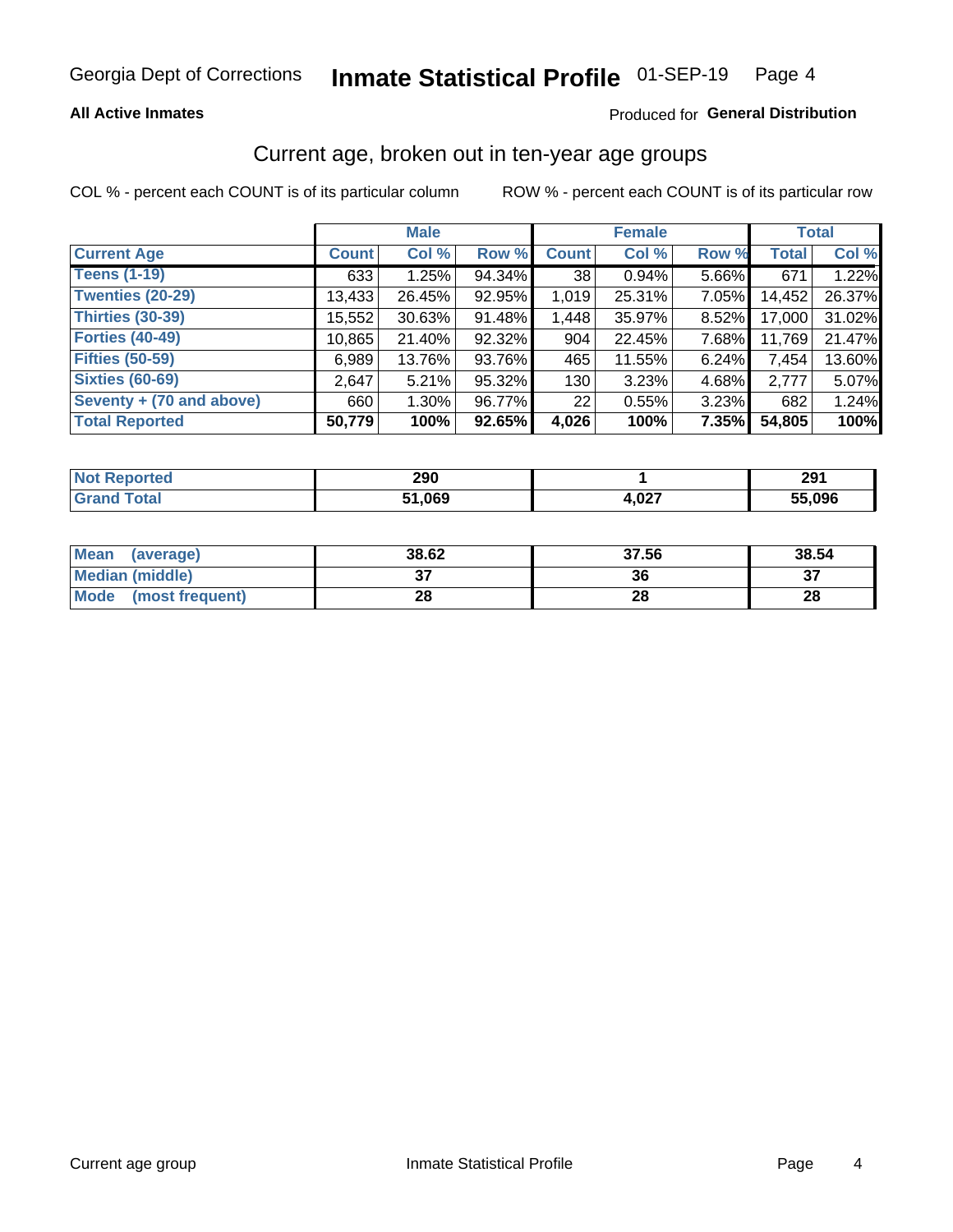Georgia Dept of Corrections **Inmate Statistical Profile** 01-SEP-19

**All Active Inmates**

Produced for **General Distribution**

## Current age, broken out in ten-year age groups

COL % - percent each COUNT is of its particular column ROW % - percent each COUNT is of its particular row

| | Male | | | Female | | | Total | |
|---|---|---|---|---|---|---|---|---|
| **Current Age** | **Count** | **Col %** | **Row %** | **Count** | **Col %** | **Row %** | **Total** | **Col %** |
| **Teens (1-19)** | 633 | 1.25% | 94.34% | 38 | 0.94% | 5.66% | 671 | 1.22% |
| **Twenties (20-29)** | 13,433 | 26.45% | 92.95% | 1,019 | 25.31% | 7.05% | 14,452 | 26.37% |
| **Thirties (30-39)** | 15,552 | 30.63% | 91.48% | 1,448 | 35.97% | 8.52% | 17,000 | 31.02% |
| **Forties (40-49)** | 10,865 | 21.40% | 92.32% | 904 | 22.45% | 7.68% | 11,769 | 21.47% |
| **Fifties (50-59)** | 6,989 | 13.76% | 93.76% | 465 | 11.55% | 6.24% | 7,454 | 13.60% |
| **Sixties (60-69)** | 2,647 | 5.21% | 95.32% | 130 | 3.23% | 4.68% | 2,777 | 5.07% |
| **Seventy + (70 and above)** | 660 | 1.30% | 96.77% | 22 | 0.55% | 3.23% | 682 | 1.24% |
| **Total Reported** | **50,779** | **100%** | **92.65%** | **4,026** | **100%** | **7.35%** | **54,805** | **100%** |

| | Male | Female | Total |
|---|---|---|---|
| **Not Reported** | **290** | **1** | **291** |
| **Grand Total** | **51,069** | **4,027** | **55,096** |

| | Male | Female | Total |
|---|---|---|---|
| **Mean (average)** | **38.62** | **37.56** | **38.54** |
| **Median (middle)** | **37** | **36** | **37** |
| **Mode (most frequent)** | **28** | **28** | **28** |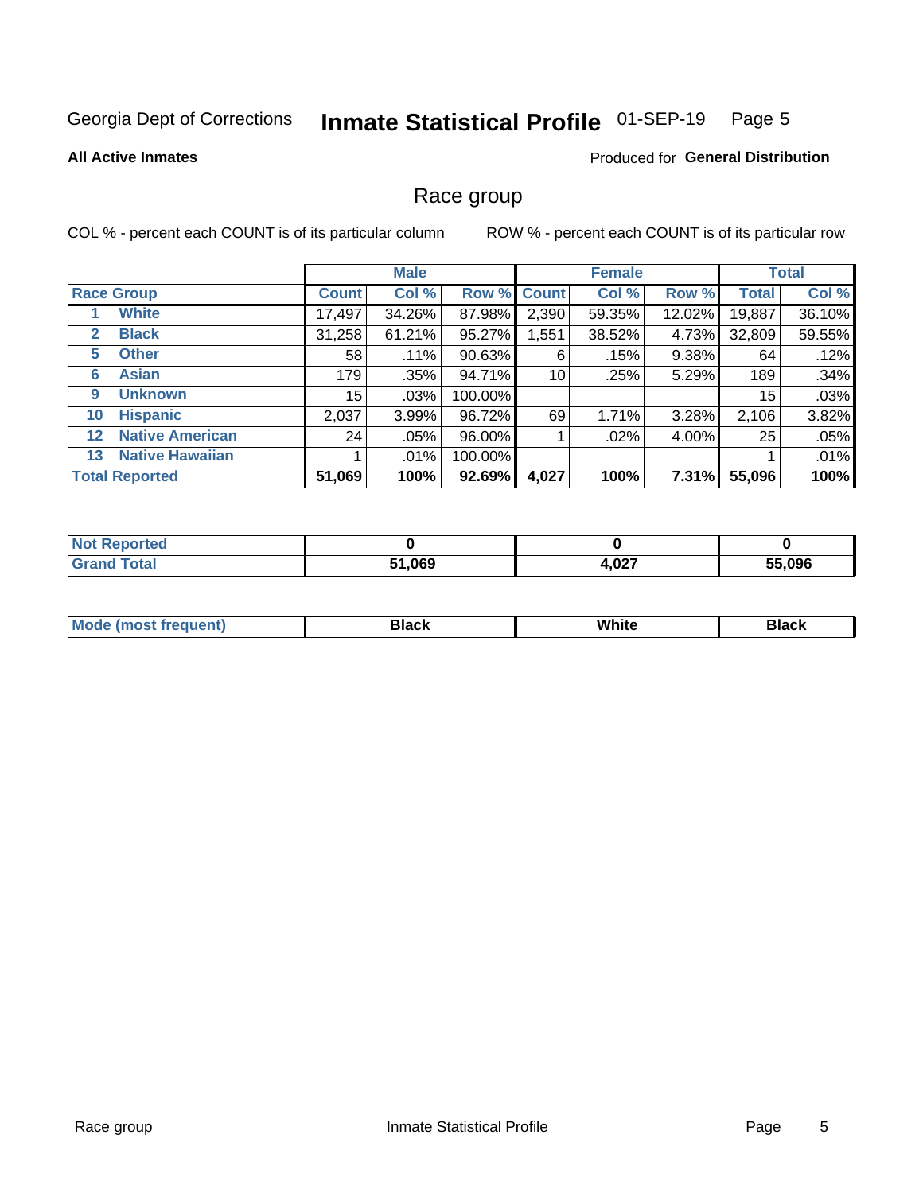Georgia Dept of Corrections **Inmate Statistical Profile** 01-SEP-19

**All Active Inmates**

Produced for **General Distribution**

## Race group

COL % - percent each COUNT is of its particular column ROW % - percent each COUNT is of its particular row

| | | Male | | | Female | | | Total | |
|---|---|---|---|---|---|---|---|---|---|
| **Race Group** | | **Count** | **Col %** | **Row %** | **Count** | **Col %** | **Row %** | **Total** | **Col %** |
| 1 | White | 17,497 | 34.26% | 87.98% | 2,390 | 59.35% | 12.02% | 19,887 | 36.10% |
| 2 | Black | 31,258 | 61.21% | 95.27% | 1,551 | 38.52% | 4.73% | 32,809 | 59.55% |
| 5 | Other | 58 | .11% | 90.63% | 6 | .15% | 9.38% | 64 | .12% |
| 6 | Asian | 179 | .35% | 94.71% | 10 | .25% | 5.29% | 189 | .34% |
| 9 | Unknown | 15 | .03% | 100.00% | | | | 15 | .03% |
| 10 | Hispanic | 2,037 | 3.99% | 96.72% | 69 | 1.71% | 3.28% | 2,106 | 3.82% |
| 12 | Native American | 24 | .05% | 96.00% | 1 | .02% | 4.00% | 25 | .05% |
| 13 | Native Hawaiian | 1 | .01% | 100.00% | | | | 1 | .01% |
| **Total Reported** | | **51,069** | **100%** | **92.69%** | **4,027** | **100%** | **7.31%** | **55,096** | **100%** |

| | Male | Female | Total |
|---|---|---|---|
| Not Reported | 0 | 0 | 0 |
| Grand Total | 51,069 | 4,027 | 55,096 |

| | Male | Female | Total |
|---|---|---|---|
| Mode (most frequent) | Black | White | Black |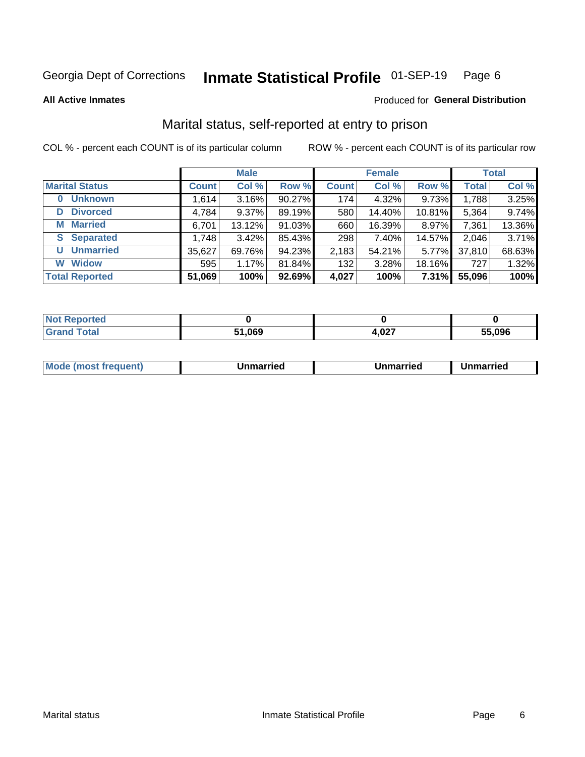Georgia Dept of Corrections **Inmate Statistical Profile** 01-SEP-19 Page 6

**All Active Inmates** Produced for **General Distribution**

## Marital status, self-reported at entry to prison

COL % - percent each COUNT is of its particular column ROW % - percent each COUNT is of its particular row

| | Male | | | Female | | | Total | |
|---|---|---|---|---|---|---|---|---|
| **Marital Status** | **Count** | **Col %** | **Row %** | **Count** | **Col %** | **Row %** | **Total** | **Col %** |
| **0 Unknown** | 1,614 | 3.16% | 90.27% | 174 | 4.32% | 9.73% | 1,788 | 3.25% |
| **D Divorced** | 4,784 | 9.37% | 89.19% | 580 | 14.40% | 10.81% | 5,364 | 9.74% |
| **M Married** | 6,701 | 13.12% | 91.03% | 660 | 16.39% | 8.97% | 7,361 | 13.36% |
| **S Separated** | 1,748 | 3.42% | 85.43% | 298 | 7.40% | 14.57% | 2,046 | 3.71% |
| **U Unmarried** | 35,627 | 69.76% | 94.23% | 2,183 | 54.21% | 5.77% | 37,810 | 68.63% |
| **W Widow** | 595 | 1.17% | 81.84% | 132 | 3.28% | 18.16% | 727 | 1.32% |
| **Total Reported** | **51,069** | **100%** | **92.69%** | **4,027** | **100%** | **7.31%** | **55,096** | **100%** |

| | Male | Female | Total |
|---|---|---|---|
| **Not Reported** | **0** | **0** | **0** |
| **Grand Total** | **51,069** | **4,027** | **55,096** |

| | Male | Female | Total |
|---|---|---|---|
| **Mode (most frequent)** | **Unmarried** | **Unmarried** | **Unmarried** |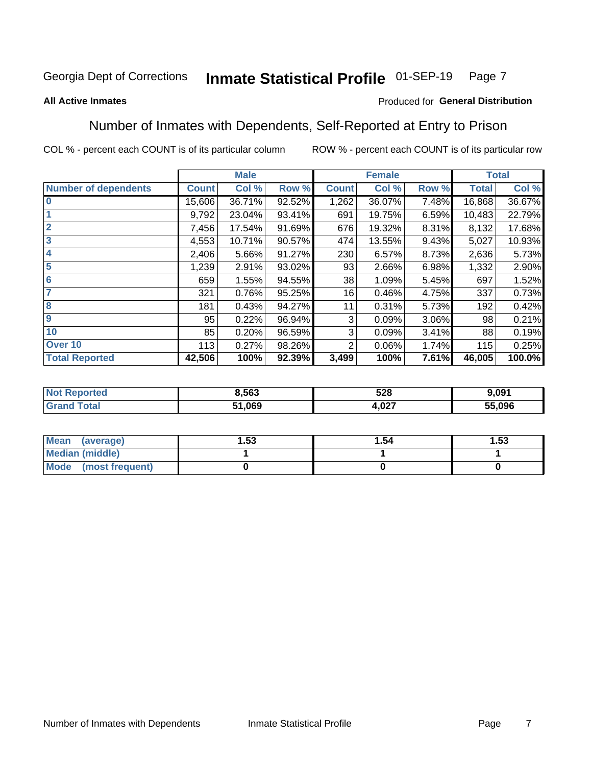Georgia Dept of Corrections **Inmate Statistical Profile** 01-SEP-19

**All Active Inmates**

Produced for **General Distribution**

## Number of Inmates with Dependents, Self-Reported at Entry to Prison

COL % - percent each COUNT is of its particular column ROW % - percent each COUNT is of its particular row

| | Male | | | Female | | | Total | |
|---|---|---|---|---|---|---|---|---|
| **Number of dependents** | **Count** | **Col %** | **Row %** | **Count** | **Col %** | **Row %** | **Total** | **Col %** |
| **0** | 15,606 | 36.71% | 92.52% | 1,262 | 36.07% | 7.48% | 16,868 | 36.67% |
| **1** | 9,792 | 23.04% | 93.41% | 691 | 19.75% | 6.59% | 10,483 | 22.79% |
| **2** | 7,456 | 17.54% | 91.69% | 676 | 19.32% | 8.31% | 8,132 | 17.68% |
| **3** | 4,553 | 10.71% | 90.57% | 474 | 13.55% | 9.43% | 5,027 | 10.93% |
| **4** | 2,406 | 5.66% | 91.27% | 230 | 6.57% | 8.73% | 2,636 | 5.73% |
| **5** | 1,239 | 2.91% | 93.02% | 93 | 2.66% | 6.98% | 1,332 | 2.90% |
| **6** | 659 | 1.55% | 94.55% | 38 | 1.09% | 5.45% | 697 | 1.52% |
| **7** | 321 | 0.76% | 95.25% | 16 | 0.46% | 4.75% | 337 | 0.73% |
| **8** | 181 | 0.43% | 94.27% | 11 | 0.31% | 5.73% | 192 | 0.42% |
| **9** | 95 | 0.22% | 96.94% | 3 | 0.09% | 3.06% | 98 | 0.21% |
| **10** | 85 | 0.20% | 96.59% | 3 | 0.09% | 3.41% | 88 | 0.19% |
| **Over 10** | 113 | 0.27% | 98.26% | 2 | 0.06% | 1.74% | 115 | 0.25% |
| **Total Reported** | **42,506** | **100%** | **92.39%** | **3,499** | **100%** | **7.61%** | **46,005** | **100.0%** |

| | Male | Female | Total |
|---|---|---|---|
| **Not Reported** | **8,563** | **528** | **9,091** |
| **Grand Total** | **51,069** | **4,027** | **55,096** |

| | Male | Female | Total |
|---|---|---|---|
| **Mean (average)** | **1.53** | **1.54** | **1.53** |
| **Median (middle)** | **1** | **1** | **1** |
| **Mode (most frequent)** | **0** | **0** | **0** |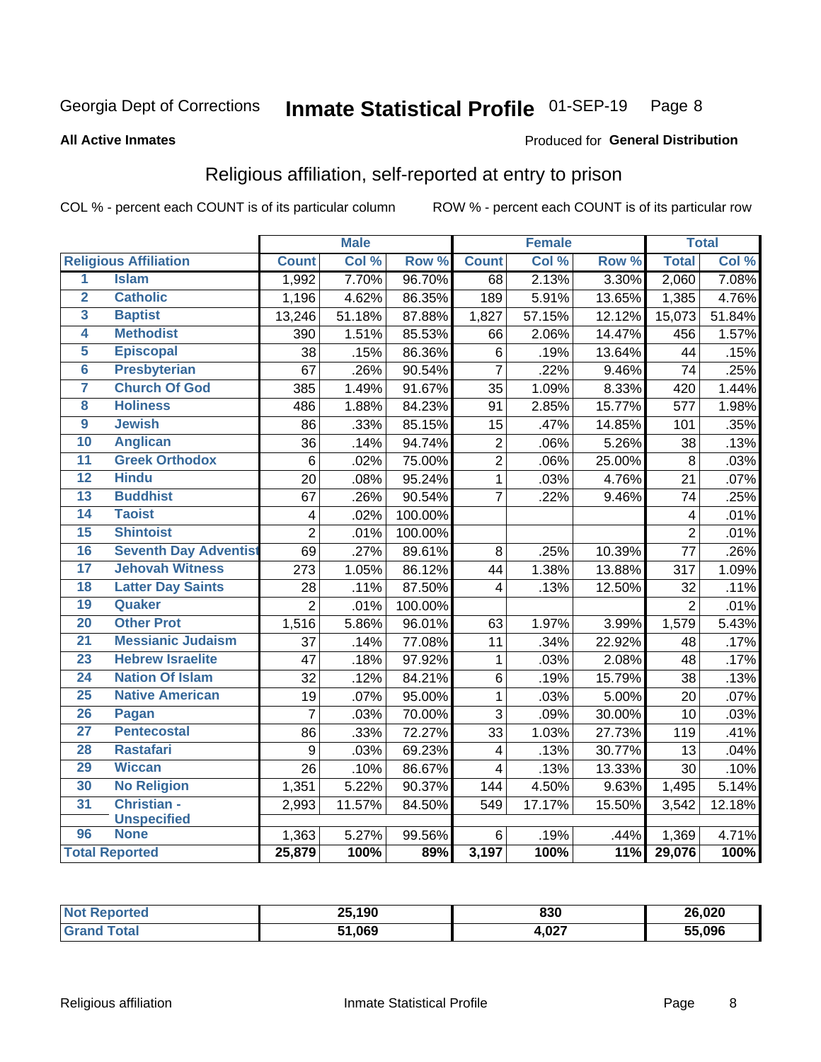Georgia Dept of Corrections **Inmate Statistical Profile** 01-SEP-19 Page 8

**All Active Inmates**

Produced for **General Distribution**

## Religious affiliation, self-reported at entry to prison

COL % - percent each COUNT is of its particular column ROW % - percent each COUNT is of its particular row

| | | Male | | | Female | | | Total | |
|---|---|---|---|---|---|---|---|---|---|
| **Religious Affiliation** | | **Count** | **Col %** | **Row %** | **Count** | **Col %** | **Row %** | **Total** | **Col %** |
| 1 | Islam | 1,992 | 7.70% | 96.70% | 68 | 2.13% | 3.30% | 2,060 | 7.08% |
| 2 | Catholic | 1,196 | 4.62% | 86.35% | 189 | 5.91% | 13.65% | 1,385 | 4.76% |
| 3 | Baptist | 13,246 | 51.18% | 87.88% | 1,827 | 57.15% | 12.12% | 15,073 | 51.84% |
| 4 | Methodist | 390 | 1.51% | 85.53% | 66 | 2.06% | 14.47% | 456 | 1.57% |
| 5 | Episcopal | 38 | .15% | 86.36% | 6 | .19% | 13.64% | 44 | .15% |
| 6 | Presbyterian | 67 | .26% | 90.54% | 7 | .22% | 9.46% | 74 | .25% |
| 7 | Church Of God | 385 | 1.49% | 91.67% | 35 | 1.09% | 8.33% | 420 | 1.44% |
| 8 | Holiness | 486 | 1.88% | 84.23% | 91 | 2.85% | 15.77% | 577 | 1.98% |
| 9 | Jewish | 86 | .33% | 85.15% | 15 | .47% | 14.85% | 101 | .35% |
| 10 | Anglican | 36 | .14% | 94.74% | 2 | .06% | 5.26% | 38 | .13% |
| 11 | Greek Orthodox | 6 | .02% | 75.00% | 2 | .06% | 25.00% | 8 | .03% |
| 12 | Hindu | 20 | .08% | 95.24% | 1 | .03% | 4.76% | 21 | .07% |
| 13 | Buddhist | 67 | .26% | 90.54% | 7 | .22% | 9.46% | 74 | .25% |
| 14 | Taoist | 4 | .02% | 100.00% | | | | 4 | .01% |
| 15 | Shintoist | 2 | .01% | 100.00% | | | | 2 | .01% |
| 16 | Seventh Day Adventist | 69 | .27% | 89.61% | 8 | .25% | 10.39% | 77 | .26% |
| 17 | Jehovah Witness | 273 | 1.05% | 86.12% | 44 | 1.38% | 13.88% | 317 | 1.09% |
| 18 | Latter Day Saints | 28 | .11% | 87.50% | 4 | .13% | 12.50% | 32 | .11% |
| 19 | Quaker | 2 | .01% | 100.00% | | | | 2 | .01% |
| 20 | Other Prot | 1,516 | 5.86% | 96.01% | 63 | 1.97% | 3.99% | 1,579 | 5.43% |
| 21 | Messianic Judaism | 37 | .14% | 77.08% | 11 | .34% | 22.92% | 48 | .17% |
| 23 | Hebrew Israelite | 47 | .18% | 97.92% | 1 | .03% | 2.08% | 48 | .17% |
| 24 | Nation Of Islam | 32 | .12% | 84.21% | 6 | .19% | 15.79% | 38 | .13% |
| 25 | Native American | 19 | .07% | 95.00% | 1 | .03% | 5.00% | 20 | .07% |
| 26 | Pagan | 7 | .03% | 70.00% | 3 | .09% | 30.00% | 10 | .03% |
| 27 | Pentecostal | 86 | .33% | 72.27% | 33 | 1.03% | 27.73% | 119 | .41% |
| 28 | Rastafari | 9 | .03% | 69.23% | 4 | .13% | 30.77% | 13 | .04% |
| 29 | Wiccan | 26 | .10% | 86.67% | 4 | .13% | 13.33% | 30 | .10% |
| 30 | No Religion | 1,351 | 5.22% | 90.37% | 144 | 4.50% | 9.63% | 1,495 | 5.14% |
| 31 | Christian - Unspecified | 2,993 | 11.57% | 84.50% | 549 | 17.17% | 15.50% | 3,542 | 12.18% |
| 96 | None | 1,363 | 5.27% | 99.56% | 6 | .19% | .44% | 1,369 | 4.71% |
| **Total Reported** | | **25,879** | **100%** | **89%** | **3,197** | **100%** | **11%** | **29,076** | **100%** |

| | Male | Female | Total |
|---|---|---|---|
| **Not Reported** | **25,190** | **830** | **26,020** |
| **Grand Total** | **51,069** | **4,027** | **55,096** |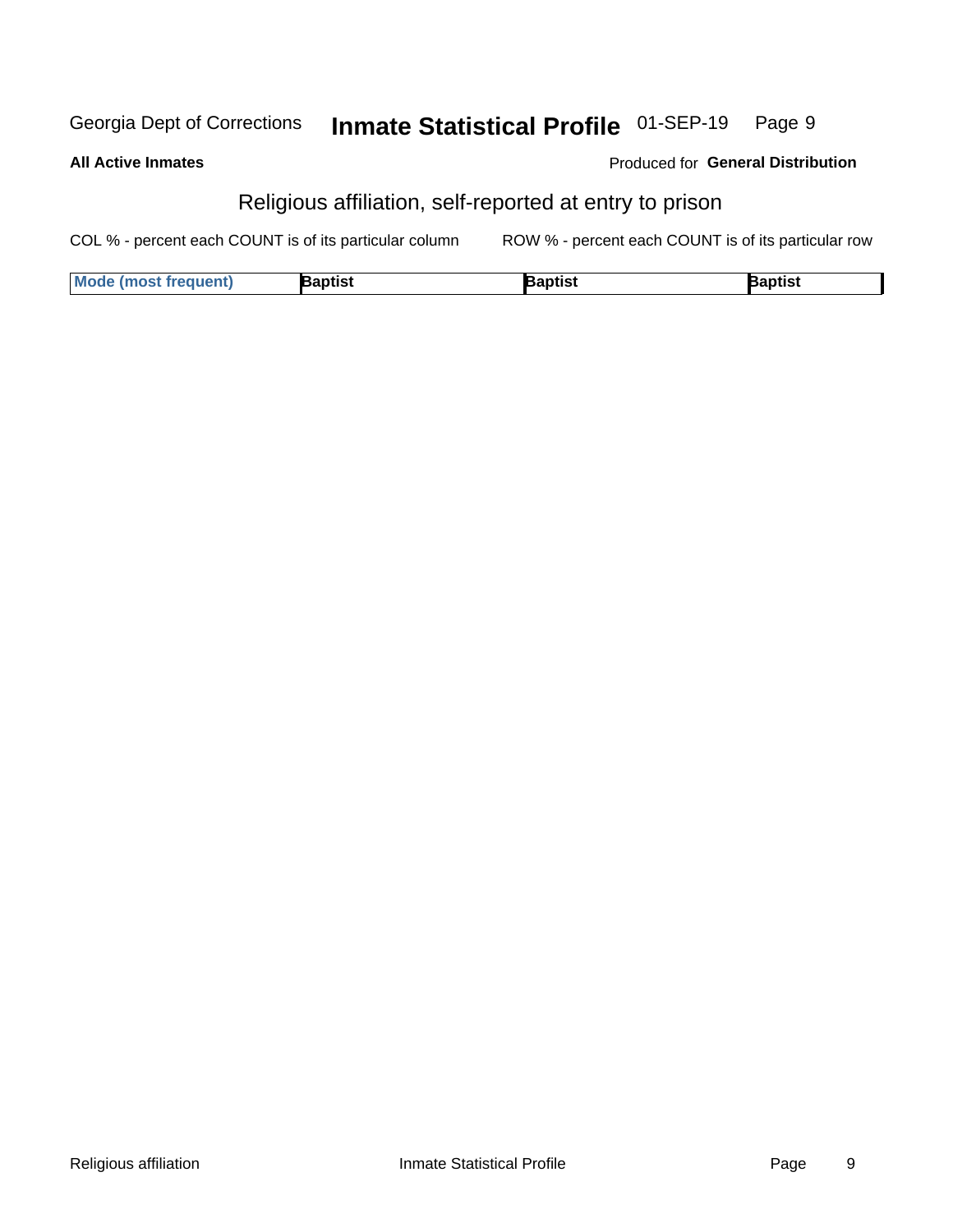## Religious affiliation, self-reported at entry to prison

All Active Inmates

Produced for **General Distribution**

COL % - percent each COUNT is of its particular column ROW % - percent each COUNT is of its particular row

| Mode (most frequent) | Baptist | Baptist | Baptist |
|---|---|---|---|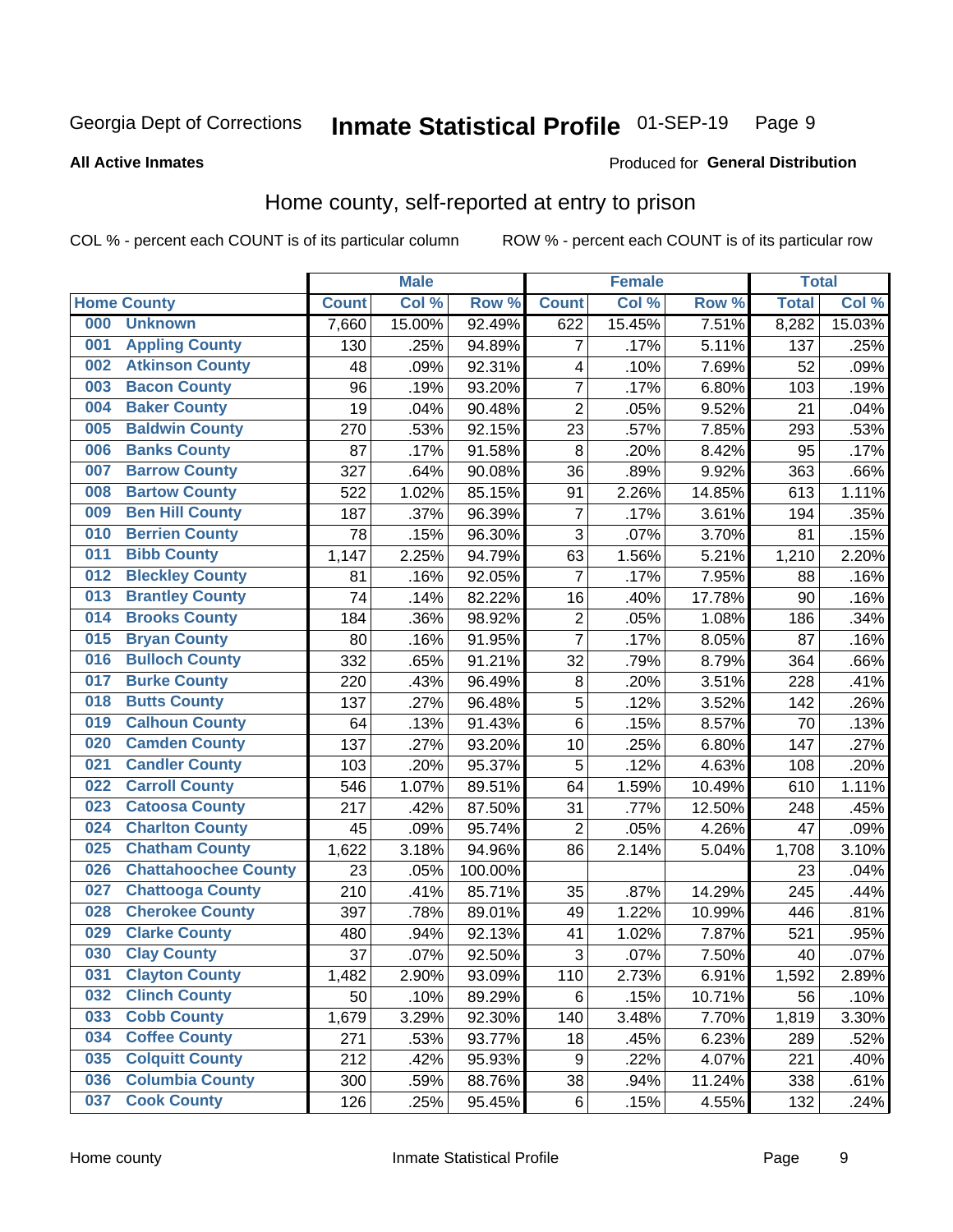Georgia Dept of Corrections **Inmate Statistical Profile** 01-SEP-19

**All Active Inmates**

Produced for **General Distribution**

## Home county, self-reported at entry to prison

COL % - percent each COUNT is of its particular column

ROW % - percent each COUNT is of its particular row

| Home County | | Male | | | Female | | | Total | |
|---|---|---|---|---|---|---|---|---|---|
| | | Count | Col % | Row % | Count | Col % | Row % | Total | Col % |
| 000 | Unknown | 7,660 | 15.00% | 92.49% | 622 | 15.45% | 7.51% | 8,282 | 15.03% |
| 001 | Appling County | 130 | .25% | 94.89% | 7 | .17% | 5.11% | 137 | .25% |
| 002 | Atkinson County | 48 | .09% | 92.31% | 4 | .10% | 7.69% | 52 | .09% |
| 003 | Bacon County | 96 | .19% | 93.20% | 7 | .17% | 6.80% | 103 | .19% |
| 004 | Baker County | 19 | .04% | 90.48% | 2 | .05% | 9.52% | 21 | .04% |
| 005 | Baldwin County | 270 | .53% | 92.15% | 23 | .57% | 7.85% | 293 | .53% |
| 006 | Banks County | 87 | .17% | 91.58% | 8 | .20% | 8.42% | 95 | .17% |
| 007 | Barrow County | 327 | .64% | 90.08% | 36 | .89% | 9.92% | 363 | .66% |
| 008 | Bartow County | 522 | 1.02% | 85.15% | 91 | 2.26% | 14.85% | 613 | 1.11% |
| 009 | Ben Hill County | 187 | .37% | 96.39% | 7 | .17% | 3.61% | 194 | .35% |
| 010 | Berrien County | 78 | .15% | 96.30% | 3 | .07% | 3.70% | 81 | .15% |
| 011 | Bibb County | 1,147 | 2.25% | 94.79% | 63 | 1.56% | 5.21% | 1,210 | 2.20% |
| 012 | Bleckley County | 81 | .16% | 92.05% | 7 | .17% | 7.95% | 88 | .16% |
| 013 | Brantley County | 74 | .14% | 82.22% | 16 | .40% | 17.78% | 90 | .16% |
| 014 | Brooks County | 184 | .36% | 98.92% | 2 | .05% | 1.08% | 186 | .34% |
| 015 | Bryan County | 80 | .16% | 91.95% | 7 | .17% | 8.05% | 87 | .16% |
| 016 | Bulloch County | 332 | .65% | 91.21% | 32 | .79% | 8.79% | 364 | .66% |
| 017 | Burke County | 220 | .43% | 96.49% | 8 | .20% | 3.51% | 228 | .41% |
| 018 | Butts County | 137 | .27% | 96.48% | 5 | .12% | 3.52% | 142 | .26% |
| 019 | Calhoun County | 64 | .13% | 91.43% | 6 | .15% | 8.57% | 70 | .13% |
| 020 | Camden County | 137 | .27% | 93.20% | 10 | .25% | 6.80% | 147 | .27% |
| 021 | Candler County | 103 | .20% | 95.37% | 5 | .12% | 4.63% | 108 | .20% |
| 022 | Carroll County | 546 | 1.07% | 89.51% | 64 | 1.59% | 10.49% | 610 | 1.11% |
| 023 | Catoosa County | 217 | .42% | 87.50% | 31 | .77% | 12.50% | 248 | .45% |
| 024 | Charlton County | 45 | .09% | 95.74% | 2 | .05% | 4.26% | 47 | .09% |
| 025 | Chatham County | 1,622 | 3.18% | 94.96% | 86 | 2.14% | 5.04% | 1,708 | 3.10% |
| 026 | Chattahoochee County | 23 | .05% | 100.00% | | | | 23 | .04% |
| 027 | Chattooga County | 210 | .41% | 85.71% | 35 | .87% | 14.29% | 245 | .44% |
| 028 | Cherokee County | 397 | .78% | 89.01% | 49 | 1.22% | 10.99% | 446 | .81% |
| 029 | Clarke County | 480 | .94% | 92.13% | 41 | 1.02% | 7.87% | 521 | .95% |
| 030 | Clay County | 37 | .07% | 92.50% | 3 | .07% | 7.50% | 40 | .07% |
| 031 | Clayton County | 1,482 | 2.90% | 93.09% | 110 | 2.73% | 6.91% | 1,592 | 2.89% |
| 032 | Clinch County | 50 | .10% | 89.29% | 6 | .15% | 10.71% | 56 | .10% |
| 033 | Cobb County | 1,679 | 3.29% | 92.30% | 140 | 3.48% | 7.70% | 1,819 | 3.30% |
| 034 | Coffee County | 271 | .53% | 93.77% | 18 | .45% | 6.23% | 289 | .52% |
| 035 | Colquitt County | 212 | .42% | 95.93% | 9 | .22% | 4.07% | 221 | .40% |
| 036 | Columbia County | 300 | .59% | 88.76% | 38 | .94% | 11.24% | 338 | .61% |
| 037 | Cook County | 126 | .25% | 95.45% | 6 | .15% | 4.55% | 132 | .24% |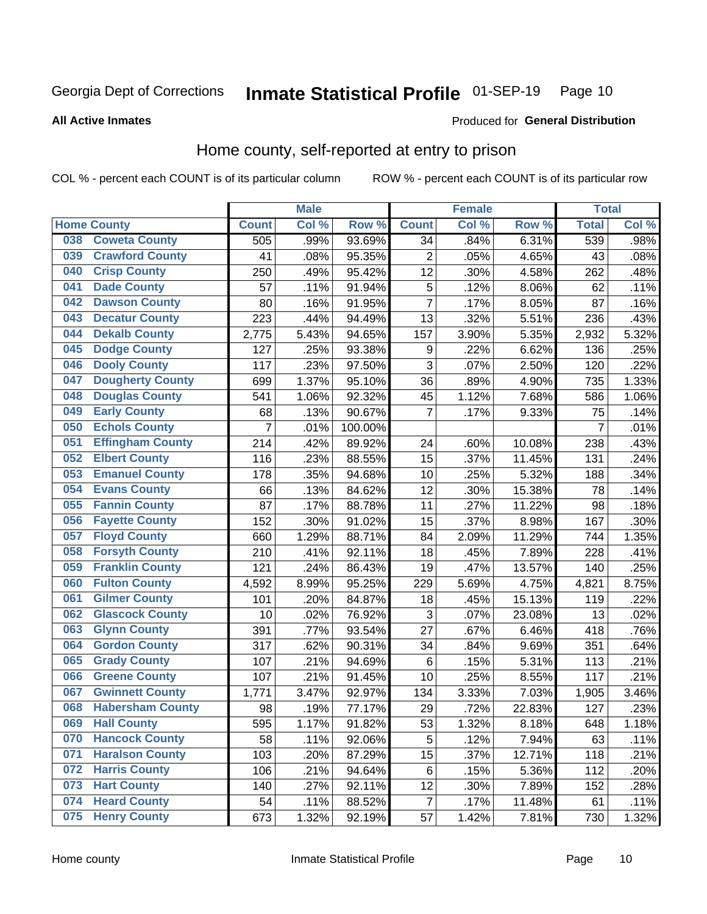Georgia Dept of Corrections **Inmate Statistical Profile** 01-SEP-19 Page 10

**All Active Inmates**

Produced for **General Distribution**

## Home county, self-reported at entry to prison

COL % - percent each COUNT is of its particular column ROW % - percent each COUNT is of its particular row

| Home County | | Male | | | Female | | | Total | |
|---|---|---|---|---|---|---|---|---|---|
| | | Count | Col % | Row % | Count | Col % | Row % | Total | Col % |
| 038 | Coweta County | 505 | .99% | 93.69% | 34 | .84% | 6.31% | 539 | .98% |
| 039 | Crawford County | 41 | .08% | 95.35% | 2 | .05% | 4.65% | 43 | .08% |
| 040 | Crisp County | 250 | .49% | 95.42% | 12 | .30% | 4.58% | 262 | .48% |
| 041 | Dade County | 57 | .11% | 91.94% | 5 | .12% | 8.06% | 62 | .11% |
| 042 | Dawson County | 80 | .16% | 91.95% | 7 | .17% | 8.05% | 87 | .16% |
| 043 | Decatur County | 223 | .44% | 94.49% | 13 | .32% | 5.51% | 236 | .43% |
| 044 | Dekalb County | 2,775 | 5.43% | 94.65% | 157 | 3.90% | 5.35% | 2,932 | 5.32% |
| 045 | Dodge County | 127 | .25% | 93.38% | 9 | .22% | 6.62% | 136 | .25% |
| 046 | Dooly County | 117 | .23% | 97.50% | 3 | .07% | 2.50% | 120 | .22% |
| 047 | Dougherty County | 699 | 1.37% | 95.10% | 36 | .89% | 4.90% | 735 | 1.33% |
| 048 | Douglas County | 541 | 1.06% | 92.32% | 45 | 1.12% | 7.68% | 586 | 1.06% |
| 049 | Early County | 68 | .13% | 90.67% | 7 | .17% | 9.33% | 75 | .14% |
| 050 | Echols County | 7 | .01% | 100.00% | | | | 7 | .01% |
| 051 | Effingham County | 214 | .42% | 89.92% | 24 | .60% | 10.08% | 238 | .43% |
| 052 | Elbert County | 116 | .23% | 88.55% | 15 | .37% | 11.45% | 131 | .24% |
| 053 | Emanuel County | 178 | .35% | 94.68% | 10 | .25% | 5.32% | 188 | .34% |
| 054 | Evans County | 66 | .13% | 84.62% | 12 | .30% | 15.38% | 78 | .14% |
| 055 | Fannin County | 87 | .17% | 88.78% | 11 | .27% | 11.22% | 98 | .18% |
| 056 | Fayette County | 152 | .30% | 91.02% | 15 | .37% | 8.98% | 167 | .30% |
| 057 | Floyd County | 660 | 1.29% | 88.71% | 84 | 2.09% | 11.29% | 744 | 1.35% |
| 058 | Forsyth County | 210 | .41% | 92.11% | 18 | .45% | 7.89% | 228 | .41% |
| 059 | Franklin County | 121 | .24% | 86.43% | 19 | .47% | 13.57% | 140 | .25% |
| 060 | Fulton County | 4,592 | 8.99% | 95.25% | 229 | 5.69% | 4.75% | 4,821 | 8.75% |
| 061 | Gilmer County | 101 | .20% | 84.87% | 18 | .45% | 15.13% | 119 | .22% |
| 062 | Glascock County | 10 | .02% | 76.92% | 3 | .07% | 23.08% | 13 | .02% |
| 063 | Glynn County | 391 | .77% | 93.54% | 27 | .67% | 6.46% | 418 | .76% |
| 064 | Gordon County | 317 | .62% | 90.31% | 34 | .84% | 9.69% | 351 | .64% |
| 065 | Grady County | 107 | .21% | 94.69% | 6 | .15% | 5.31% | 113 | .21% |
| 066 | Greene County | 107 | .21% | 91.45% | 10 | .25% | 8.55% | 117 | .21% |
| 067 | Gwinnett County | 1,771 | 3.47% | 92.97% | 134 | 3.33% | 7.03% | 1,905 | 3.46% |
| 068 | Habersham County | 98 | .19% | 77.17% | 29 | .72% | 22.83% | 127 | .23% |
| 069 | Hall County | 595 | 1.17% | 91.82% | 53 | 1.32% | 8.18% | 648 | 1.18% |
| 070 | Hancock County | 58 | .11% | 92.06% | 5 | .12% | 7.94% | 63 | .11% |
| 071 | Haralson County | 103 | .20% | 87.29% | 15 | .37% | 12.71% | 118 | .21% |
| 072 | Harris County | 106 | .21% | 94.64% | 6 | .15% | 5.36% | 112 | .20% |
| 073 | Hart County | 140 | .27% | 92.11% | 12 | .30% | 7.89% | 152 | .28% |
| 074 | Heard County | 54 | .11% | 88.52% | 7 | .17% | 11.48% | 61 | .11% |
| 075 | Henry County | 673 | 1.32% | 92.19% | 57 | 1.42% | 7.81% | 730 | 1.32% |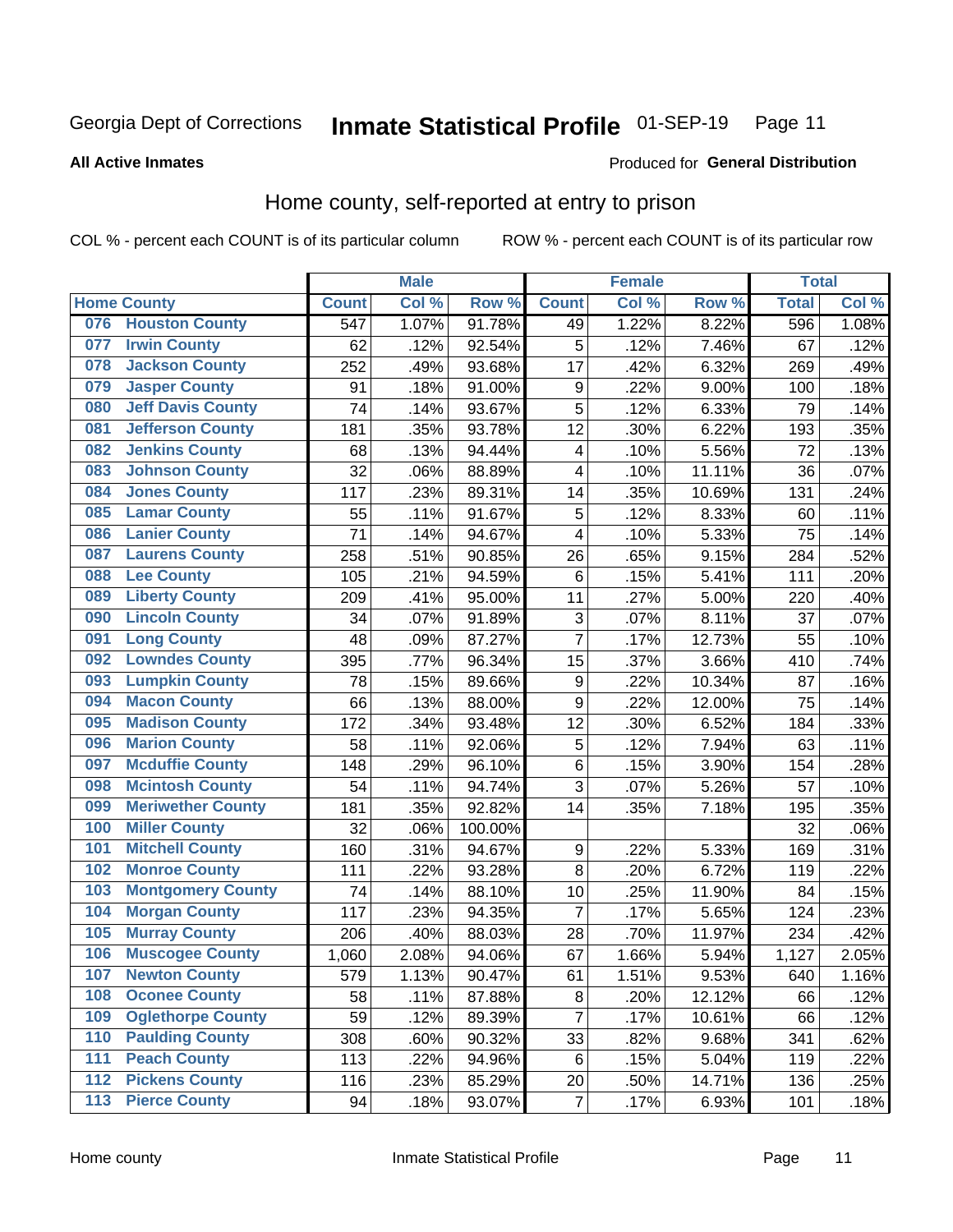Georgia Dept of Corrections **Inmate Statistical Profile** 01-SEP-19

**All Active Inmates**

Produced for **General Distribution**

## Home county, self-reported at entry to prison

COL % - percent each COUNT is of its particular column     ROW % - percent each COUNT is of its particular row

| Home County | | Male | | | Female | | | Total | |
|---|---|---|---|---|---|---|---|---|---|
| | | Count | Col % | Row % | Count | Col % | Row % | Total | Col % |
| 076 | Houston County | 547 | 1.07% | 91.78% | 49 | 1.22% | 8.22% | 596 | 1.08% |
| 077 | Irwin County | 62 | .12% | 92.54% | 5 | .12% | 7.46% | 67 | .12% |
| 078 | Jackson County | 252 | .49% | 93.68% | 17 | .42% | 6.32% | 269 | .49% |
| 079 | Jasper County | 91 | .18% | 91.00% | 9 | .22% | 9.00% | 100 | .18% |
| 080 | Jeff Davis County | 74 | .14% | 93.67% | 5 | .12% | 6.33% | 79 | .14% |
| 081 | Jefferson County | 181 | .35% | 93.78% | 12 | .30% | 6.22% | 193 | .35% |
| 082 | Jenkins County | 68 | .13% | 94.44% | 4 | .10% | 5.56% | 72 | .13% |
| 083 | Johnson County | 32 | .06% | 88.89% | 4 | .10% | 11.11% | 36 | .07% |
| 084 | Jones County | 117 | .23% | 89.31% | 14 | .35% | 10.69% | 131 | .24% |
| 085 | Lamar County | 55 | .11% | 91.67% | 5 | .12% | 8.33% | 60 | .11% |
| 086 | Lanier County | 71 | .14% | 94.67% | 4 | .10% | 5.33% | 75 | .14% |
| 087 | Laurens County | 258 | .51% | 90.85% | 26 | .65% | 9.15% | 284 | .52% |
| 088 | Lee County | 105 | .21% | 94.59% | 6 | .15% | 5.41% | 111 | .20% |
| 089 | Liberty County | 209 | .41% | 95.00% | 11 | .27% | 5.00% | 220 | .40% |
| 090 | Lincoln County | 34 | .07% | 91.89% | 3 | .07% | 8.11% | 37 | .07% |
| 091 | Long County | 48 | .09% | 87.27% | 7 | .17% | 12.73% | 55 | .10% |
| 092 | Lowndes County | 395 | .77% | 96.34% | 15 | .37% | 3.66% | 410 | .74% |
| 093 | Lumpkin County | 78 | .15% | 89.66% | 9 | .22% | 10.34% | 87 | .16% |
| 094 | Macon County | 66 | .13% | 88.00% | 9 | .22% | 12.00% | 75 | .14% |
| 095 | Madison County | 172 | .34% | 93.48% | 12 | .30% | 6.52% | 184 | .33% |
| 096 | Marion County | 58 | .11% | 92.06% | 5 | .12% | 7.94% | 63 | .11% |
| 097 | Mcduffie County | 148 | .29% | 96.10% | 6 | .15% | 3.90% | 154 | .28% |
| 098 | Mcintosh County | 54 | .11% | 94.74% | 3 | .07% | 5.26% | 57 | .10% |
| 099 | Meriwether County | 181 | .35% | 92.82% | 14 | .35% | 7.18% | 195 | .35% |
| 100 | Miller County | 32 | .06% | 100.00% | | | | 32 | .06% |
| 101 | Mitchell County | 160 | .31% | 94.67% | 9 | .22% | 5.33% | 169 | .31% |
| 102 | Monroe County | 111 | .22% | 93.28% | 8 | .20% | 6.72% | 119 | .22% |
| 103 | Montgomery County | 74 | .14% | 88.10% | 10 | .25% | 11.90% | 84 | .15% |
| 104 | Morgan County | 117 | .23% | 94.35% | 7 | .17% | 5.65% | 124 | .23% |
| 105 | Murray County | 206 | .40% | 88.03% | 28 | .70% | 11.97% | 234 | .42% |
| 106 | Muscogee County | 1,060 | 2.08% | 94.06% | 67 | 1.66% | 5.94% | 1,127 | 2.05% |
| 107 | Newton County | 579 | 1.13% | 90.47% | 61 | 1.51% | 9.53% | 640 | 1.16% |
| 108 | Oconee County | 58 | .11% | 87.88% | 8 | .20% | 12.12% | 66 | .12% |
| 109 | Oglethorpe County | 59 | .12% | 89.39% | 7 | .17% | 10.61% | 66 | .12% |
| 110 | Paulding County | 308 | .60% | 90.32% | 33 | .82% | 9.68% | 341 | .62% |
| 111 | Peach County | 113 | .22% | 94.96% | 6 | .15% | 5.04% | 119 | .22% |
| 112 | Pickens County | 116 | .23% | 85.29% | 20 | .50% | 14.71% | 136 | .25% |
| 113 | Pierce County | 94 | .18% | 93.07% | 7 | .17% | 6.93% | 101 | .18% |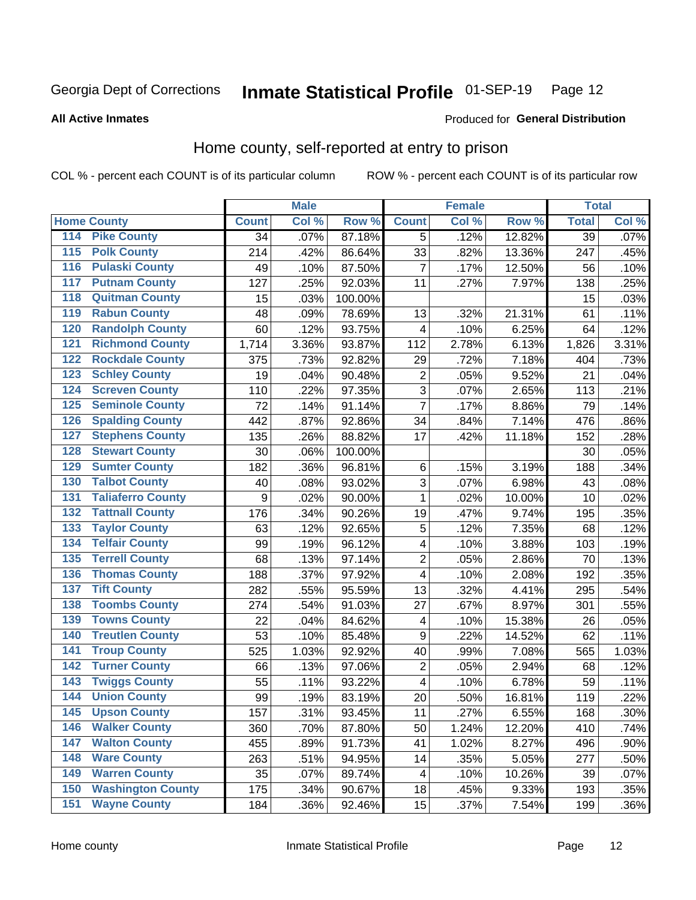Georgia Dept of Corrections **Inmate Statistical Profile** 01-SEP-19

**All Active Inmates**

Produced for **General Distribution**

## Home county, self-reported at entry to prison

COL % - percent each COUNT is of its particular column ROW % - percent each COUNT is of its particular row

| Home County | | Male | | | Female | | | Total | |
|---|---|---|---|---|---|---|---|---|---|
| | | Count | Col % | Row % | Count | Col % | Row % | Total | Col % |
| 114 | Pike County | 34 | .07% | 87.18% | 5 | .12% | 12.82% | 39 | .07% |
| 115 | Polk County | 214 | .42% | 86.64% | 33 | .82% | 13.36% | 247 | .45% |
| 116 | Pulaski County | 49 | .10% | 87.50% | 7 | .17% | 12.50% | 56 | .10% |
| 117 | Putnam County | 127 | .25% | 92.03% | 11 | .27% | 7.97% | 138 | .25% |
| 118 | Quitman County | 15 | .03% | 100.00% | | | | 15 | .03% |
| 119 | Rabun County | 48 | .09% | 78.69% | 13 | .32% | 21.31% | 61 | .11% |
| 120 | Randolph County | 60 | .12% | 93.75% | 4 | .10% | 6.25% | 64 | .12% |
| 121 | Richmond County | 1,714 | 3.36% | 93.87% | 112 | 2.78% | 6.13% | 1,826 | 3.31% |
| 122 | Rockdale County | 375 | .73% | 92.82% | 29 | .72% | 7.18% | 404 | .73% |
| 123 | Schley County | 19 | .04% | 90.48% | 2 | .05% | 9.52% | 21 | .04% |
| 124 | Screven County | 110 | .22% | 97.35% | 3 | .07% | 2.65% | 113 | .21% |
| 125 | Seminole County | 72 | .14% | 91.14% | 7 | .17% | 8.86% | 79 | .14% |
| 126 | Spalding County | 442 | .87% | 92.86% | 34 | .84% | 7.14% | 476 | .86% |
| 127 | Stephens County | 135 | .26% | 88.82% | 17 | .42% | 11.18% | 152 | .28% |
| 128 | Stewart County | 30 | .06% | 100.00% | | | | 30 | .05% |
| 129 | Sumter County | 182 | .36% | 96.81% | 6 | .15% | 3.19% | 188 | .34% |
| 130 | Talbot County | 40 | .08% | 93.02% | 3 | .07% | 6.98% | 43 | .08% |
| 131 | Taliaferro County | 9 | .02% | 90.00% | 1 | .02% | 10.00% | 10 | .02% |
| 132 | Tattnall County | 176 | .34% | 90.26% | 19 | .47% | 9.74% | 195 | .35% |
| 133 | Taylor County | 63 | .12% | 92.65% | 5 | .12% | 7.35% | 68 | .12% |
| 134 | Telfair County | 99 | .19% | 96.12% | 4 | .10% | 3.88% | 103 | .19% |
| 135 | Terrell County | 68 | .13% | 97.14% | 2 | .05% | 2.86% | 70 | .13% |
| 136 | Thomas County | 188 | .37% | 97.92% | 4 | .10% | 2.08% | 192 | .35% |
| 137 | Tift County | 282 | .55% | 95.59% | 13 | .32% | 4.41% | 295 | .54% |
| 138 | Toombs County | 274 | .54% | 91.03% | 27 | .67% | 8.97% | 301 | .55% |
| 139 | Towns County | 22 | .04% | 84.62% | 4 | .10% | 15.38% | 26 | .05% |
| 140 | Treutlen County | 53 | .10% | 85.48% | 9 | .22% | 14.52% | 62 | .11% |
| 141 | Troup County | 525 | 1.03% | 92.92% | 40 | .99% | 7.08% | 565 | 1.03% |
| 142 | Turner County | 66 | .13% | 97.06% | 2 | .05% | 2.94% | 68 | .12% |
| 143 | Twiggs County | 55 | .11% | 93.22% | 4 | .10% | 6.78% | 59 | .11% |
| 144 | Union County | 99 | .19% | 83.19% | 20 | .50% | 16.81% | 119 | .22% |
| 145 | Upson County | 157 | .31% | 93.45% | 11 | .27% | 6.55% | 168 | .30% |
| 146 | Walker County | 360 | .70% | 87.80% | 50 | 1.24% | 12.20% | 410 | .74% |
| 147 | Walton County | 455 | .89% | 91.73% | 41 | 1.02% | 8.27% | 496 | .90% |
| 148 | Ware County | 263 | .51% | 94.95% | 14 | .35% | 5.05% | 277 | .50% |
| 149 | Warren County | 35 | .07% | 89.74% | 4 | .10% | 10.26% | 39 | .07% |
| 150 | Washington County | 175 | .34% | 90.67% | 18 | .45% | 9.33% | 193 | .35% |
| 151 | Wayne County | 184 | .36% | 92.46% | 15 | .37% | 7.54% | 199 | .36% |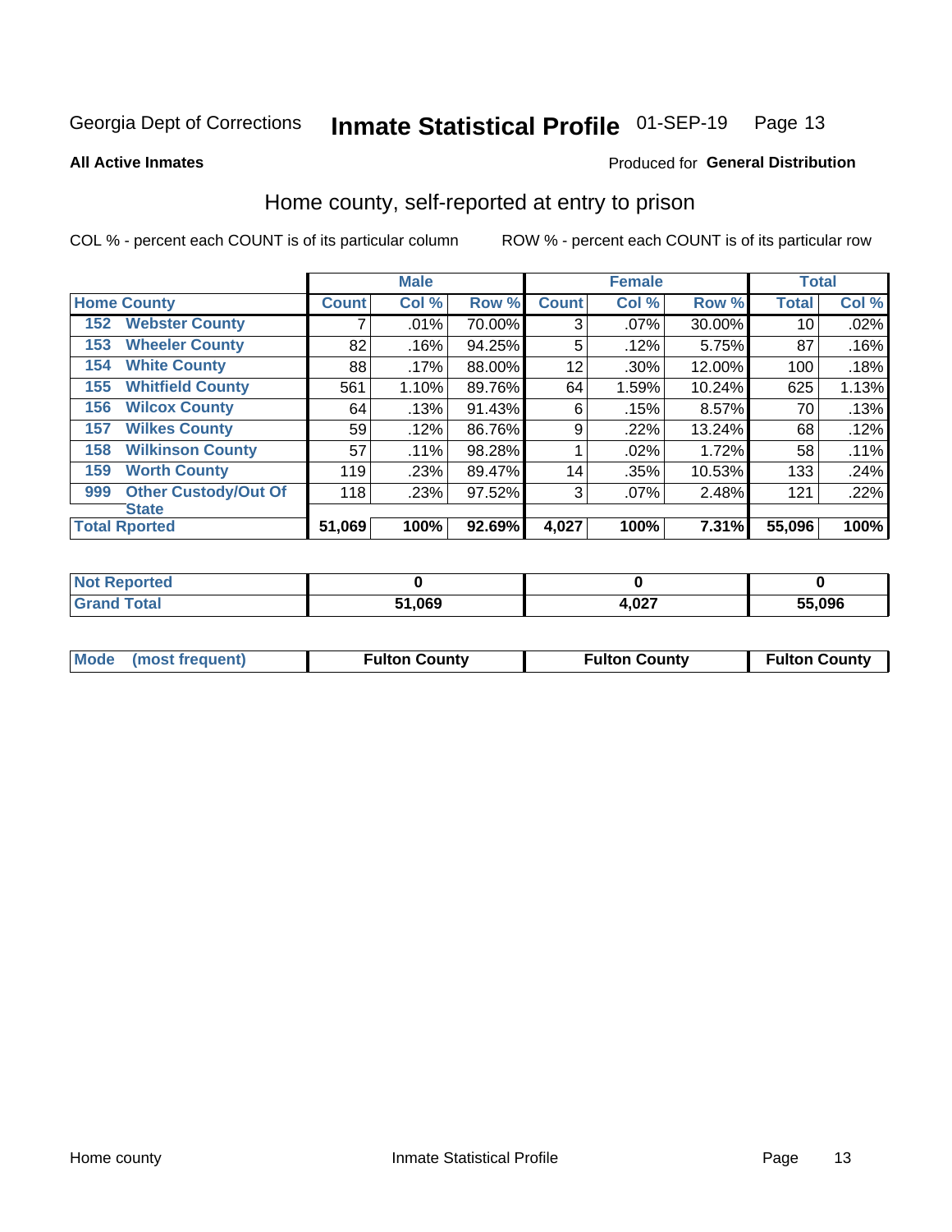Georgia Dept of Corrections **Inmate Statistical Profile** 01-SEP-19

**All Active Inmates**

Produced for **General Distribution**

## Home county, self-reported at entry to prison

COL % - percent each COUNT is of its particular column

ROW % - percent each COUNT is of its particular row

| Home County | | Male | | | Female | | | Total | |
|---|---|---|---|---|---|---|---|---|---|
| | | Count | Col % | Row % | Count | Col % | Row % | Total | Col % |
| 152 | Webster County | 7 | .01% | 70.00% | 3 | .07% | 30.00% | 10 | .02% |
| 153 | Wheeler County | 82 | .16% | 94.25% | 5 | .12% | 5.75% | 87 | .16% |
| 154 | White County | 88 | .17% | 88.00% | 12 | .30% | 12.00% | 100 | .18% |
| 155 | Whitfield County | 561 | 1.10% | 89.76% | 64 | 1.59% | 10.24% | 625 | 1.13% |
| 156 | Wilcox County | 64 | .13% | 91.43% | 6 | .15% | 8.57% | 70 | .13% |
| 157 | Wilkes County | 59 | .12% | 86.76% | 9 | .22% | 13.24% | 68 | .12% |
| 158 | Wilkinson County | 57 | .11% | 98.28% | 1 | .02% | 1.72% | 58 | .11% |
| 159 | Worth County | 119 | .23% | 89.47% | 14 | .35% | 10.53% | 133 | .24% |
| 999 | Other Custody/Out Of State | 118 | .23% | 97.52% | 3 | .07% | 2.48% | 121 | .22% |
| Total Rported | | 51,069 | 100% | 92.69% | 4,027 | 100% | 7.31% | 55,096 | 100% |

| | Male | Female | Total |
|---|---|---|---|
| Not Reported | 0 | 0 | 0 |
| Grand Total | 51,069 | 4,027 | 55,096 |

| | Male | Female | Total |
|---|---|---|---|
| Mode (most frequent) | Fulton County | Fulton County | Fulton County |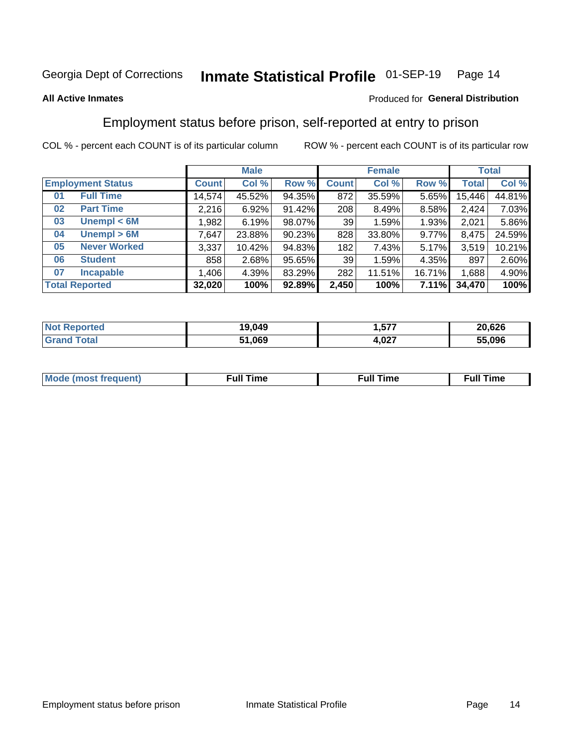Georgia Dept of Corrections **Inmate Statistical Profile** 01-SEP-19

**All Active Inmates**

Produced for **General Distribution**

## Employment status before prison, self-reported at entry to prison

COL % - percent each COUNT is of its particular column

ROW % - percent each COUNT is of its particular row

| Employment Status | | Male | | | Female | | | Total | |
|---|---|---|---|---|---|---|---|---|---|
| | | Count | Col % | Row % | Count | Col % | Row % | Total | Col % |
| 01 | Full Time | 14,574 | 45.52% | 94.35% | 872 | 35.59% | 5.65% | 15,446 | 44.81% |
| 02 | Part Time | 2,216 | 6.92% | 91.42% | 208 | 8.49% | 8.58% | 2,424 | 7.03% |
| 03 | Unempl < 6M | 1,982 | 6.19% | 98.07% | 39 | 1.59% | 1.93% | 2,021 | 5.86% |
| 04 | Unempl > 6M | 7,647 | 23.88% | 90.23% | 828 | 33.80% | 9.77% | 8,475 | 24.59% |
| 05 | Never Worked | 3,337 | 10.42% | 94.83% | 182 | 7.43% | 5.17% | 3,519 | 10.21% |
| 06 | Student | 858 | 2.68% | 95.65% | 39 | 1.59% | 4.35% | 897 | 2.60% |
| 07 | Incapable | 1,406 | 4.39% | 83.29% | 282 | 11.51% | 16.71% | 1,688 | 4.90% |
| **Total Reported** | | **32,020** | **100%** | **92.89%** | **2,450** | **100%** | **7.11%** | **34,470** | **100%** |

| | Male | Female | Total |
|---|---|---|---|
| Not Reported | 19,049 | 1,577 | 20,626 |
| Grand Total | 51,069 | 4,027 | 55,096 |

| | Male | Female | Total |
|---|---|---|---|
| Mode (most frequent) | Full Time | Full Time | Full Time |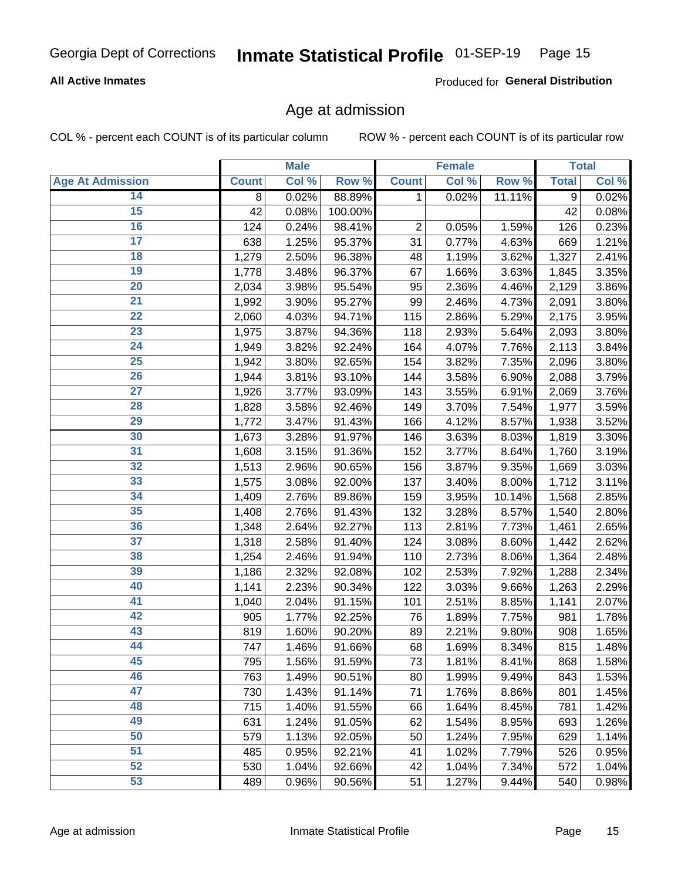Georgia Dept of Corrections **Inmate Statistical Profile** 01-SEP-19

**All Active Inmates**

Produced for **General Distribution**

## Age at admission

COL % - percent each COUNT is of its particular column ROW % - percent each COUNT is of its particular row

| | Male | | | Female | | | Total | |
|---|---|---|---|---|---|---|---|---|
| **Age At Admission** | **Count** | **Col %** | **Row %** | **Count** | **Col %** | **Row %** | **Total** | **Col %** |
| 14 | 8 | 0.02% | 88.89% | 1 | 0.02% | 11.11% | 9 | 0.02% |
| 15 | 42 | 0.08% | 100.00% | | | | 42 | 0.08% |
| 16 | 124 | 0.24% | 98.41% | 2 | 0.05% | 1.59% | 126 | 0.23% |
| 17 | 638 | 1.25% | 95.37% | 31 | 0.77% | 4.63% | 669 | 1.21% |
| 18 | 1,279 | 2.50% | 96.38% | 48 | 1.19% | 3.62% | 1,327 | 2.41% |
| 19 | 1,778 | 3.48% | 96.37% | 67 | 1.66% | 3.63% | 1,845 | 3.35% |
| 20 | 2,034 | 3.98% | 95.54% | 95 | 2.36% | 4.46% | 2,129 | 3.86% |
| 21 | 1,992 | 3.90% | 95.27% | 99 | 2.46% | 4.73% | 2,091 | 3.80% |
| 22 | 2,060 | 4.03% | 94.71% | 115 | 2.86% | 5.29% | 2,175 | 3.95% |
| 23 | 1,975 | 3.87% | 94.36% | 118 | 2.93% | 5.64% | 2,093 | 3.80% |
| 24 | 1,949 | 3.82% | 92.24% | 164 | 4.07% | 7.76% | 2,113 | 3.84% |
| 25 | 1,942 | 3.80% | 92.65% | 154 | 3.82% | 7.35% | 2,096 | 3.80% |
| 26 | 1,944 | 3.81% | 93.10% | 144 | 3.58% | 6.90% | 2,088 | 3.79% |
| 27 | 1,926 | 3.77% | 93.09% | 143 | 3.55% | 6.91% | 2,069 | 3.76% |
| 28 | 1,828 | 3.58% | 92.46% | 149 | 3.70% | 7.54% | 1,977 | 3.59% |
| 29 | 1,772 | 3.47% | 91.43% | 166 | 4.12% | 8.57% | 1,938 | 3.52% |
| 30 | 1,673 | 3.28% | 91.97% | 146 | 3.63% | 8.03% | 1,819 | 3.30% |
| 31 | 1,608 | 3.15% | 91.36% | 152 | 3.77% | 8.64% | 1,760 | 3.19% |
| 32 | 1,513 | 2.96% | 90.65% | 156 | 3.87% | 9.35% | 1,669 | 3.03% |
| 33 | 1,575 | 3.08% | 92.00% | 137 | 3.40% | 8.00% | 1,712 | 3.11% |
| 34 | 1,409 | 2.76% | 89.86% | 159 | 3.95% | 10.14% | 1,568 | 2.85% |
| 35 | 1,408 | 2.76% | 91.43% | 132 | 3.28% | 8.57% | 1,540 | 2.80% |
| 36 | 1,348 | 2.64% | 92.27% | 113 | 2.81% | 7.73% | 1,461 | 2.65% |
| 37 | 1,318 | 2.58% | 91.40% | 124 | 3.08% | 8.60% | 1,442 | 2.62% |
| 38 | 1,254 | 2.46% | 91.94% | 110 | 2.73% | 8.06% | 1,364 | 2.48% |
| 39 | 1,186 | 2.32% | 92.08% | 102 | 2.53% | 7.92% | 1,288 | 2.34% |
| 40 | 1,141 | 2.23% | 90.34% | 122 | 3.03% | 9.66% | 1,263 | 2.29% |
| 41 | 1,040 | 2.04% | 91.15% | 101 | 2.51% | 8.85% | 1,141 | 2.07% |
| 42 | 905 | 1.77% | 92.25% | 76 | 1.89% | 7.75% | 981 | 1.78% |
| 43 | 819 | 1.60% | 90.20% | 89 | 2.21% | 9.80% | 908 | 1.65% |
| 44 | 747 | 1.46% | 91.66% | 68 | 1.69% | 8.34% | 815 | 1.48% |
| 45 | 795 | 1.56% | 91.59% | 73 | 1.81% | 8.41% | 868 | 1.58% |
| 46 | 763 | 1.49% | 90.51% | 80 | 1.99% | 9.49% | 843 | 1.53% |
| 47 | 730 | 1.43% | 91.14% | 71 | 1.76% | 8.86% | 801 | 1.45% |
| 48 | 715 | 1.40% | 91.55% | 66 | 1.64% | 8.45% | 781 | 1.42% |
| 49 | 631 | 1.24% | 91.05% | 62 | 1.54% | 8.95% | 693 | 1.26% |
| 50 | 579 | 1.13% | 92.05% | 50 | 1.24% | 7.95% | 629 | 1.14% |
| 51 | 485 | 0.95% | 92.21% | 41 | 1.02% | 7.79% | 526 | 0.95% |
| 52 | 530 | 1.04% | 92.66% | 42 | 1.04% | 7.34% | 572 | 1.04% |
| 53 | 489 | 0.96% | 90.56% | 51 | 1.27% | 9.44% | 540 | 0.98% |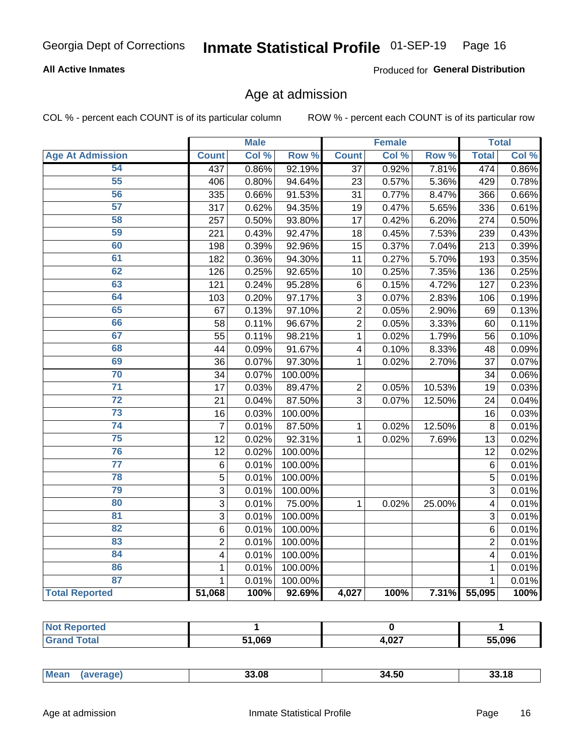Georgia Dept of Corrections **Inmate Statistical Profile** 01-SEP-19

**All Active Inmates**

Produced for **General Distribution**

## Age at admission

COL % - percent each COUNT is of its particular column ROW % - percent each COUNT is of its particular row

| | Male | | | Female | | | Total | |
|---|---|---|---|---|---|---|---|---|
| **Age At Admission** | **Count** | **Col %** | **Row %** | **Count** | **Col %** | **Row %** | **Total** | **Col %** |
| 54 | 437 | 0.86% | 92.19% | 37 | 0.92% | 7.81% | 474 | 0.86% |
| 55 | 406 | 0.80% | 94.64% | 23 | 0.57% | 5.36% | 429 | 0.78% |
| 56 | 335 | 0.66% | 91.53% | 31 | 0.77% | 8.47% | 366 | 0.66% |
| 57 | 317 | 0.62% | 94.35% | 19 | 0.47% | 5.65% | 336 | 0.61% |
| 58 | 257 | 0.50% | 93.80% | 17 | 0.42% | 6.20% | 274 | 0.50% |
| 59 | 221 | 0.43% | 92.47% | 18 | 0.45% | 7.53% | 239 | 0.43% |
| 60 | 198 | 0.39% | 92.96% | 15 | 0.37% | 7.04% | 213 | 0.39% |
| 61 | 182 | 0.36% | 94.30% | 11 | 0.27% | 5.70% | 193 | 0.35% |
| 62 | 126 | 0.25% | 92.65% | 10 | 0.25% | 7.35% | 136 | 0.25% |
| 63 | 121 | 0.24% | 95.28% | 6 | 0.15% | 4.72% | 127 | 0.23% |
| 64 | 103 | 0.20% | 97.17% | 3 | 0.07% | 2.83% | 106 | 0.19% |
| 65 | 67 | 0.13% | 97.10% | 2 | 0.05% | 2.90% | 69 | 0.13% |
| 66 | 58 | 0.11% | 96.67% | 2 | 0.05% | 3.33% | 60 | 0.11% |
| 67 | 55 | 0.11% | 98.21% | 1 | 0.02% | 1.79% | 56 | 0.10% |
| 68 | 44 | 0.09% | 91.67% | 4 | 0.10% | 8.33% | 48 | 0.09% |
| 69 | 36 | 0.07% | 97.30% | 1 | 0.02% | 2.70% | 37 | 0.07% |
| 70 | 34 | 0.07% | 100.00% | | | | 34 | 0.06% |
| 71 | 17 | 0.03% | 89.47% | 2 | 0.05% | 10.53% | 19 | 0.03% |
| 72 | 21 | 0.04% | 87.50% | 3 | 0.07% | 12.50% | 24 | 0.04% |
| 73 | 16 | 0.03% | 100.00% | | | | 16 | 0.03% |
| 74 | 7 | 0.01% | 87.50% | 1 | 0.02% | 12.50% | 8 | 0.01% |
| 75 | 12 | 0.02% | 92.31% | 1 | 0.02% | 7.69% | 13 | 0.02% |
| 76 | 12 | 0.02% | 100.00% | | | | 12 | 0.02% |
| 77 | 6 | 0.01% | 100.00% | | | | 6 | 0.01% |
| 78 | 5 | 0.01% | 100.00% | | | | 5 | 0.01% |
| 79 | 3 | 0.01% | 100.00% | | | | 3 | 0.01% |
| 80 | 3 | 0.01% | 75.00% | 1 | 0.02% | 25.00% | 4 | 0.01% |
| 81 | 3 | 0.01% | 100.00% | | | | 3 | 0.01% |
| 82 | 6 | 0.01% | 100.00% | | | | 6 | 0.01% |
| 83 | 2 | 0.01% | 100.00% | | | | 2 | 0.01% |
| 84 | 4 | 0.01% | 100.00% | | | | 4 | 0.01% |
| 86 | 1 | 0.01% | 100.00% | | | | 1 | 0.01% |
| 87 | 1 | 0.01% | 100.00% | | | | 1 | 0.01% |
| **Total Reported** | **51,068** | **100%** | **92.69%** | **4,027** | **100%** | **7.31%** | **55,095** | **100%** |

| | Male | Female | Total |
|---|---|---|---|
| **Not Reported** | **1** | **0** | **1** |
| **Grand Total** | **51,069** | **4,027** | **55,096** |

| | Male | Female | Total |
|---|---|---|---|
| **Mean (average)** | **33.08** | **34.50** | **33.18** |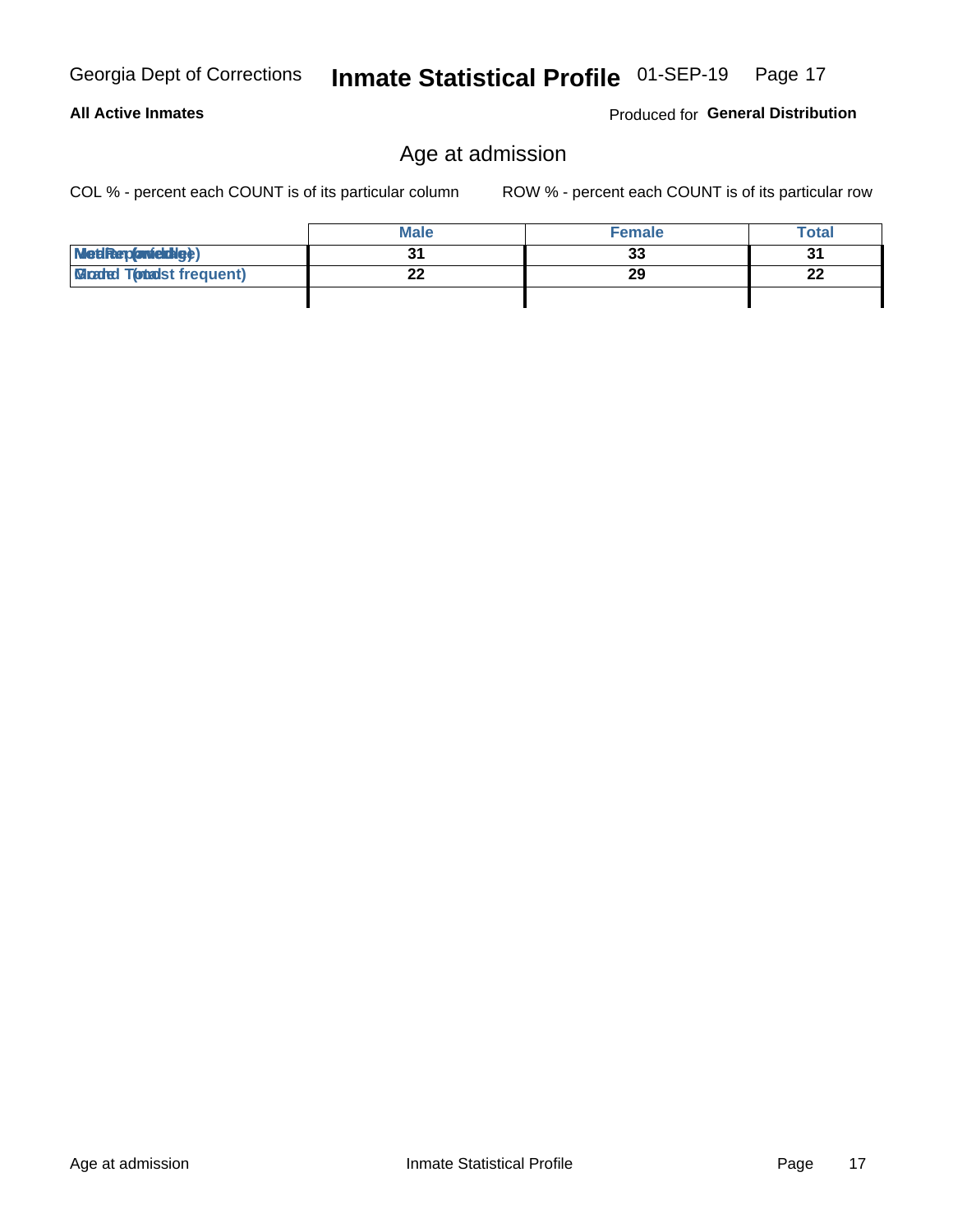# Age at admission

COL % - percent each COUNT is of its particular column

ROW % - percent each COUNT is of its particular row

| | Male | Female | Total |
|---|---|---|---|
| Median (middle) | 31 | 33 | 31 |
| Mode (most frequent) | 22 | 29 | 22 |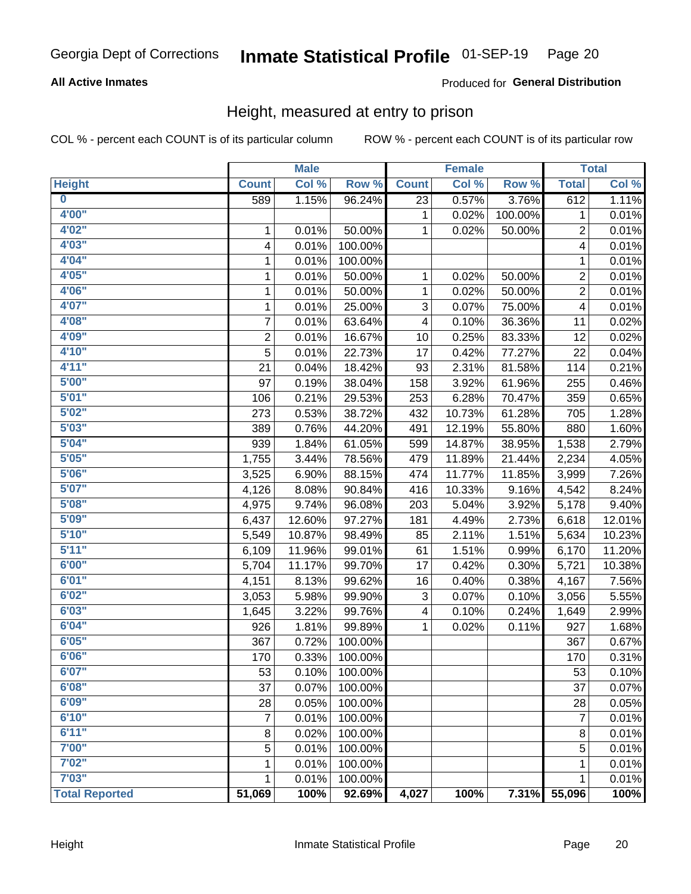Georgia Dept of Corrections **Inmate Statistical Profile** 01-SEP-19

**All Active Inmates**

Produced for **General Distribution**

## Height, measured at entry to prison

COL % - percent each COUNT is of its particular column ROW % - percent each COUNT is of its particular row

| | Male | | | Female | | | Total | |
|---|---|---|---|---|---|---|---|---|
| **Height** | **Count** | **Col %** | **Row %** | **Count** | **Col %** | **Row %** | **Total** | **Col %** |
| **0** | 589 | 1.15% | 96.24% | 23 | 0.57% | 3.76% | 612 | 1.11% |
| **4'00"** | | | | 1 | 0.02% | 100.00% | 1 | 0.01% |
| **4'02"** | 1 | 0.01% | 50.00% | 1 | 0.02% | 50.00% | 2 | 0.01% |
| **4'03"** | 4 | 0.01% | 100.00% | | | | 4 | 0.01% |
| **4'04"** | 1 | 0.01% | 100.00% | | | | 1 | 0.01% |
| **4'05"** | 1 | 0.01% | 50.00% | 1 | 0.02% | 50.00% | 2 | 0.01% |
| **4'06"** | 1 | 0.01% | 50.00% | 1 | 0.02% | 50.00% | 2 | 0.01% |
| **4'07"** | 1 | 0.01% | 25.00% | 3 | 0.07% | 75.00% | 4 | 0.01% |
| **4'08"** | 7 | 0.01% | 63.64% | 4 | 0.10% | 36.36% | 11 | 0.02% |
| **4'09"** | 2 | 0.01% | 16.67% | 10 | 0.25% | 83.33% | 12 | 0.02% |
| **4'10"** | 5 | 0.01% | 22.73% | 17 | 0.42% | 77.27% | 22 | 0.04% |
| **4'11"** | 21 | 0.04% | 18.42% | 93 | 2.31% | 81.58% | 114 | 0.21% |
| **5'00"** | 97 | 0.19% | 38.04% | 158 | 3.92% | 61.96% | 255 | 0.46% |
| **5'01"** | 106 | 0.21% | 29.53% | 253 | 6.28% | 70.47% | 359 | 0.65% |
| **5'02"** | 273 | 0.53% | 38.72% | 432 | 10.73% | 61.28% | 705 | 1.28% |
| **5'03"** | 389 | 0.76% | 44.20% | 491 | 12.19% | 55.80% | 880 | 1.60% |
| **5'04"** | 939 | 1.84% | 61.05% | 599 | 14.87% | 38.95% | 1,538 | 2.79% |
| **5'05"** | 1,755 | 3.44% | 78.56% | 479 | 11.89% | 21.44% | 2,234 | 4.05% |
| **5'06"** | 3,525 | 6.90% | 88.15% | 474 | 11.77% | 11.85% | 3,999 | 7.26% |
| **5'07"** | 4,126 | 8.08% | 90.84% | 416 | 10.33% | 9.16% | 4,542 | 8.24% |
| **5'08"** | 4,975 | 9.74% | 96.08% | 203 | 5.04% | 3.92% | 5,178 | 9.40% |
| **5'09"** | 6,437 | 12.60% | 97.27% | 181 | 4.49% | 2.73% | 6,618 | 12.01% |
| **5'10"** | 5,549 | 10.87% | 98.49% | 85 | 2.11% | 1.51% | 5,634 | 10.23% |
| **5'11"** | 6,109 | 11.96% | 99.01% | 61 | 1.51% | 0.99% | 6,170 | 11.20% |
| **6'00"** | 5,704 | 11.17% | 99.70% | 17 | 0.42% | 0.30% | 5,721 | 10.38% |
| **6'01"** | 4,151 | 8.13% | 99.62% | 16 | 0.40% | 0.38% | 4,167 | 7.56% |
| **6'02"** | 3,053 | 5.98% | 99.90% | 3 | 0.07% | 0.10% | 3,056 | 5.55% |
| **6'03"** | 1,645 | 3.22% | 99.76% | 4 | 0.10% | 0.24% | 1,649 | 2.99% |
| **6'04"** | 926 | 1.81% | 99.89% | 1 | 0.02% | 0.11% | 927 | 1.68% |
| **6'05"** | 367 | 0.72% | 100.00% | | | | 367 | 0.67% |
| **6'06"** | 170 | 0.33% | 100.00% | | | | 170 | 0.31% |
| **6'07"** | 53 | 0.10% | 100.00% | | | | 53 | 0.10% |
| **6'08"** | 37 | 0.07% | 100.00% | | | | 37 | 0.07% |
| **6'09"** | 28 | 0.05% | 100.00% | | | | 28 | 0.05% |
| **6'10"** | 7 | 0.01% | 100.00% | | | | 7 | 0.01% |
| **6'11"** | 8 | 0.02% | 100.00% | | | | 8 | 0.01% |
| **7'00"** | 5 | 0.01% | 100.00% | | | | 5 | 0.01% |
| **7'02"** | 1 | 0.01% | 100.00% | | | | 1 | 0.01% |
| **7'03"** | 1 | 0.01% | 100.00% | | | | 1 | 0.01% |
| **Total Reported** | **51,069** | **100%** | **92.69%** | **4,027** | **100%** | **7.31%** | **55,096** | **100%** |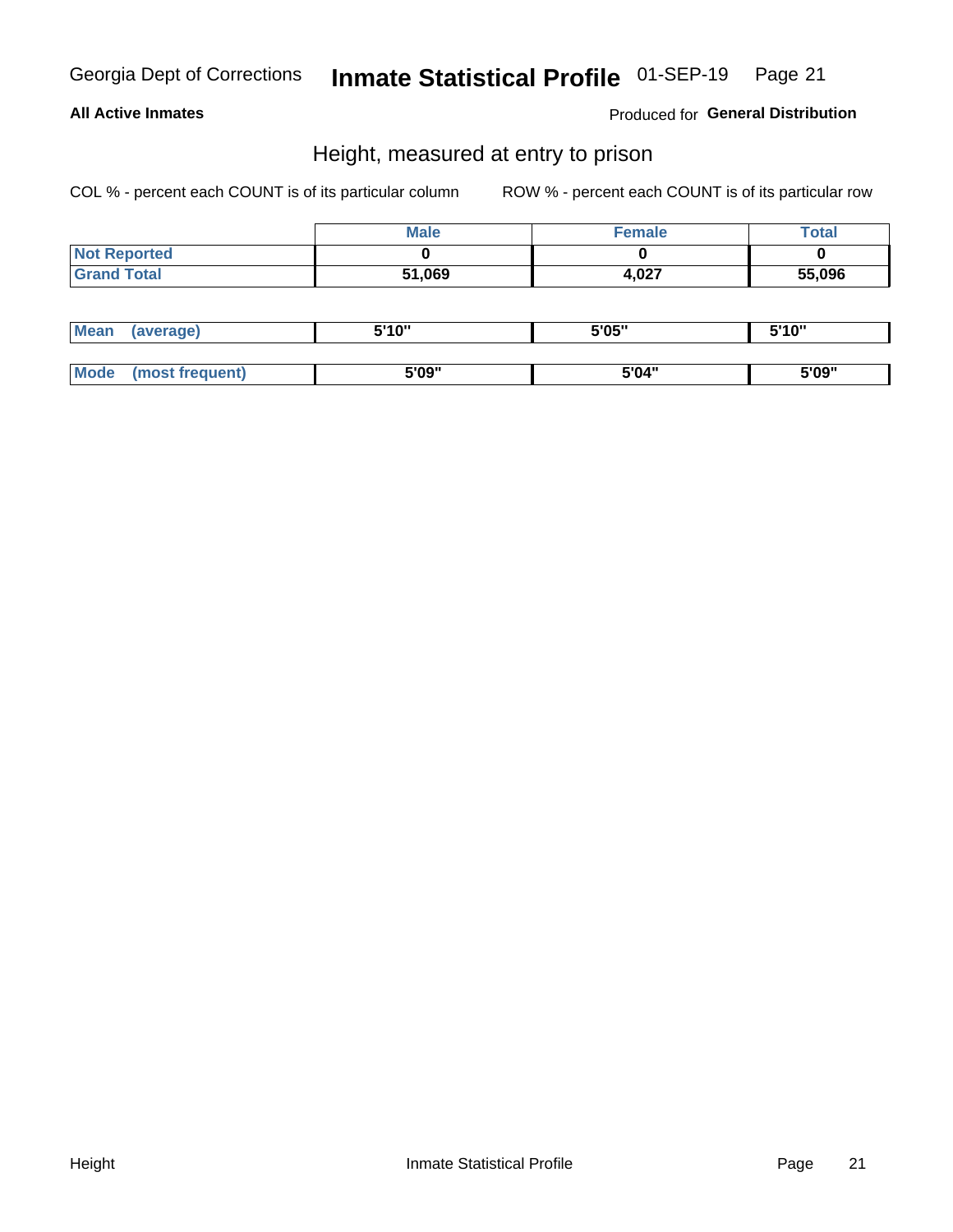Georgia Dept of Corrections **Inmate Statistical Profile** 01-SEP-19

**All Active Inmates**

Produced for **General Distribution**

## Height, measured at entry to prison

COL % - percent each COUNT is of its particular column

ROW % - percent each COUNT is of its particular row

| | Male | Female | Total |
|---|---|---|---|
| **Not Reported** | 0 | 0 | 0 |
| **Grand Total** | 51,069 | 4,027 | 55,096 |

| | Male | Female | Total |
|---|---|---|---|
| **Mean (average)** | 5'10" | 5'05" | 5'10" |
| **Mode (most frequent)** | 5'09" | 5'04" | 5'09" |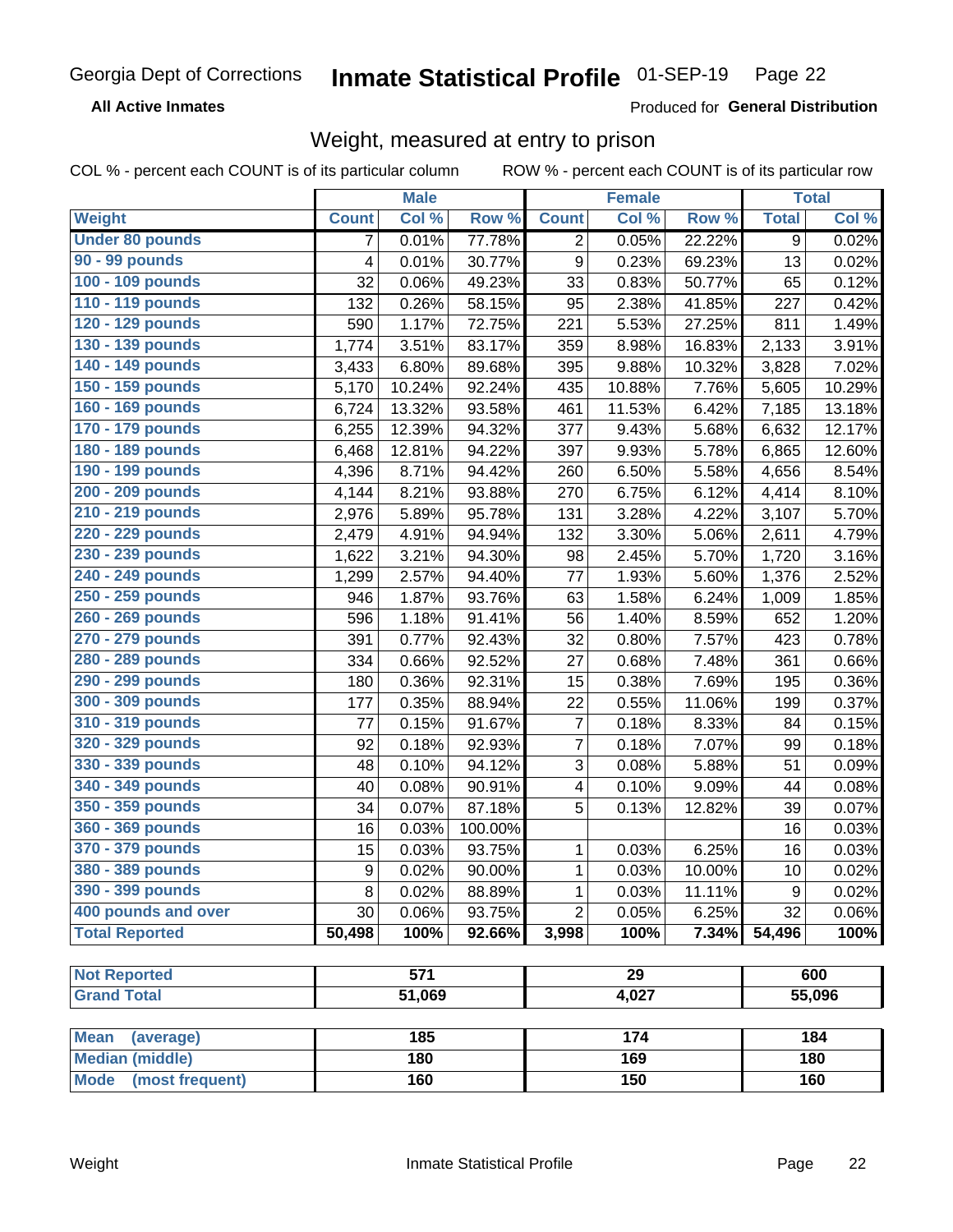Georgia Dept of Corrections **Inmate Statistical Profile** 01-SEP-19

**All Active Inmates**

Produced for **General Distribution**

## Weight, measured at entry to prison

COL % - percent each COUNT is of its particular column ROW % - percent each COUNT is of its particular row

| | Male | | | Female | | | Total | |
|---|---|---|---|---|---|---|---|---|
| **Weight** | **Count** | **Col %** | **Row %** | **Count** | **Col %** | **Row %** | **Total** | **Col %** |
| Under 80 pounds | 7 | 0.01% | 77.78% | 2 | 0.05% | 22.22% | 9 | 0.02% |
| 90 - 99 pounds | 4 | 0.01% | 30.77% | 9 | 0.23% | 69.23% | 13 | 0.02% |
| 100 - 109 pounds | 32 | 0.06% | 49.23% | 33 | 0.83% | 50.77% | 65 | 0.12% |
| 110 - 119 pounds | 132 | 0.26% | 58.15% | 95 | 2.38% | 41.85% | 227 | 0.42% |
| 120 - 129 pounds | 590 | 1.17% | 72.75% | 221 | 5.53% | 27.25% | 811 | 1.49% |
| 130 - 139 pounds | 1,774 | 3.51% | 83.17% | 359 | 8.98% | 16.83% | 2,133 | 3.91% |
| 140 - 149 pounds | 3,433 | 6.80% | 89.68% | 395 | 9.88% | 10.32% | 3,828 | 7.02% |
| 150 - 159 pounds | 5,170 | 10.24% | 92.24% | 435 | 10.88% | 7.76% | 5,605 | 10.29% |
| 160 - 169 pounds | 6,724 | 13.32% | 93.58% | 461 | 11.53% | 6.42% | 7,185 | 13.18% |
| 170 - 179 pounds | 6,255 | 12.39% | 94.32% | 377 | 9.43% | 5.68% | 6,632 | 12.17% |
| 180 - 189 pounds | 6,468 | 12.81% | 94.22% | 397 | 9.93% | 5.78% | 6,865 | 12.60% |
| 190 - 199 pounds | 4,396 | 8.71% | 94.42% | 260 | 6.50% | 5.58% | 4,656 | 8.54% |
| 200 - 209 pounds | 4,144 | 8.21% | 93.88% | 270 | 6.75% | 6.12% | 4,414 | 8.10% |
| 210 - 219 pounds | 2,976 | 5.89% | 95.78% | 131 | 3.28% | 4.22% | 3,107 | 5.70% |
| 220 - 229 pounds | 2,479 | 4.91% | 94.94% | 132 | 3.30% | 5.06% | 2,611 | 4.79% |
| 230 - 239 pounds | 1,622 | 3.21% | 94.30% | 98 | 2.45% | 5.70% | 1,720 | 3.16% |
| 240 - 249 pounds | 1,299 | 2.57% | 94.40% | 77 | 1.93% | 5.60% | 1,376 | 2.52% |
| 250 - 259 pounds | 946 | 1.87% | 93.76% | 63 | 1.58% | 6.24% | 1,009 | 1.85% |
| 260 - 269 pounds | 596 | 1.18% | 91.41% | 56 | 1.40% | 8.59% | 652 | 1.20% |
| 270 - 279 pounds | 391 | 0.77% | 92.43% | 32 | 0.80% | 7.57% | 423 | 0.78% |
| 280 - 289 pounds | 334 | 0.66% | 92.52% | 27 | 0.68% | 7.48% | 361 | 0.66% |
| 290 - 299 pounds | 180 | 0.36% | 92.31% | 15 | 0.38% | 7.69% | 195 | 0.36% |
| 300 - 309 pounds | 177 | 0.35% | 88.94% | 22 | 0.55% | 11.06% | 199 | 0.37% |
| 310 - 319 pounds | 77 | 0.15% | 91.67% | 7 | 0.18% | 8.33% | 84 | 0.15% |
| 320 - 329 pounds | 92 | 0.18% | 92.93% | 7 | 0.18% | 7.07% | 99 | 0.18% |
| 330 - 339 pounds | 48 | 0.10% | 94.12% | 3 | 0.08% | 5.88% | 51 | 0.09% |
| 340 - 349 pounds | 40 | 0.08% | 90.91% | 4 | 0.10% | 9.09% | 44 | 0.08% |
| 350 - 359 pounds | 34 | 0.07% | 87.18% | 5 | 0.13% | 12.82% | 39 | 0.07% |
| 360 - 369 pounds | 16 | 0.03% | 100.00% | | | | 16 | 0.03% |
| 370 - 379 pounds | 15 | 0.03% | 93.75% | 1 | 0.03% | 6.25% | 16 | 0.03% |
| 380 - 389 pounds | 9 | 0.02% | 90.00% | 1 | 0.03% | 10.00% | 10 | 0.02% |
| 390 - 399 pounds | 8 | 0.02% | 88.89% | 1 | 0.03% | 11.11% | 9 | 0.02% |
| 400 pounds and over | 30 | 0.06% | 93.75% | 2 | 0.05% | 6.25% | 32 | 0.06% |
| **Total Reported** | **50,498** | **100%** | **92.66%** | **3,998** | **100%** | **7.34%** | **54,496** | **100%** |

| | Male | Female | Total |
|---|---|---|---|
| Not Reported | 571 | 29 | 600 |
| Grand Total | 51,069 | 4,027 | 55,096 |

| | Male | Female | Total |
|---|---|---|---|
| Mean (average) | 185 | 174 | 184 |
| Median (middle) | 180 | 169 | 180 |
| Mode (most frequent) | 160 | 150 | 160 |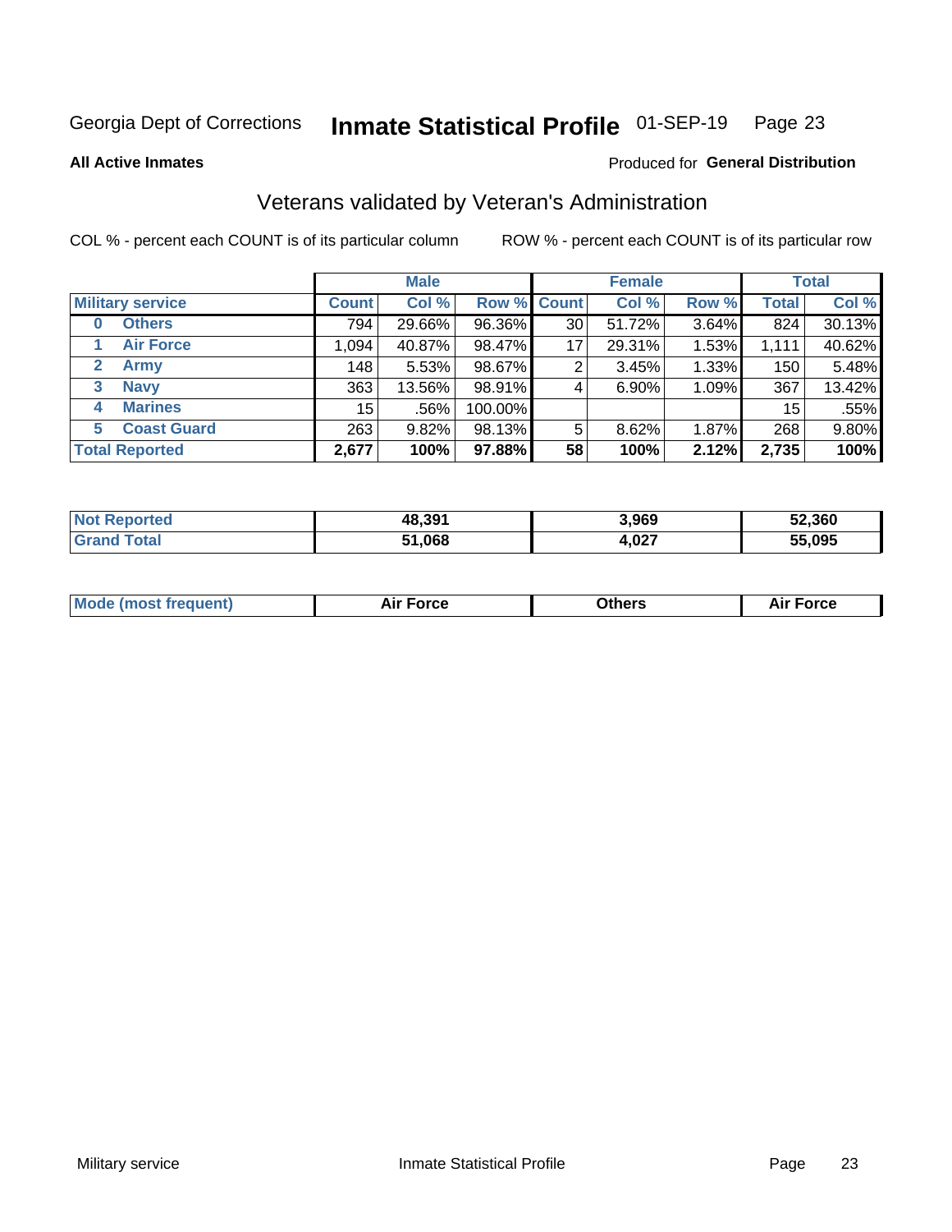Georgia Dept of Corrections **Inmate Statistical Profile** 01-SEP-19 Page 23

**All Active Inmates**

Produced for **General Distribution**

## Veterans validated by Veteran's Administration

COL % - percent each COUNT is of its particular column ROW % - percent each COUNT is of its particular row

| Military service | Male | | | Female | | | Total | |
|---|---|---|---|---|---|---|---|---|
| | Count | Col % | Row % | Count | Col % | Row % | Total | Col % |
| 0 Others | 794 | 29.66% | 96.36% | 30 | 51.72% | 3.64% | 824 | 30.13% |
| 1 Air Force | 1,094 | 40.87% | 98.47% | 17 | 29.31% | 1.53% | 1,111 | 40.62% |
| 2 Army | 148 | 5.53% | 98.67% | 2 | 3.45% | 1.33% | 150 | 5.48% |
| 3 Navy | 363 | 13.56% | 98.91% | 4 | 6.90% | 1.09% | 367 | 13.42% |
| 4 Marines | 15 | .56% | 100.00% | | | | 15 | .55% |
| 5 Coast Guard | 263 | 9.82% | 98.13% | 5 | 8.62% | 1.87% | 268 | 9.80% |
| **Total Reported** | **2,677** | **100%** | **97.88%** | **58** | **100%** | **2.12%** | **2,735** | **100%** |

| | Male | Female | Total |
|---|---|---|---|
| Not Reported | 48,391 | 3,969 | 52,360 |
| Grand Total | 51,068 | 4,027 | 55,095 |

| | Male | Female | Total |
|---|---|---|---|
| Mode (most frequent) | Air Force | Others | Air Force |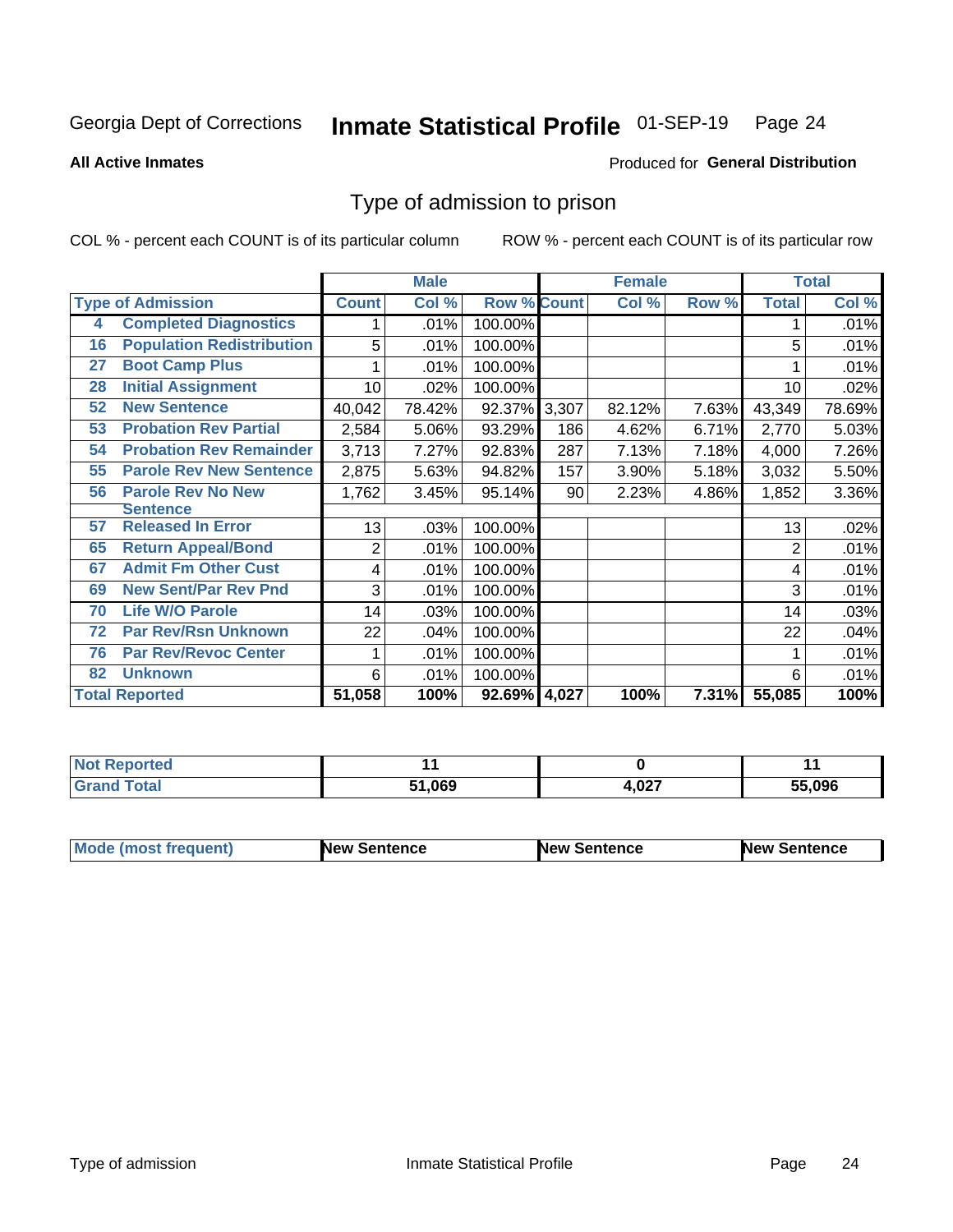Georgia Dept of Corrections **Inmate Statistical Profile** 01-SEP-19 Page 24

**All Active Inmates**

Produced for **General Distribution**

## Type of admission to prison

COL % - percent each COUNT is of its particular column ROW % - percent each COUNT is of its particular row

| | | Male | | | Female | | | Total | |
|---|---|---|---|---|---|---|---|---|---|
| **Type of Admission** | | **Count** | **Col %** | **Row %** | **Count** | **Col %** | **Row %** | **Total** | **Col %** |
| 4 | Completed Diagnostics | 1 | .01% | 100.00% | | | | 1 | .01% |
| 16 | Population Redistribution | 5 | .01% | 100.00% | | | | 5 | .01% |
| 27 | Boot Camp Plus | 1 | .01% | 100.00% | | | | 1 | .01% |
| 28 | Initial Assignment | 10 | .02% | 100.00% | | | | 10 | .02% |
| 52 | New Sentence | 40,042 | 78.42% | 92.37% | 3,307 | 82.12% | 7.63% | 43,349 | 78.69% |
| 53 | Probation Rev Partial | 2,584 | 5.06% | 93.29% | 186 | 4.62% | 6.71% | 2,770 | 5.03% |
| 54 | Probation Rev Remainder | 3,713 | 7.27% | 92.83% | 287 | 7.13% | 7.18% | 4,000 | 7.26% |
| 55 | Parole Rev New Sentence | 2,875 | 5.63% | 94.82% | 157 | 3.90% | 5.18% | 3,032 | 5.50% |
| 56 | Parole Rev No New Sentence | 1,762 | 3.45% | 95.14% | 90 | 2.23% | 4.86% | 1,852 | 3.36% |
| 57 | Released In Error | 13 | .03% | 100.00% | | | | 13 | .02% |
| 65 | Return Appeal/Bond | 2 | .01% | 100.00% | | | | 2 | .01% |
| 67 | Admit Fm Other Cust | 4 | .01% | 100.00% | | | | 4 | .01% |
| 69 | New Sent/Par Rev Pnd | 3 | .01% | 100.00% | | | | 3 | .01% |
| 70 | Life W/O Parole | 14 | .03% | 100.00% | | | | 14 | .03% |
| 72 | Par Rev/Rsn Unknown | 22 | .04% | 100.00% | | | | 22 | .04% |
| 76 | Par Rev/Revoc Center | 1 | .01% | 100.00% | | | | 1 | .01% |
| 82 | Unknown | 6 | .01% | 100.00% | | | | 6 | .01% |
| **Total Reported** | | **51,058** | **100%** | **92.69%** | **4,027** | **100%** | **7.31%** | **55,085** | **100%** |

| | Male | Female | Total |
|---|---|---|---|
| **Not Reported** | **11** | **0** | **11** |
| **Grand Total** | **51,069** | **4,027** | **55,096** |

| | Male | Female | Total |
|---|---|---|---|
| **Mode (most frequent)** | **New Sentence** | **New Sentence** | **New Sentence** |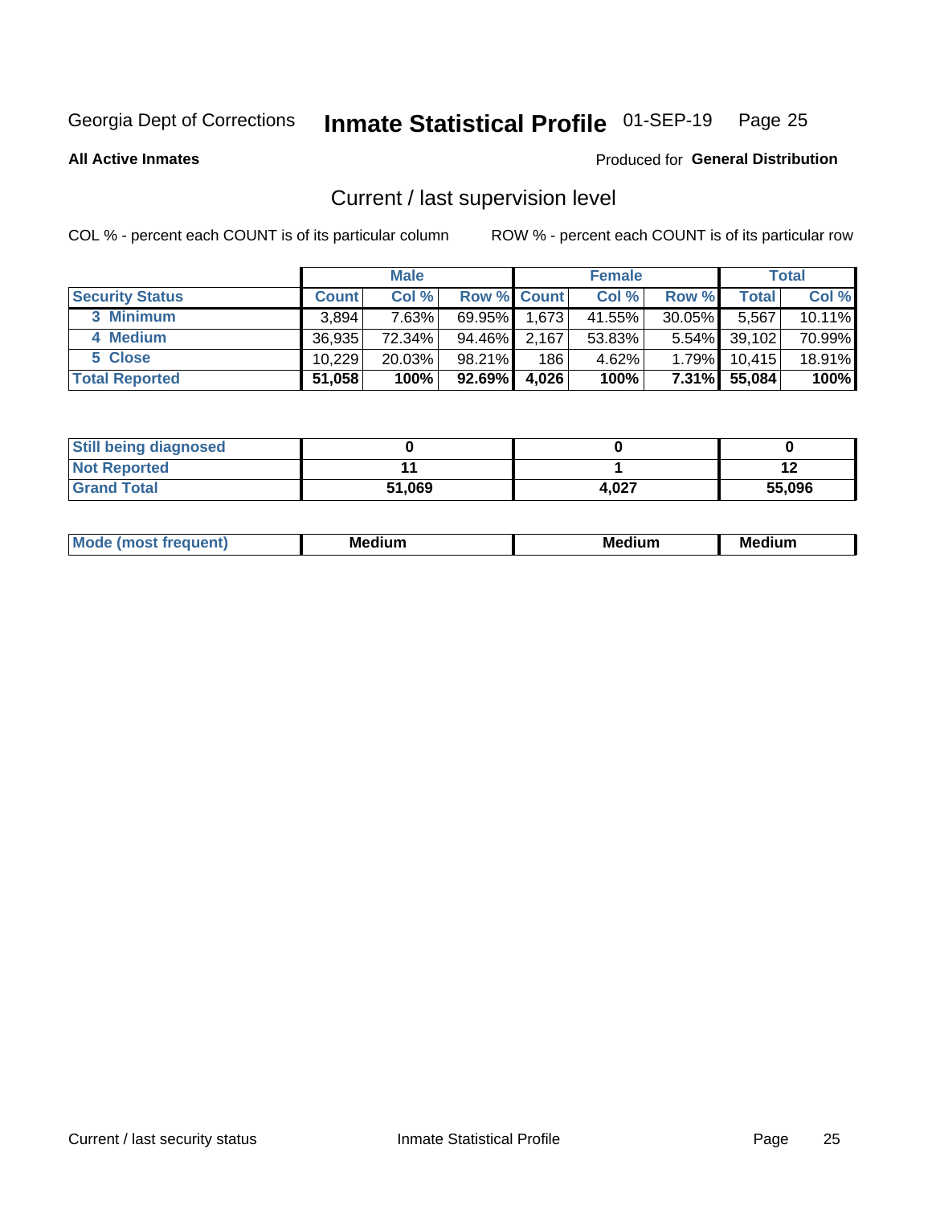Georgia Dept of Corrections **Inmate Statistical Profile** 01-SEP-19

**All Active Inmates**

Produced for **General Distribution**

## Current / last supervision level

COL % - percent each COUNT is of its particular column    ROW % - percent each COUNT is of its particular row

| | Male | | | Female | | | Total | |
|---|---|---|---|---|---|---|---|---|
| **Security Status** | **Count** | **Col %** | **Row %** | **Count** | **Col %** | **Row %** | **Total** | **Col %** |
| 3 Minimum | 3,894 | 7.63% | 69.95% | 1,673 | 41.55% | 30.05% | 5,567 | 10.11% |
| 4 Medium | 36,935 | 72.34% | 94.46% | 2,167 | 53.83% | 5.54% | 39,102 | 70.99% |
| 5 Close | 10,229 | 20.03% | 98.21% | 186 | 4.62% | 1.79% | 10,415 | 18.91% |
| **Total Reported** | **51,058** | **100%** | **92.69%** | **4,026** | **100%** | **7.31%** | **55,084** | **100%** |

| | Male | Female | Total |
|---|---|---|---|
| **Still being diagnosed** | **0** | **0** | **0** |
| **Not Reported** | **11** | **1** | **12** |
| **Grand Total** | **51,069** | **4,027** | **55,096** |

| | Male | Female | Total |
|---|---|---|---|
| **Mode (most frequent)** | **Medium** | **Medium** | **Medium** |

Current / last security status    Inmate Statistical Profile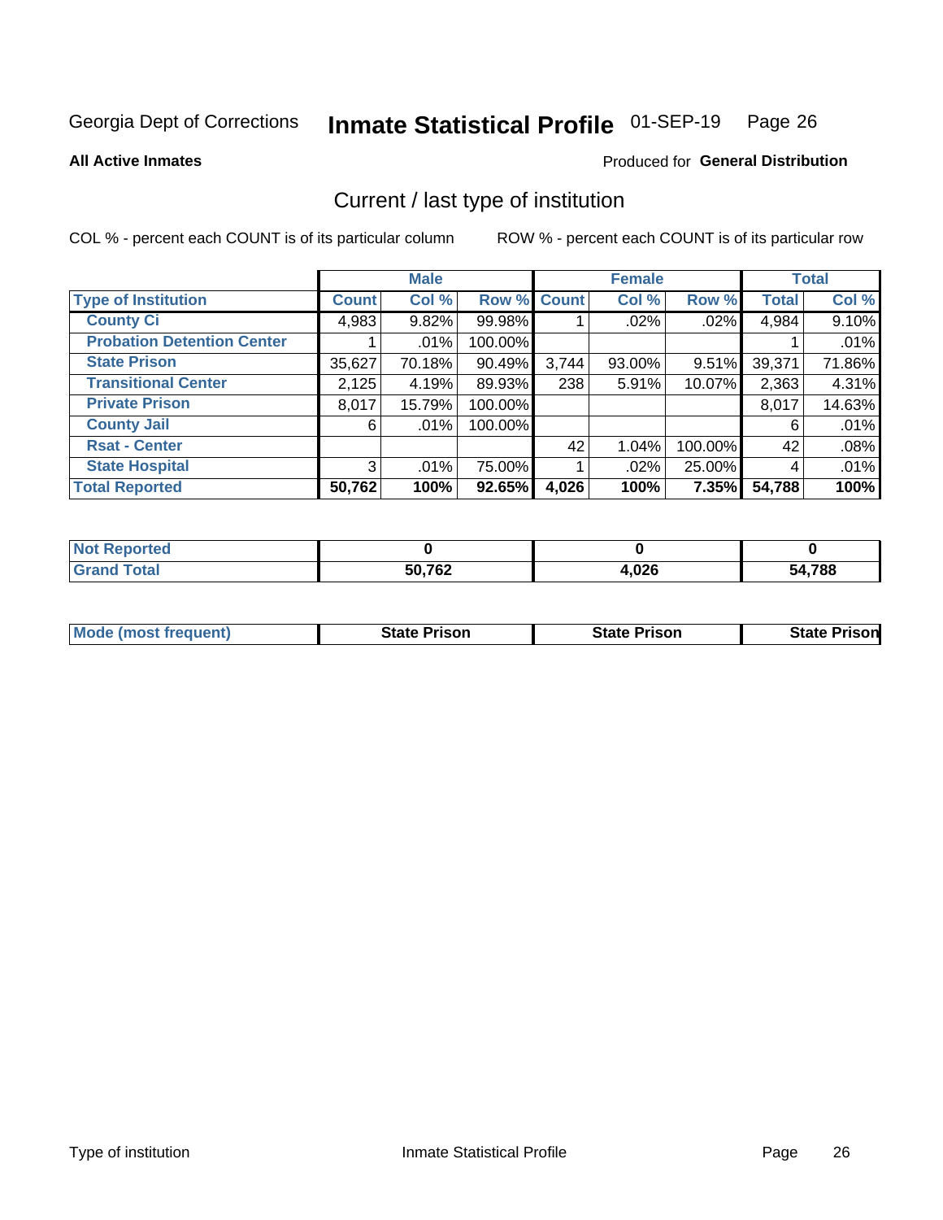Georgia Dept of Corrections **Inmate Statistical Profile** 01-SEP-19

**All Active Inmates**

Produced for **General Distribution**

## Current / last type of institution

COL % - percent each COUNT is of its particular column

ROW % - percent each COUNT is of its particular row

| | Male | | | Female | | | Total | |
|---|---|---|---|---|---|---|---|---|
| **Type of Institution** | **Count** | **Col %** | **Row %** | **Count** | **Col %** | **Row %** | **Total** | **Col %** |
| **County Ci** | 4,983 | 9.82% | 99.98% | 1 | .02% | .02% | 4,984 | 9.10% |
| **Probation Detention Center** | 1 | .01% | 100.00% | | | | 1 | .01% |
| **State Prison** | 35,627 | 70.18% | 90.49% | 3,744 | 93.00% | 9.51% | 39,371 | 71.86% |
| **Transitional Center** | 2,125 | 4.19% | 89.93% | 238 | 5.91% | 10.07% | 2,363 | 4.31% |
| **Private Prison** | 8,017 | 15.79% | 100.00% | | | | 8,017 | 14.63% |
| **County Jail** | 6 | .01% | 100.00% | | | | 6 | .01% |
| **Rsat - Center** | | | | 42 | 1.04% | 100.00% | 42 | .08% |
| **State Hospital** | 3 | .01% | 75.00% | 1 | .02% | 25.00% | 4 | .01% |
| **Total Reported** | **50,762** | **100%** | **92.65%** | **4,026** | **100%** | **7.35%** | **54,788** | **100%** |

| | Male | Female | Total |
|---|---|---|---|
| **Not Reported** | **0** | **0** | **0** |
| **Grand Total** | **50,762** | **4,026** | **54,788** |

| | Male | Female | Total |
|---|---|---|---|
| **Mode (most frequent)** | **State Prison** | **State Prison** | **State Prison** |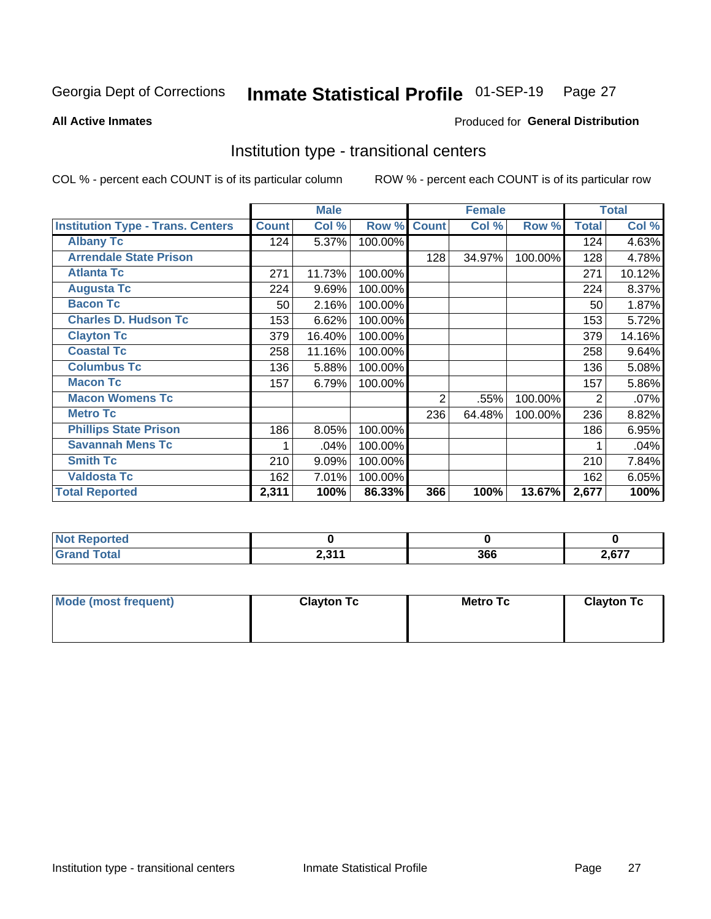Georgia Dept of Corrections **Inmate Statistical Profile** 01-SEP-19

**All Active Inmates**

Produced for **General Distribution**

## Institution type - transitional centers

COL % - percent each COUNT is of its particular column ROW % - percent each COUNT is of its particular row

| | Male | | | Female | | | Total | |
|---|---|---|---|---|---|---|---|---|
| **Institution Type - Trans. Centers** | **Count** | **Col %** | **Row %** | **Count** | **Col %** | **Row %** | **Total** | **Col %** |
| **Albany Tc** | 124 | 5.37% | 100.00% | | | | 124 | 4.63% |
| **Arrendale State Prison** | | | | 128 | 34.97% | 100.00% | 128 | 4.78% |
| **Atlanta Tc** | 271 | 11.73% | 100.00% | | | | 271 | 10.12% |
| **Augusta Tc** | 224 | 9.69% | 100.00% | | | | 224 | 8.37% |
| **Bacon Tc** | 50 | 2.16% | 100.00% | | | | 50 | 1.87% |
| **Charles D. Hudson Tc** | 153 | 6.62% | 100.00% | | | | 153 | 5.72% |
| **Clayton Tc** | 379 | 16.40% | 100.00% | | | | 379 | 14.16% |
| **Coastal Tc** | 258 | 11.16% | 100.00% | | | | 258 | 9.64% |
| **Columbus Tc** | 136 | 5.88% | 100.00% | | | | 136 | 5.08% |
| **Macon Tc** | 157 | 6.79% | 100.00% | | | | 157 | 5.86% |
| **Macon Womens Tc** | | | | 2 | .55% | 100.00% | 2 | .07% |
| **Metro Tc** | | | | 236 | 64.48% | 100.00% | 236 | 8.82% |
| **Phillips State Prison** | 186 | 8.05% | 100.00% | | | | 186 | 6.95% |
| **Savannah Mens Tc** | 1 | .04% | 100.00% | | | | 1 | .04% |
| **Smith Tc** | 210 | 9.09% | 100.00% | | | | 210 | 7.84% |
| **Valdosta Tc** | 162 | 7.01% | 100.00% | | | | 162 | 6.05% |
| **Total Reported** | **2,311** | **100%** | **86.33%** | **366** | **100%** | **13.67%** | **2,677** | **100%** |

| | Male | Female | Total |
|---|---|---|---|
| **Not Reported** | **0** | **0** | **0** |
| **Grand Total** | **2,311** | **366** | **2,677** |

| | Male | Female | Total |
|---|---|---|---|
| **Mode (most frequent)** | **Clayton Tc** | **Metro Tc** | **Clayton Tc** |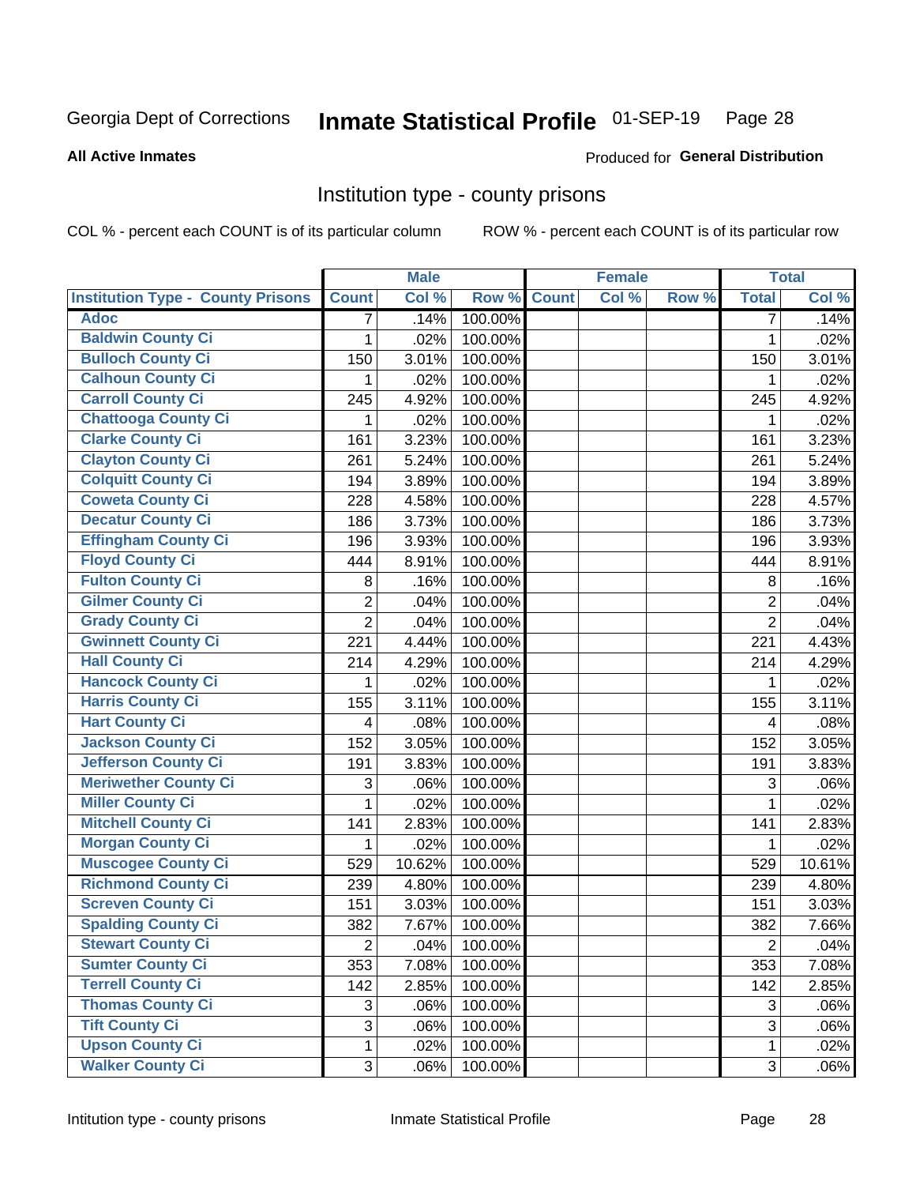# Inmate Statistical Profile

Georgia Dept of Corrections — 01-SEP-19

**All Active Inmates**

Produced for **General Distribution**

## Institution type - county prisons

COL % - percent each COUNT is of its particular column

ROW % - percent each COUNT is of its particular row

| | Male | | | Female | | | Total | |
|---|---|---|---|---|---|---|---|---|
| **Institution Type - County Prisons** | **Count** | **Col %** | **Row %** | **Count** | **Col %** | **Row %** | **Total** | **Col %** |
| Adoc | 7 | .14% | 100.00% | | | | 7 | .14% |
| Baldwin County Ci | 1 | .02% | 100.00% | | | | 1 | .02% |
| Bulloch County Ci | 150 | 3.01% | 100.00% | | | | 150 | 3.01% |
| Calhoun County Ci | 1 | .02% | 100.00% | | | | 1 | .02% |
| Carroll County Ci | 245 | 4.92% | 100.00% | | | | 245 | 4.92% |
| Chattooga County Ci | 1 | .02% | 100.00% | | | | 1 | .02% |
| Clarke County Ci | 161 | 3.23% | 100.00% | | | | 161 | 3.23% |
| Clayton County Ci | 261 | 5.24% | 100.00% | | | | 261 | 5.24% |
| Colquitt County Ci | 194 | 3.89% | 100.00% | | | | 194 | 3.89% |
| Coweta County Ci | 228 | 4.58% | 100.00% | | | | 228 | 4.57% |
| Decatur County Ci | 186 | 3.73% | 100.00% | | | | 186 | 3.73% |
| Effingham County Ci | 196 | 3.93% | 100.00% | | | | 196 | 3.93% |
| Floyd County Ci | 444 | 8.91% | 100.00% | | | | 444 | 8.91% |
| Fulton County Ci | 8 | .16% | 100.00% | | | | 8 | .16% |
| Gilmer County Ci | 2 | .04% | 100.00% | | | | 2 | .04% |
| Grady County Ci | 2 | .04% | 100.00% | | | | 2 | .04% |
| Gwinnett County Ci | 221 | 4.44% | 100.00% | | | | 221 | 4.43% |
| Hall County Ci | 214 | 4.29% | 100.00% | | | | 214 | 4.29% |
| Hancock County Ci | 1 | .02% | 100.00% | | | | 1 | .02% |
| Harris County Ci | 155 | 3.11% | 100.00% | | | | 155 | 3.11% |
| Hart County Ci | 4 | .08% | 100.00% | | | | 4 | .08% |
| Jackson County Ci | 152 | 3.05% | 100.00% | | | | 152 | 3.05% |
| Jefferson County Ci | 191 | 3.83% | 100.00% | | | | 191 | 3.83% |
| Meriwether County Ci | 3 | .06% | 100.00% | | | | 3 | .06% |
| Miller County Ci | 1 | .02% | 100.00% | | | | 1 | .02% |
| Mitchell County Ci | 141 | 2.83% | 100.00% | | | | 141 | 2.83% |
| Morgan County Ci | 1 | .02% | 100.00% | | | | 1 | .02% |
| Muscogee County Ci | 529 | 10.62% | 100.00% | | | | 529 | 10.61% |
| Richmond County Ci | 239 | 4.80% | 100.00% | | | | 239 | 4.80% |
| Screven County Ci | 151 | 3.03% | 100.00% | | | | 151 | 3.03% |
| Spalding County Ci | 382 | 7.67% | 100.00% | | | | 382 | 7.66% |
| Stewart County Ci | 2 | .04% | 100.00% | | | | 2 | .04% |
| Sumter County Ci | 353 | 7.08% | 100.00% | | | | 353 | 7.08% |
| Terrell County Ci | 142 | 2.85% | 100.00% | | | | 142 | 2.85% |
| Thomas County Ci | 3 | .06% | 100.00% | | | | 3 | .06% |
| Tift County Ci | 3 | .06% | 100.00% | | | | 3 | .06% |
| Upson County Ci | 1 | .02% | 100.00% | | | | 1 | .02% |
| Walker County Ci | 3 | .06% | 100.00% | | | | 3 | .06% |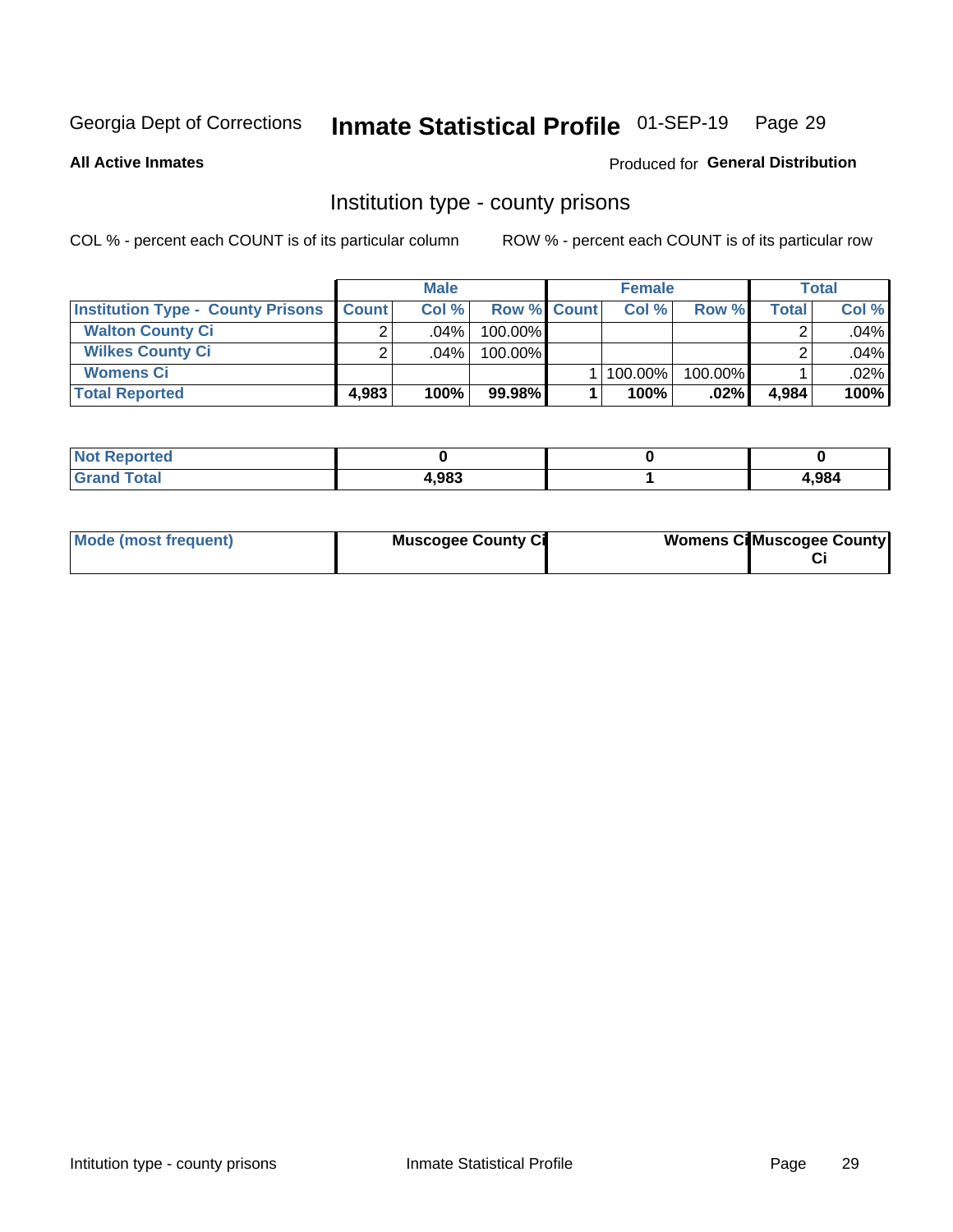Georgia Dept of Corrections **Inmate Statistical Profile** 01-SEP-19

**All Active Inmates**

Produced for **General Distribution**

## Institution type - county prisons

COL % - percent each COUNT is of its particular column ROW % - percent each COUNT is of its particular row

| | Male | | | Female | | | Total | |
|---|---|---|---|---|---|---|---|---|
| **Institution Type - County Prisons** | **Count** | **Col %** | **Row %** | **Count** | **Col %** | **Row %** | **Total** | **Col %** |
| **Walton County Ci** | 2 | .04% | 100.00% | | | | 2 | .04% |
| **Wilkes County Ci** | 2 | .04% | 100.00% | | | | 2 | .04% |
| **Womens Ci** | | | | 1 | 100.00% | 100.00% | 1 | .02% |
| **Total Reported** | **4,983** | **100%** | **99.98%** | **1** | **100%** | **.02%** | **4,984** | **100%** |

| | Male | Female | Total |
|---|---|---|---|
| **Not Reported** | **0** | **0** | **0** |
| **Grand Total** | **4,983** | **1** | **4,984** |

| | Male | Female | Total |
|---|---|---|---|
| **Mode (most frequent)** | **Muscogee County Ci** | **Womens Ci** | **Muscogee County Ci** |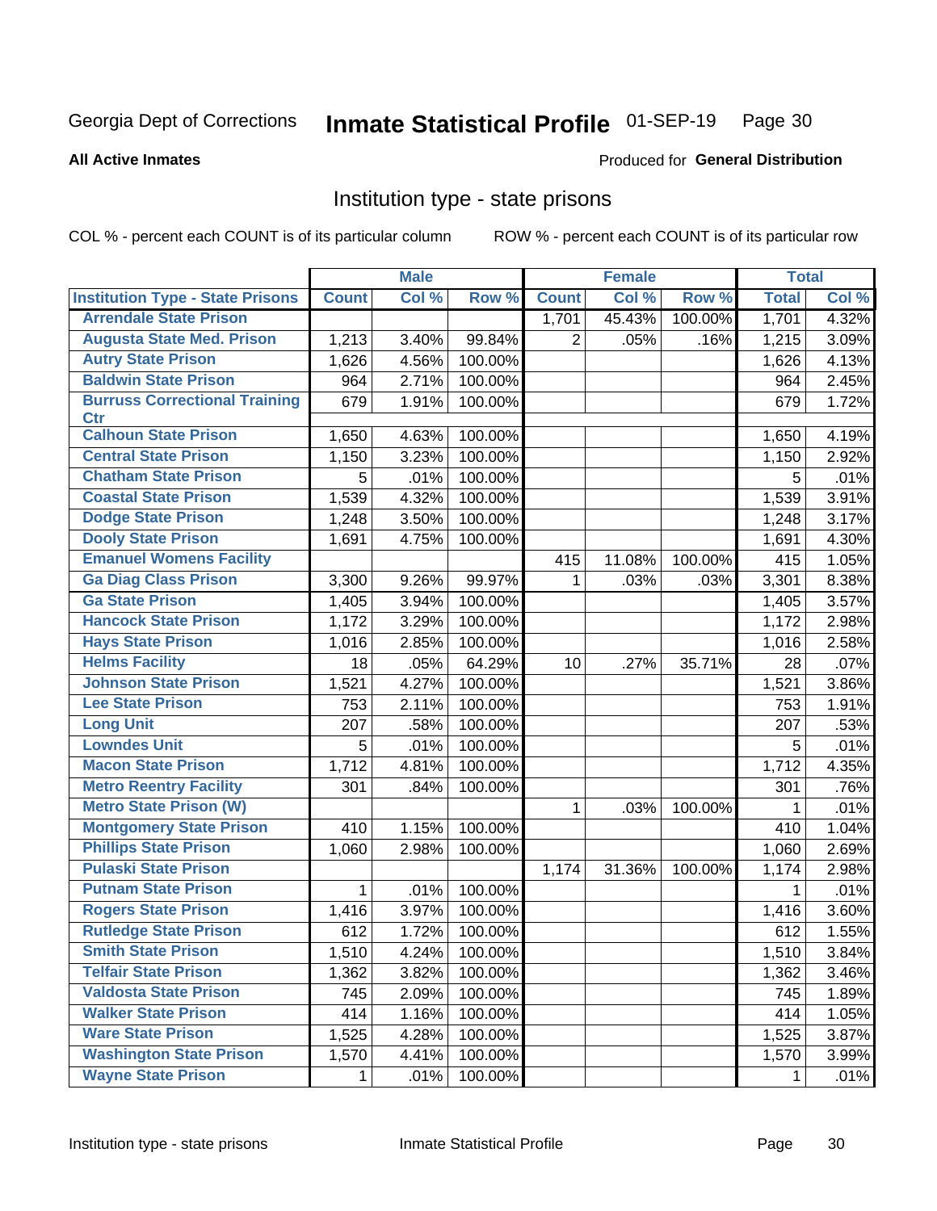Georgia Dept of Corrections **Inmate Statistical Profile** 01-SEP-19

**All Active Inmates**

Produced for **General Distribution**

## Institution type - state prisons

COL % - percent each COUNT is of its particular column ROW % - percent each COUNT is of its particular row

| | Male | | | Female | | | Total | |
|---|---|---|---|---|---|---|---|---|
| **Institution Type - State Prisons** | **Count** | **Col %** | **Row %** | **Count** | **Col %** | **Row %** | **Total** | **Col %** |
| Arrendale State Prison | | | | 1,701 | 45.43% | 100.00% | 1,701 | 4.32% |
| Augusta State Med. Prison | 1,213 | 3.40% | 99.84% | 2 | .05% | .16% | 1,215 | 3.09% |
| Autry State Prison | 1,626 | 4.56% | 100.00% | | | | 1,626 | 4.13% |
| Baldwin State Prison | 964 | 2.71% | 100.00% | | | | 964 | 2.45% |
| Burruss Correctional Training Ctr | 679 | 1.91% | 100.00% | | | | 679 | 1.72% |
| Calhoun State Prison | 1,650 | 4.63% | 100.00% | | | | 1,650 | 4.19% |
| Central State Prison | 1,150 | 3.23% | 100.00% | | | | 1,150 | 2.92% |
| Chatham State Prison | 5 | .01% | 100.00% | | | | 5 | .01% |
| Coastal State Prison | 1,539 | 4.32% | 100.00% | | | | 1,539 | 3.91% |
| Dodge State Prison | 1,248 | 3.50% | 100.00% | | | | 1,248 | 3.17% |
| Dooly State Prison | 1,691 | 4.75% | 100.00% | | | | 1,691 | 4.30% |
| Emanuel Womens Facility | | | | 415 | 11.08% | 100.00% | 415 | 1.05% |
| Ga Diag Class Prison | 3,300 | 9.26% | 99.97% | 1 | .03% | .03% | 3,301 | 8.38% |
| Ga State Prison | 1,405 | 3.94% | 100.00% | | | | 1,405 | 3.57% |
| Hancock State Prison | 1,172 | 3.29% | 100.00% | | | | 1,172 | 2.98% |
| Hays State Prison | 1,016 | 2.85% | 100.00% | | | | 1,016 | 2.58% |
| Helms Facility | 18 | .05% | 64.29% | 10 | .27% | 35.71% | 28 | .07% |
| Johnson State Prison | 1,521 | 4.27% | 100.00% | | | | 1,521 | 3.86% |
| Lee State Prison | 753 | 2.11% | 100.00% | | | | 753 | 1.91% |
| Long Unit | 207 | .58% | 100.00% | | | | 207 | .53% |
| Lowndes Unit | 5 | .01% | 100.00% | | | | 5 | .01% |
| Macon State Prison | 1,712 | 4.81% | 100.00% | | | | 1,712 | 4.35% |
| Metro Reentry Facility | 301 | .84% | 100.00% | | | | 301 | .76% |
| Metro State Prison (W) | | | | 1 | .03% | 100.00% | 1 | .01% |
| Montgomery State Prison | 410 | 1.15% | 100.00% | | | | 410 | 1.04% |
| Phillips State Prison | 1,060 | 2.98% | 100.00% | | | | 1,060 | 2.69% |
| Pulaski State Prison | | | | 1,174 | 31.36% | 100.00% | 1,174 | 2.98% |
| Putnam State Prison | 1 | .01% | 100.00% | | | | 1 | .01% |
| Rogers State Prison | 1,416 | 3.97% | 100.00% | | | | 1,416 | 3.60% |
| Rutledge State Prison | 612 | 1.72% | 100.00% | | | | 612 | 1.55% |
| Smith State Prison | 1,510 | 4.24% | 100.00% | | | | 1,510 | 3.84% |
| Telfair State Prison | 1,362 | 3.82% | 100.00% | | | | 1,362 | 3.46% |
| Valdosta State Prison | 745 | 2.09% | 100.00% | | | | 745 | 1.89% |
| Walker State Prison | 414 | 1.16% | 100.00% | | | | 414 | 1.05% |
| Ware State Prison | 1,525 | 4.28% | 100.00% | | | | 1,525 | 3.87% |
| Washington State Prison | 1,570 | 4.41% | 100.00% | | | | 1,570 | 3.99% |
| Wayne State Prison | 1 | .01% | 100.00% | | | | 1 | .01% |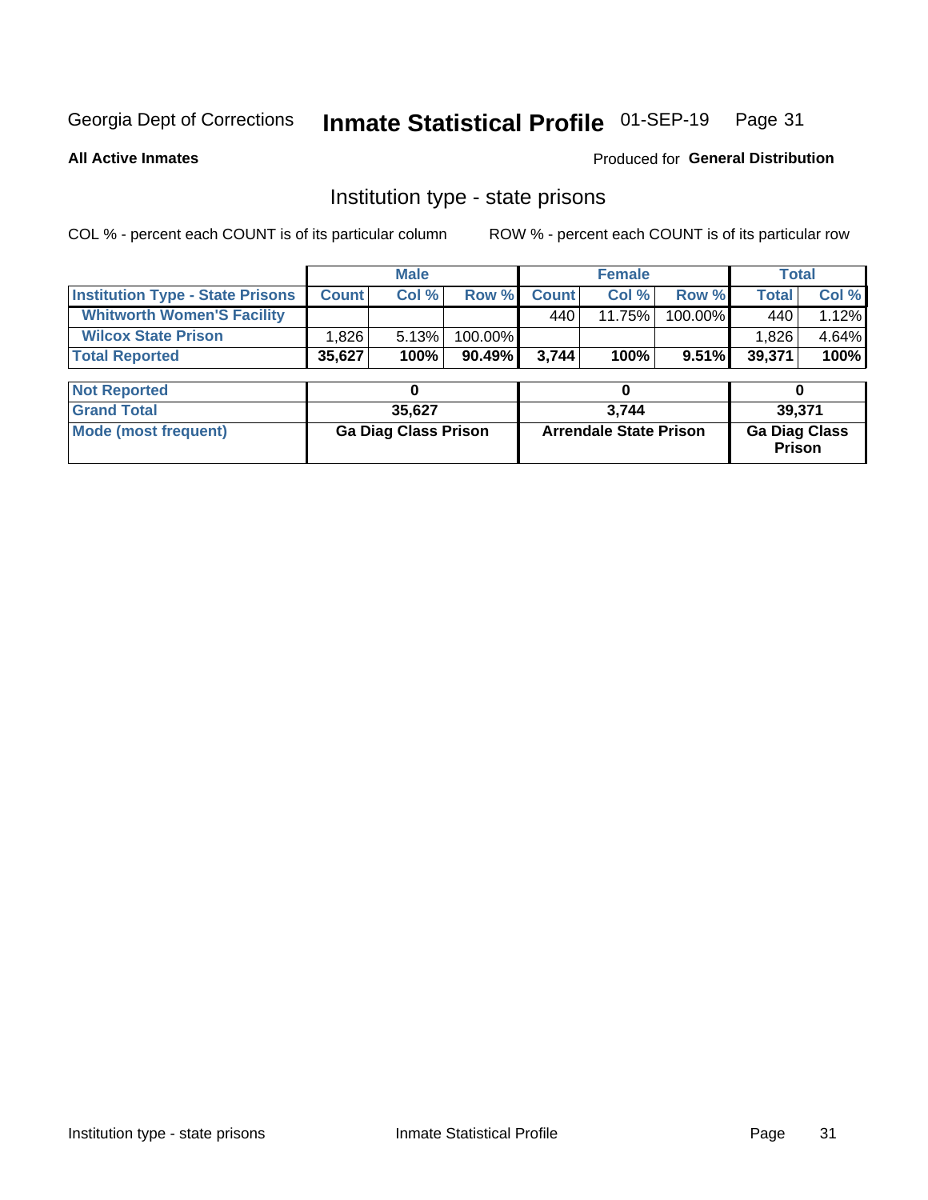Georgia Dept of Corrections **Inmate Statistical Profile** 01-SEP-19

**All Active Inmates**

Produced for **General Distribution**

## Institution type - state prisons

COL % - percent each COUNT is of its particular column ROW % - percent each COUNT is of its particular row

| | Male | | | Female | | | Total | |
|---|---|---|---|---|---|---|---|---|
| **Institution Type - State Prisons** | **Count** | **Col %** | **Row %** | **Count** | **Col %** | **Row %** | **Total** | **Col %** |
| **Whitworth Women'S Facility** | | | | 440 | 11.75% | 100.00% | 440 | 1.12% |
| **Wilcox State Prison** | 1,826 | 5.13% | 100.00% | | | | 1,826 | 4.64% |
| **Total Reported** | **35,627** | **100%** | **90.49%** | **3,744** | **100%** | **9.51%** | **39,371** | **100%** |

| | Male | Female | Total |
|---|---|---|---|
| **Not Reported** | **0** | **0** | **0** |
| **Grand Total** | **35,627** | **3,744** | **39,371** |
| **Mode (most frequent)** | **Ga Diag Class Prison** | **Arrendale State Prison** | **Ga Diag Class Prison** |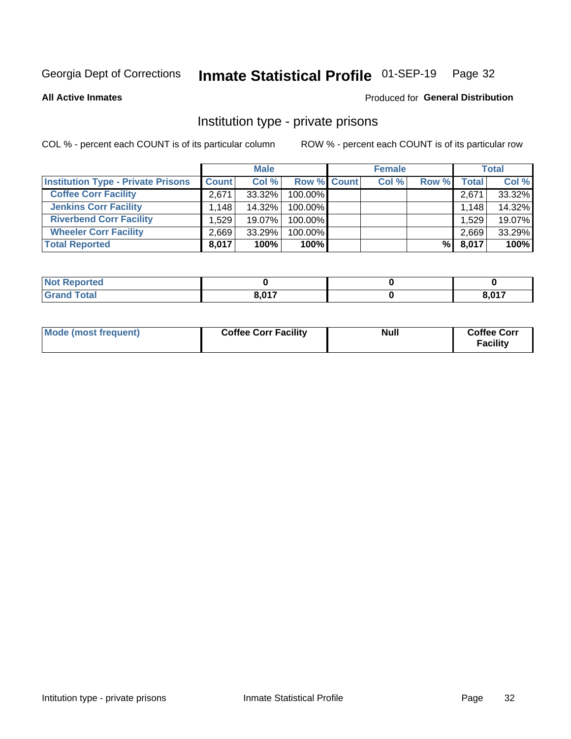Georgia Dept of Corrections **Inmate Statistical Profile** 01-SEP-19

**All Active Inmates**

Produced for **General Distribution**

## Institution type - private prisons

COL % - percent each COUNT is of its particular column

ROW % - percent each COUNT is of its particular row

| | Male | | | Female | | | Total | |
|---|---|---|---|---|---|---|---|---|
| **Institution Type - Private Prisons** | **Count** | **Col %** | **Row %** | **Count** | **Col %** | **Row %** | **Total** | **Col %** |
| **Coffee Corr Facility** | 2,671 | 33.32% | 100.00% | | | | 2,671 | 33.32% |
| **Jenkins Corr Facility** | 1,148 | 14.32% | 100.00% | | | | 1,148 | 14.32% |
| **Riverbend Corr Facility** | 1,529 | 19.07% | 100.00% | | | | 1,529 | 19.07% |
| **Wheeler Corr Facility** | 2,669 | 33.29% | 100.00% | | | | 2,669 | 33.29% |
| **Total Reported** | **8,017** | **100%** | **100%** | | | **%** | **8,017** | **100%** |

| | Male | Female | Total |
|---|---|---|---|
| **Not Reported** | **0** | **0** | **0** |
| **Grand Total** | **8,017** | **0** | **8,017** |

| | Male | Female | Total |
|---|---|---|---|
| **Mode (most frequent)** | **Coffee Corr Facility** | **Null** | **Coffee Corr Facility** |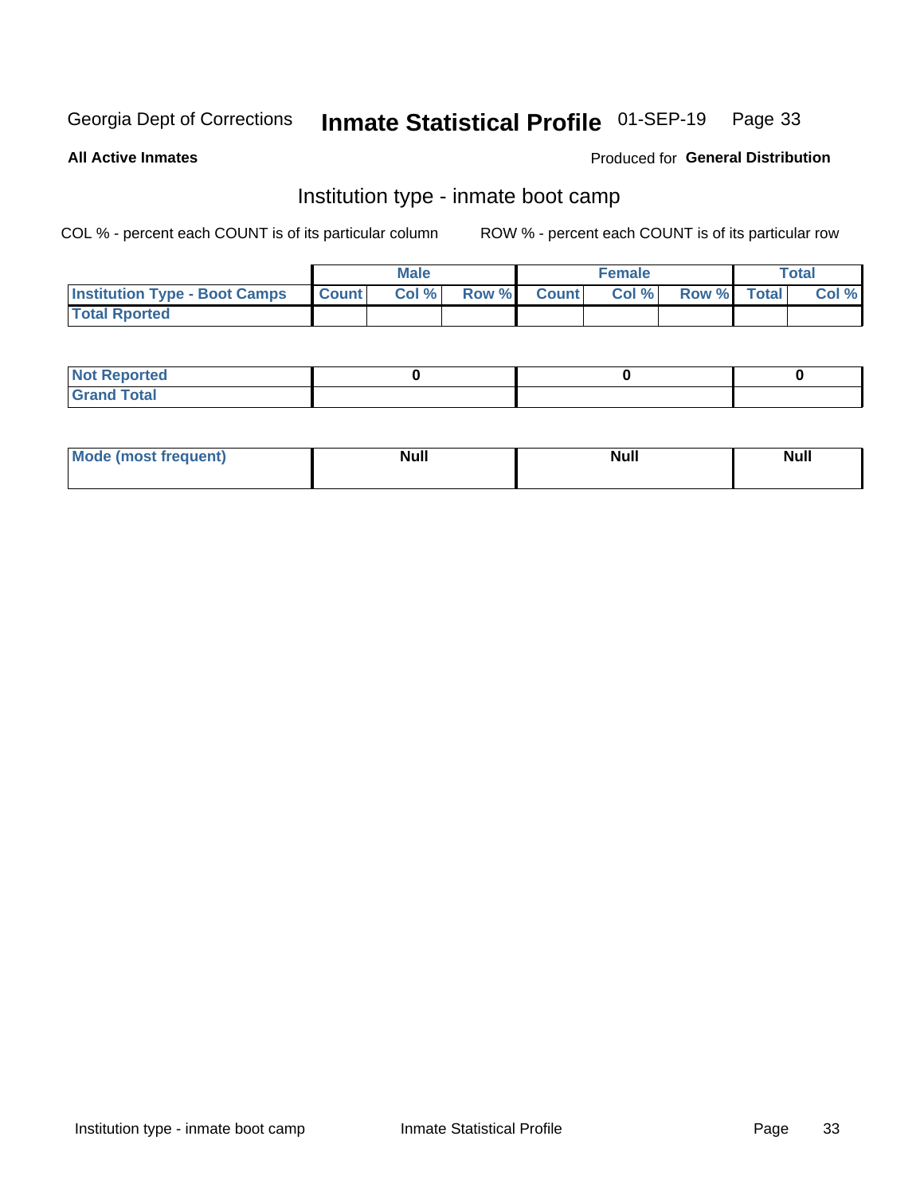Georgia Dept of Corrections **Inmate Statistical Profile** 01-SEP-19

**All Active Inmates**

Produced for **General Distribution**

## Institution type - inmate boot camp

COL % - percent each COUNT is of its particular column

ROW % - percent each COUNT is of its particular row

| | Male | | | Female | | | Total | |
|---|---|---|---|---|---|---|---|---|
| Institution Type - Boot Camps | Count | Col % | Row % | Count | Col % | Row % | Total | Col % |
| Total Rported | | | | | | | | |

| | Male | Female | Total |
|---|---|---|---|
| Not Reported | 0 | 0 | 0 |
| Grand Total | | | |

| | Male | Female | Total |
|---|---|---|---|
| Mode (most frequent) | Null | Null | Null |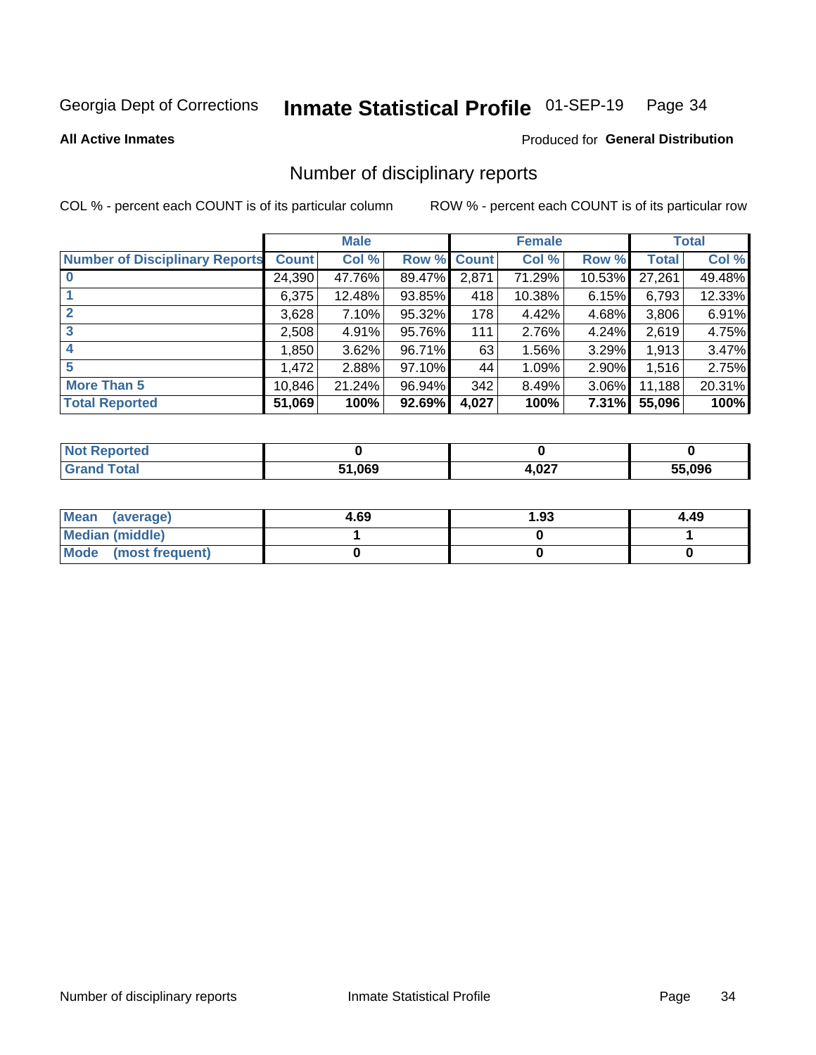Georgia Dept of Corrections **Inmate Statistical Profile** 01-SEP-19

**All Active Inmates**

Produced for **General Distribution**

## Number of disciplinary reports

COL % - percent each COUNT is of its particular column

ROW % - percent each COUNT is of its particular row

| | Male | | | Female | | | Total | |
|---|---|---|---|---|---|---|---|---|
| **Number of Disciplinary Reports** | **Count** | **Col %** | **Row %** | **Count** | **Col %** | **Row %** | **Total** | **Col %** |
| **0** | 24,390 | 47.76% | 89.47% | 2,871 | 71.29% | 10.53% | 27,261 | 49.48% |
| **1** | 6,375 | 12.48% | 93.85% | 418 | 10.38% | 6.15% | 6,793 | 12.33% |
| **2** | 3,628 | 7.10% | 95.32% | 178 | 4.42% | 4.68% | 3,806 | 6.91% |
| **3** | 2,508 | 4.91% | 95.76% | 111 | 2.76% | 4.24% | 2,619 | 4.75% |
| **4** | 1,850 | 3.62% | 96.71% | 63 | 1.56% | 3.29% | 1,913 | 3.47% |
| **5** | 1,472 | 2.88% | 97.10% | 44 | 1.09% | 2.90% | 1,516 | 2.75% |
| **More Than 5** | 10,846 | 21.24% | 96.94% | 342 | 8.49% | 3.06% | 11,188 | 20.31% |
| **Total Reported** | **51,069** | **100%** | **92.69%** | **4,027** | **100%** | **7.31%** | **55,096** | **100%** |

| | Male | Female | Total |
|---|---|---|---|
| **Not Reported** | **0** | **0** | **0** |
| **Grand Total** | **51,069** | **4,027** | **55,096** |

| | Male | Female | Total |
|---|---|---|---|
| **Mean (average)** | **4.69** | **1.93** | **4.49** |
| **Median (middle)** | **1** | **0** | **1** |
| **Mode (most frequent)** | **0** | **0** | **0** |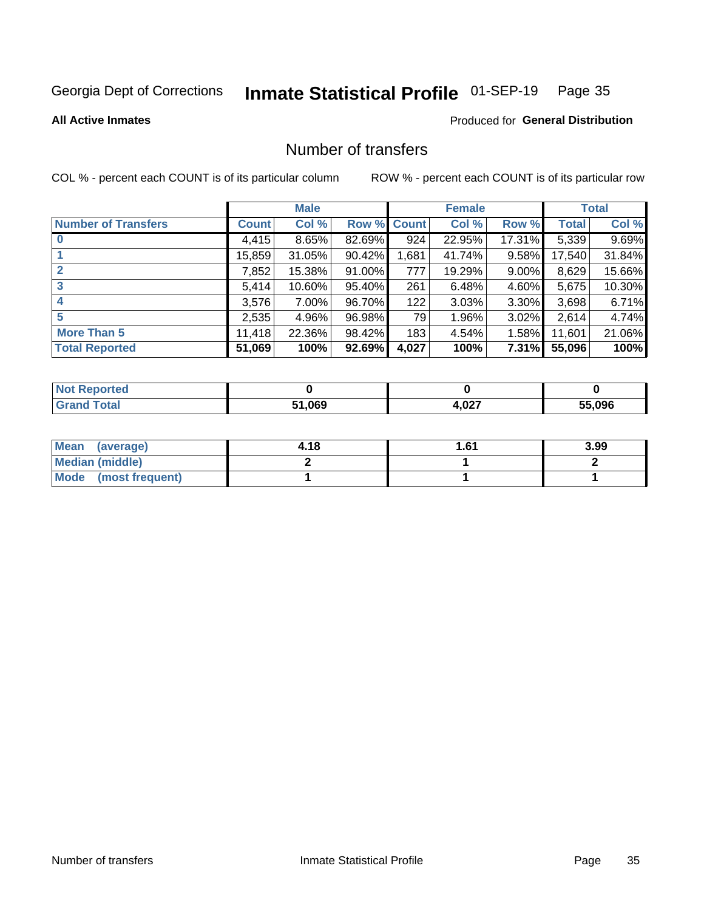Georgia Dept of Corrections **Inmate Statistical Profile** 01-SEP-19

**All Active Inmates**

Produced for **General Distribution**

## Number of transfers

COL % - percent each COUNT is of its particular column

ROW % - percent each COUNT is of its particular row

| | Male | | | Female | | | Total | |
|---|---|---|---|---|---|---|---|---|
| **Number of Transfers** | **Count** | **Col %** | **Row %** | **Count** | **Col %** | **Row %** | **Total** | **Col %** |
| **0** | 4,415 | 8.65% | 82.69% | 924 | 22.95% | 17.31% | 5,339 | 9.69% |
| **1** | 15,859 | 31.05% | 90.42% | 1,681 | 41.74% | 9.58% | 17,540 | 31.84% |
| **2** | 7,852 | 15.38% | 91.00% | 777 | 19.29% | 9.00% | 8,629 | 15.66% |
| **3** | 5,414 | 10.60% | 95.40% | 261 | 6.48% | 4.60% | 5,675 | 10.30% |
| **4** | 3,576 | 7.00% | 96.70% | 122 | 3.03% | 3.30% | 3,698 | 6.71% |
| **5** | 2,535 | 4.96% | 96.98% | 79 | 1.96% | 3.02% | 2,614 | 4.74% |
| **More Than 5** | 11,418 | 22.36% | 98.42% | 183 | 4.54% | 1.58% | 11,601 | 21.06% |
| **Total Reported** | **51,069** | **100%** | **92.69%** | **4,027** | **100%** | **7.31%** | **55,096** | **100%** |

| | Male | Female | Total |
|---|---|---|---|
| **Not Reported** | **0** | **0** | **0** |
| **Grand Total** | **51,069** | **4,027** | **55,096** |

| | Male | Female | Total |
|---|---|---|---|
| **Mean (average)** | **4.18** | **1.61** | **3.99** |
| **Median (middle)** | **2** | **1** | **2** |
| **Mode (most frequent)** | **1** | **1** | **1** |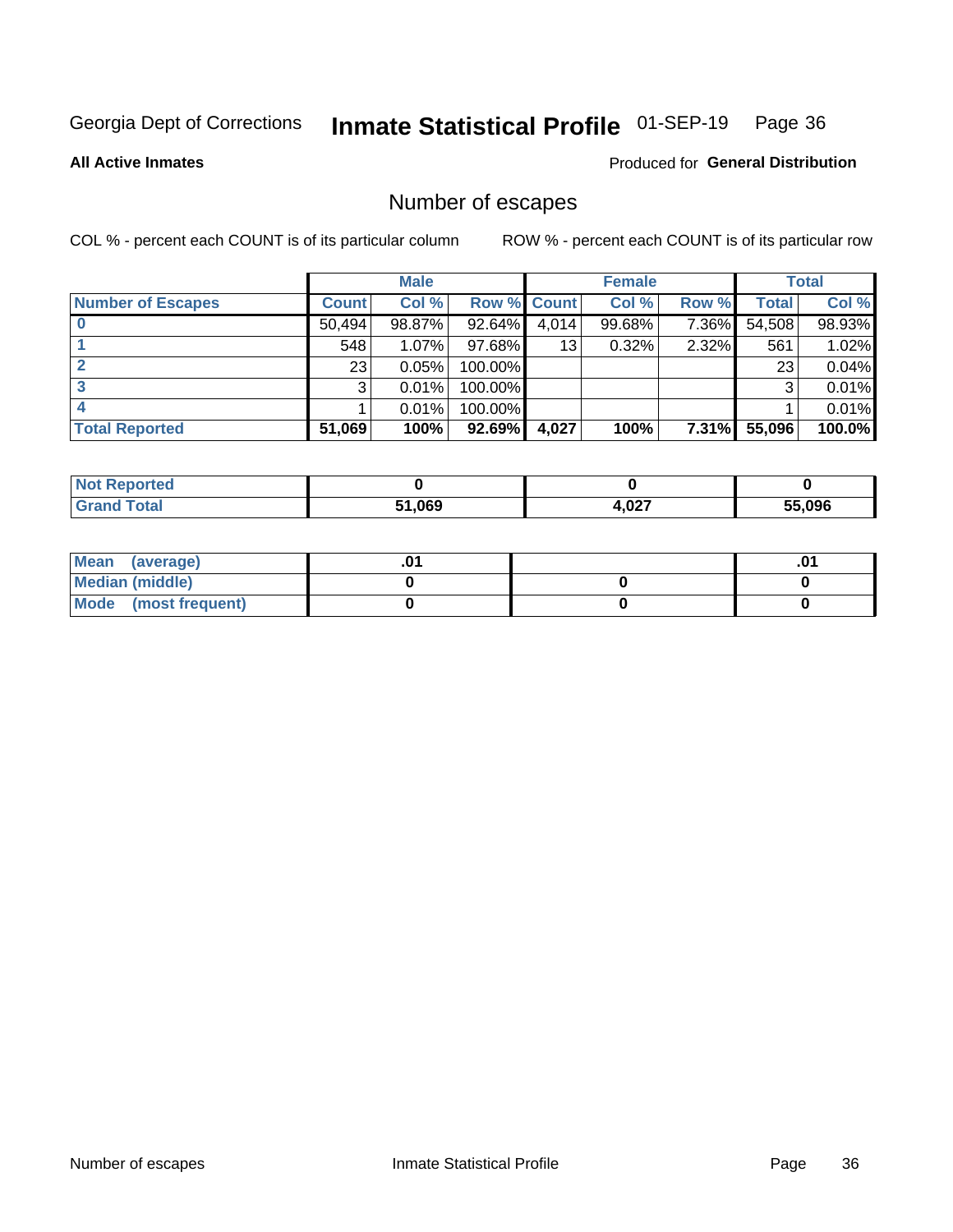Georgia Dept of Corrections **Inmate Statistical Profile** 01-SEP-19 Page 36

**All Active Inmates**

Produced for **General Distribution**

## Number of escapes

COL % - percent each COUNT is of its particular column ROW % - percent each COUNT is of its particular row

| | Male | | | Female | | | Total | |
|---|---|---|---|---|---|---|---|---|
| **Number of Escapes** | **Count** | **Col %** | **Row %** | **Count** | **Col %** | **Row %** | **Total** | **Col %** |
| **0** | 50,494 | 98.87% | 92.64% | 4,014 | 99.68% | 7.36% | 54,508 | 98.93% |
| **1** | 548 | 1.07% | 97.68% | 13 | 0.32% | 2.32% | 561 | 1.02% |
| **2** | 23 | 0.05% | 100.00% | | | | 23 | 0.04% |
| **3** | 3 | 0.01% | 100.00% | | | | 3 | 0.01% |
| **4** | 1 | 0.01% | 100.00% | | | | 1 | 0.01% |
| **Total Reported** | **51,069** | **100%** | **92.69%** | **4,027** | **100%** | **7.31%** | **55,096** | **100.0%** |

| | Male | Female | Total |
|---|---|---|---|
| **Not Reported** | **0** | **0** | **0** |
| **Grand Total** | **51,069** | **4,027** | **55,096** |

| | Male | Female | Total |
|---|---|---|---|
| **Mean (average)** | **.01** | | **.01** |
| **Median (middle)** | **0** | **0** | **0** |
| **Mode (most frequent)** | **0** | **0** | **0** |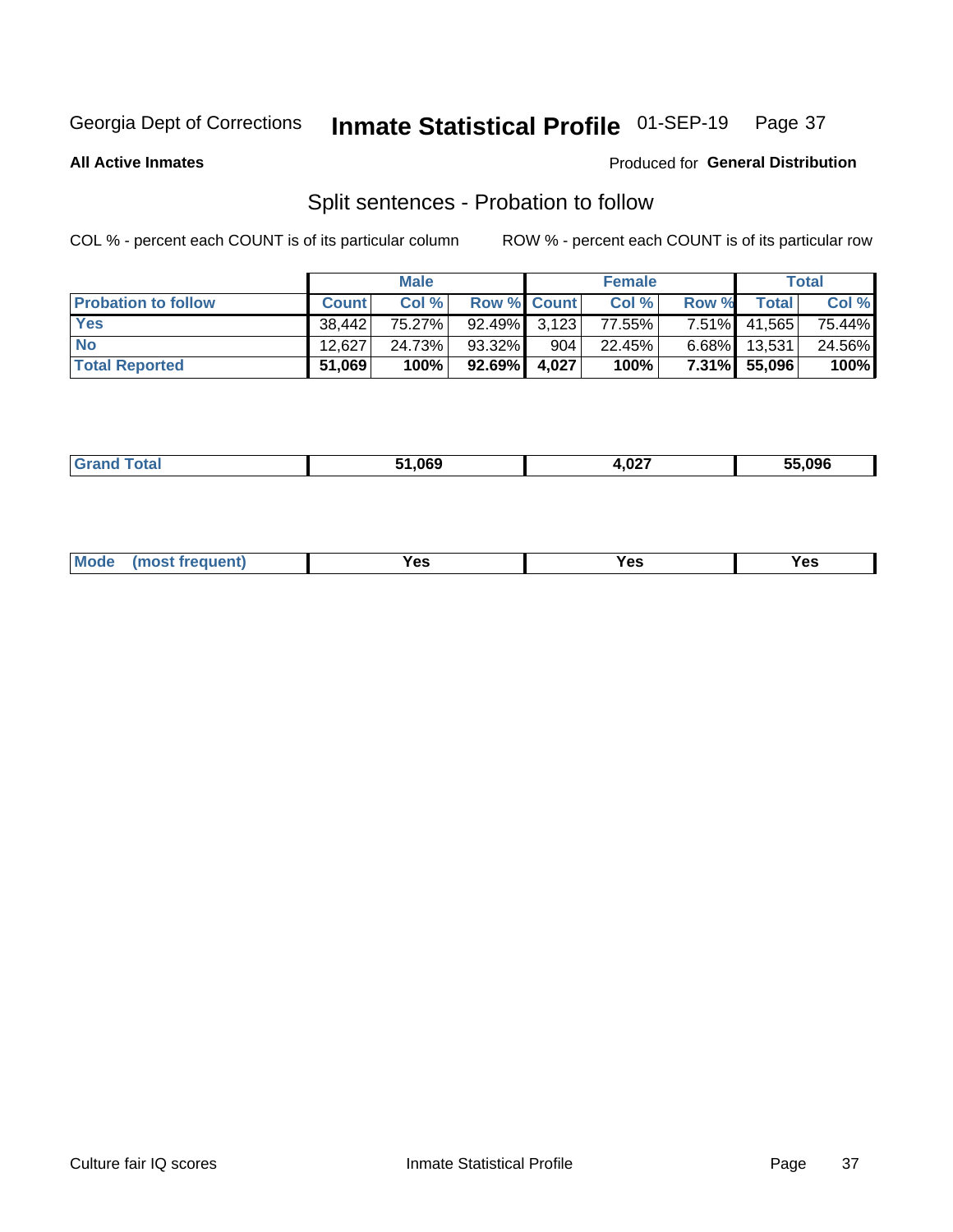Georgia Dept of Corrections **Inmate Statistical Profile** 01-SEP-19

**All Active Inmates**

Produced for **General Distribution**

## Split sentences - Probation to follow

COL % - percent each COUNT is of its particular column

ROW % - percent each COUNT is of its particular row

| | Male | | | Female | | | Total | |
|---|---|---|---|---|---|---|---|---|
| **Probation to follow** | **Count** | **Col %** | **Row %** | **Count** | **Col %** | **Row %** | **Total** | **Col %** |
| **Yes** | 38,442 | 75.27% | 92.49% | 3,123 | 77.55% | 7.51% | 41,565 | 75.44% |
| **No** | 12,627 | 24.73% | 93.32% | 904 | 22.45% | 6.68% | 13,531 | 24.56% |
| **Total Reported** | **51,069** | **100%** | **92.69%** | **4,027** | **100%** | **7.31%** | **55,096** | **100%** |

| | | | |
|---|---|---|---|
| **Grand Total** | **51,069** | **4,027** | **55,096** |

| | | | |
|---|---|---|---|
| **Mode (most frequent)** | **Yes** | **Yes** | **Yes** |

Culture fair IQ scores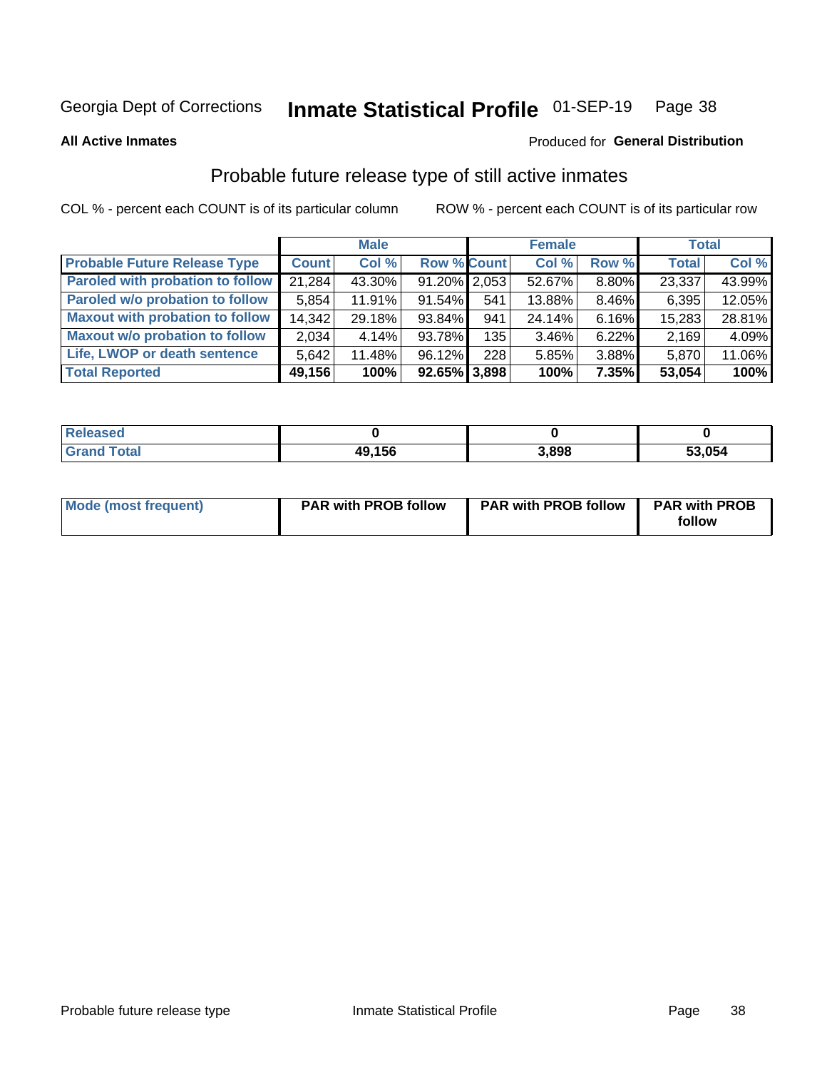Georgia Dept of Corrections **Inmate Statistical Profile** 01-SEP-19

**All Active Inmates**

Produced for **General Distribution**

## Probable future release type of still active inmates

COL % - percent each COUNT is of its particular column ROW % - percent each COUNT is of its particular row

| | Male | | | Female | | | Total | |
|---|---|---|---|---|---|---|---|---|
| **Probable Future Release Type** | **Count** | **Col %** | **Row %** | **Count** | **Col %** | **Row %** | **Total** | **Col %** |
| **Paroled with probation to follow** | 21,284 | 43.30% | 91.20% | 2,053 | 52.67% | 8.80% | 23,337 | 43.99% |
| **Paroled w/o probation to follow** | 5,854 | 11.91% | 91.54% | 541 | 13.88% | 8.46% | 6,395 | 12.05% |
| **Maxout with probation to follow** | 14,342 | 29.18% | 93.84% | 941 | 24.14% | 6.16% | 15,283 | 28.81% |
| **Maxout w/o probation to follow** | 2,034 | 4.14% | 93.78% | 135 | 3.46% | 6.22% | 2,169 | 4.09% |
| **Life, LWOP or death sentence** | 5,642 | 11.48% | 96.12% | 228 | 5.85% | 3.88% | 5,870 | 11.06% |
| **Total Reported** | **49,156** | **100%** | **92.65%** | **3,898** | **100%** | **7.35%** | **53,054** | **100%** |

| | Male | Female | Total |
|---|---|---|---|
| **Released** | **0** | **0** | **0** |
| **Grand Total** | **49,156** | **3,898** | **53,054** |

| | Male | Female | Total |
|---|---|---|---|
| **Mode (most frequent)** | **PAR with PROB follow** | **PAR with PROB follow** | **PAR with PROB follow** |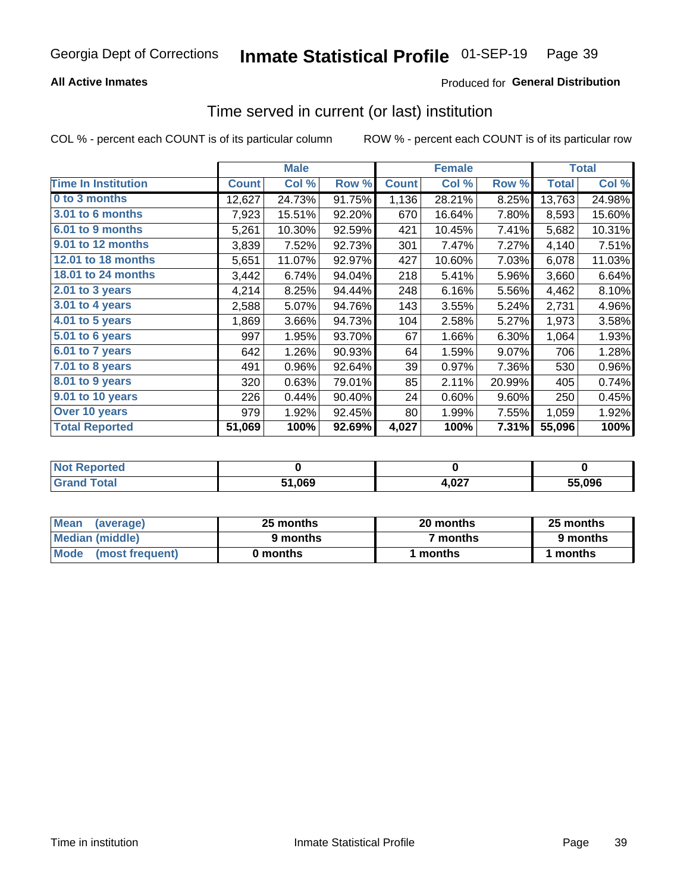Georgia Dept of Corrections **Inmate Statistical Profile** 01-SEP-19

**All Active Inmates**

Produced for **General Distribution**

## Time served in current (or last) institution

COL % - percent each COUNT is of its particular column ROW % - percent each COUNT is of its particular row

| | Male | | | Female | | | Total | |
|---|---|---|---|---|---|---|---|---|
| **Time In Institution** | **Count** | **Col %** | **Row %** | **Count** | **Col %** | **Row %** | **Total** | **Col %** |
| **0 to 3 months** | 12,627 | 24.73% | 91.75% | 1,136 | 28.21% | 8.25% | 13,763 | 24.98% |
| **3.01 to 6 months** | 7,923 | 15.51% | 92.20% | 670 | 16.64% | 7.80% | 8,593 | 15.60% |
| **6.01 to 9 months** | 5,261 | 10.30% | 92.59% | 421 | 10.45% | 7.41% | 5,682 | 10.31% |
| **9.01 to 12 months** | 3,839 | 7.52% | 92.73% | 301 | 7.47% | 7.27% | 4,140 | 7.51% |
| **12.01 to 18 months** | 5,651 | 11.07% | 92.97% | 427 | 10.60% | 7.03% | 6,078 | 11.03% |
| **18.01 to 24 months** | 3,442 | 6.74% | 94.04% | 218 | 5.41% | 5.96% | 3,660 | 6.64% |
| **2.01 to 3 years** | 4,214 | 8.25% | 94.44% | 248 | 6.16% | 5.56% | 4,462 | 8.10% |
| **3.01 to 4 years** | 2,588 | 5.07% | 94.76% | 143 | 3.55% | 5.24% | 2,731 | 4.96% |
| **4.01 to 5 years** | 1,869 | 3.66% | 94.73% | 104 | 2.58% | 5.27% | 1,973 | 3.58% |
| **5.01 to 6 years** | 997 | 1.95% | 93.70% | 67 | 1.66% | 6.30% | 1,064 | 1.93% |
| **6.01 to 7 years** | 642 | 1.26% | 90.93% | 64 | 1.59% | 9.07% | 706 | 1.28% |
| **7.01 to 8 years** | 491 | 0.96% | 92.64% | 39 | 0.97% | 7.36% | 530 | 0.96% |
| **8.01 to 9 years** | 320 | 0.63% | 79.01% | 85 | 2.11% | 20.99% | 405 | 0.74% |
| **9.01 to 10 years** | 226 | 0.44% | 90.40% | 24 | 0.60% | 9.60% | 250 | 0.45% |
| **Over 10 years** | 979 | 1.92% | 92.45% | 80 | 1.99% | 7.55% | 1,059 | 1.92% |
| **Total Reported** | **51,069** | **100%** | **92.69%** | **4,027** | **100%** | **7.31%** | **55,096** | **100%** |

| | Male | Female | Total |
|---|---|---|---|
| **Not Reported** | **0** | **0** | **0** |
| **Grand Total** | **51,069** | **4,027** | **55,096** |

| | Male | Female | Total |
|---|---|---|---|
| **Mean (average)** | **25 months** | **20 months** | **25 months** |
| **Median (middle)** | **9 months** | **7 months** | **9 months** |
| **Mode (most frequent)** | **0 months** | **1 months** | **1 months** |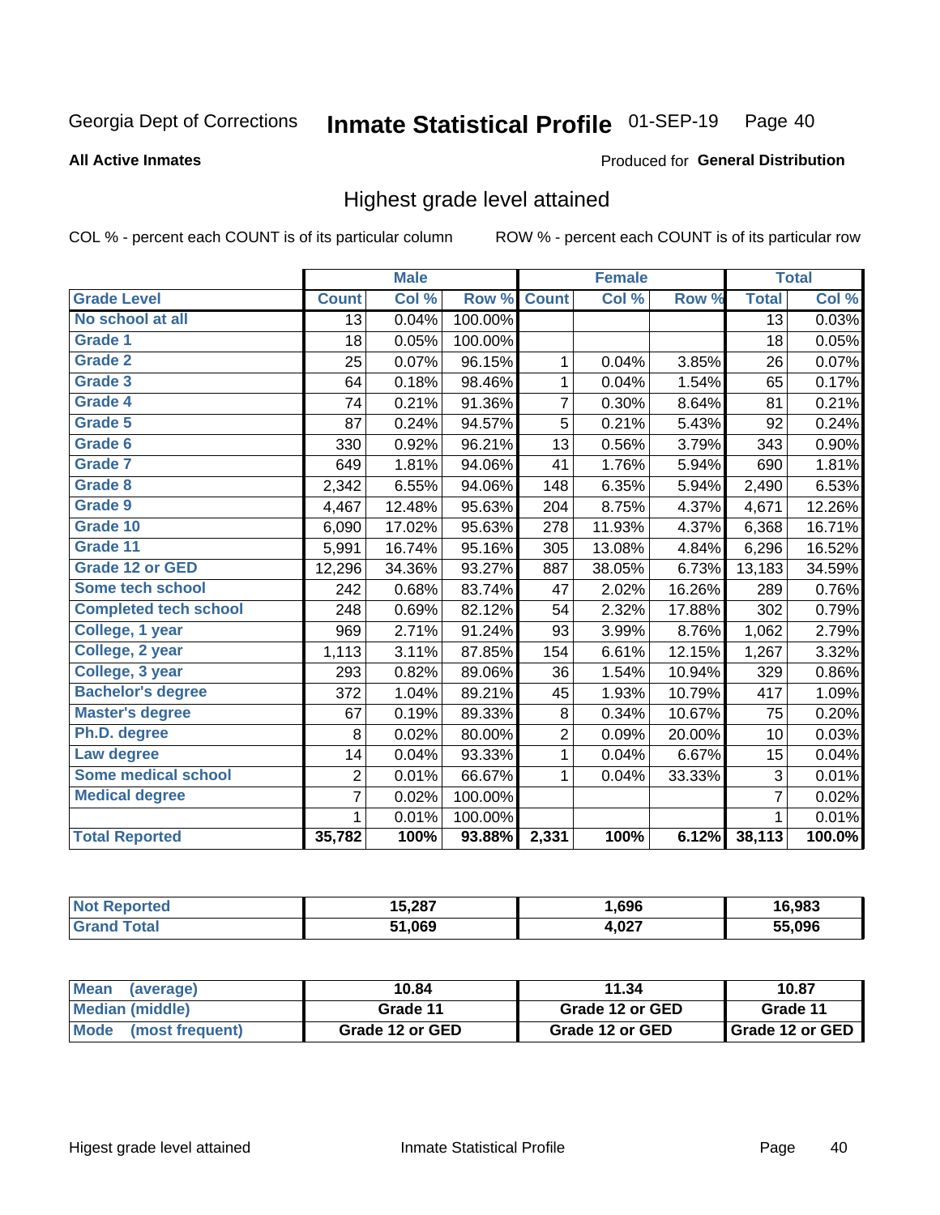Georgia Dept of Corrections **Inmate Statistical Profile** 01-SEP-19

**All Active Inmates**

Produced for **General Distribution**

## Highest grade level attained

COL % - percent each COUNT is of its particular column     ROW % - percent each COUNT is of its particular row

| | Male | | | Female | | | Total | |
|---|---|---|---|---|---|---|---|---|
| **Grade Level** | **Count** | **Col %** | **Row %** | **Count** | **Col %** | **Row %** | **Total** | **Col %** |
| No school at all | 13 | 0.04% | 100.00% | | | | 13 | 0.03% |
| Grade 1 | 18 | 0.05% | 100.00% | | | | 18 | 0.05% |
| Grade 2 | 25 | 0.07% | 96.15% | 1 | 0.04% | 3.85% | 26 | 0.07% |
| Grade 3 | 64 | 0.18% | 98.46% | 1 | 0.04% | 1.54% | 65 | 0.17% |
| Grade 4 | 74 | 0.21% | 91.36% | 7 | 0.30% | 8.64% | 81 | 0.21% |
| Grade 5 | 87 | 0.24% | 94.57% | 5 | 0.21% | 5.43% | 92 | 0.24% |
| Grade 6 | 330 | 0.92% | 96.21% | 13 | 0.56% | 3.79% | 343 | 0.90% |
| Grade 7 | 649 | 1.81% | 94.06% | 41 | 1.76% | 5.94% | 690 | 1.81% |
| Grade 8 | 2,342 | 6.55% | 94.06% | 148 | 6.35% | 5.94% | 2,490 | 6.53% |
| Grade 9 | 4,467 | 12.48% | 95.63% | 204 | 8.75% | 4.37% | 4,671 | 12.26% |
| Grade 10 | 6,090 | 17.02% | 95.63% | 278 | 11.93% | 4.37% | 6,368 | 16.71% |
| Grade 11 | 5,991 | 16.74% | 95.16% | 305 | 13.08% | 4.84% | 6,296 | 16.52% |
| Grade 12 or GED | 12,296 | 34.36% | 93.27% | 887 | 38.05% | 6.73% | 13,183 | 34.59% |
| Some tech school | 242 | 0.68% | 83.74% | 47 | 2.02% | 16.26% | 289 | 0.76% |
| Completed tech school | 248 | 0.69% | 82.12% | 54 | 2.32% | 17.88% | 302 | 0.79% |
| College, 1 year | 969 | 2.71% | 91.24% | 93 | 3.99% | 8.76% | 1,062 | 2.79% |
| College, 2 year | 1,113 | 3.11% | 87.85% | 154 | 6.61% | 12.15% | 1,267 | 3.32% |
| College, 3 year | 293 | 0.82% | 89.06% | 36 | 1.54% | 10.94% | 329 | 0.86% |
| Bachelor's degree | 372 | 1.04% | 89.21% | 45 | 1.93% | 10.79% | 417 | 1.09% |
| Master's degree | 67 | 0.19% | 89.33% | 8 | 0.34% | 10.67% | 75 | 0.20% |
| Ph.D. degree | 8 | 0.02% | 80.00% | 2 | 0.09% | 20.00% | 10 | 0.03% |
| Law degree | 14 | 0.04% | 93.33% | 1 | 0.04% | 6.67% | 15 | 0.04% |
| Some medical school | 2 | 0.01% | 66.67% | 1 | 0.04% | 33.33% | 3 | 0.01% |
| Medical degree | 7 | 0.02% | 100.00% | | | | 7 | 0.02% |
| | 1 | 0.01% | 100.00% | | | | 1 | 0.01% |
| **Total Reported** | **35,782** | **100%** | **93.88%** | **2,331** | **100%** | **6.12%** | **38,113** | **100.0%** |

| | Male | Female | Total |
|---|---|---|---|
| Not Reported | 15,287 | 1,696 | 16,983 |
| Grand Total | 51,069 | 4,027 | 55,096 |

| | Male | Female | Total |
|---|---|---|---|
| Mean (average) | 10.84 | 11.34 | 10.87 |
| Median (middle) | Grade 11 | Grade 12 or GED | Grade 11 |
| Mode (most frequent) | Grade 12 or GED | Grade 12 or GED | Grade 12 or GED |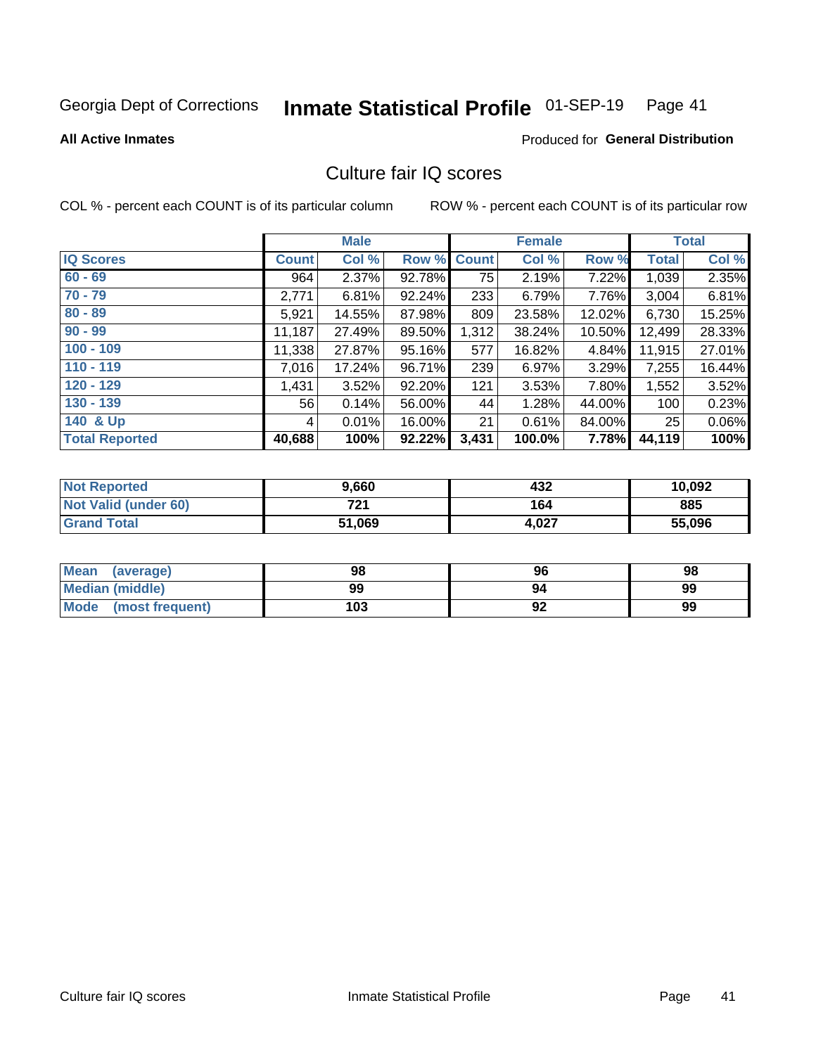Georgia Dept of Corrections **Inmate Statistical Profile** 01-SEP-19

**All Active Inmates**

Produced for **General Distribution**

## Culture fair IQ scores

COL % - percent each COUNT is of its particular column

ROW % - percent each COUNT is of its particular row

| | Male | | | Female | | | Total | |
|---|---|---|---|---|---|---|---|---|
| **IQ Scores** | **Count** | **Col %** | **Row %** | **Count** | **Col %** | **Row %** | **Total** | **Col %** |
| 60 - 69 | 964 | 2.37% | 92.78% | 75 | 2.19% | 7.22% | 1,039 | 2.35% |
| 70 - 79 | 2,771 | 6.81% | 92.24% | 233 | 6.79% | 7.76% | 3,004 | 6.81% |
| 80 - 89 | 5,921 | 14.55% | 87.98% | 809 | 23.58% | 12.02% | 6,730 | 15.25% |
| 90 - 99 | 11,187 | 27.49% | 89.50% | 1,312 | 38.24% | 10.50% | 12,499 | 28.33% |
| 100 - 109 | 11,338 | 27.87% | 95.16% | 577 | 16.82% | 4.84% | 11,915 | 27.01% |
| 110 - 119 | 7,016 | 17.24% | 96.71% | 239 | 6.97% | 3.29% | 7,255 | 16.44% |
| 120 - 129 | 1,431 | 3.52% | 92.20% | 121 | 3.53% | 7.80% | 1,552 | 3.52% |
| 130 - 139 | 56 | 0.14% | 56.00% | 44 | 1.28% | 44.00% | 100 | 0.23% |
| 140 & Up | 4 | 0.01% | 16.00% | 21 | 0.61% | 84.00% | 25 | 0.06% |
| **Total Reported** | **40,688** | **100%** | **92.22%** | **3,431** | **100.0%** | **7.78%** | **44,119** | **100%** |

| | Male | Female | Total |
|---|---|---|---|
| Not Reported | 9,660 | 432 | 10,092 |
| Not Valid (under 60) | 721 | 164 | 885 |
| Grand Total | 51,069 | 4,027 | 55,096 |

| | Male | Female | Total |
|---|---|---|---|
| Mean (average) | 98 | 96 | 98 |
| Median (middle) | 99 | 94 | 99 |
| Mode (most frequent) | 103 | 92 | 99 |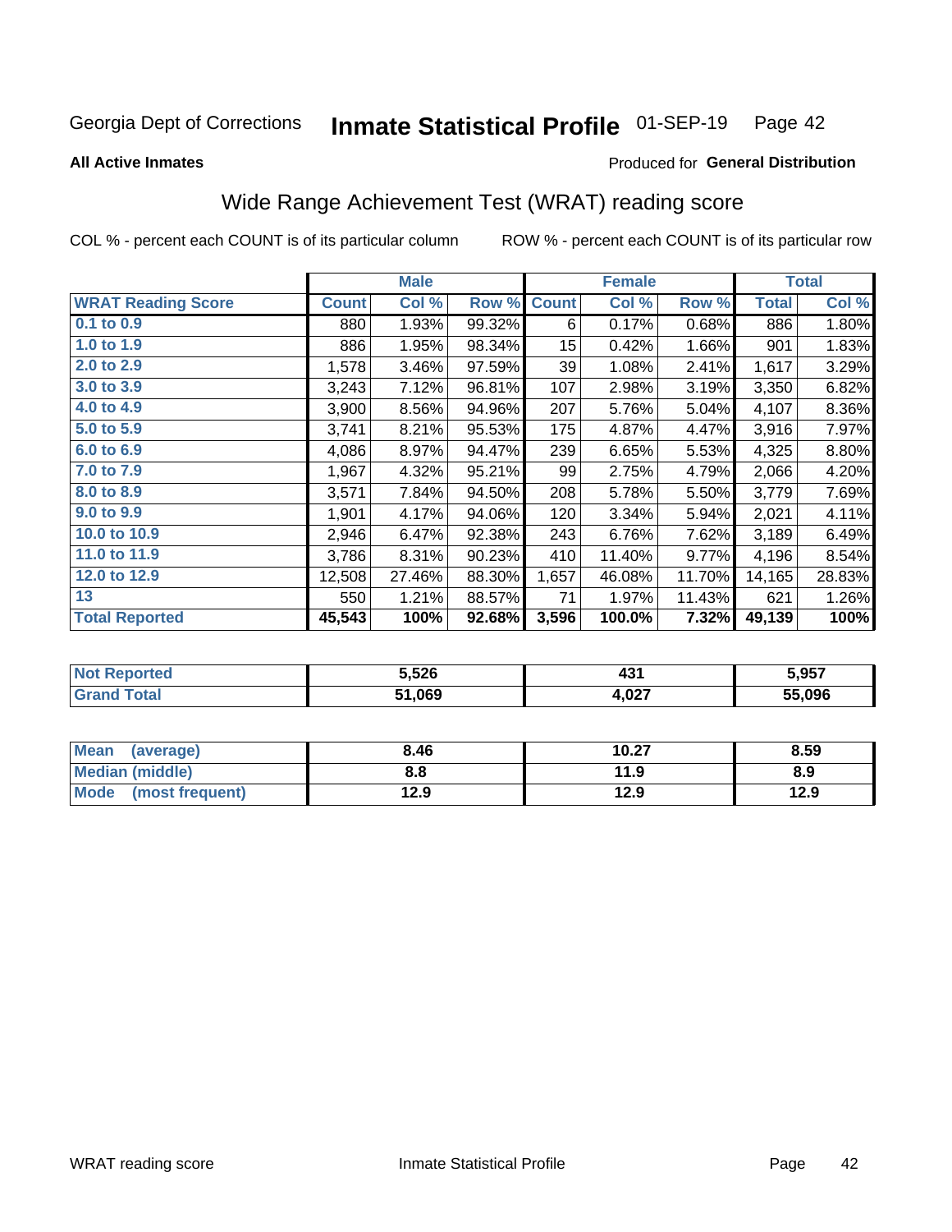Georgia Dept of Corrections **Inmate Statistical Profile** 01-SEP-19

**All Active Inmates**

Produced for **General Distribution**

## Wide Range Achievement Test (WRAT) reading score

COL % - percent each COUNT is of its particular column

ROW % - percent each COUNT is of its particular row

| | Male | | | Female | | | Total | |
|---|---|---|---|---|---|---|---|---|
| **WRAT Reading Score** | **Count** | **Col %** | **Row %** | **Count** | **Col %** | **Row %** | **Total** | **Col %** |
| 0.1 to 0.9 | 880 | 1.93% | 99.32% | 6 | 0.17% | 0.68% | 886 | 1.80% |
| 1.0 to 1.9 | 886 | 1.95% | 98.34% | 15 | 0.42% | 1.66% | 901 | 1.83% |
| 2.0 to 2.9 | 1,578 | 3.46% | 97.59% | 39 | 1.08% | 2.41% | 1,617 | 3.29% |
| 3.0 to 3.9 | 3,243 | 7.12% | 96.81% | 107 | 2.98% | 3.19% | 3,350 | 6.82% |
| 4.0 to 4.9 | 3,900 | 8.56% | 94.96% | 207 | 5.76% | 5.04% | 4,107 | 8.36% |
| 5.0 to 5.9 | 3,741 | 8.21% | 95.53% | 175 | 4.87% | 4.47% | 3,916 | 7.97% |
| 6.0 to 6.9 | 4,086 | 8.97% | 94.47% | 239 | 6.65% | 5.53% | 4,325 | 8.80% |
| 7.0 to 7.9 | 1,967 | 4.32% | 95.21% | 99 | 2.75% | 4.79% | 2,066 | 4.20% |
| 8.0 to 8.9 | 3,571 | 7.84% | 94.50% | 208 | 5.78% | 5.50% | 3,779 | 7.69% |
| 9.0 to 9.9 | 1,901 | 4.17% | 94.06% | 120 | 3.34% | 5.94% | 2,021 | 4.11% |
| 10.0 to 10.9 | 2,946 | 6.47% | 92.38% | 243 | 6.76% | 7.62% | 3,189 | 6.49% |
| 11.0 to 11.9 | 3,786 | 8.31% | 90.23% | 410 | 11.40% | 9.77% | 4,196 | 8.54% |
| 12.0 to 12.9 | 12,508 | 27.46% | 88.30% | 1,657 | 46.08% | 11.70% | 14,165 | 28.83% |
| 13 | 550 | 1.21% | 88.57% | 71 | 1.97% | 11.43% | 621 | 1.26% |
| **Total Reported** | **45,543** | **100%** | **92.68%** | **3,596** | **100.0%** | **7.32%** | **49,139** | **100%** |

| | Male | Female | Total |
|---|---|---|---|
| Not Reported | 5,526 | 431 | 5,957 |
| Grand Total | 51,069 | 4,027 | 55,096 |

| | Male | Female | Total |
|---|---|---|---|
| Mean (average) | 8.46 | 10.27 | 8.59 |
| Median (middle) | 8.8 | 11.9 | 8.9 |
| Mode (most frequent) | 12.9 | 12.9 | 12.9 |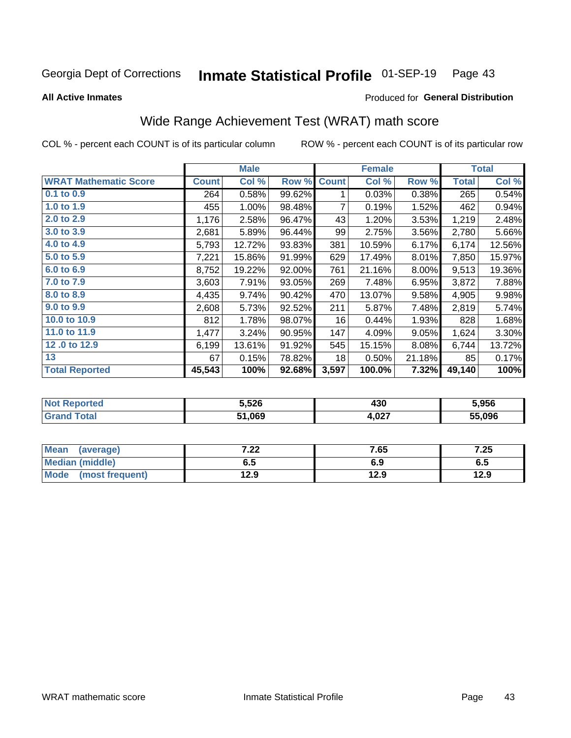Georgia Dept of Corrections **Inmate Statistical Profile** 01-SEP-19

**All Active Inmates**

Produced for **General Distribution**

## Wide Range Achievement Test (WRAT) math score

COL % - percent each COUNT is of its particular column ROW % - percent each COUNT is of its particular row

| | Male | | | Female | | | Total | |
|---|---|---|---|---|---|---|---|---|
| **WRAT Mathematic Score** | **Count** | **Col %** | **Row %** | **Count** | **Col %** | **Row %** | **Total** | **Col %** |
| 0.1 to 0.9 | 264 | 0.58% | 99.62% | 1 | 0.03% | 0.38% | 265 | 0.54% |
| 1.0 to 1.9 | 455 | 1.00% | 98.48% | 7 | 0.19% | 1.52% | 462 | 0.94% |
| 2.0 to 2.9 | 1,176 | 2.58% | 96.47% | 43 | 1.20% | 3.53% | 1,219 | 2.48% |
| 3.0 to 3.9 | 2,681 | 5.89% | 96.44% | 99 | 2.75% | 3.56% | 2,780 | 5.66% |
| 4.0 to 4.9 | 5,793 | 12.72% | 93.83% | 381 | 10.59% | 6.17% | 6,174 | 12.56% |
| 5.0 to 5.9 | 7,221 | 15.86% | 91.99% | 629 | 17.49% | 8.01% | 7,850 | 15.97% |
| 6.0 to 6.9 | 8,752 | 19.22% | 92.00% | 761 | 21.16% | 8.00% | 9,513 | 19.36% |
| 7.0 to 7.9 | 3,603 | 7.91% | 93.05% | 269 | 7.48% | 6.95% | 3,872 | 7.88% |
| 8.0 to 8.9 | 4,435 | 9.74% | 90.42% | 470 | 13.07% | 9.58% | 4,905 | 9.98% |
| 9.0 to 9.9 | 2,608 | 5.73% | 92.52% | 211 | 5.87% | 7.48% | 2,819 | 5.74% |
| 10.0 to 10.9 | 812 | 1.78% | 98.07% | 16 | 0.44% | 1.93% | 828 | 1.68% |
| 11.0 to 11.9 | 1,477 | 3.24% | 90.95% | 147 | 4.09% | 9.05% | 1,624 | 3.30% |
| 12 .0 to 12.9 | 6,199 | 13.61% | 91.92% | 545 | 15.15% | 8.08% | 6,744 | 13.72% |
| 13 | 67 | 0.15% | 78.82% | 18 | 0.50% | 21.18% | 85 | 0.17% |
| **Total Reported** | **45,543** | **100%** | **92.68%** | **3,597** | **100.0%** | **7.32%** | **49,140** | **100%** |

| | Male | Female | Total |
|---|---|---|---|
| Not Reported | 5,526 | 430 | 5,956 |
| Grand Total | 51,069 | 4,027 | 55,096 |

| | Male | Female | Total |
|---|---|---|---|
| Mean (average) | 7.22 | 7.65 | 7.25 |
| Median (middle) | 6.5 | 6.9 | 6.5 |
| Mode (most frequent) | 12.9 | 12.9 | 12.9 |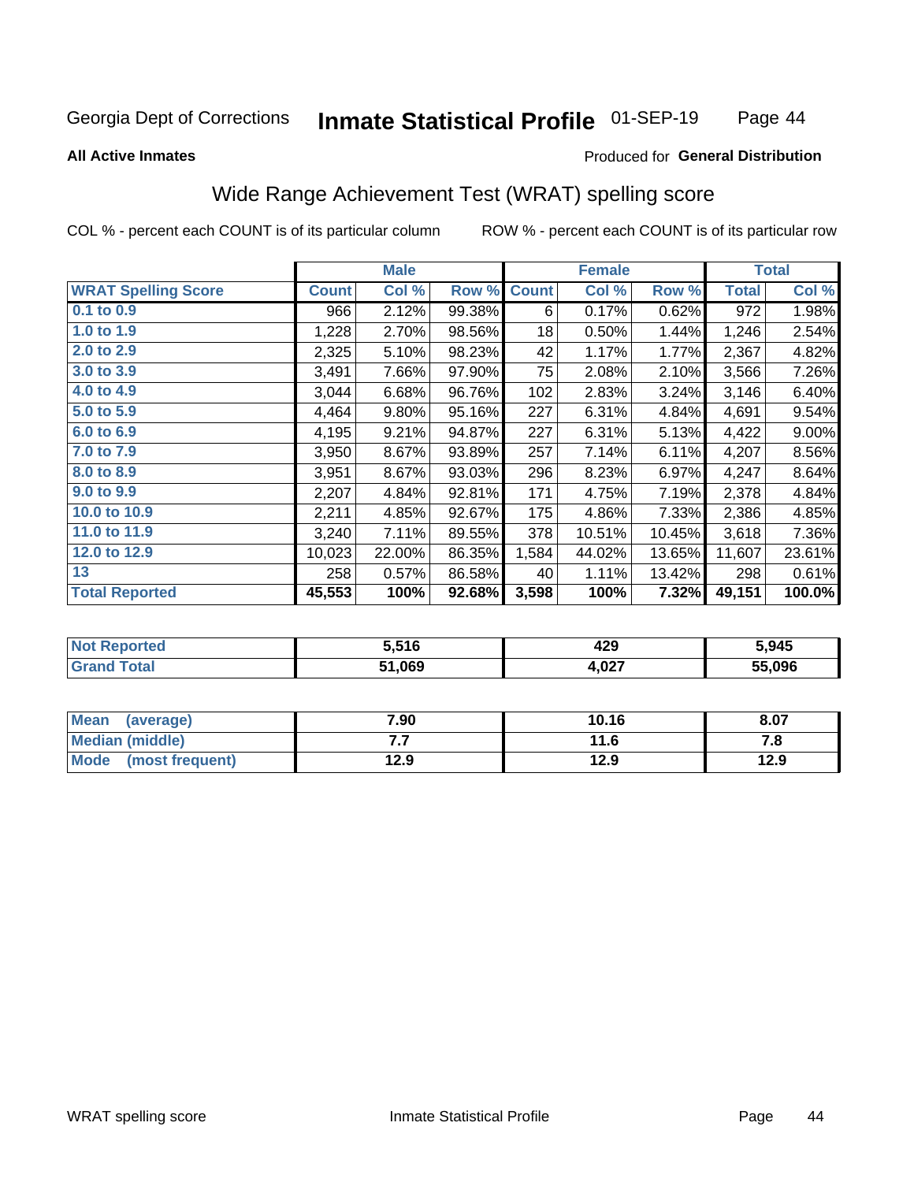Georgia Dept of Corrections **Inmate Statistical Profile** 01-SEP-19

**All Active Inmates**

Produced for **General Distribution**

## Wide Range Achievement Test (WRAT) spelling score

COL % - percent each COUNT is of its particular column ROW % - percent each COUNT is of its particular row

| | Male | | | Female | | | Total | |
|---|---|---|---|---|---|---|---|---|
| **WRAT Spelling Score** | **Count** | **Col %** | **Row %** | **Count** | **Col %** | **Row %** | **Total** | **Col %** |
| 0.1 to 0.9 | 966 | 2.12% | 99.38% | 6 | 0.17% | 0.62% | 972 | 1.98% |
| 1.0 to 1.9 | 1,228 | 2.70% | 98.56% | 18 | 0.50% | 1.44% | 1,246 | 2.54% |
| 2.0 to 2.9 | 2,325 | 5.10% | 98.23% | 42 | 1.17% | 1.77% | 2,367 | 4.82% |
| 3.0 to 3.9 | 3,491 | 7.66% | 97.90% | 75 | 2.08% | 2.10% | 3,566 | 7.26% |
| 4.0 to 4.9 | 3,044 | 6.68% | 96.76% | 102 | 2.83% | 3.24% | 3,146 | 6.40% |
| 5.0 to 5.9 | 4,464 | 9.80% | 95.16% | 227 | 6.31% | 4.84% | 4,691 | 9.54% |
| 6.0 to 6.9 | 4,195 | 9.21% | 94.87% | 227 | 6.31% | 5.13% | 4,422 | 9.00% |
| 7.0 to 7.9 | 3,950 | 8.67% | 93.89% | 257 | 7.14% | 6.11% | 4,207 | 8.56% |
| 8.0 to 8.9 | 3,951 | 8.67% | 93.03% | 296 | 8.23% | 6.97% | 4,247 | 8.64% |
| 9.0 to 9.9 | 2,207 | 4.84% | 92.81% | 171 | 4.75% | 7.19% | 2,378 | 4.84% |
| 10.0 to 10.9 | 2,211 | 4.85% | 92.67% | 175 | 4.86% | 7.33% | 2,386 | 4.85% |
| 11.0 to 11.9 | 3,240 | 7.11% | 89.55% | 378 | 10.51% | 10.45% | 3,618 | 7.36% |
| 12.0 to 12.9 | 10,023 | 22.00% | 86.35% | 1,584 | 44.02% | 13.65% | 11,607 | 23.61% |
| 13 | 258 | 0.57% | 86.58% | 40 | 1.11% | 13.42% | 298 | 0.61% |
| **Total Reported** | **45,553** | **100%** | **92.68%** | **3,598** | **100%** | **7.32%** | **49,151** | **100.0%** |

| | Male | Female | Total |
|---|---|---|---|
| Not Reported | 5,516 | 429 | 5,945 |
| Grand Total | 51,069 | 4,027 | 55,096 |

| | Male | Female | Total |
|---|---|---|---|
| Mean (average) | 7.90 | 10.16 | 8.07 |
| Median (middle) | 7.7 | 11.6 | 7.8 |
| Mode (most frequent) | 12.9 | 12.9 | 12.9 |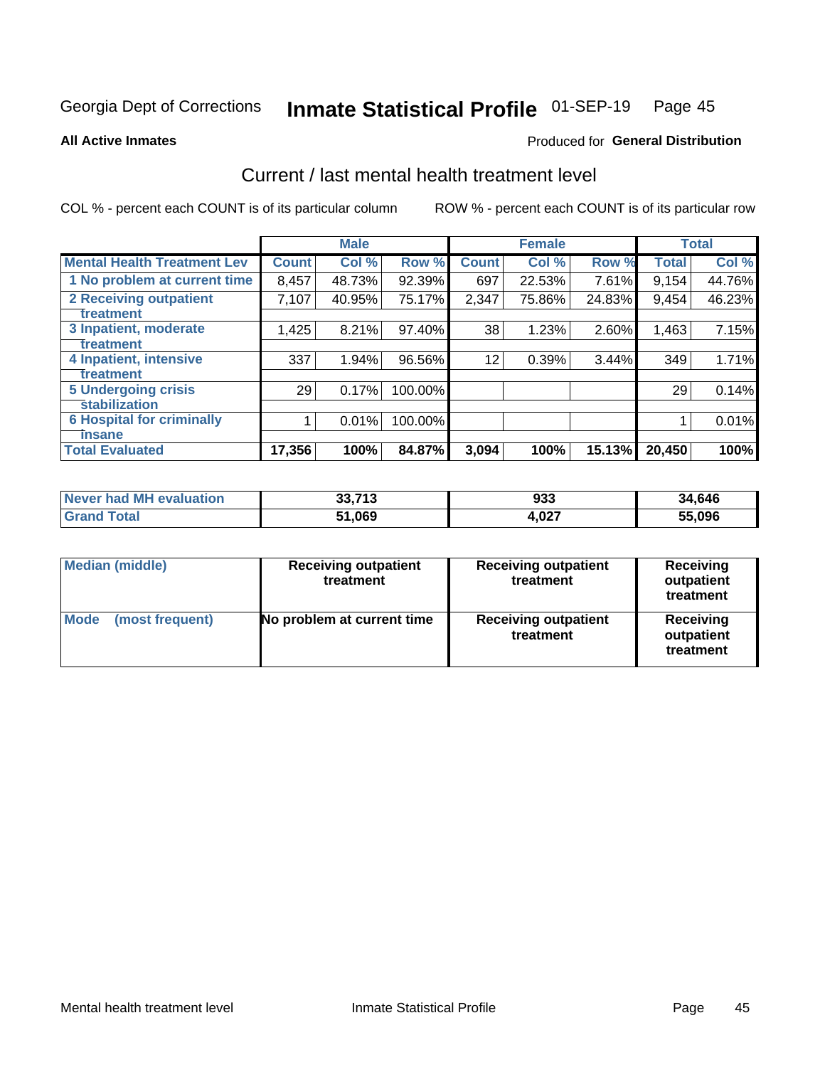Georgia Dept of Corrections **Inmate Statistical Profile** 01-SEP-19 Page 45

**All Active Inmates**

Produced for **General Distribution**

## Current / last mental health treatment level

COL % - percent each COUNT is of its particular column

ROW % - percent each COUNT is of its particular row

| | Male | | | Female | | | Total | |
|---|---|---|---|---|---|---|---|---|
| **Mental Health Treatment Lev** | **Count** | **Col %** | **Row %** | **Count** | **Col %** | **Row %** | **Total** | **Col %** |
| 1 No problem at current time | 8,457 | 48.73% | 92.39% | 697 | 22.53% | 7.61% | 9,154 | 44.76% |
| 2 Receiving outpatient treatment | 7,107 | 40.95% | 75.17% | 2,347 | 75.86% | 24.83% | 9,454 | 46.23% |
| 3 Inpatient, moderate treatment | 1,425 | 8.21% | 97.40% | 38 | 1.23% | 2.60% | 1,463 | 7.15% |
| 4 Inpatient, intensive treatment | 337 | 1.94% | 96.56% | 12 | 0.39% | 3.44% | 349 | 1.71% |
| 5 Undergoing crisis stabilization | 29 | 0.17% | 100.00% | | | | 29 | 0.14% |
| 6 Hospital for criminally insane | 1 | 0.01% | 100.00% | | | | 1 | 0.01% |
| **Total Evaluated** | **17,356** | **100%** | **84.87%** | **3,094** | **100%** | **15.13%** | **20,450** | **100%** |

| | Male | Female | Total |
|---|---|---|---|
| **Never had MH evaluation** | **33,713** | **933** | **34,646** |
| **Grand Total** | **51,069** | **4,027** | **55,096** |

| | Male | Female | Total |
|---|---|---|---|
| **Median (middle)** | **Receiving outpatient treatment** | **Receiving outpatient treatment** | **Receiving outpatient treatment** |
| **Mode (most frequent)** | **No problem at current time** | **Receiving outpatient treatment** | **Receiving outpatient treatment** |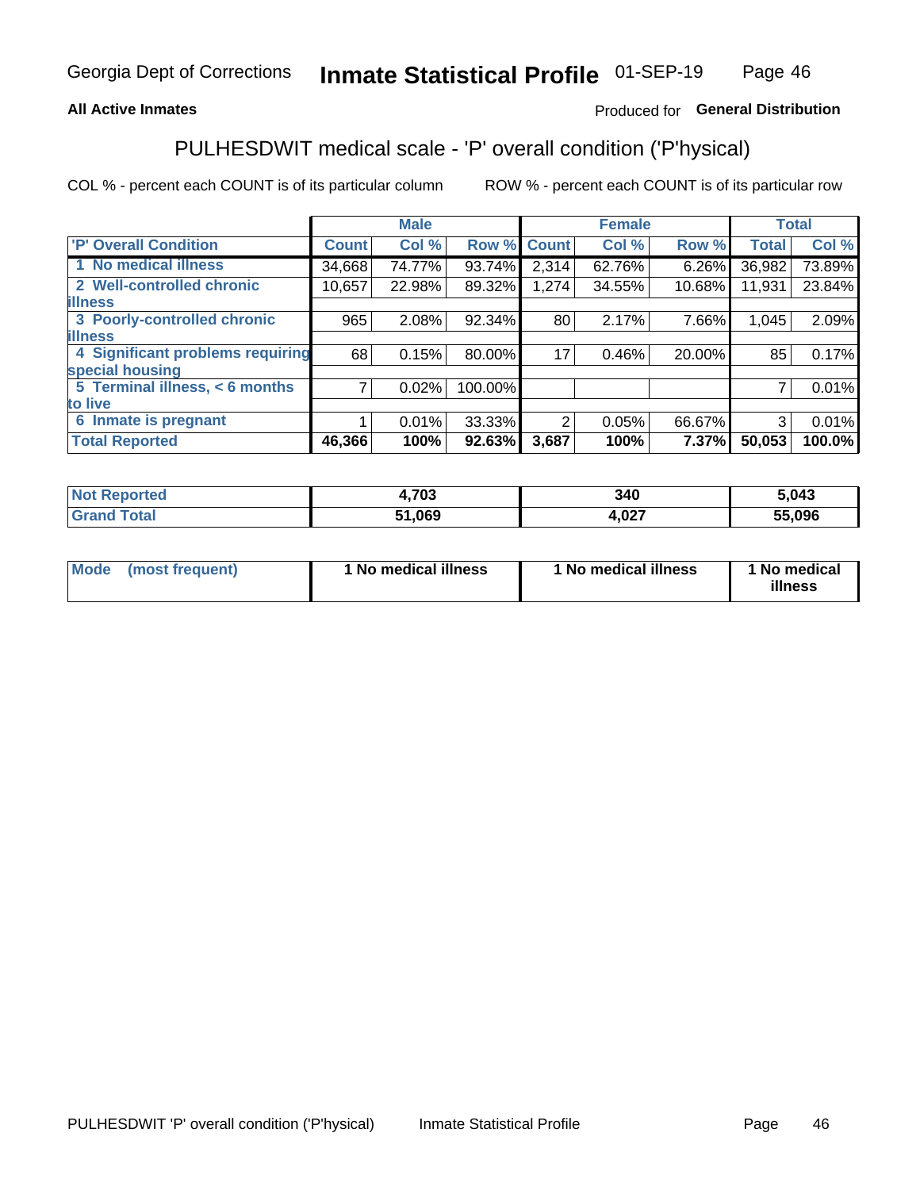Georgia Dept of Corrections **Inmate Statistical Profile** 01-SEP-19

**All Active Inmates**

Produced for **General Distribution**

## PULHESDWIT medical scale - 'P' overall condition ('P'hysical)

COL % - percent each COUNT is of its particular column ROW % - percent each COUNT is of its particular row

| | Male | | | Female | | | Total | |
|---|---|---|---|---|---|---|---|---|
| **'P' Overall Condition** | **Count** | **Col %** | **Row %** | **Count** | **Col %** | **Row %** | **Total** | **Col %** |
| 1 No medical illness | 34,668 | 74.77% | 93.74% | 2,314 | 62.76% | 6.26% | 36,982 | 73.89% |
| 2 Well-controlled chronic illness | 10,657 | 22.98% | 89.32% | 1,274 | 34.55% | 10.68% | 11,931 | 23.84% |
| 3 Poorly-controlled chronic illness | 965 | 2.08% | 92.34% | 80 | 2.17% | 7.66% | 1,045 | 2.09% |
| 4 Significant problems requiring special housing | 68 | 0.15% | 80.00% | 17 | 0.46% | 20.00% | 85 | 0.17% |
| 5 Terminal illness, < 6 months to live | 7 | 0.02% | 100.00% | | | | 7 | 0.01% |
| 6 Inmate is pregnant | 1 | 0.01% | 33.33% | 2 | 0.05% | 66.67% | 3 | 0.01% |
| **Total Reported** | **46,366** | **100%** | **92.63%** | **3,687** | **100%** | **7.37%** | **50,053** | **100.0%** |

| | Male | Female | Total |
|---|---|---|---|
| **Not Reported** | **4,703** | **340** | **5,043** |
| **Grand Total** | **51,069** | **4,027** | **55,096** |

| | Male | Female | Total |
|---|---|---|---|
| **Mode (most frequent)** | **1 No medical illness** | **1 No medical illness** | **1 No medical illness** |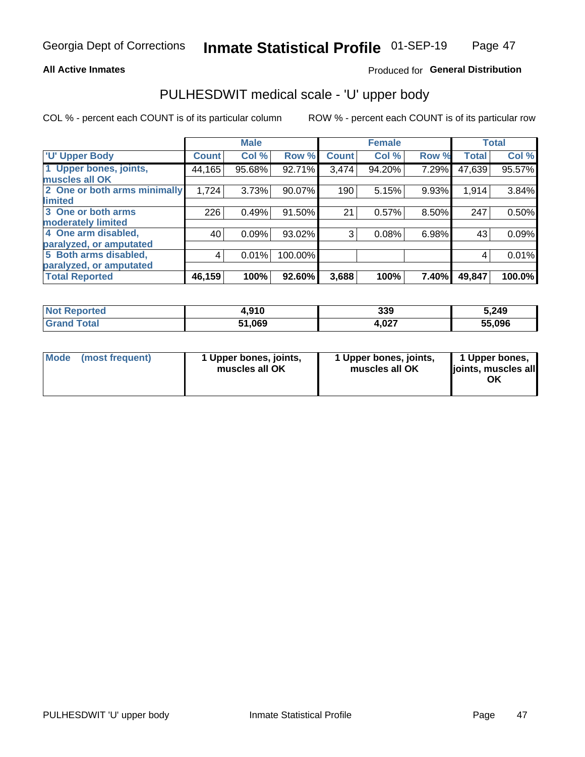Georgia Dept of Corrections **Inmate Statistical Profile** 01-SEP-19

**All Active Inmates**

Produced for **General Distribution**

## PULHESDWIT medical scale - 'U' upper body

COL % - percent each COUNT is of its particular column ROW % - percent each COUNT is of its particular row

| | Male | | | Female | | | Total | |
|---|---|---|---|---|---|---|---|---|
| 'U' Upper Body | Count | Col % | Row % | Count | Col % | Row % | Total | Col % |
| 1 Upper bones, joints, muscles all OK | 44,165 | 95.68% | 92.71% | 3,474 | 94.20% | 7.29% | 47,639 | 95.57% |
| 2 One or both arms minimally limited | 1,724 | 3.73% | 90.07% | 190 | 5.15% | 9.93% | 1,914 | 3.84% |
| 3 One or both arms moderately limited | 226 | 0.49% | 91.50% | 21 | 0.57% | 8.50% | 247 | 0.50% |
| 4 One arm disabled, paralyzed, or amputated | 40 | 0.09% | 93.02% | 3 | 0.08% | 6.98% | 43 | 0.09% |
| 5 Both arms disabled, paralyzed, or amputated | 4 | 0.01% | 100.00% | | | | 4 | 0.01% |
| **Total Reported** | **46,159** | **100%** | **92.60%** | **3,688** | **100%** | **7.40%** | **49,847** | **100.0%** |

| | Male | Female | Total |
|---|---|---|---|
| Not Reported | **4,910** | **339** | **5,249** |
| Grand Total | **51,069** | **4,027** | **55,096** |

| | Male | Female | Total |
|---|---|---|---|
| Mode (most frequent) | **1 Upper bones, joints, muscles all OK** | **1 Upper bones, joints, muscles all OK** | **1 Upper bones, joints, muscles all OK** |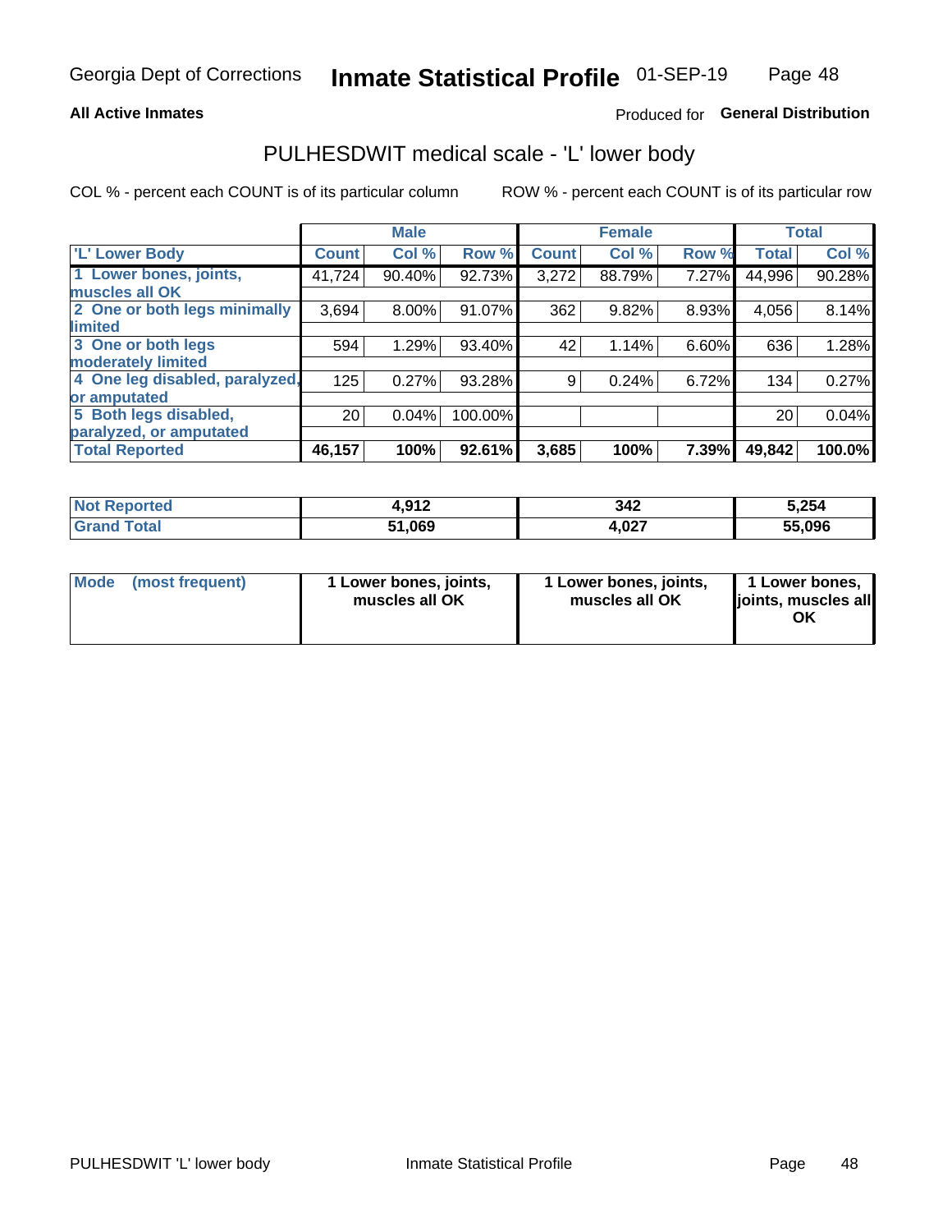Georgia Dept of Corrections **Inmate Statistical Profile** 01-SEP-19

**All Active Inmates**

Produced for **General Distribution**

## PULHESDWIT medical scale - 'L' lower body

COL % - percent each COUNT is of its particular column

ROW % - percent each COUNT is of its particular row

| | Male | | | Female | | | Total | |
|---|---|---|---|---|---|---|---|---|
| 'L' Lower Body | Count | Col % | Row % | Count | Col % | Row % | Total | Col % |
| 1 Lower bones, joints, muscles all OK | 41,724 | 90.40% | 92.73% | 3,272 | 88.79% | 7.27% | 44,996 | 90.28% |
| 2 One or both legs minimally limited | 3,694 | 8.00% | 91.07% | 362 | 9.82% | 8.93% | 4,056 | 8.14% |
| 3 One or both legs moderately limited | 594 | 1.29% | 93.40% | 42 | 1.14% | 6.60% | 636 | 1.28% |
| 4 One leg disabled, paralyzed, or amputated | 125 | 0.27% | 93.28% | 9 | 0.24% | 6.72% | 134 | 0.27% |
| 5 Both legs disabled, paralyzed, or amputated | 20 | 0.04% | 100.00% | | | | 20 | 0.04% |
| **Total Reported** | **46,157** | **100%** | **92.61%** | **3,685** | **100%** | **7.39%** | **49,842** | **100.0%** |

| | Male | Female | Total |
|---|---|---|---|
| Not Reported | 4,912 | 342 | 5,254 |
| Grand Total | 51,069 | 4,027 | 55,096 |

| | Male | Female | Total |
|---|---|---|---|
| Mode (most frequent) | 1 Lower bones, joints, muscles all OK | 1 Lower bones, joints, muscles all OK | 1 Lower bones, joints, muscles all OK |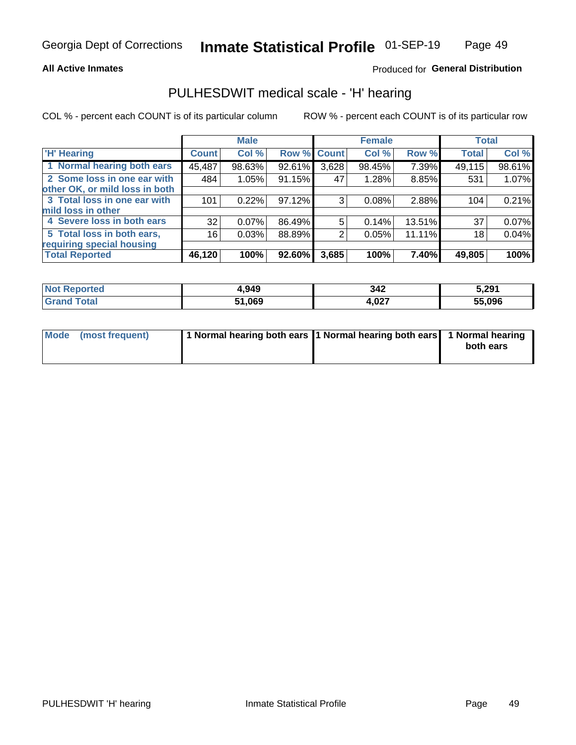**All Active Inmates**

Produced for **General Distribution**

## PULHESDWIT medical scale - 'H' hearing

COL % - percent each COUNT is of its particular column

ROW % - percent each COUNT is of its particular row

| | Male | | | Female | | | Total | |
|---|---|---|---|---|---|---|---|---|
| 'H' Hearing | Count | Col % | Row % | Count | Col % | Row % | Total | Col % |
| 1 Normal hearing both ears | 45,487 | 98.63% | 92.61% | 3,628 | 98.45% | 7.39% | 49,115 | 98.61% |
| 2 Some loss in one ear with other OK, or mild loss in both | 484 | 1.05% | 91.15% | 47 | 1.28% | 8.85% | 531 | 1.07% |
| 3 Total loss in one ear with mild loss in other | 101 | 0.22% | 97.12% | 3 | 0.08% | 2.88% | 104 | 0.21% |
| 4 Severe loss in both ears | 32 | 0.07% | 86.49% | 5 | 0.14% | 13.51% | 37 | 0.07% |
| 5 Total loss in both ears, requiring special housing | 16 | 0.03% | 88.89% | 2 | 0.05% | 11.11% | 18 | 0.04% |
| **Total Reported** | **46,120** | **100%** | **92.60%** | **3,685** | **100%** | **7.40%** | **49,805** | **100%** |

| | Male | Female | Total |
|---|---|---|---|
| **Not Reported** | **4,949** | **342** | **5,291** |
| **Grand Total** | **51,069** | **4,027** | **55,096** |

| | Male | Female | Total |
|---|---|---|---|
| Mode (most frequent) | **1 Normal hearing both ears** | **1 Normal hearing both ears** | **1 Normal hearing both ears** |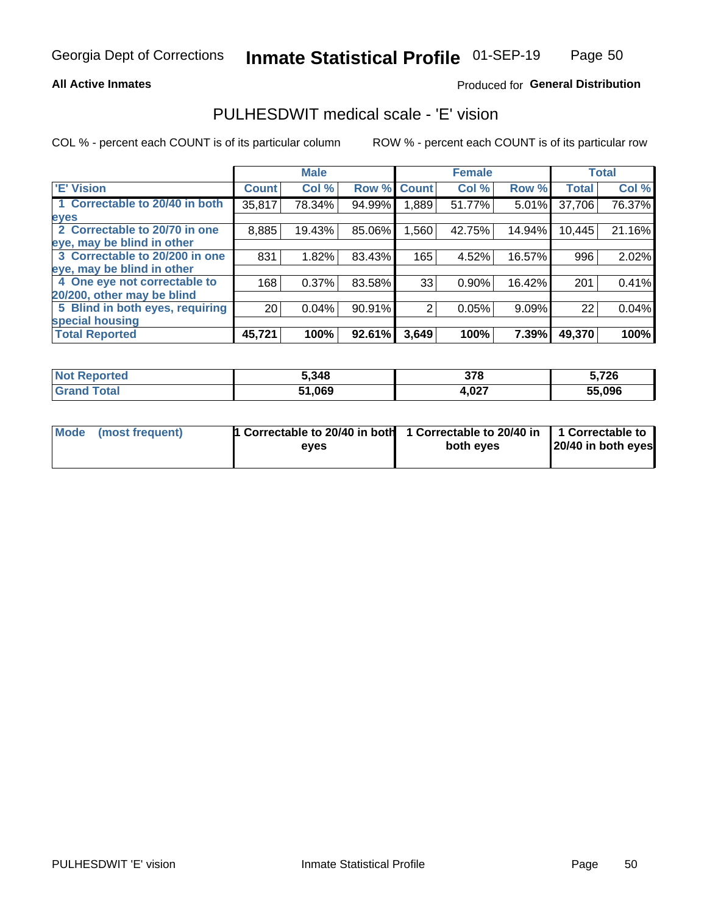Georgia Dept of Corrections **Inmate Statistical Profile** 01-SEP-19

**All Active Inmates** Produced for **General Distribution**

## PULHESDWIT medical scale - 'E' vision

COL % - percent each COUNT is of its particular column ROW % - percent each COUNT is of its particular row

| | Male | | | Female | | | Total | |
|---|---|---|---|---|---|---|---|---|
| 'E' Vision | Count | Col % | Row % | Count | Col % | Row % | Total | Col % |
| 1 Correctable to 20/40 in both eyes | 35,817 | 78.34% | 94.99% | 1,889 | 51.77% | 5.01% | 37,706 | 76.37% |
| 2 Correctable to 20/70 in one eye, may be blind in other | 8,885 | 19.43% | 85.06% | 1,560 | 42.75% | 14.94% | 10,445 | 21.16% |
| 3 Correctable to 20/200 in one eye, may be blind in other | 831 | 1.82% | 83.43% | 165 | 4.52% | 16.57% | 996 | 2.02% |
| 4 One eye not correctable to 20/200, other may be blind | 168 | 0.37% | 83.58% | 33 | 0.90% | 16.42% | 201 | 0.41% |
| 5 Blind in both eyes, requiring special housing | 20 | 0.04% | 90.91% | 2 | 0.05% | 9.09% | 22 | 0.04% |
| **Total Reported** | **45,721** | **100%** | **92.61%** | **3,649** | **100%** | **7.39%** | **49,370** | **100%** |

| | Male | Female | Total |
|---|---|---|---|
| Not Reported | 5,348 | 378 | 5,726 |
| Grand Total | 51,069 | 4,027 | 55,096 |

| | Male | Female | Total |
|---|---|---|---|
| Mode (most frequent) | 1 Correctable to 20/40 in both eyes | 1 Correctable to 20/40 in both eyes | 1 Correctable to 20/40 in both eyes |

PULHESDWIT 'E' vision Inmate Statistical Profile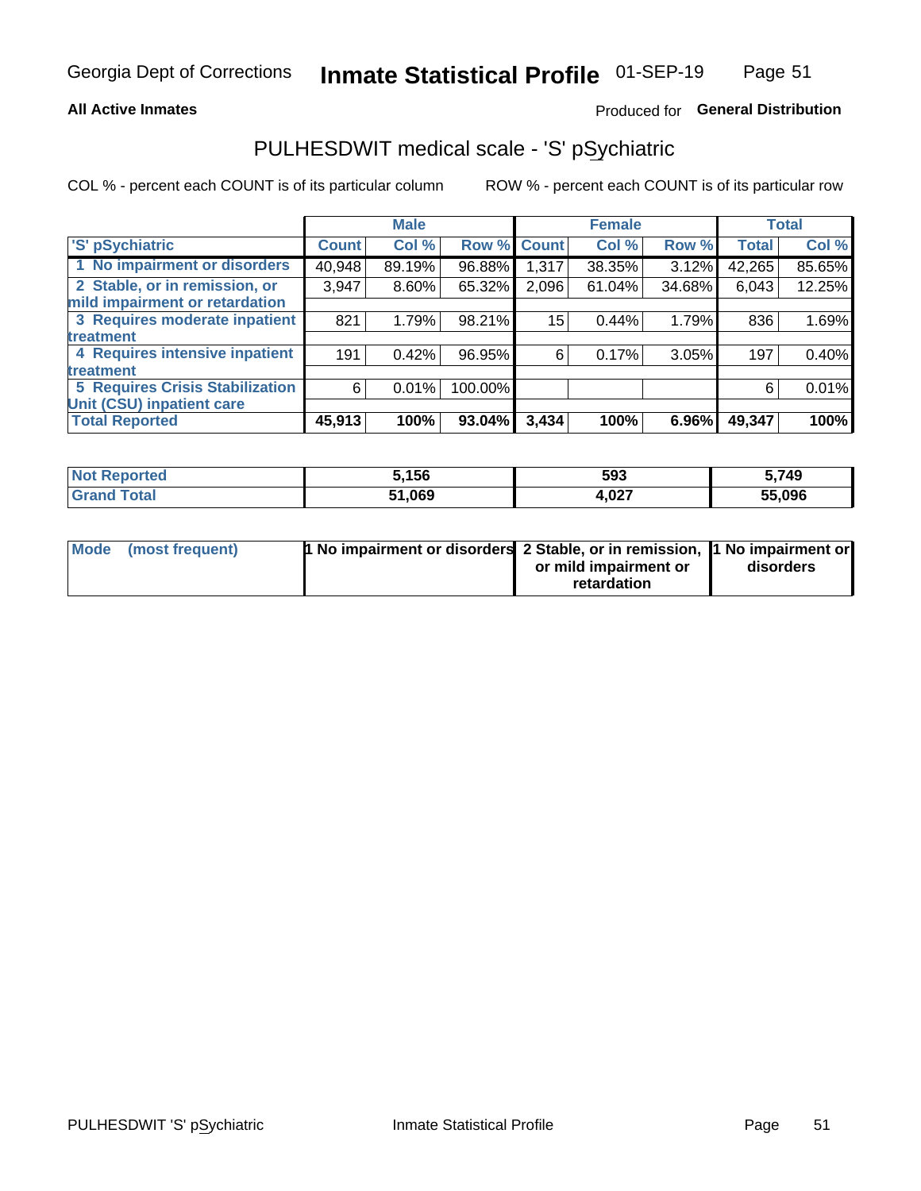Georgia Dept of Corrections **Inmate Statistical Profile** 01-SEP-19

**All Active Inmates**

Produced for **General Distribution**

## PULHESDWIT medical scale - 'S' pSychiatric

COL % - percent each COUNT is of its particular column

ROW % - percent each COUNT is of its particular row

| | Male | | | Female | | | Total | |
|---|---|---|---|---|---|---|---|---|
| 'S' pSychiatric | Count | Col % | Row % | Count | Col % | Row % | Total | Col % |
| 1 No impairment or disorders | 40,948 | 89.19% | 96.88% | 1,317 | 38.35% | 3.12% | 42,265 | 85.65% |
| 2 Stable, or in remission, or mild impairment or retardation | 3,947 | 8.60% | 65.32% | 2,096 | 61.04% | 34.68% | 6,043 | 12.25% |
| 3 Requires moderate inpatient treatment | 821 | 1.79% | 98.21% | 15 | 0.44% | 1.79% | 836 | 1.69% |
| 4 Requires intensive inpatient treatment | 191 | 0.42% | 96.95% | 6 | 0.17% | 3.05% | 197 | 0.40% |
| 5 Requires Crisis Stabilization Unit (CSU) inpatient care | 6 | 0.01% | 100.00% | | | | 6 | 0.01% |
| **Total Reported** | **45,913** | **100%** | **93.04%** | **3,434** | **100%** | **6.96%** | **49,347** | **100%** |

| | Male | Female | Total |
|---|---|---|---|
| Not Reported | 5,156 | 593 | 5,749 |
| Grand Total | 51,069 | 4,027 | 55,096 |

| | Male | Female | Total |
|---|---|---|---|
| Mode (most frequent) | 1 No impairment or disorders | 2 Stable, or in remission, or mild impairment or retardation | 1 No impairment or disorders |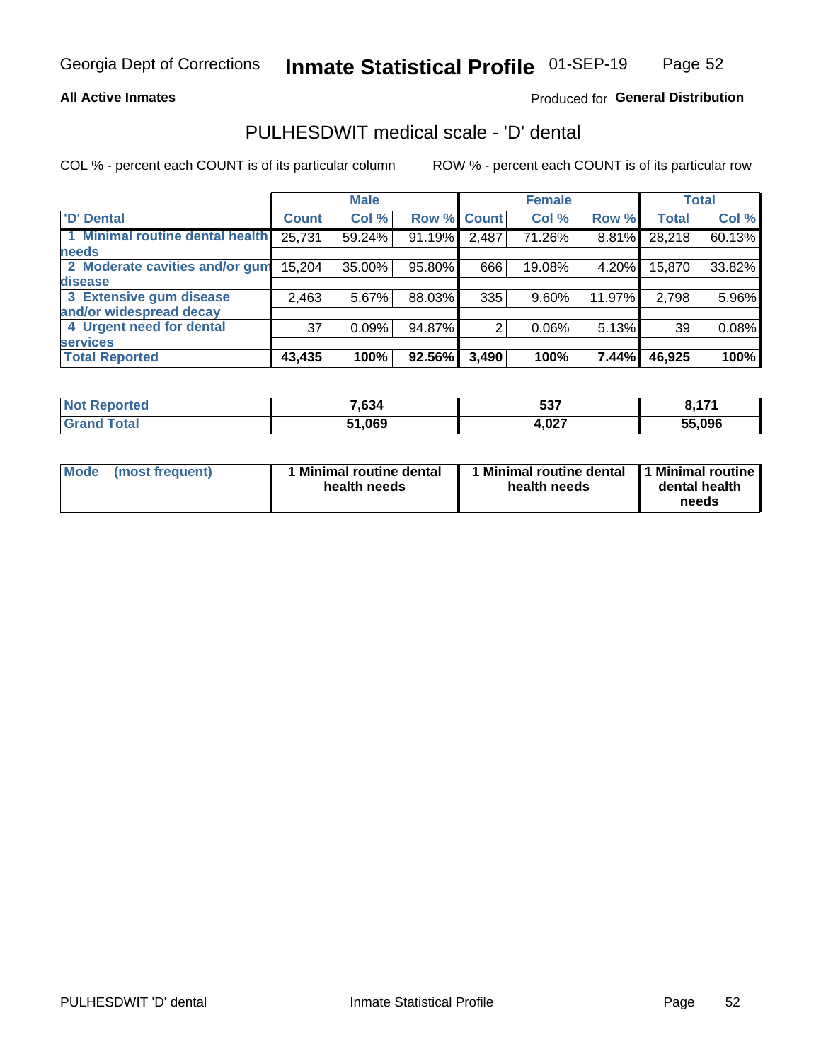Georgia Dept of Corrections **Inmate Statistical Profile** 01-SEP-19

**All Active Inmates**

Produced for **General Distribution**

## PULHESDWIT medical scale - 'D' dental

COL % - percent each COUNT is of its particular column

ROW % - percent each COUNT is of its particular row

| | Male | | | Female | | | Total | |
|---|---|---|---|---|---|---|---|---|
| 'D' Dental | Count | Col % | Row % | Count | Col % | Row % | Total | Col % |
| 1 Minimal routine dental health needs | 25,731 | 59.24% | 91.19% | 2,487 | 71.26% | 8.81% | 28,218 | 60.13% |
| 2 Moderate cavities and/or gum disease | 15,204 | 35.00% | 95.80% | 666 | 19.08% | 4.20% | 15,870 | 33.82% |
| 3 Extensive gum disease and/or widespread decay | 2,463 | 5.67% | 88.03% | 335 | 9.60% | 11.97% | 2,798 | 5.96% |
| 4 Urgent need for dental services | 37 | 0.09% | 94.87% | 2 | 0.06% | 5.13% | 39 | 0.08% |
| **Total Reported** | **43,435** | **100%** | **92.56%** | **3,490** | **100%** | **7.44%** | **46,925** | **100%** |

| | Male | Female | Total |
|---|---|---|---|
| Not Reported | 7,634 | 537 | 8,171 |
| Grand Total | 51,069 | 4,027 | 55,096 |

| | Male | Female | Total |
|---|---|---|---|
| Mode (most frequent) | 1 Minimal routine dental health needs | 1 Minimal routine dental health needs | 1 Minimal routine dental health needs |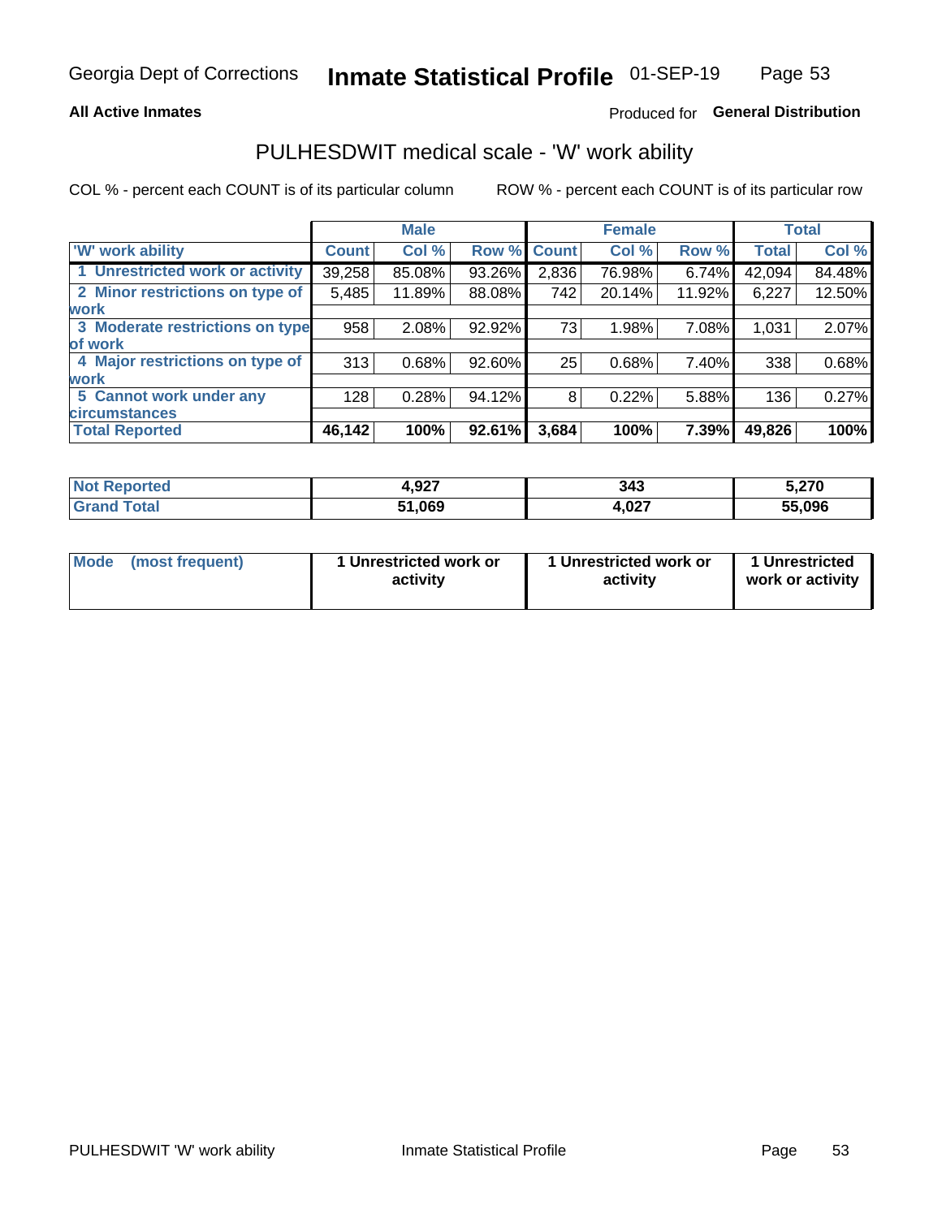**All Active Inmates**

Produced for **General Distribution**

## PULHESDWIT medical scale - 'W' work ability

COL % - percent each COUNT is of its particular column

ROW % - percent each COUNT is of its particular row

| | Male | | | Female | | | Total | |
|---|---|---|---|---|---|---|---|---|
| 'W' work ability | Count | Col % | Row % | Count | Col % | Row % | Total | Col % |
| 1 Unrestricted work or activity | 39,258 | 85.08% | 93.26% | 2,836 | 76.98% | 6.74% | 42,094 | 84.48% |
| 2 Minor restrictions on type of work | 5,485 | 11.89% | 88.08% | 742 | 20.14% | 11.92% | 6,227 | 12.50% |
| 3 Moderate restrictions on type of work | 958 | 2.08% | 92.92% | 73 | 1.98% | 7.08% | 1,031 | 2.07% |
| 4 Major restrictions on type of work | 313 | 0.68% | 92.60% | 25 | 0.68% | 7.40% | 338 | 0.68% |
| 5 Cannot work under any circumstances | 128 | 0.28% | 94.12% | 8 | 0.22% | 5.88% | 136 | 0.27% |
| **Total Reported** | **46,142** | **100%** | **92.61%** | **3,684** | **100%** | **7.39%** | **49,826** | **100%** |

| | Male | Female | Total |
|---|---|---|---|
| Not Reported | 4,927 | 343 | 5,270 |
| Grand Total | 51,069 | 4,027 | 55,096 |

| | Male | Female | Total |
|---|---|---|---|
| Mode (most frequent) | 1 Unrestricted work or activity | 1 Unrestricted work or activity | 1 Unrestricted work or activity |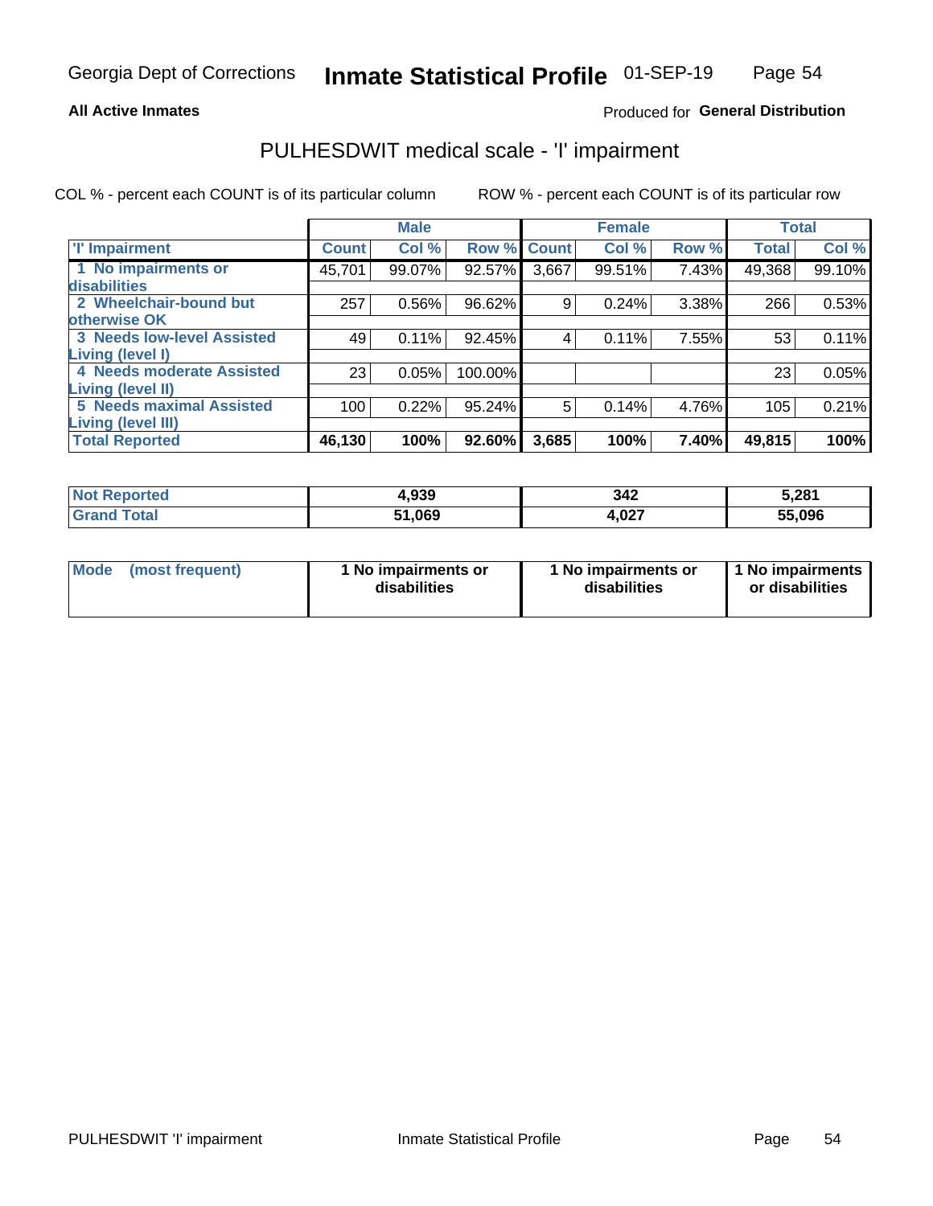Georgia Dept of Corrections **Inmate Statistical Profile** 01-SEP-19

**All Active Inmates**

Produced for **General Distribution**

## PULHESDWIT medical scale - 'I' impairment

COL % - percent each COUNT is of its particular column ROW % - percent each COUNT is of its particular row

| | Male | | | Female | | | Total | |
|---|---|---|---|---|---|---|---|---|
| 'I' Impairment | Count | Col % | Row % | Count | Col % | Row % | Total | Col % |
| 1 No impairments or disabilities | 45,701 | 99.07% | 92.57% | 3,667 | 99.51% | 7.43% | 49,368 | 99.10% |
| 2 Wheelchair-bound but otherwise OK | 257 | 0.56% | 96.62% | 9 | 0.24% | 3.38% | 266 | 0.53% |
| 3 Needs low-level Assisted Living (level I) | 49 | 0.11% | 92.45% | 4 | 0.11% | 7.55% | 53 | 0.11% |
| 4 Needs moderate Assisted Living (level II) | 23 | 0.05% | 100.00% | | | | 23 | 0.05% |
| 5 Needs maximal Assisted Living (level III) | 100 | 0.22% | 95.24% | 5 | 0.14% | 4.76% | 105 | 0.21% |
| **Total Reported** | **46,130** | **100%** | **92.60%** | **3,685** | **100%** | **7.40%** | **49,815** | **100%** |

| | Male | Female | Total |
|---|---|---|---|
| Not Reported | 4,939 | 342 | 5,281 |
| Grand Total | 51,069 | 4,027 | 55,096 |

| | Male | Female | Total |
|---|---|---|---|
| Mode (most frequent) | 1 No impairments or disabilities | 1 No impairments or disabilities | 1 No impairments or disabilities |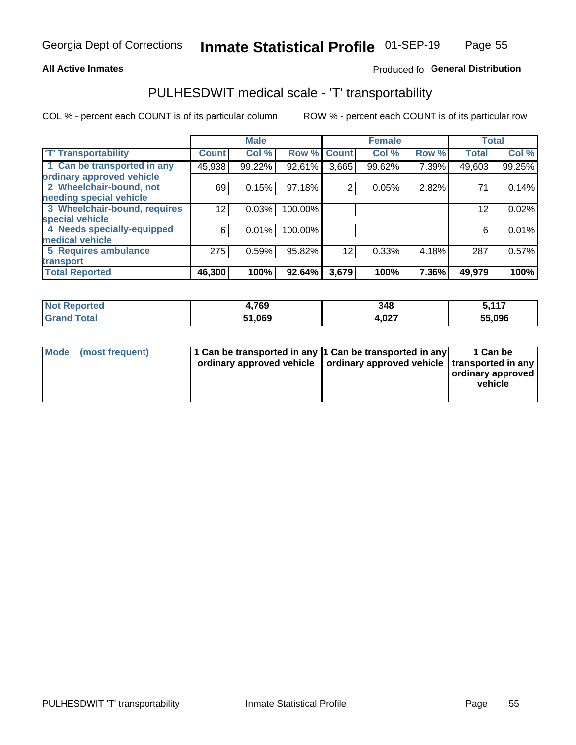**All Active Inmates**

Produced fo **General Distribution**

## PULHESDWIT medical scale - 'T' transportability

COL % - percent each COUNT is of its particular column

ROW % - percent each COUNT is of its particular row

| | Male | | | Female | | | Total | |
|---|---|---|---|---|---|---|---|---|
| 'T' Transportability | Count | Col % | Row % | Count | Col % | Row % | Total | Col % |
| 1 Can be transported in any ordinary approved vehicle | 45,938 | 99.22% | 92.61% | 3,665 | 99.62% | 7.39% | 49,603 | 99.25% |
| 2 Wheelchair-bound, not needing special vehicle | 69 | 0.15% | 97.18% | 2 | 0.05% | 2.82% | 71 | 0.14% |
| 3 Wheelchair-bound, requires special vehicle | 12 | 0.03% | 100.00% | | | | 12 | 0.02% |
| 4 Needs specially-equipped medical vehicle | 6 | 0.01% | 100.00% | | | | 6 | 0.01% |
| 5 Requires ambulance transport | 275 | 0.59% | 95.82% | 12 | 0.33% | 4.18% | 287 | 0.57% |
| **Total Reported** | **46,300** | **100%** | **92.64%** | **3,679** | **100%** | **7.36%** | **49,979** | **100%** |

| | Male | Female | Total |
|---|---|---|---|
| **Not Reported** | **4,769** | **348** | **5,117** |
| **Grand Total** | **51,069** | **4,027** | **55,096** |

| | Male | Female | Total |
|---|---|---|---|
| **Mode (most frequent)** | **1 Can be transported in any ordinary approved vehicle** | **1 Can be transported in any ordinary approved vehicle** | **1 Can be transported in any ordinary approved vehicle** |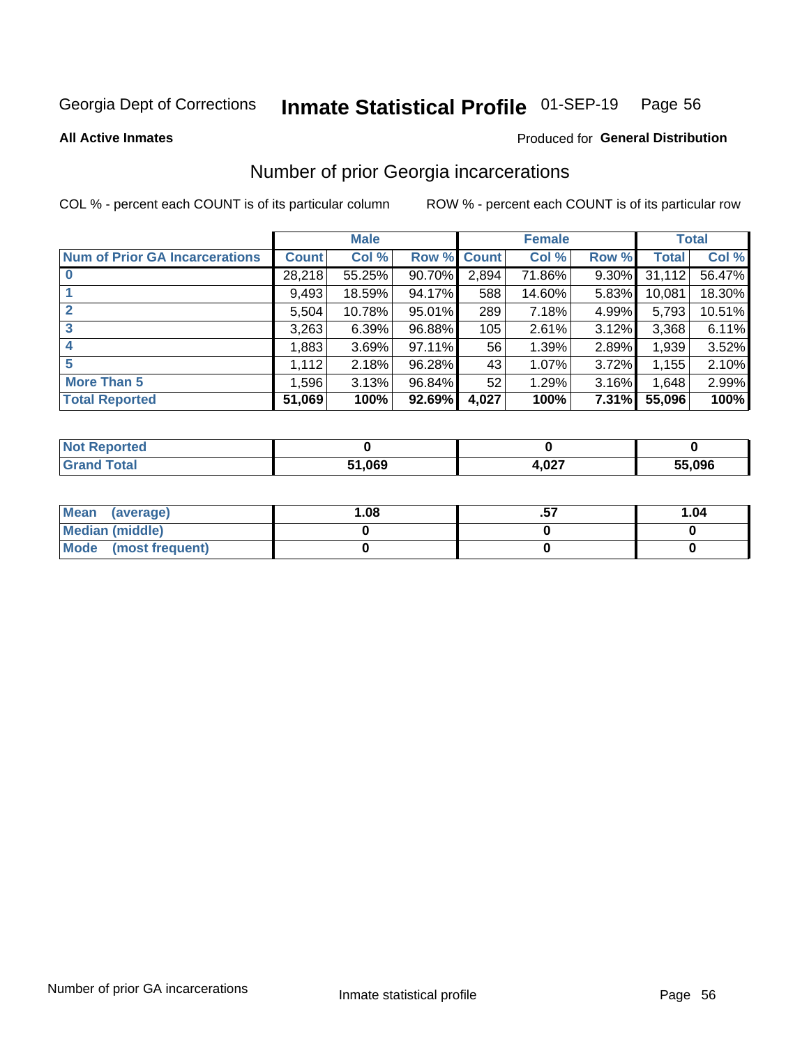Georgia Dept of Corrections **Inmate Statistical Profile** 01-SEP-19

**All Active Inmates**

Produced for **General Distribution**

## Number of prior Georgia incarcerations

COL % - percent each COUNT is of its particular column

ROW % - percent each COUNT is of its particular row

| | Male | | | Female | | | Total | |
|---|---|---|---|---|---|---|---|---|
| **Num of Prior GA Incarcerations** | **Count** | **Col %** | **Row %** | **Count** | **Col %** | **Row %** | **Total** | **Col %** |
| **0** | 28,218 | 55.25% | 90.70% | 2,894 | 71.86% | 9.30% | 31,112 | 56.47% |
| **1** | 9,493 | 18.59% | 94.17% | 588 | 14.60% | 5.83% | 10,081 | 18.30% |
| **2** | 5,504 | 10.78% | 95.01% | 289 | 7.18% | 4.99% | 5,793 | 10.51% |
| **3** | 3,263 | 6.39% | 96.88% | 105 | 2.61% | 3.12% | 3,368 | 6.11% |
| **4** | 1,883 | 3.69% | 97.11% | 56 | 1.39% | 2.89% | 1,939 | 3.52% |
| **5** | 1,112 | 2.18% | 96.28% | 43 | 1.07% | 3.72% | 1,155 | 2.10% |
| **More Than 5** | 1,596 | 3.13% | 96.84% | 52 | 1.29% | 3.16% | 1,648 | 2.99% |
| **Total Reported** | **51,069** | **100%** | **92.69%** | **4,027** | **100%** | **7.31%** | **55,096** | **100%** |

| | Male | Female | Total |
|---|---|---|---|
| **Not Reported** | **0** | **0** | **0** |
| **Grand Total** | **51,069** | **4,027** | **55,096** |

| | Male | Female | Total |
|---|---|---|---|
| **Mean (average)** | **1.08** | **.57** | **1.04** |
| **Median (middle)** | **0** | **0** | **0** |
| **Mode (most frequent)** | **0** | **0** | **0** |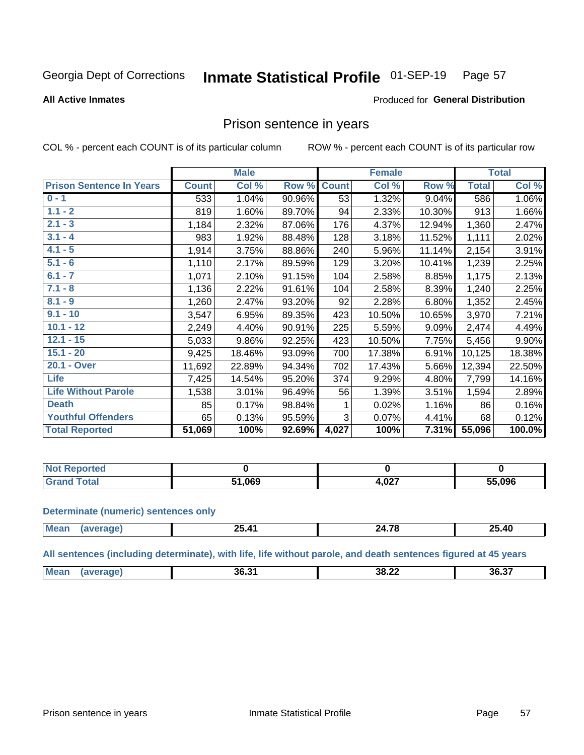Georgia Dept of Corrections **Inmate Statistical Profile** 01-SEP-19

**All Active Inmates**

Produced for **General Distribution**

## Prison sentence in years

COL % - percent each COUNT is of its particular column

ROW % - percent each COUNT is of its particular row

| | Male | | | Female | | | Total | |
|---|---|---|---|---|---|---|---|---|
| **Prison Sentence In Years** | **Count** | **Col %** | **Row %** | **Count** | **Col %** | **Row %** | **Total** | **Col %** |
| **0 - 1** | 533 | 1.04% | 90.96% | 53 | 1.32% | 9.04% | 586 | 1.06% |
| **1.1 - 2** | 819 | 1.60% | 89.70% | 94 | 2.33% | 10.30% | 913 | 1.66% |
| **2.1 - 3** | 1,184 | 2.32% | 87.06% | 176 | 4.37% | 12.94% | 1,360 | 2.47% |
| **3.1 - 4** | 983 | 1.92% | 88.48% | 128 | 3.18% | 11.52% | 1,111 | 2.02% |
| **4.1 - 5** | 1,914 | 3.75% | 88.86% | 240 | 5.96% | 11.14% | 2,154 | 3.91% |
| **5.1 - 6** | 1,110 | 2.17% | 89.59% | 129 | 3.20% | 10.41% | 1,239 | 2.25% |
| **6.1 - 7** | 1,071 | 2.10% | 91.15% | 104 | 2.58% | 8.85% | 1,175 | 2.13% |
| **7.1 - 8** | 1,136 | 2.22% | 91.61% | 104 | 2.58% | 8.39% | 1,240 | 2.25% |
| **8.1 - 9** | 1,260 | 2.47% | 93.20% | 92 | 2.28% | 6.80% | 1,352 | 2.45% |
| **9.1 - 10** | 3,547 | 6.95% | 89.35% | 423 | 10.50% | 10.65% | 3,970 | 7.21% |
| **10.1 - 12** | 2,249 | 4.40% | 90.91% | 225 | 5.59% | 9.09% | 2,474 | 4.49% |
| **12.1 - 15** | 5,033 | 9.86% | 92.25% | 423 | 10.50% | 7.75% | 5,456 | 9.90% |
| **15.1 - 20** | 9,425 | 18.46% | 93.09% | 700 | 17.38% | 6.91% | 10,125 | 18.38% |
| **20.1 - Over** | 11,692 | 22.89% | 94.34% | 702 | 17.43% | 5.66% | 12,394 | 22.50% |
| **Life** | 7,425 | 14.54% | 95.20% | 374 | 9.29% | 4.80% | 7,799 | 14.16% |
| **Life Without Parole** | 1,538 | 3.01% | 96.49% | 56 | 1.39% | 3.51% | 1,594 | 2.89% |
| **Death** | 85 | 0.17% | 98.84% | 1 | 0.02% | 1.16% | 86 | 0.16% |
| **Youthful Offenders** | 65 | 0.13% | 95.59% | 3 | 0.07% | 4.41% | 68 | 0.12% |
| **Total Reported** | **51,069** | **100%** | **92.69%** | **4,027** | **100%** | **7.31%** | **55,096** | **100.0%** |

| | Male | Female | Total |
|---|---|---|---|
| **Not Reported** | **0** | **0** | **0** |
| **Grand Total** | **51,069** | **4,027** | **55,096** |

### Determinate (numeric) sentences only

| | Male | Female | Total |
|---|---|---|---|
| **Mean (average)** | **25.41** | **24.78** | **25.40** |

### All sentences (including determinate), with life, life without parole, and death sentences figured at 45 years

| | Male | Female | Total |
|---|---|---|---|
| **Mean (average)** | **36.31** | **38.22** | **36.37** |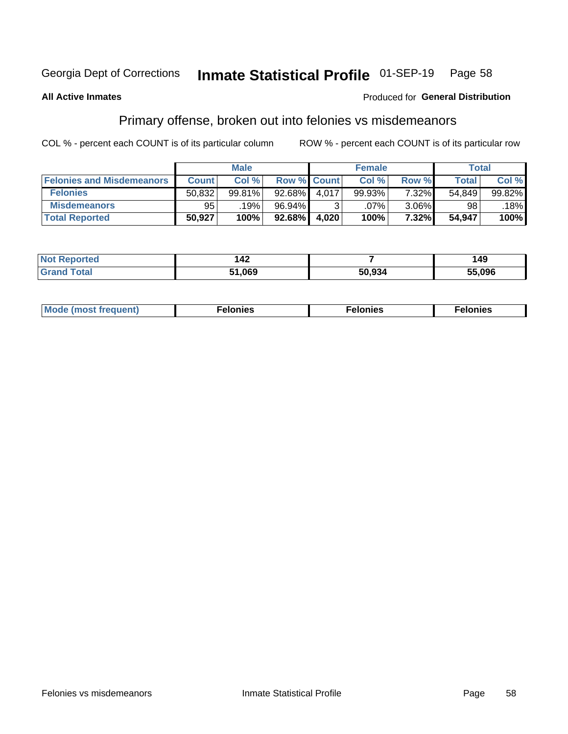Georgia Dept of Corrections **Inmate Statistical Profile** 01-SEP-19

**All Active Inmates**

Produced for **General Distribution**

## Primary offense, broken out into felonies vs misdemeanors

COL % - percent each COUNT is of its particular column

ROW % - percent each COUNT is of its particular row

| | Male | | | Female | | | Total | |
|---|---|---|---|---|---|---|---|---|
| **Felonies and Misdemeanors** | **Count** | **Col %** | **Row %** | **Count** | **Col %** | **Row %** | **Total** | **Col %** |
| **Felonies** | 50,832 | 99.81% | 92.68% | 4,017 | 99.93% | 7.32% | 54,849 | 99.82% |
| **Misdemeanors** | 95 | .19% | 96.94% | 3 | .07% | 3.06% | 98 | .18% |
| **Total Reported** | **50,927** | **100%** | **92.68%** | **4,020** | **100%** | **7.32%** | **54,947** | **100%** |

| | Male | Female | Total |
|---|---|---|---|
| **Not Reported** | **142** | **7** | **149** |
| **Grand Total** | **51,069** | **50,934** | **55,096** |

| | Male | Female | Total |
|---|---|---|---|
| **Mode (most frequent)** | **Felonies** | **Felonies** | **Felonies** |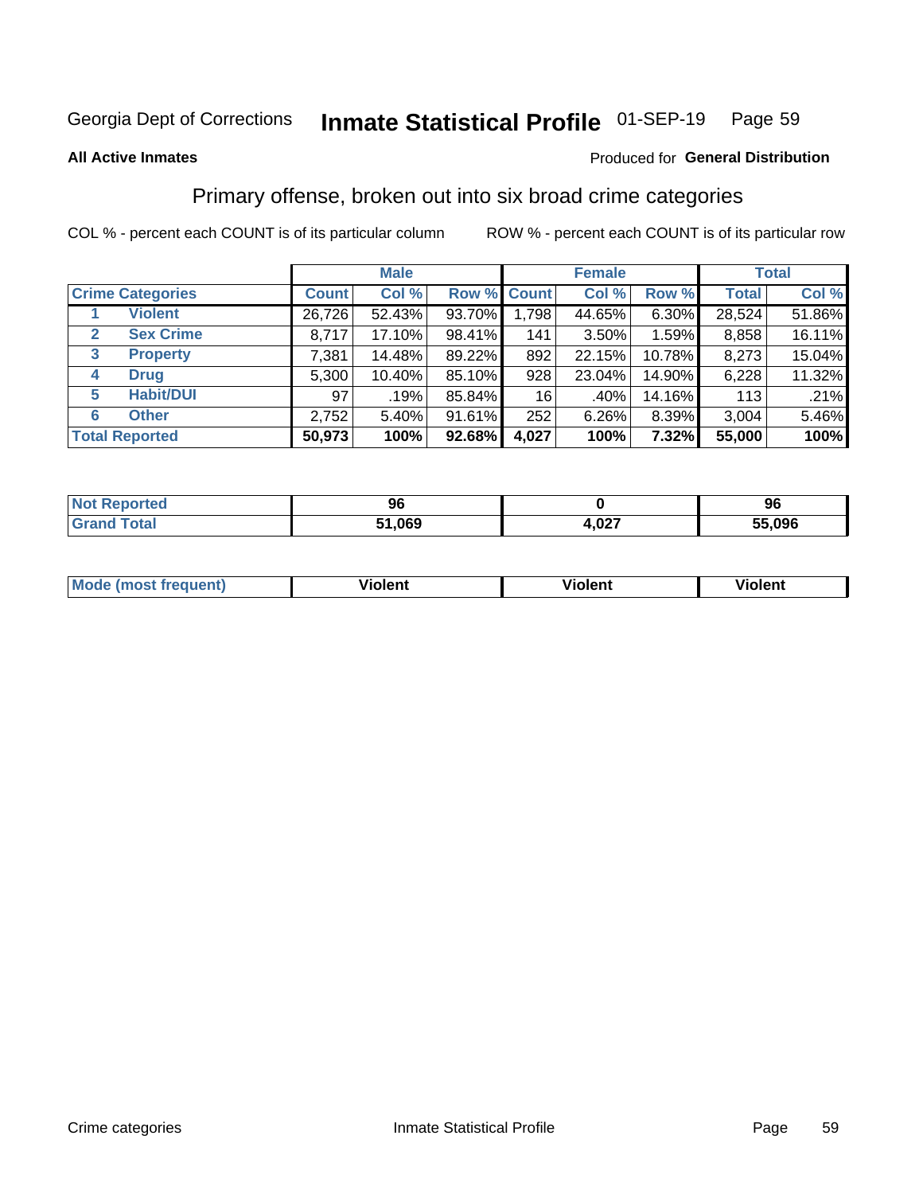Georgia Dept of Corrections **Inmate Statistical Profile** 01-SEP-19

**All Active Inmates**

Produced for **General Distribution**

## Primary offense, broken out into six broad crime categories

COL % - percent each COUNT is of its particular column    ROW % - percent each COUNT is of its particular row

| | | Male | | | Female | | | Total | |
|---|---|---|---|---|---|---|---|---|---|
| **Crime Categories** | | **Count** | **Col %** | **Row %** | **Count** | **Col %** | **Row %** | **Total** | **Col %** |
| 1 | **Violent** | 26,726 | 52.43% | 93.70% | 1,798 | 44.65% | 6.30% | 28,524 | 51.86% |
| 2 | **Sex Crime** | 8,717 | 17.10% | 98.41% | 141 | 3.50% | 1.59% | 8,858 | 16.11% |
| 3 | **Property** | 7,381 | 14.48% | 89.22% | 892 | 22.15% | 10.78% | 8,273 | 15.04% |
| 4 | **Drug** | 5,300 | 10.40% | 85.10% | 928 | 23.04% | 14.90% | 6,228 | 11.32% |
| 5 | **Habit/DUI** | 97 | .19% | 85.84% | 16 | .40% | 14.16% | 113 | .21% |
| 6 | **Other** | 2,752 | 5.40% | 91.61% | 252 | 6.26% | 8.39% | 3,004 | 5.46% |
| **Total Reported** | | **50,973** | **100%** | **92.68%** | **4,027** | **100%** | **7.32%** | **55,000** | **100%** |

| | Male | Female | Total |
|---|---|---|---|
| **Not Reported** | **96** | **0** | **96** |
| **Grand Total** | **51,069** | **4,027** | **55,096** |

| | Male | Female | Total |
|---|---|---|---|
| **Mode (most frequent)** | **Violent** | **Violent** | **Violent** |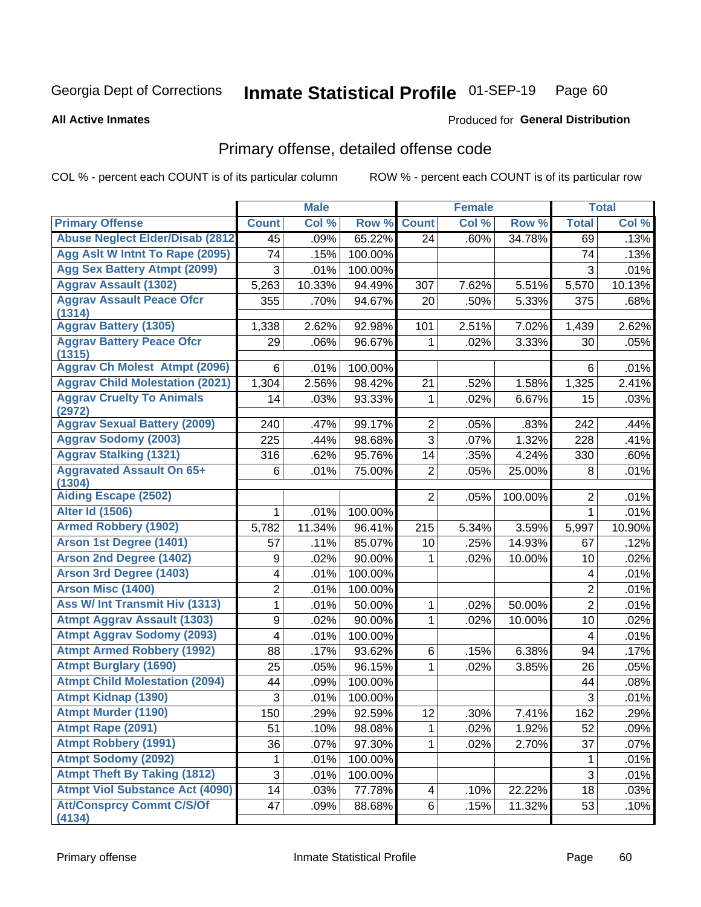Georgia Dept of Corrections **Inmate Statistical Profile** 01-SEP-19

**All Active Inmates** Produced for **General Distribution**

## Primary offense, detailed offense code

COL % - percent each COUNT is of its particular column ROW % - percent each COUNT is of its particular row

| | Male | | | Female | | | Total | |
|---|---|---|---|---|---|---|---|---|
| Primary Offense | Count | Col % | Row % | Count | Col % | Row % | Total | Col % |
| Abuse Neglect Elder/Disab (2812 | 45 | .09% | 65.22% | 24 | .60% | 34.78% | 69 | .13% |
| Agg Aslt W Intnt To Rape (2095) | 74 | .15% | 100.00% | | | | 74 | .13% |
| Agg Sex Battery Atmpt (2099) | 3 | .01% | 100.00% | | | | 3 | .01% |
| Aggrav Assault (1302) | 5,263 | 10.33% | 94.49% | 307 | 7.62% | 5.51% | 5,570 | 10.13% |
| Aggrav Assault Peace Ofcr (1314) | 355 | .70% | 94.67% | 20 | .50% | 5.33% | 375 | .68% |
| Aggrav Battery (1305) | 1,338 | 2.62% | 92.98% | 101 | 2.51% | 7.02% | 1,439 | 2.62% |
| Aggrav Battery Peace Ofcr (1315) | 29 | .06% | 96.67% | 1 | .02% | 3.33% | 30 | .05% |
| Aggrav Ch Molest Atmpt (2096) | 6 | .01% | 100.00% | | | | 6 | .01% |
| Aggrav Child Molestation (2021) | 1,304 | 2.56% | 98.42% | 21 | .52% | 1.58% | 1,325 | 2.41% |
| Aggrav Cruelty To Animals (2972) | 14 | .03% | 93.33% | 1 | .02% | 6.67% | 15 | .03% |
| Aggrav Sexual Battery (2009) | 240 | .47% | 99.17% | 2 | .05% | .83% | 242 | .44% |
| Aggrav Sodomy (2003) | 225 | .44% | 98.68% | 3 | .07% | 1.32% | 228 | .41% |
| Aggrav Stalking (1321) | 316 | .62% | 95.76% | 14 | .35% | 4.24% | 330 | .60% |
| Aggravated Assault On 65+ (1304) | 6 | .01% | 75.00% | 2 | .05% | 25.00% | 8 | .01% |
| Aiding Escape (2502) | | | | 2 | .05% | 100.00% | 2 | .01% |
| Alter Id (1506) | 1 | .01% | 100.00% | | | | 1 | .01% |
| Armed Robbery (1902) | 5,782 | 11.34% | 96.41% | 215 | 5.34% | 3.59% | 5,997 | 10.90% |
| Arson 1st Degree (1401) | 57 | .11% | 85.07% | 10 | .25% | 14.93% | 67 | .12% |
| Arson 2nd Degree (1402) | 9 | .02% | 90.00% | 1 | .02% | 10.00% | 10 | .02% |
| Arson 3rd Degree (1403) | 4 | .01% | 100.00% | | | | 4 | .01% |
| Arson Misc (1400) | 2 | .01% | 100.00% | | | | 2 | .01% |
| Ass W/ Int Transmit Hiv (1313) | 1 | .01% | 50.00% | 1 | .02% | 50.00% | 2 | .01% |
| Atmpt Aggrav Assault (1303) | 9 | .02% | 90.00% | 1 | .02% | 10.00% | 10 | .02% |
| Atmpt Aggrav Sodomy (2093) | 4 | .01% | 100.00% | | | | 4 | .01% |
| Atmpt Armed Robbery (1992) | 88 | .17% | 93.62% | 6 | .15% | 6.38% | 94 | .17% |
| Atmpt Burglary (1690) | 25 | .05% | 96.15% | 1 | .02% | 3.85% | 26 | .05% |
| Atmpt Child Molestation (2094) | 44 | .09% | 100.00% | | | | 44 | .08% |
| Atmpt Kidnap (1390) | 3 | .01% | 100.00% | | | | 3 | .01% |
| Atmpt Murder (1190) | 150 | .29% | 92.59% | 12 | .30% | 7.41% | 162 | .29% |
| Atmpt Rape (2091) | 51 | .10% | 98.08% | 1 | .02% | 1.92% | 52 | .09% |
| Atmpt Robbery (1991) | 36 | .07% | 97.30% | 1 | .02% | 2.70% | 37 | .07% |
| Atmpt Sodomy (2092) | 1 | .01% | 100.00% | | | | 1 | .01% |
| Atmpt Theft By Taking (1812) | 3 | .01% | 100.00% | | | | 3 | .01% |
| Atmpt Viol Substance Act (4090) | 14 | .03% | 77.78% | 4 | .10% | 22.22% | 18 | .03% |
| Att/Consprcy Commt C/S/Of (4134) | 47 | .09% | 88.68% | 6 | .15% | 11.32% | 53 | .10% |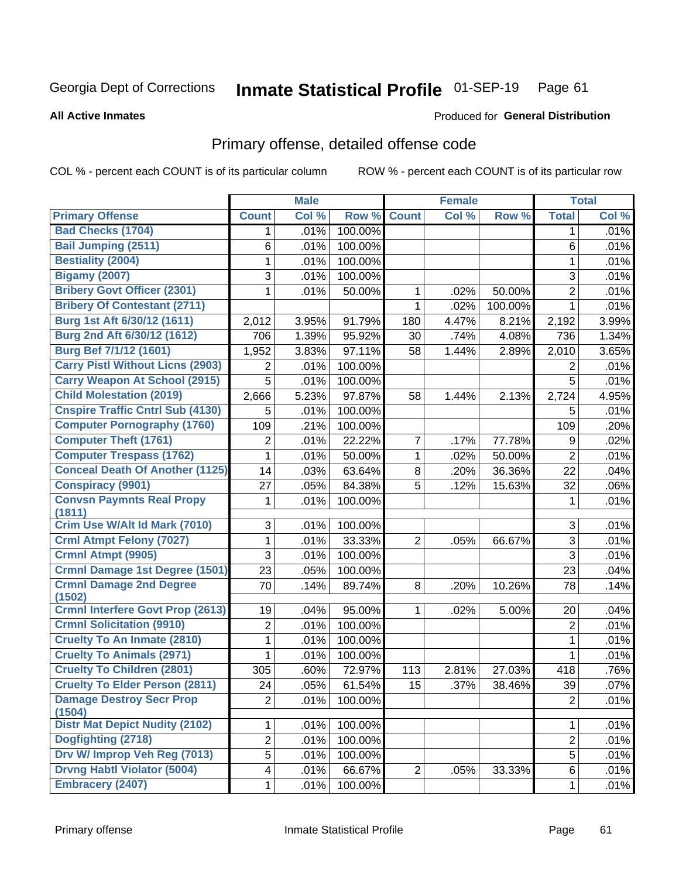Georgia Dept of Corrections **Inmate Statistical Profile** 01-SEP-19

**All Active Inmates**

Produced for **General Distribution**

## Primary offense, detailed offense code

COL % - percent each COUNT is of its particular column ROW % - percent each COUNT is of its particular row

| | Male | | | Female | | | Total | |
|---|---|---|---|---|---|---|---|---|
| **Primary Offense** | **Count** | **Col %** | **Row %** | **Count** | **Col %** | **Row %** | **Total** | **Col %** |
| Bad Checks (1704) | 1 | .01% | 100.00% | | | | 1 | .01% |
| Bail Jumping (2511) | 6 | .01% | 100.00% | | | | 6 | .01% |
| Bestiality (2004) | 1 | .01% | 100.00% | | | | 1 | .01% |
| Bigamy (2007) | 3 | .01% | 100.00% | | | | 3 | .01% |
| Bribery Govt Officer (2301) | 1 | .01% | 50.00% | 1 | .02% | 50.00% | 2 | .01% |
| Bribery Of Contestant (2711) | | | | 1 | .02% | 100.00% | 1 | .01% |
| Burg 1st Aft 6/30/12 (1611) | 2,012 | 3.95% | 91.79% | 180 | 4.47% | 8.21% | 2,192 | 3.99% |
| Burg 2nd Aft 6/30/12 (1612) | 706 | 1.39% | 95.92% | 30 | .74% | 4.08% | 736 | 1.34% |
| Burg Bef 7/1/12 (1601) | 1,952 | 3.83% | 97.11% | 58 | 1.44% | 2.89% | 2,010 | 3.65% |
| Carry Pistl Without Licns (2903) | 2 | .01% | 100.00% | | | | 2 | .01% |
| Carry Weapon At School (2915) | 5 | .01% | 100.00% | | | | 5 | .01% |
| Child Molestation (2019) | 2,666 | 5.23% | 97.87% | 58 | 1.44% | 2.13% | 2,724 | 4.95% |
| Cnspire Traffic Cntrl Sub (4130) | 5 | .01% | 100.00% | | | | 5 | .01% |
| Computer Pornography (1760) | 109 | .21% | 100.00% | | | | 109 | .20% |
| Computer Theft (1761) | 2 | .01% | 22.22% | 7 | .17% | 77.78% | 9 | .02% |
| Computer Trespass (1762) | 1 | .01% | 50.00% | 1 | .02% | 50.00% | 2 | .01% |
| Conceal Death Of Another (1125) | 14 | .03% | 63.64% | 8 | .20% | 36.36% | 22 | .04% |
| Conspiracy (9901) | 27 | .05% | 84.38% | 5 | .12% | 15.63% | 32 | .06% |
| Convsn Paymnts Real Propy (1811) | 1 | .01% | 100.00% | | | | 1 | .01% |
| Crim Use W/Alt Id Mark (7010) | 3 | .01% | 100.00% | | | | 3 | .01% |
| Crml Atmpt Felony (7027) | 1 | .01% | 33.33% | 2 | .05% | 66.67% | 3 | .01% |
| Crmnl Atmpt (9905) | 3 | .01% | 100.00% | | | | 3 | .01% |
| Crmnl Damage 1st Degree (1501) | 23 | .05% | 100.00% | | | | 23 | .04% |
| Crmnl Damage 2nd Degree (1502) | 70 | .14% | 89.74% | 8 | .20% | 10.26% | 78 | .14% |
| Crmnl Interfere Govt Prop (2613) | 19 | .04% | 95.00% | 1 | .02% | 5.00% | 20 | .04% |
| Crmnl Solicitation (9910) | 2 | .01% | 100.00% | | | | 2 | .01% |
| Cruelty To An Inmate (2810) | 1 | .01% | 100.00% | | | | 1 | .01% |
| Cruelty To Animals (2971) | 1 | .01% | 100.00% | | | | 1 | .01% |
| Cruelty To Children (2801) | 305 | .60% | 72.97% | 113 | 2.81% | 27.03% | 418 | .76% |
| Cruelty To Elder Person (2811) | 24 | .05% | 61.54% | 15 | .37% | 38.46% | 39 | .07% |
| Damage Destroy Secr Prop (1504) | 2 | .01% | 100.00% | | | | 2 | .01% |
| Distr Mat Depict Nudity (2102) | 1 | .01% | 100.00% | | | | 1 | .01% |
| Dogfighting (2718) | 2 | .01% | 100.00% | | | | 2 | .01% |
| Drv W/ Improp Veh Reg (7013) | 5 | .01% | 100.00% | | | | 5 | .01% |
| Drvng Habtl Violator (5004) | 4 | .01% | 66.67% | 2 | .05% | 33.33% | 6 | .01% |
| Embracery (2407) | 1 | .01% | 100.00% | | | | 1 | .01% |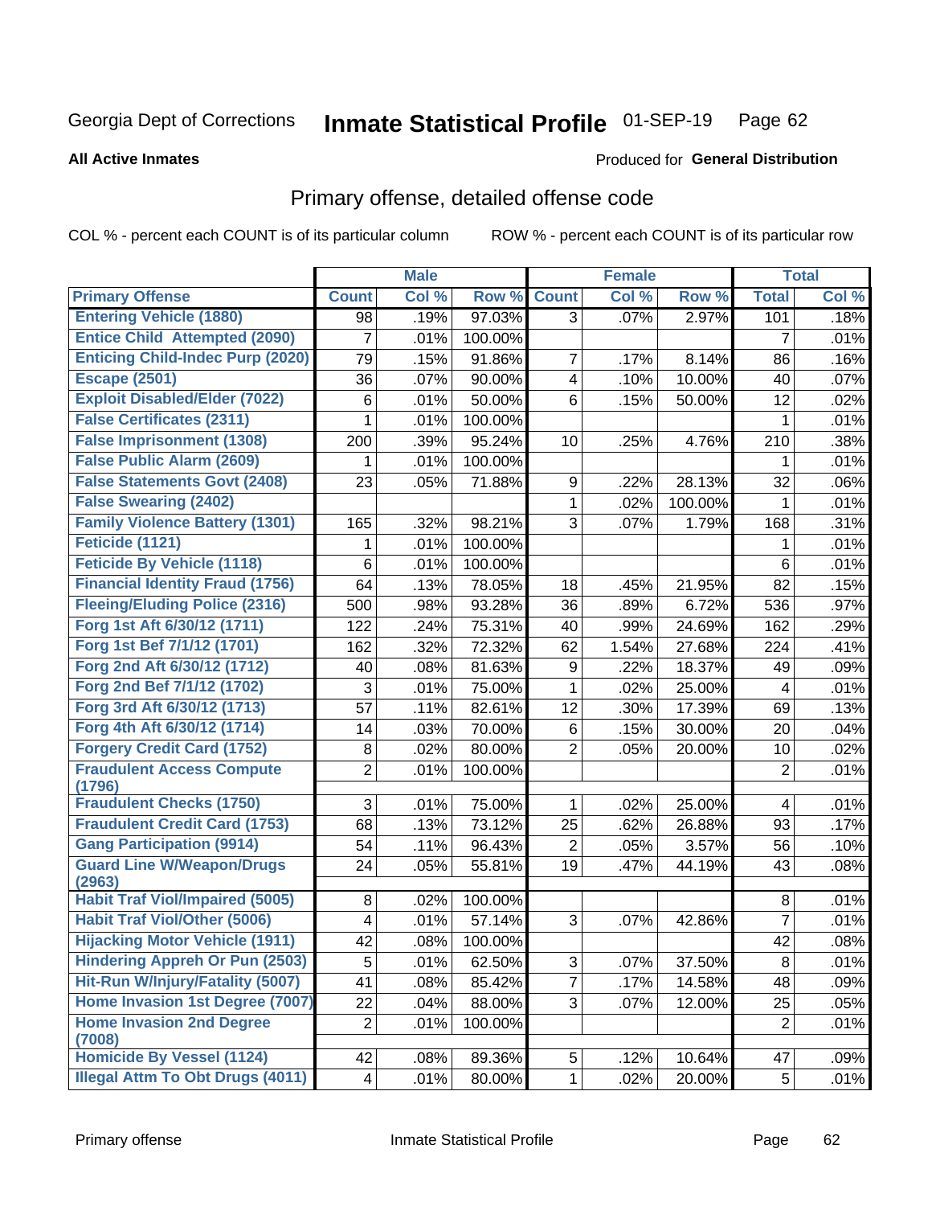Georgia Dept of Corrections **Inmate Statistical Profile** 01-SEP-19

**All Active Inmates**

Produced for **General Distribution**

## Primary offense, detailed offense code

COL % - percent each COUNT is of its particular column    ROW % - percent each COUNT is of its particular row

| | Male | | | Female | | | Total | |
|---|---|---|---|---|---|---|---|---|
| **Primary Offense** | **Count** | **Col %** | **Row %** | **Count** | **Col %** | **Row %** | **Total** | **Col %** |
| Entering Vehicle (1880) | 98 | .19% | 97.03% | 3 | .07% | 2.97% | 101 | .18% |
| Entice Child Attempted (2090) | 7 | .01% | 100.00% | | | | 7 | .01% |
| Enticing Child-Indec Purp (2020) | 79 | .15% | 91.86% | 7 | .17% | 8.14% | 86 | .16% |
| Escape (2501) | 36 | .07% | 90.00% | 4 | .10% | 10.00% | 40 | .07% |
| Exploit Disabled/Elder (7022) | 6 | .01% | 50.00% | 6 | .15% | 50.00% | 12 | .02% |
| False Certificates (2311) | 1 | .01% | 100.00% | | | | 1 | .01% |
| False Imprisonment (1308) | 200 | .39% | 95.24% | 10 | .25% | 4.76% | 210 | .38% |
| False Public Alarm (2609) | 1 | .01% | 100.00% | | | | 1 | .01% |
| False Statements Govt (2408) | 23 | .05% | 71.88% | 9 | .22% | 28.13% | 32 | .06% |
| False Swearing (2402) | | | | 1 | .02% | 100.00% | 1 | .01% |
| Family Violence Battery (1301) | 165 | .32% | 98.21% | 3 | .07% | 1.79% | 168 | .31% |
| Feticide (1121) | 1 | .01% | 100.00% | | | | 1 | .01% |
| Feticide By Vehicle (1118) | 6 | .01% | 100.00% | | | | 6 | .01% |
| Financial Identity Fraud (1756) | 64 | .13% | 78.05% | 18 | .45% | 21.95% | 82 | .15% |
| Fleeing/Eluding Police (2316) | 500 | .98% | 93.28% | 36 | .89% | 6.72% | 536 | .97% |
| Forg 1st Aft 6/30/12 (1711) | 122 | .24% | 75.31% | 40 | .99% | 24.69% | 162 | .29% |
| Forg 1st Bef 7/1/12 (1701) | 162 | .32% | 72.32% | 62 | 1.54% | 27.68% | 224 | .41% |
| Forg 2nd Aft 6/30/12 (1712) | 40 | .08% | 81.63% | 9 | .22% | 18.37% | 49 | .09% |
| Forg 2nd Bef 7/1/12 (1702) | 3 | .01% | 75.00% | 1 | .02% | 25.00% | 4 | .01% |
| Forg 3rd Aft 6/30/12 (1713) | 57 | .11% | 82.61% | 12 | .30% | 17.39% | 69 | .13% |
| Forg 4th Aft 6/30/12 (1714) | 14 | .03% | 70.00% | 6 | .15% | 30.00% | 20 | .04% |
| Forgery Credit Card (1752) | 8 | .02% | 80.00% | 2 | .05% | 20.00% | 10 | .02% |
| Fraudulent Access Compute (1796) | 2 | .01% | 100.00% | | | | 2 | .01% |
| Fraudulent Checks (1750) | 3 | .01% | 75.00% | 1 | .02% | 25.00% | 4 | .01% |
| Fraudulent Credit Card (1753) | 68 | .13% | 73.12% | 25 | .62% | 26.88% | 93 | .17% |
| Gang Participation (9914) | 54 | .11% | 96.43% | 2 | .05% | 3.57% | 56 | .10% |
| Guard Line W/Weapon/Drugs (2963) | 24 | .05% | 55.81% | 19 | .47% | 44.19% | 43 | .08% |
| Habit Traf Viol/Impaired (5005) | 8 | .02% | 100.00% | | | | 8 | .01% |
| Habit Traf Viol/Other (5006) | 4 | .01% | 57.14% | 3 | .07% | 42.86% | 7 | .01% |
| Hijacking Motor Vehicle (1911) | 42 | .08% | 100.00% | | | | 42 | .08% |
| Hindering Appreh Or Pun (2503) | 5 | .01% | 62.50% | 3 | .07% | 37.50% | 8 | .01% |
| Hit-Run W/Injury/Fatality (5007) | 41 | .08% | 85.42% | 7 | .17% | 14.58% | 48 | .09% |
| Home Invasion 1st Degree (7007) | 22 | .04% | 88.00% | 3 | .07% | 12.00% | 25 | .05% |
| Home Invasion 2nd Degree (7008) | 2 | .01% | 100.00% | | | | 2 | .01% |
| Homicide By Vessel (1124) | 42 | .08% | 89.36% | 5 | .12% | 10.64% | 47 | .09% |
| Illegal Attm To Obt Drugs (4011) | 4 | .01% | 80.00% | 1 | .02% | 20.00% | 5 | .01% |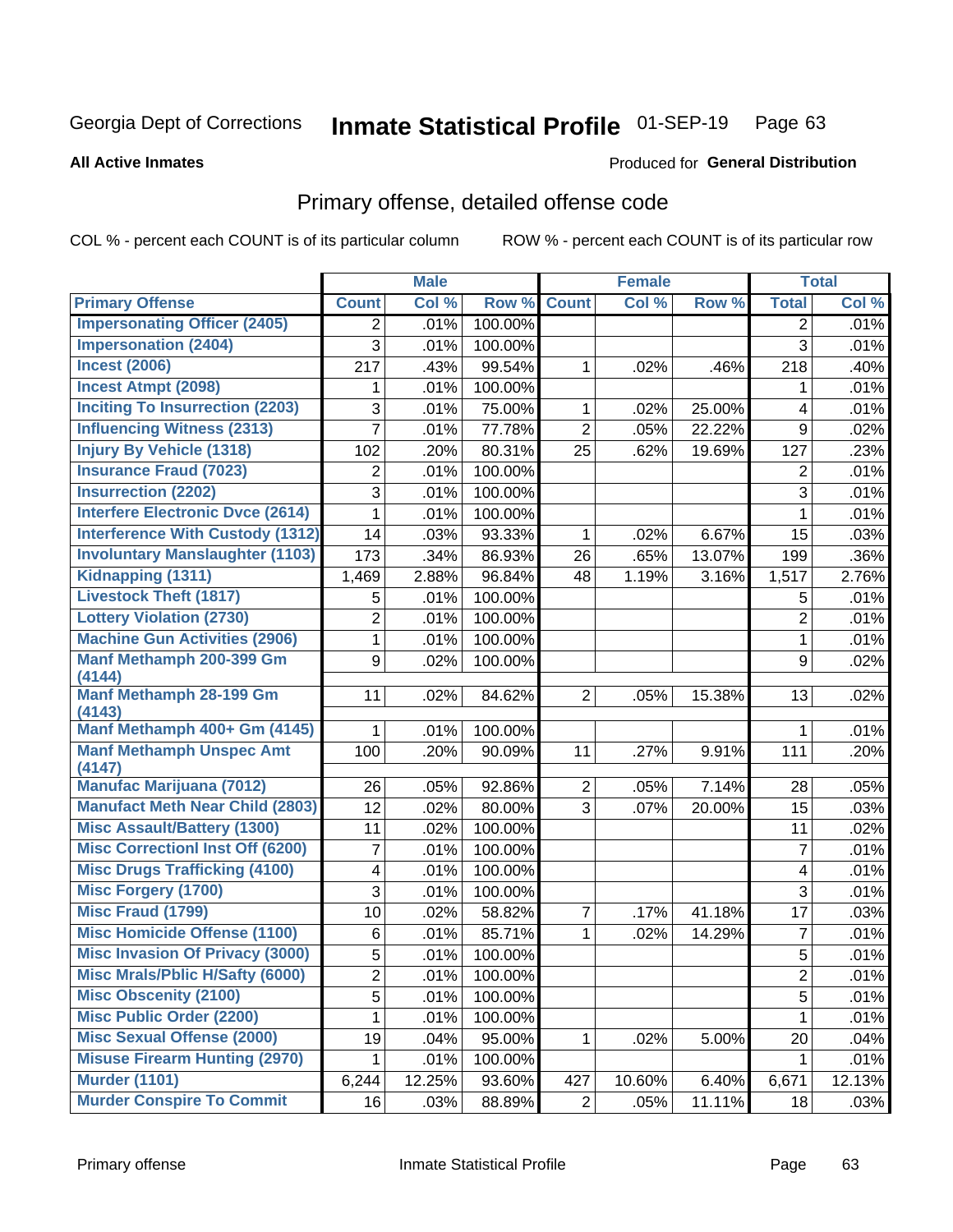Georgia Dept of Corrections **Inmate Statistical Profile** 01-SEP-19

**All Active Inmates**

Produced for **General Distribution**

## Primary offense, detailed offense code

COL % - percent each COUNT is of its particular column ROW % - percent each COUNT is of its particular row

| | Male | | | Female | | | Total | |
|---|---|---|---|---|---|---|---|---|
| **Primary Offense** | **Count** | **Col %** | **Row %** | **Count** | **Col %** | **Row %** | **Total** | **Col %** |
| Impersonating Officer (2405) | 2 | .01% | 100.00% | | | | 2 | .01% |
| Impersonation (2404) | 3 | .01% | 100.00% | | | | 3 | .01% |
| Incest (2006) | 217 | .43% | 99.54% | 1 | .02% | .46% | 218 | .40% |
| Incest Atmpt (2098) | 1 | .01% | 100.00% | | | | 1 | .01% |
| Inciting To Insurrection (2203) | 3 | .01% | 75.00% | 1 | .02% | 25.00% | 4 | .01% |
| Influencing Witness (2313) | 7 | .01% | 77.78% | 2 | .05% | 22.22% | 9 | .02% |
| Injury By Vehicle (1318) | 102 | .20% | 80.31% | 25 | .62% | 19.69% | 127 | .23% |
| Insurance Fraud (7023) | 2 | .01% | 100.00% | | | | 2 | .01% |
| Insurrection (2202) | 3 | .01% | 100.00% | | | | 3 | .01% |
| Interfere Electronic Dvce (2614) | 1 | .01% | 100.00% | | | | 1 | .01% |
| Interference With Custody (1312) | 14 | .03% | 93.33% | 1 | .02% | 6.67% | 15 | .03% |
| Involuntary Manslaughter (1103) | 173 | .34% | 86.93% | 26 | .65% | 13.07% | 199 | .36% |
| Kidnapping (1311) | 1,469 | 2.88% | 96.84% | 48 | 1.19% | 3.16% | 1,517 | 2.76% |
| Livestock Theft (1817) | 5 | .01% | 100.00% | | | | 5 | .01% |
| Lottery Violation (2730) | 2 | .01% | 100.00% | | | | 2 | .01% |
| Machine Gun Activities (2906) | 1 | .01% | 100.00% | | | | 1 | .01% |
| Manf Methamph 200-399 Gm (4144) | 9 | .02% | 100.00% | | | | 9 | .02% |
| Manf Methamph 28-199 Gm (4143) | 11 | .02% | 84.62% | 2 | .05% | 15.38% | 13 | .02% |
| Manf Methamph 400+ Gm (4145) | 1 | .01% | 100.00% | | | | 1 | .01% |
| Manf Methamph Unspec Amt (4147) | 100 | .20% | 90.09% | 11 | .27% | 9.91% | 111 | .20% |
| Manufac Marijuana (7012) | 26 | .05% | 92.86% | 2 | .05% | 7.14% | 28 | .05% |
| Manufact Meth Near Child (2803) | 12 | .02% | 80.00% | 3 | .07% | 20.00% | 15 | .03% |
| Misc Assault/Battery (1300) | 11 | .02% | 100.00% | | | | 11 | .02% |
| Misc Correctionl Inst Off (6200) | 7 | .01% | 100.00% | | | | 7 | .01% |
| Misc Drugs Trafficking (4100) | 4 | .01% | 100.00% | | | | 4 | .01% |
| Misc Forgery (1700) | 3 | .01% | 100.00% | | | | 3 | .01% |
| Misc Fraud (1799) | 10 | .02% | 58.82% | 7 | .17% | 41.18% | 17 | .03% |
| Misc Homicide Offense (1100) | 6 | .01% | 85.71% | 1 | .02% | 14.29% | 7 | .01% |
| Misc Invasion Of Privacy (3000) | 5 | .01% | 100.00% | | | | 5 | .01% |
| Misc Mrals/Pblic H/Safty (6000) | 2 | .01% | 100.00% | | | | 2 | .01% |
| Misc Obscenity (2100) | 5 | .01% | 100.00% | | | | 5 | .01% |
| Misc Public Order (2200) | 1 | .01% | 100.00% | | | | 1 | .01% |
| Misc Sexual Offense (2000) | 19 | .04% | 95.00% | 1 | .02% | 5.00% | 20 | .04% |
| Misuse Firearm Hunting (2970) | 1 | .01% | 100.00% | | | | 1 | .01% |
| Murder (1101) | 6,244 | 12.25% | 93.60% | 427 | 10.60% | 6.40% | 6,671 | 12.13% |
| Murder Conspire To Commit | 16 | .03% | 88.89% | 2 | .05% | 11.11% | 18 | .03% |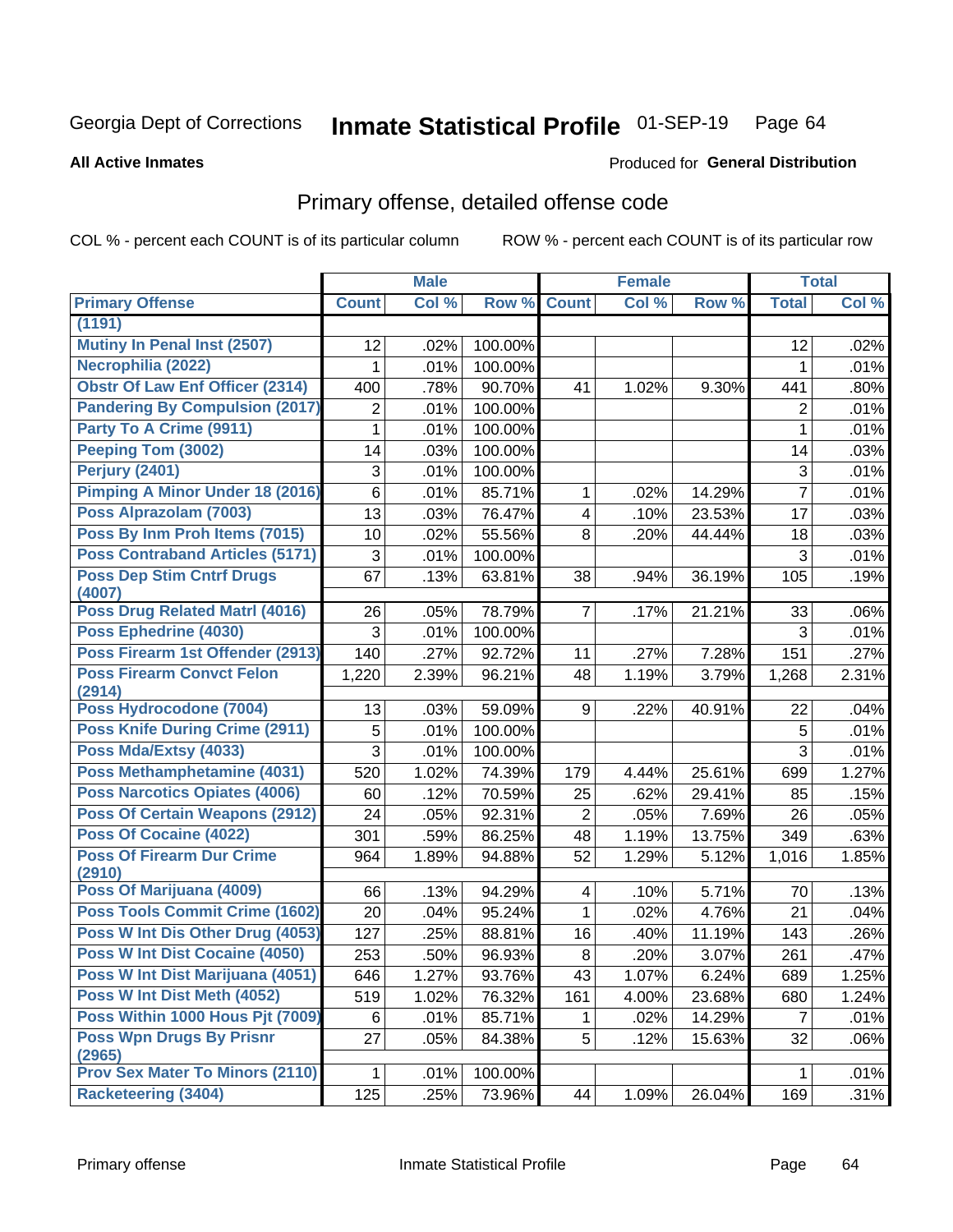Georgia Dept of Corrections **Inmate Statistical Profile** 01-SEP-19 Page 64

**All Active Inmates**

Produced for **General Distribution**

## Primary offense, detailed offense code

COL % - percent each COUNT is of its particular column ROW % - percent each COUNT is of its particular row

| | Male | | | Female | | | Total | |
|---|---|---|---|---|---|---|---|---|
| Primary Offense | Count | Col % | Row % | Count | Col % | Row % | Total | Col % |
| (1191) | | | | | | | | |
| Mutiny In Penal Inst (2507) | 12 | .02% | 100.00% | | | | 12 | .02% |
| Necrophilia (2022) | 1 | .01% | 100.00% | | | | 1 | .01% |
| Obstr Of Law Enf Officer (2314) | 400 | .78% | 90.70% | 41 | 1.02% | 9.30% | 441 | .80% |
| Pandering By Compulsion (2017) | 2 | .01% | 100.00% | | | | 2 | .01% |
| Party To A Crime (9911) | 1 | .01% | 100.00% | | | | 1 | .01% |
| Peeping Tom (3002) | 14 | .03% | 100.00% | | | | 14 | .03% |
| Perjury (2401) | 3 | .01% | 100.00% | | | | 3 | .01% |
| Pimping A Minor Under 18 (2016) | 6 | .01% | 85.71% | 1 | .02% | 14.29% | 7 | .01% |
| Poss Alprazolam (7003) | 13 | .03% | 76.47% | 4 | .10% | 23.53% | 17 | .03% |
| Poss By Inm Proh Items (7015) | 10 | .02% | 55.56% | 8 | .20% | 44.44% | 18 | .03% |
| Poss Contraband Articles (5171) | 3 | .01% | 100.00% | | | | 3 | .01% |
| Poss Dep Stim Cntrf Drugs (4007) | 67 | .13% | 63.81% | 38 | .94% | 36.19% | 105 | .19% |
| Poss Drug Related Matrl (4016) | 26 | .05% | 78.79% | 7 | .17% | 21.21% | 33 | .06% |
| Poss Ephedrine (4030) | 3 | .01% | 100.00% | | | | 3 | .01% |
| Poss Firearm 1st Offender (2913) | 140 | .27% | 92.72% | 11 | .27% | 7.28% | 151 | .27% |
| Poss Firearm Convct Felon (2914) | 1,220 | 2.39% | 96.21% | 48 | 1.19% | 3.79% | 1,268 | 2.31% |
| Poss Hydrocodone (7004) | 13 | .03% | 59.09% | 9 | .22% | 40.91% | 22 | .04% |
| Poss Knife During Crime (2911) | 5 | .01% | 100.00% | | | | 5 | .01% |
| Poss Mda/Extsy (4033) | 3 | .01% | 100.00% | | | | 3 | .01% |
| Poss Methamphetamine (4031) | 520 | 1.02% | 74.39% | 179 | 4.44% | 25.61% | 699 | 1.27% |
| Poss Narcotics Opiates (4006) | 60 | .12% | 70.59% | 25 | .62% | 29.41% | 85 | .15% |
| Poss Of Certain Weapons (2912) | 24 | .05% | 92.31% | 2 | .05% | 7.69% | 26 | .05% |
| Poss Of Cocaine (4022) | 301 | .59% | 86.25% | 48 | 1.19% | 13.75% | 349 | .63% |
| Poss Of Firearm Dur Crime (2910) | 964 | 1.89% | 94.88% | 52 | 1.29% | 5.12% | 1,016 | 1.85% |
| Poss Of Marijuana (4009) | 66 | .13% | 94.29% | 4 | .10% | 5.71% | 70 | .13% |
| Poss Tools Commit Crime (1602) | 20 | .04% | 95.24% | 1 | .02% | 4.76% | 21 | .04% |
| Poss W Int Dis Other Drug (4053) | 127 | .25% | 88.81% | 16 | .40% | 11.19% | 143 | .26% |
| Poss W Int Dist Cocaine (4050) | 253 | .50% | 96.93% | 8 | .20% | 3.07% | 261 | .47% |
| Poss W Int Dist Marijuana (4051) | 646 | 1.27% | 93.76% | 43 | 1.07% | 6.24% | 689 | 1.25% |
| Poss W Int Dist Meth (4052) | 519 | 1.02% | 76.32% | 161 | 4.00% | 23.68% | 680 | 1.24% |
| Poss Within 1000 Hous Pjt (7009) | 6 | .01% | 85.71% | 1 | .02% | 14.29% | 7 | .01% |
| Poss Wpn Drugs By Prisnr (2965) | 27 | .05% | 84.38% | 5 | .12% | 15.63% | 32 | .06% |
| Prov Sex Mater To Minors (2110) | 1 | .01% | 100.00% | | | | 1 | .01% |
| Racketeering (3404) | 125 | .25% | 73.96% | 44 | 1.09% | 26.04% | 169 | .31% |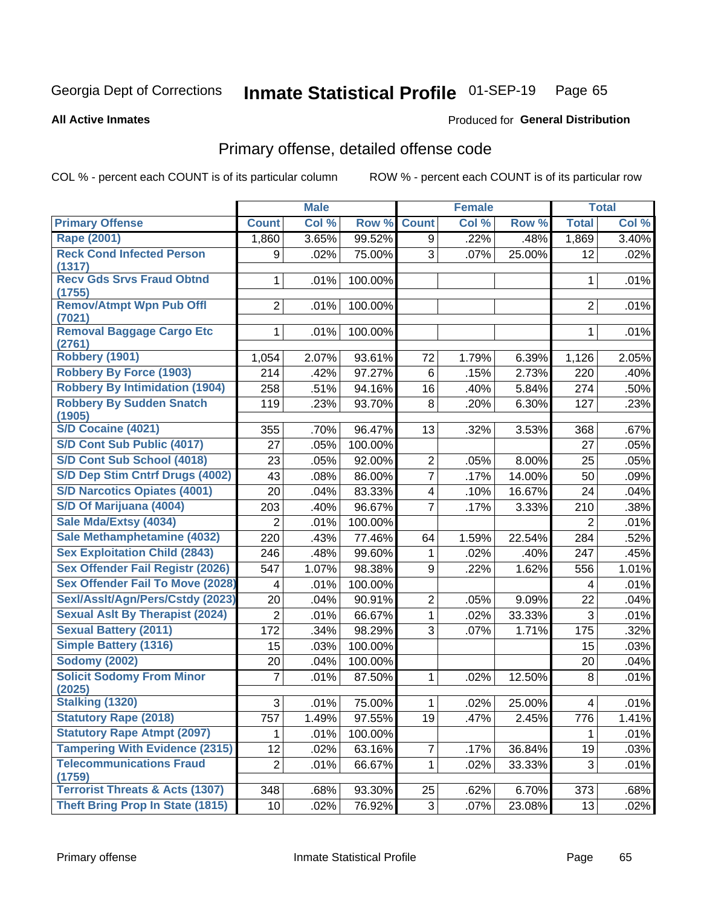Georgia Dept of Corrections **Inmate Statistical Profile** 01-SEP-19

**All Active Inmates**

Produced for **General Distribution**

## Primary offense, detailed offense code

COL % - percent each COUNT is of its particular column

ROW % - percent each COUNT is of its particular row

| | Male | | | Female | | | Total | |
|---|---|---|---|---|---|---|---|---|
| **Primary Offense** | **Count** | **Col %** | **Row %** | **Count** | **Col %** | **Row %** | **Total** | **Col %** |
| Rape (2001) | 1,860 | 3.65% | 99.52% | 9 | .22% | .48% | 1,869 | 3.40% |
| Reck Cond Infected Person (1317) | 9 | .02% | 75.00% | 3 | .07% | 25.00% | 12 | .02% |
| Recv Gds Srvs Fraud Obtnd (1755) | 1 | .01% | 100.00% | | | | 1 | .01% |
| Remov/Atmpt Wpn Pub Offl (7021) | 2 | .01% | 100.00% | | | | 2 | .01% |
| Removal Baggage Cargo Etc (2761) | 1 | .01% | 100.00% | | | | 1 | .01% |
| Robbery (1901) | 1,054 | 2.07% | 93.61% | 72 | 1.79% | 6.39% | 1,126 | 2.05% |
| Robbery By Force (1903) | 214 | .42% | 97.27% | 6 | .15% | 2.73% | 220 | .40% |
| Robbery By Intimidation (1904) | 258 | .51% | 94.16% | 16 | .40% | 5.84% | 274 | .50% |
| Robbery By Sudden Snatch (1905) | 119 | .23% | 93.70% | 8 | .20% | 6.30% | 127 | .23% |
| S/D Cocaine (4021) | 355 | .70% | 96.47% | 13 | .32% | 3.53% | 368 | .67% |
| S/D Cont Sub Public (4017) | 27 | .05% | 100.00% | | | | 27 | .05% |
| S/D Cont Sub School (4018) | 23 | .05% | 92.00% | 2 | .05% | 8.00% | 25 | .05% |
| S/D Dep Stim Cntrf Drugs (4002) | 43 | .08% | 86.00% | 7 | .17% | 14.00% | 50 | .09% |
| S/D Narcotics Opiates (4001) | 20 | .04% | 83.33% | 4 | .10% | 16.67% | 24 | .04% |
| S/D Of Marijuana (4004) | 203 | .40% | 96.67% | 7 | .17% | 3.33% | 210 | .38% |
| Sale Mda/Extsy (4034) | 2 | .01% | 100.00% | | | | 2 | .01% |
| Sale Methamphetamine (4032) | 220 | .43% | 77.46% | 64 | 1.59% | 22.54% | 284 | .52% |
| Sex Exploitation Child (2843) | 246 | .48% | 99.60% | 1 | .02% | .40% | 247 | .45% |
| Sex Offender Fail Registr (2026) | 547 | 1.07% | 98.38% | 9 | .22% | 1.62% | 556 | 1.01% |
| Sex Offender Fail To Move (2028) | 4 | .01% | 100.00% | | | | 4 | .01% |
| Sexl/Asslt/Agn/Pers/Cstdy (2023) | 20 | .04% | 90.91% | 2 | .05% | 9.09% | 22 | .04% |
| Sexual Aslt By Therapist (2024) | 2 | .01% | 66.67% | 1 | .02% | 33.33% | 3 | .01% |
| Sexual Battery (2011) | 172 | .34% | 98.29% | 3 | .07% | 1.71% | 175 | .32% |
| Simple Battery (1316) | 15 | .03% | 100.00% | | | | 15 | .03% |
| Sodomy (2002) | 20 | .04% | 100.00% | | | | 20 | .04% |
| Solicit Sodomy From Minor (2025) | 7 | .01% | 87.50% | 1 | .02% | 12.50% | 8 | .01% |
| Stalking (1320) | 3 | .01% | 75.00% | 1 | .02% | 25.00% | 4 | .01% |
| Statutory Rape (2018) | 757 | 1.49% | 97.55% | 19 | .47% | 2.45% | 776 | 1.41% |
| Statutory Rape Atmpt (2097) | 1 | .01% | 100.00% | | | | 1 | .01% |
| Tampering With Evidence (2315) | 12 | .02% | 63.16% | 7 | .17% | 36.84% | 19 | .03% |
| Telecommunications Fraud (1759) | 2 | .01% | 66.67% | 1 | .02% | 33.33% | 3 | .01% |
| Terrorist Threats & Acts (1307) | 348 | .68% | 93.30% | 25 | .62% | 6.70% | 373 | .68% |
| Theft Bring Prop In State (1815) | 10 | .02% | 76.92% | 3 | .07% | 23.08% | 13 | .02% |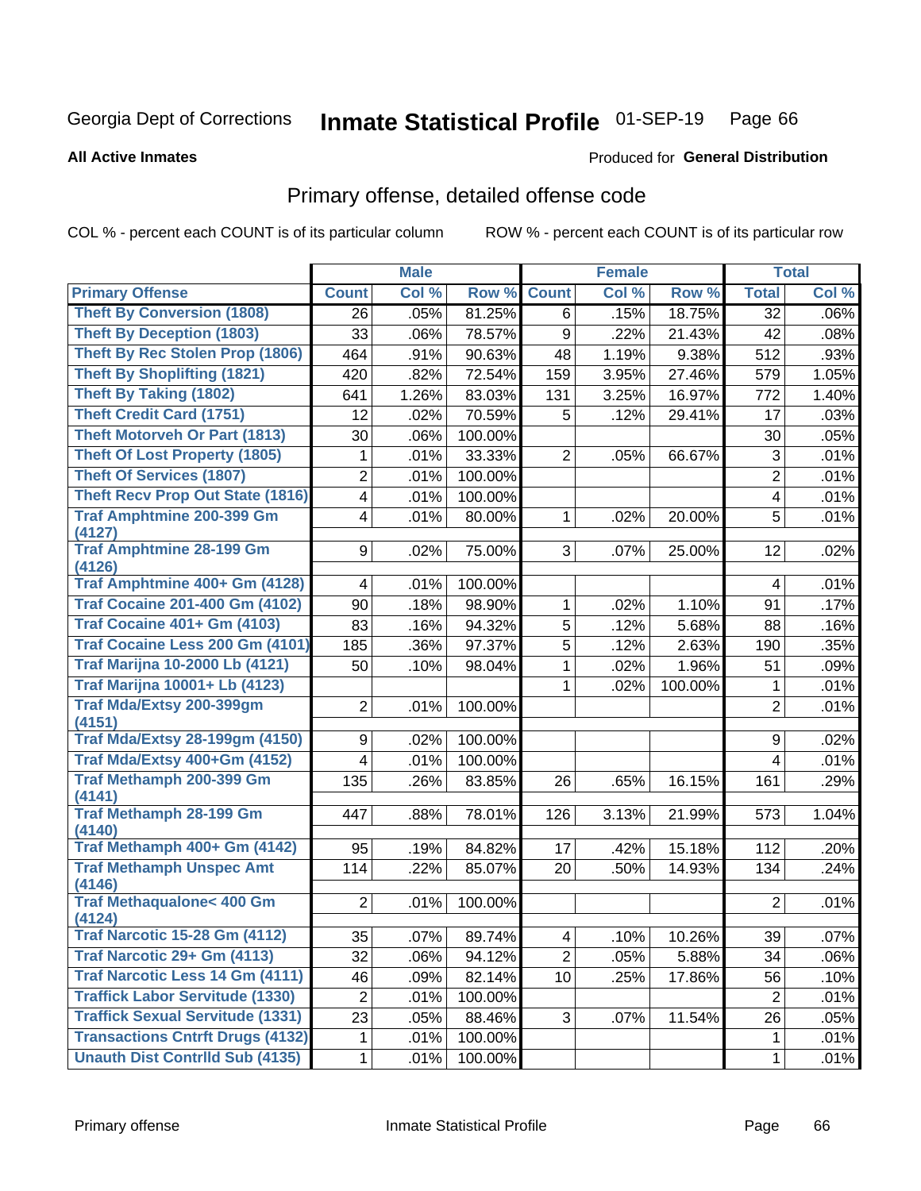Georgia Dept of Corrections **Inmate Statistical Profile** 01-SEP-19 Page 66

**All Active Inmates**

Produced for **General Distribution**

## Primary offense, detailed offense code

COL % - percent each COUNT is of its particular column

ROW % - percent each COUNT is of its particular row

| | Male | | | Female | | | Total | |
|---|---|---|---|---|---|---|---|---|
| **Primary Offense** | **Count** | **Col %** | **Row %** | **Count** | **Col %** | **Row %** | **Total** | **Col %** |
| Theft By Conversion (1808) | 26 | .05% | 81.25% | 6 | .15% | 18.75% | 32 | .06% |
| Theft By Deception (1803) | 33 | .06% | 78.57% | 9 | .22% | 21.43% | 42 | .08% |
| Theft By Rec Stolen Prop (1806) | 464 | .91% | 90.63% | 48 | 1.19% | 9.38% | 512 | .93% |
| Theft By Shoplifting (1821) | 420 | .82% | 72.54% | 159 | 3.95% | 27.46% | 579 | 1.05% |
| Theft By Taking (1802) | 641 | 1.26% | 83.03% | 131 | 3.25% | 16.97% | 772 | 1.40% |
| Theft Credit Card (1751) | 12 | .02% | 70.59% | 5 | .12% | 29.41% | 17 | .03% |
| Theft Motorveh Or Part (1813) | 30 | .06% | 100.00% | | | | 30 | .05% |
| Theft Of Lost Property (1805) | 1 | .01% | 33.33% | 2 | .05% | 66.67% | 3 | .01% |
| Theft Of Services (1807) | 2 | .01% | 100.00% | | | | 2 | .01% |
| Theft Recv Prop Out State (1816) | 4 | .01% | 100.00% | | | | 4 | .01% |
| Traf Amphtmine 200-399 Gm (4127) | 4 | .01% | 80.00% | 1 | .02% | 20.00% | 5 | .01% |
| Traf Amphtmine 28-199 Gm (4126) | 9 | .02% | 75.00% | 3 | .07% | 25.00% | 12 | .02% |
| Traf Amphtmine 400+ Gm (4128) | 4 | .01% | 100.00% | | | | 4 | .01% |
| Traf Cocaine 201-400 Gm (4102) | 90 | .18% | 98.90% | 1 | .02% | 1.10% | 91 | .17% |
| Traf Cocaine 401+ Gm (4103) | 83 | .16% | 94.32% | 5 | .12% | 5.68% | 88 | .16% |
| Traf Cocaine Less 200 Gm (4101) | 185 | .36% | 97.37% | 5 | .12% | 2.63% | 190 | .35% |
| Traf Marijna 10-2000 Lb (4121) | 50 | .10% | 98.04% | 1 | .02% | 1.96% | 51 | .09% |
| Traf Marijna 10001+ Lb (4123) | | | | 1 | .02% | 100.00% | 1 | .01% |
| Traf Mda/Extsy 200-399gm (4151) | 2 | .01% | 100.00% | | | | 2 | .01% |
| Traf Mda/Extsy 28-199gm (4150) | 9 | .02% | 100.00% | | | | 9 | .02% |
| Traf Mda/Extsy 400+Gm (4152) | 4 | .01% | 100.00% | | | | 4 | .01% |
| Traf Methamph 200-399 Gm (4141) | 135 | .26% | 83.85% | 26 | .65% | 16.15% | 161 | .29% |
| Traf Methamph 28-199 Gm (4140) | 447 | .88% | 78.01% | 126 | 3.13% | 21.99% | 573 | 1.04% |
| Traf Methamph 400+ Gm (4142) | 95 | .19% | 84.82% | 17 | .42% | 15.18% | 112 | .20% |
| Traf Methamph Unspec Amt (4146) | 114 | .22% | 85.07% | 20 | .50% | 14.93% | 134 | .24% |
| Traf Methaqualone< 400 Gm (4124) | 2 | .01% | 100.00% | | | | 2 | .01% |
| Traf Narcotic 15-28 Gm (4112) | 35 | .07% | 89.74% | 4 | .10% | 10.26% | 39 | .07% |
| Traf Narcotic 29+ Gm (4113) | 32 | .06% | 94.12% | 2 | .05% | 5.88% | 34 | .06% |
| Traf Narcotic Less 14 Gm (4111) | 46 | .09% | 82.14% | 10 | .25% | 17.86% | 56 | .10% |
| Traffick Labor Servitude (1330) | 2 | .01% | 100.00% | | | | 2 | .01% |
| Traffick Sexual Servitude (1331) | 23 | .05% | 88.46% | 3 | .07% | 11.54% | 26 | .05% |
| Transactions Cntrft Drugs (4132) | 1 | .01% | 100.00% | | | | 1 | .01% |
| Unauth Dist Contrlld Sub (4135) | 1 | .01% | 100.00% | | | | 1 | .01% |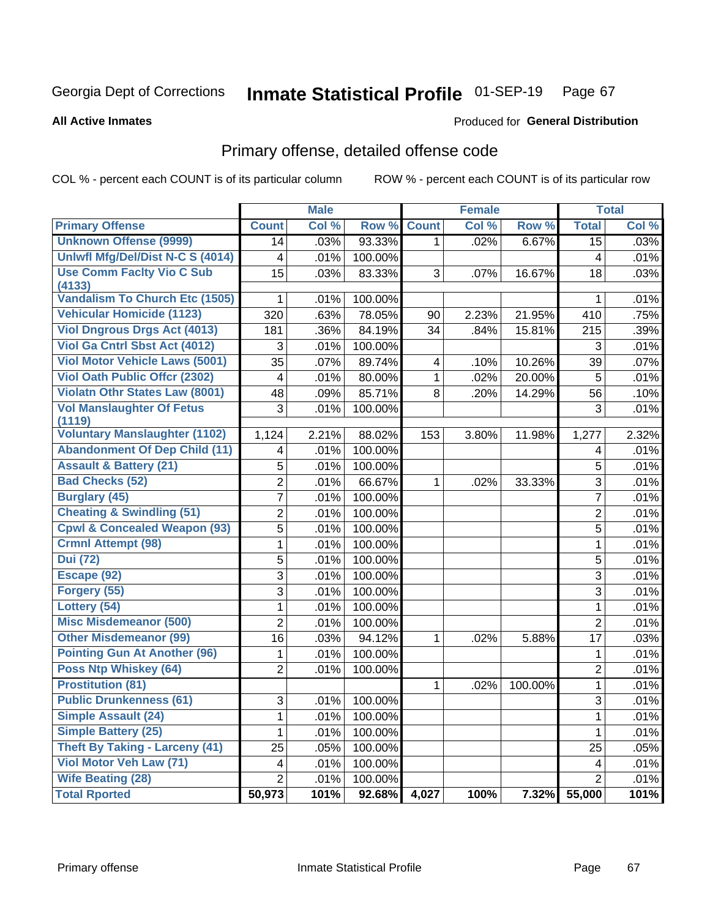Georgia Dept of Corrections **Inmate Statistical Profile** 01-SEP-19

**All Active Inmates**

Produced for **General Distribution**

## Primary offense, detailed offense code

COL % - percent each COUNT is of its particular column

ROW % - percent each COUNT is of its particular row

| | Male | | | Female | | | Total | |
|---|---|---|---|---|---|---|---|---|
| **Primary Offense** | **Count** | **Col %** | **Row %** | **Count** | **Col %** | **Row %** | **Total** | **Col %** |
| **Unknown Offense (9999)** | 14 | .03% | 93.33% | 1 | .02% | 6.67% | 15 | .03% |
| **Unlwfl Mfg/Del/Dist N-C S (4014)** | 4 | .01% | 100.00% | | | | 4 | .01% |
| **Use Comm Faclty Vio C Sub (4133)** | 15 | .03% | 83.33% | 3 | .07% | 16.67% | 18 | .03% |
| **Vandalism To Church Etc (1505)** | 1 | .01% | 100.00% | | | | 1 | .01% |
| **Vehicular Homicide (1123)** | 320 | .63% | 78.05% | 90 | 2.23% | 21.95% | 410 | .75% |
| **Viol Dngrous Drgs Act (4013)** | 181 | .36% | 84.19% | 34 | .84% | 15.81% | 215 | .39% |
| **Viol Ga Cntrl Sbst Act (4012)** | 3 | .01% | 100.00% | | | | 3 | .01% |
| **Viol Motor Vehicle Laws (5001)** | 35 | .07% | 89.74% | 4 | .10% | 10.26% | 39 | .07% |
| **Viol Oath Public Offcr (2302)** | 4 | .01% | 80.00% | 1 | .02% | 20.00% | 5 | .01% |
| **Violatn Othr States Law (8001)** | 48 | .09% | 85.71% | 8 | .20% | 14.29% | 56 | .10% |
| **Vol Manslaughter Of Fetus (1119)** | 3 | .01% | 100.00% | | | | 3 | .01% |
| **Voluntary Manslaughter (1102)** | 1,124 | 2.21% | 88.02% | 153 | 3.80% | 11.98% | 1,277 | 2.32% |
| **Abandonment Of Dep Child (11)** | 4 | .01% | 100.00% | | | | 4 | .01% |
| **Assault & Battery (21)** | 5 | .01% | 100.00% | | | | 5 | .01% |
| **Bad Checks (52)** | 2 | .01% | 66.67% | 1 | .02% | 33.33% | 3 | .01% |
| **Burglary (45)** | 7 | .01% | 100.00% | | | | 7 | .01% |
| **Cheating & Swindling (51)** | 2 | .01% | 100.00% | | | | 2 | .01% |
| **Cpwl & Concealed Weapon (93)** | 5 | .01% | 100.00% | | | | 5 | .01% |
| **Crmnl Attempt (98)** | 1 | .01% | 100.00% | | | | 1 | .01% |
| **Dui (72)** | 5 | .01% | 100.00% | | | | 5 | .01% |
| **Escape (92)** | 3 | .01% | 100.00% | | | | 3 | .01% |
| **Forgery (55)** | 3 | .01% | 100.00% | | | | 3 | .01% |
| **Lottery (54)** | 1 | .01% | 100.00% | | | | 1 | .01% |
| **Misc Misdemeanor (500)** | 2 | .01% | 100.00% | | | | 2 | .01% |
| **Other Misdemeanor (99)** | 16 | .03% | 94.12% | 1 | .02% | 5.88% | 17 | .03% |
| **Pointing Gun At Another (96)** | 1 | .01% | 100.00% | | | | 1 | .01% |
| **Poss Ntp Whiskey (64)** | 2 | .01% | 100.00% | | | | 2 | .01% |
| **Prostitution (81)** | | | | 1 | .02% | 100.00% | 1 | .01% |
| **Public Drunkenness (61)** | 3 | .01% | 100.00% | | | | 3 | .01% |
| **Simple Assault (24)** | 1 | .01% | 100.00% | | | | 1 | .01% |
| **Simple Battery (25)** | 1 | .01% | 100.00% | | | | 1 | .01% |
| **Theft By Taking - Larceny (41)** | 25 | .05% | 100.00% | | | | 25 | .05% |
| **Viol Motor Veh Law (71)** | 4 | .01% | 100.00% | | | | 4 | .01% |
| **Wife Beating (28)** | 2 | .01% | 100.00% | | | | 2 | .01% |
| **Total Rported** | **50,973** | **101%** | **92.68%** | **4,027** | **100%** | **7.32%** | **55,000** | **101%** |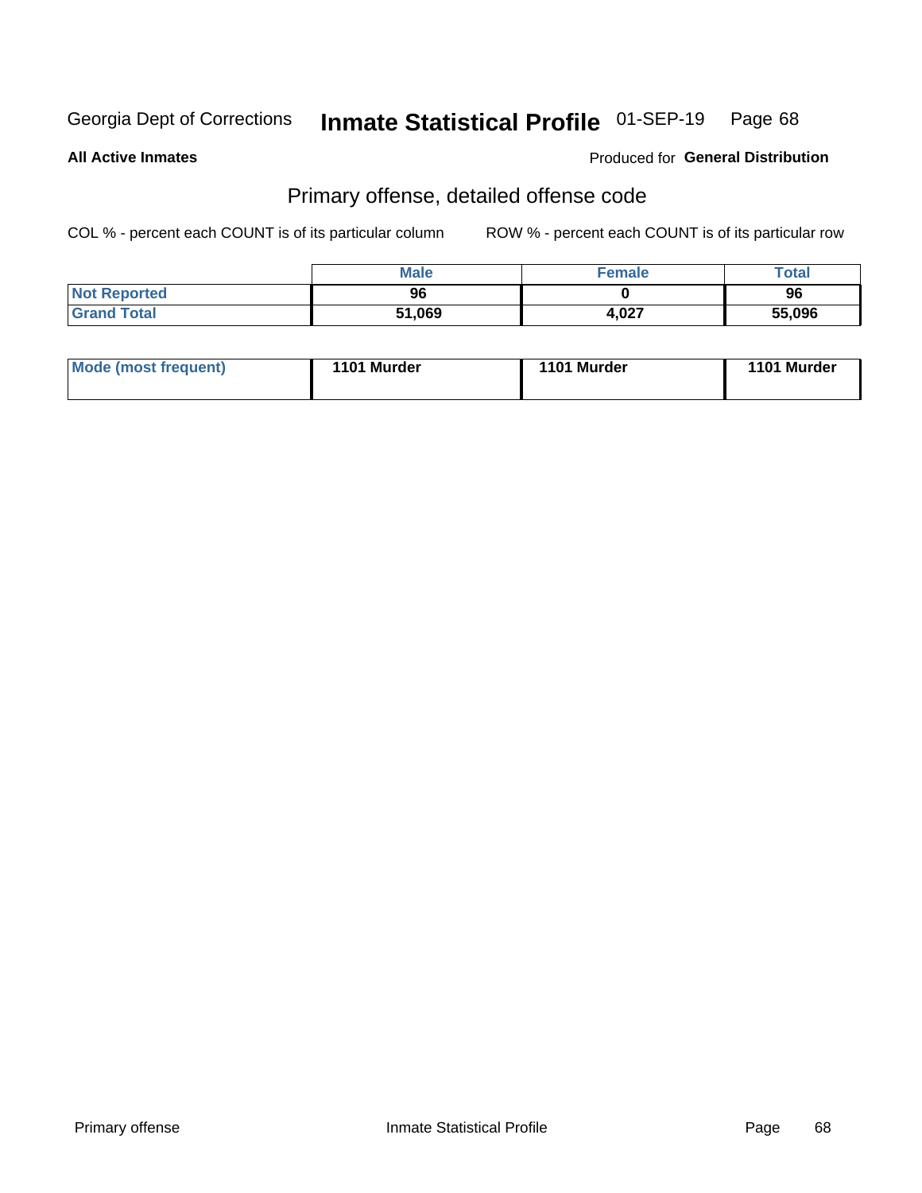Georgia Dept of Corrections **Inmate Statistical Profile** 01-SEP-19

**All Active Inmates**

Produced for **General Distribution**

## Primary offense, detailed offense code

COL % - percent each COUNT is of its particular column

ROW % - percent each COUNT is of its particular row

| | Male | Female | Total |
|---|---|---|---|
| Not Reported | 96 | 0 | 96 |
| Grand Total | 51,069 | 4,027 | 55,096 |

| | | | |
|---|---|---|---|
| Mode (most frequent) | 1101 Murder | 1101 Murder | 1101 Murder |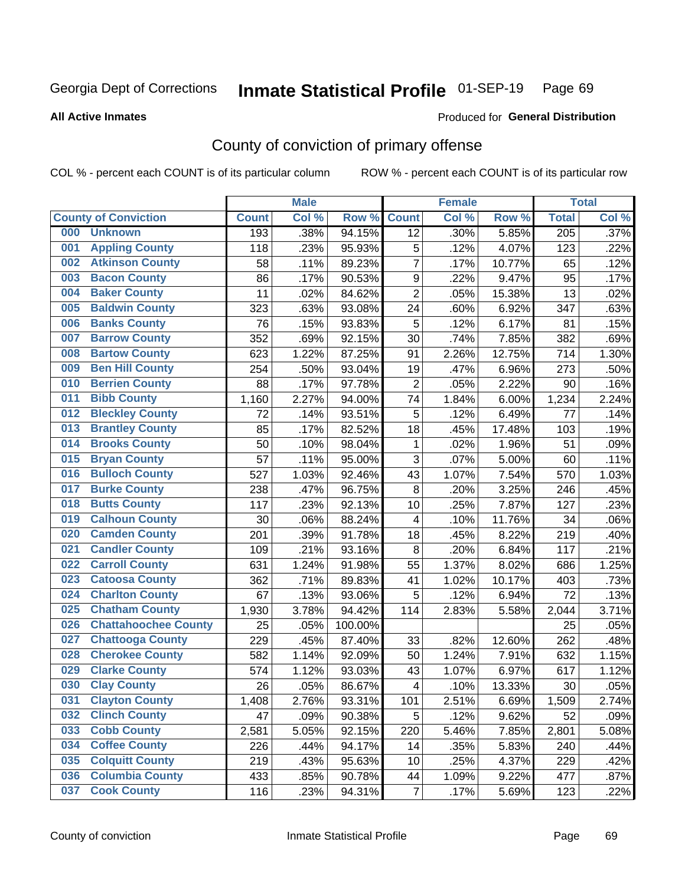Georgia Dept of Corrections **Inmate Statistical Profile** 01-SEP-19

**All Active Inmates**

Produced for **General Distribution**

## County of conviction of primary offense

COL % - percent each COUNT is of its particular column ROW % - percent each COUNT is of its particular row

| County of Conviction | Male | | | Female | | | Total | |
|---|---|---|---|---|---|---|---|---|
| | Count | Col % | Row % | Count | Col % | Row % | Total | Col % |
| 000 Unknown | 193 | .38% | 94.15% | 12 | .30% | 5.85% | 205 | .37% |
| 001 Appling County | 118 | .23% | 95.93% | 5 | .12% | 4.07% | 123 | .22% |
| 002 Atkinson County | 58 | .11% | 89.23% | 7 | .17% | 10.77% | 65 | .12% |
| 003 Bacon County | 86 | .17% | 90.53% | 9 | .22% | 9.47% | 95 | .17% |
| 004 Baker County | 11 | .02% | 84.62% | 2 | .05% | 15.38% | 13 | .02% |
| 005 Baldwin County | 323 | .63% | 93.08% | 24 | .60% | 6.92% | 347 | .63% |
| 006 Banks County | 76 | .15% | 93.83% | 5 | .12% | 6.17% | 81 | .15% |
| 007 Barrow County | 352 | .69% | 92.15% | 30 | .74% | 7.85% | 382 | .69% |
| 008 Bartow County | 623 | 1.22% | 87.25% | 91 | 2.26% | 12.75% | 714 | 1.30% |
| 009 Ben Hill County | 254 | .50% | 93.04% | 19 | .47% | 6.96% | 273 | .50% |
| 010 Berrien County | 88 | .17% | 97.78% | 2 | .05% | 2.22% | 90 | .16% |
| 011 Bibb County | 1,160 | 2.27% | 94.00% | 74 | 1.84% | 6.00% | 1,234 | 2.24% |
| 012 Bleckley County | 72 | .14% | 93.51% | 5 | .12% | 6.49% | 77 | .14% |
| 013 Brantley County | 85 | .17% | 82.52% | 18 | .45% | 17.48% | 103 | .19% |
| 014 Brooks County | 50 | .10% | 98.04% | 1 | .02% | 1.96% | 51 | .09% |
| 015 Bryan County | 57 | .11% | 95.00% | 3 | .07% | 5.00% | 60 | .11% |
| 016 Bulloch County | 527 | 1.03% | 92.46% | 43 | 1.07% | 7.54% | 570 | 1.03% |
| 017 Burke County | 238 | .47% | 96.75% | 8 | .20% | 3.25% | 246 | .45% |
| 018 Butts County | 117 | .23% | 92.13% | 10 | .25% | 7.87% | 127 | .23% |
| 019 Calhoun County | 30 | .06% | 88.24% | 4 | .10% | 11.76% | 34 | .06% |
| 020 Camden County | 201 | .39% | 91.78% | 18 | .45% | 8.22% | 219 | .40% |
| 021 Candler County | 109 | .21% | 93.16% | 8 | .20% | 6.84% | 117 | .21% |
| 022 Carroll County | 631 | 1.24% | 91.98% | 55 | 1.37% | 8.02% | 686 | 1.25% |
| 023 Catoosa County | 362 | .71% | 89.83% | 41 | 1.02% | 10.17% | 403 | .73% |
| 024 Charlton County | 67 | .13% | 93.06% | 5 | .12% | 6.94% | 72 | .13% |
| 025 Chatham County | 1,930 | 3.78% | 94.42% | 114 | 2.83% | 5.58% | 2,044 | 3.71% |
| 026 Chattahoochee County | 25 | .05% | 100.00% | | | | 25 | .05% |
| 027 Chattooga County | 229 | .45% | 87.40% | 33 | .82% | 12.60% | 262 | .48% |
| 028 Cherokee County | 582 | 1.14% | 92.09% | 50 | 1.24% | 7.91% | 632 | 1.15% |
| 029 Clarke County | 574 | 1.12% | 93.03% | 43 | 1.07% | 6.97% | 617 | 1.12% |
| 030 Clay County | 26 | .05% | 86.67% | 4 | .10% | 13.33% | 30 | .05% |
| 031 Clayton County | 1,408 | 2.76% | 93.31% | 101 | 2.51% | 6.69% | 1,509 | 2.74% |
| 032 Clinch County | 47 | .09% | 90.38% | 5 | .12% | 9.62% | 52 | .09% |
| 033 Cobb County | 2,581 | 5.05% | 92.15% | 220 | 5.46% | 7.85% | 2,801 | 5.08% |
| 034 Coffee County | 226 | .44% | 94.17% | 14 | .35% | 5.83% | 240 | .44% |
| 035 Colquitt County | 219 | .43% | 95.63% | 10 | .25% | 4.37% | 229 | .42% |
| 036 Columbia County | 433 | .85% | 90.78% | 44 | 1.09% | 9.22% | 477 | .87% |
| 037 Cook County | 116 | .23% | 94.31% | 7 | .17% | 5.69% | 123 | .22% |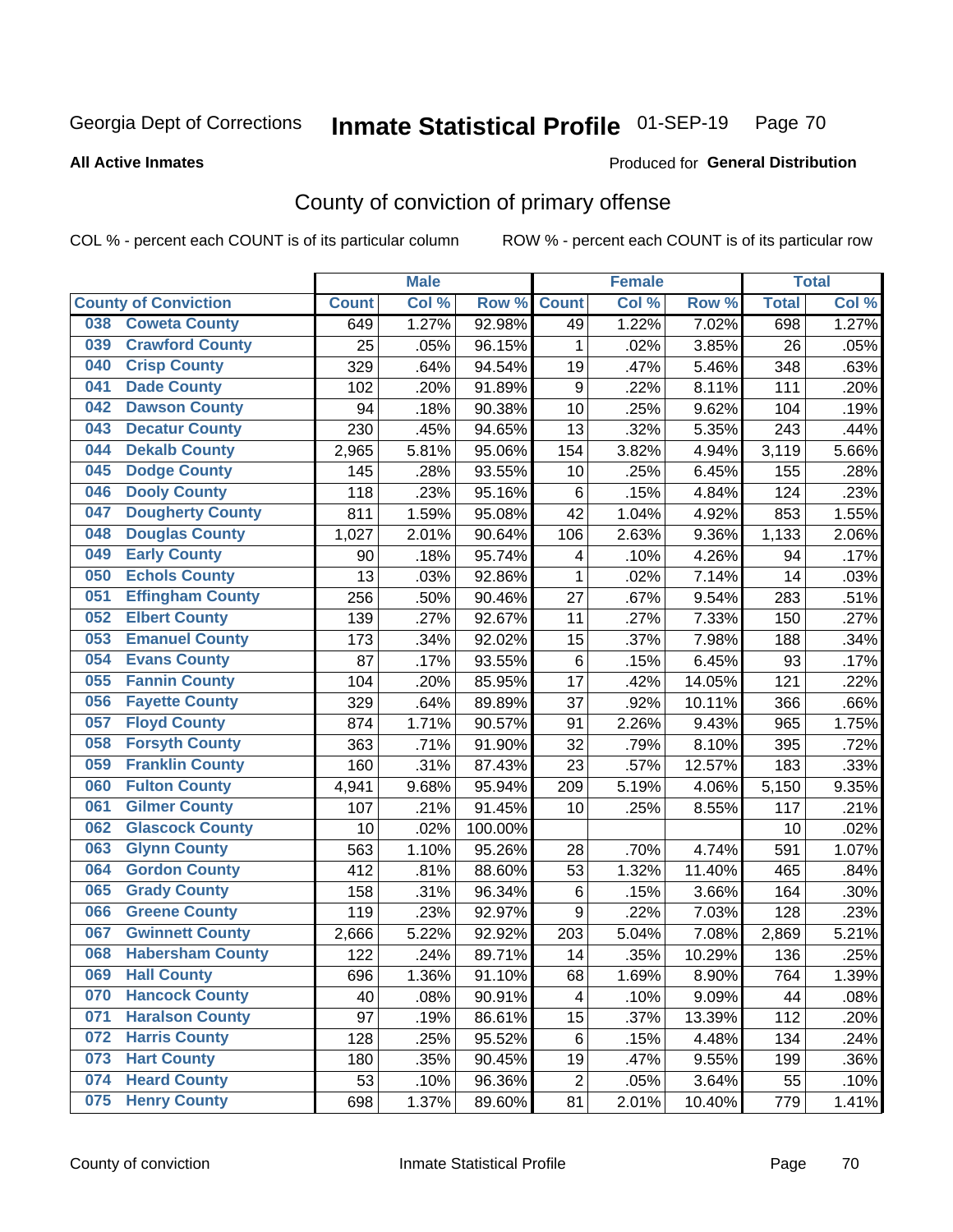Georgia Dept of Corrections **Inmate Statistical Profile** 01-SEP-19

**All Active Inmates**

Produced for **General Distribution**

## County of conviction of primary offense

COL % - percent each COUNT is of its particular column ROW % - percent each COUNT is of its particular row

| County of Conviction | Male | | | Female | | | Total | |
|---|---|---|---|---|---|---|---|---|
| | Count | Col % | Row % | Count | Col % | Row % | Total | Col % |
| 038 Coweta County | 649 | 1.27% | 92.98% | 49 | 1.22% | 7.02% | 698 | 1.27% |
| 039 Crawford County | 25 | .05% | 96.15% | 1 | .02% | 3.85% | 26 | .05% |
| 040 Crisp County | 329 | .64% | 94.54% | 19 | .47% | 5.46% | 348 | .63% |
| 041 Dade County | 102 | .20% | 91.89% | 9 | .22% | 8.11% | 111 | .20% |
| 042 Dawson County | 94 | .18% | 90.38% | 10 | .25% | 9.62% | 104 | .19% |
| 043 Decatur County | 230 | .45% | 94.65% | 13 | .32% | 5.35% | 243 | .44% |
| 044 Dekalb County | 2,965 | 5.81% | 95.06% | 154 | 3.82% | 4.94% | 3,119 | 5.66% |
| 045 Dodge County | 145 | .28% | 93.55% | 10 | .25% | 6.45% | 155 | .28% |
| 046 Dooly County | 118 | .23% | 95.16% | 6 | .15% | 4.84% | 124 | .23% |
| 047 Dougherty County | 811 | 1.59% | 95.08% | 42 | 1.04% | 4.92% | 853 | 1.55% |
| 048 Douglas County | 1,027 | 2.01% | 90.64% | 106 | 2.63% | 9.36% | 1,133 | 2.06% |
| 049 Early County | 90 | .18% | 95.74% | 4 | .10% | 4.26% | 94 | .17% |
| 050 Echols County | 13 | .03% | 92.86% | 1 | .02% | 7.14% | 14 | .03% |
| 051 Effingham County | 256 | .50% | 90.46% | 27 | .67% | 9.54% | 283 | .51% |
| 052 Elbert County | 139 | .27% | 92.67% | 11 | .27% | 7.33% | 150 | .27% |
| 053 Emanuel County | 173 | .34% | 92.02% | 15 | .37% | 7.98% | 188 | .34% |
| 054 Evans County | 87 | .17% | 93.55% | 6 | .15% | 6.45% | 93 | .17% |
| 055 Fannin County | 104 | .20% | 85.95% | 17 | .42% | 14.05% | 121 | .22% |
| 056 Fayette County | 329 | .64% | 89.89% | 37 | .92% | 10.11% | 366 | .66% |
| 057 Floyd County | 874 | 1.71% | 90.57% | 91 | 2.26% | 9.43% | 965 | 1.75% |
| 058 Forsyth County | 363 | .71% | 91.90% | 32 | .79% | 8.10% | 395 | .72% |
| 059 Franklin County | 160 | .31% | 87.43% | 23 | .57% | 12.57% | 183 | .33% |
| 060 Fulton County | 4,941 | 9.68% | 95.94% | 209 | 5.19% | 4.06% | 5,150 | 9.35% |
| 061 Gilmer County | 107 | .21% | 91.45% | 10 | .25% | 8.55% | 117 | .21% |
| 062 Glascock County | 10 | .02% | 100.00% | | | | 10 | .02% |
| 063 Glynn County | 563 | 1.10% | 95.26% | 28 | .70% | 4.74% | 591 | 1.07% |
| 064 Gordon County | 412 | .81% | 88.60% | 53 | 1.32% | 11.40% | 465 | .84% |
| 065 Grady County | 158 | .31% | 96.34% | 6 | .15% | 3.66% | 164 | .30% |
| 066 Greene County | 119 | .23% | 92.97% | 9 | .22% | 7.03% | 128 | .23% |
| 067 Gwinnett County | 2,666 | 5.22% | 92.92% | 203 | 5.04% | 7.08% | 2,869 | 5.21% |
| 068 Habersham County | 122 | .24% | 89.71% | 14 | .35% | 10.29% | 136 | .25% |
| 069 Hall County | 696 | 1.36% | 91.10% | 68 | 1.69% | 8.90% | 764 | 1.39% |
| 070 Hancock County | 40 | .08% | 90.91% | 4 | .10% | 9.09% | 44 | .08% |
| 071 Haralson County | 97 | .19% | 86.61% | 15 | .37% | 13.39% | 112 | .20% |
| 072 Harris County | 128 | .25% | 95.52% | 6 | .15% | 4.48% | 134 | .24% |
| 073 Hart County | 180 | .35% | 90.45% | 19 | .47% | 9.55% | 199 | .36% |
| 074 Heard County | 53 | .10% | 96.36% | 2 | .05% | 3.64% | 55 | .10% |
| 075 Henry County | 698 | 1.37% | 89.60% | 81 | 2.01% | 10.40% | 779 | 1.41% |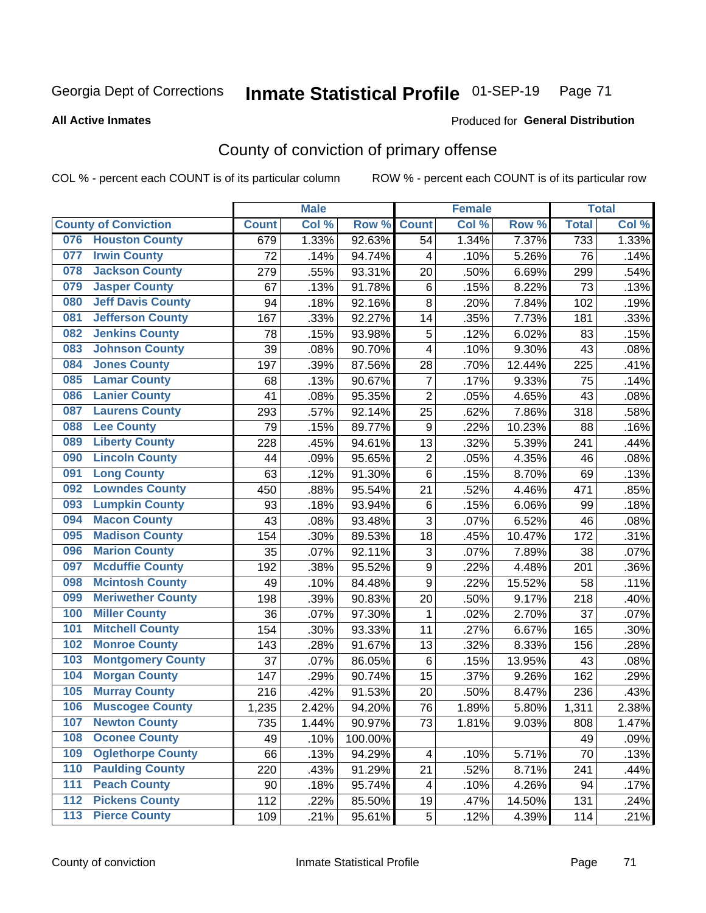Georgia Dept of Corrections **Inmate Statistical Profile** 01-SEP-19

**All Active Inmates**

Produced for **General Distribution**

## County of conviction of primary offense

COL % - percent each COUNT is of its particular column ROW % - percent each COUNT is of its particular row

| County of Conviction | Male | | | Female | | | Total | |
|---|---|---|---|---|---|---|---|---|
| | Count | Col % | Row % | Count | Col % | Row % | Total | Col % |
| 076 Houston County | 679 | 1.33% | 92.63% | 54 | 1.34% | 7.37% | 733 | 1.33% |
| 077 Irwin County | 72 | .14% | 94.74% | 4 | .10% | 5.26% | 76 | .14% |
| 078 Jackson County | 279 | .55% | 93.31% | 20 | .50% | 6.69% | 299 | .54% |
| 079 Jasper County | 67 | .13% | 91.78% | 6 | .15% | 8.22% | 73 | .13% |
| 080 Jeff Davis County | 94 | .18% | 92.16% | 8 | .20% | 7.84% | 102 | .19% |
| 081 Jefferson County | 167 | .33% | 92.27% | 14 | .35% | 7.73% | 181 | .33% |
| 082 Jenkins County | 78 | .15% | 93.98% | 5 | .12% | 6.02% | 83 | .15% |
| 083 Johnson County | 39 | .08% | 90.70% | 4 | .10% | 9.30% | 43 | .08% |
| 084 Jones County | 197 | .39% | 87.56% | 28 | .70% | 12.44% | 225 | .41% |
| 085 Lamar County | 68 | .13% | 90.67% | 7 | .17% | 9.33% | 75 | .14% |
| 086 Lanier County | 41 | .08% | 95.35% | 2 | .05% | 4.65% | 43 | .08% |
| 087 Laurens County | 293 | .57% | 92.14% | 25 | .62% | 7.86% | 318 | .58% |
| 088 Lee County | 79 | .15% | 89.77% | 9 | .22% | 10.23% | 88 | .16% |
| 089 Liberty County | 228 | .45% | 94.61% | 13 | .32% | 5.39% | 241 | .44% |
| 090 Lincoln County | 44 | .09% | 95.65% | 2 | .05% | 4.35% | 46 | .08% |
| 091 Long County | 63 | .12% | 91.30% | 6 | .15% | 8.70% | 69 | .13% |
| 092 Lowndes County | 450 | .88% | 95.54% | 21 | .52% | 4.46% | 471 | .85% |
| 093 Lumpkin County | 93 | .18% | 93.94% | 6 | .15% | 6.06% | 99 | .18% |
| 094 Macon County | 43 | .08% | 93.48% | 3 | .07% | 6.52% | 46 | .08% |
| 095 Madison County | 154 | .30% | 89.53% | 18 | .45% | 10.47% | 172 | .31% |
| 096 Marion County | 35 | .07% | 92.11% | 3 | .07% | 7.89% | 38 | .07% |
| 097 Mcduffie County | 192 | .38% | 95.52% | 9 | .22% | 4.48% | 201 | .36% |
| 098 Mcintosh County | 49 | .10% | 84.48% | 9 | .22% | 15.52% | 58 | .11% |
| 099 Meriwether County | 198 | .39% | 90.83% | 20 | .50% | 9.17% | 218 | .40% |
| 100 Miller County | 36 | .07% | 97.30% | 1 | .02% | 2.70% | 37 | .07% |
| 101 Mitchell County | 154 | .30% | 93.33% | 11 | .27% | 6.67% | 165 | .30% |
| 102 Monroe County | 143 | .28% | 91.67% | 13 | .32% | 8.33% | 156 | .28% |
| 103 Montgomery County | 37 | .07% | 86.05% | 6 | .15% | 13.95% | 43 | .08% |
| 104 Morgan County | 147 | .29% | 90.74% | 15 | .37% | 9.26% | 162 | .29% |
| 105 Murray County | 216 | .42% | 91.53% | 20 | .50% | 8.47% | 236 | .43% |
| 106 Muscogee County | 1,235 | 2.42% | 94.20% | 76 | 1.89% | 5.80% | 1,311 | 2.38% |
| 107 Newton County | 735 | 1.44% | 90.97% | 73 | 1.81% | 9.03% | 808 | 1.47% |
| 108 Oconee County | 49 | .10% | 100.00% | | | | 49 | .09% |
| 109 Oglethorpe County | 66 | .13% | 94.29% | 4 | .10% | 5.71% | 70 | .13% |
| 110 Paulding County | 220 | .43% | 91.29% | 21 | .52% | 8.71% | 241 | .44% |
| 111 Peach County | 90 | .18% | 95.74% | 4 | .10% | 4.26% | 94 | .17% |
| 112 Pickens County | 112 | .22% | 85.50% | 19 | .47% | 14.50% | 131 | .24% |
| 113 Pierce County | 109 | .21% | 95.61% | 5 | .12% | 4.39% | 114 | .21% |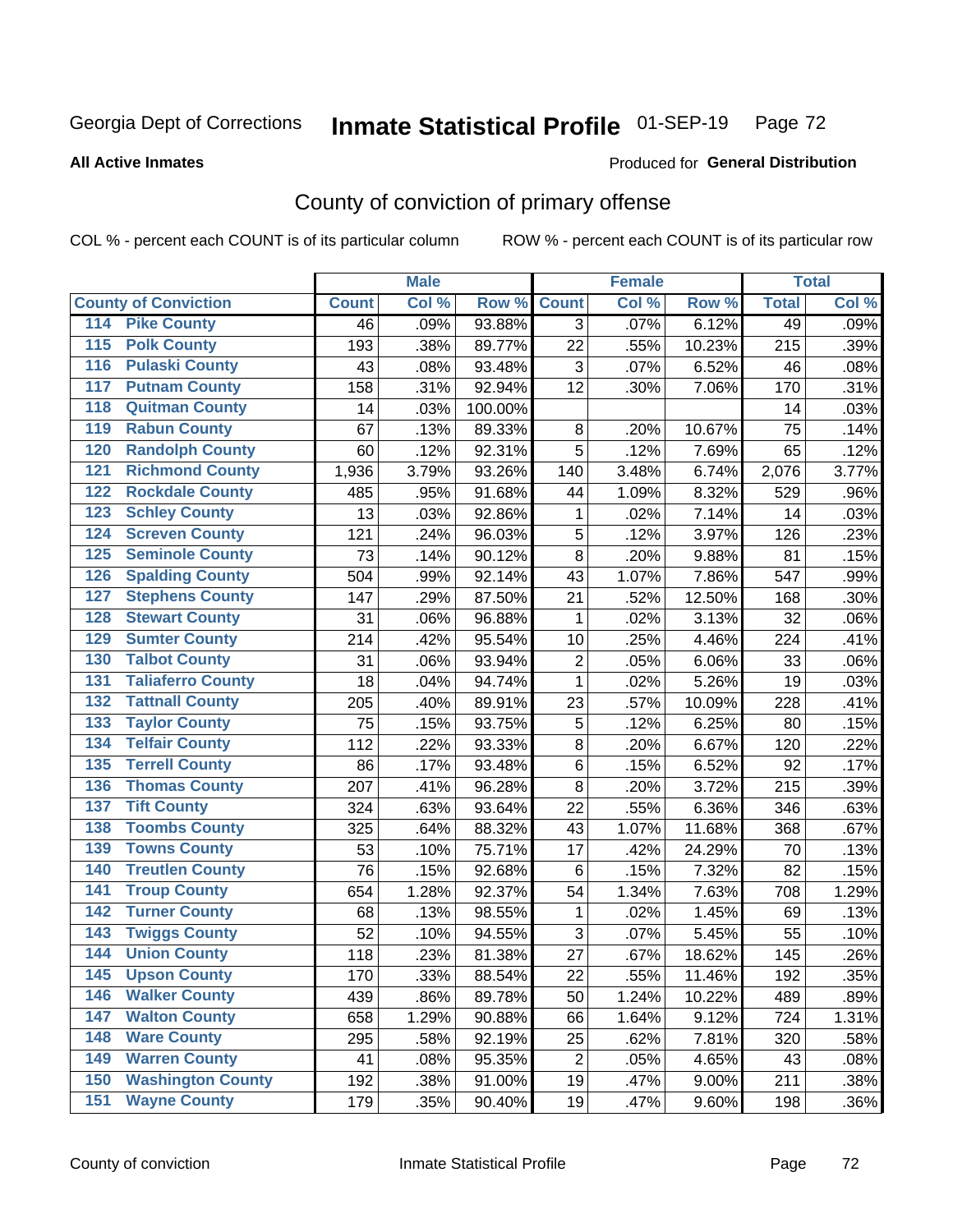Georgia Dept of Corrections **Inmate Statistical Profile** 01-SEP-19

**All Active Inmates**

Produced for **General Distribution**

## County of conviction of primary offense

COL % - percent each COUNT is of its particular column ROW % - percent each COUNT is of its particular row

| County of Conviction | Male | | | Female | | | Total | |
|---|---|---|---|---|---|---|---|---|
| | Count | Col % | Row % | Count | Col % | Row % | Total | Col % |
| 114 Pike County | 46 | .09% | 93.88% | 3 | .07% | 6.12% | 49 | .09% |
| 115 Polk County | 193 | .38% | 89.77% | 22 | .55% | 10.23% | 215 | .39% |
| 116 Pulaski County | 43 | .08% | 93.48% | 3 | .07% | 6.52% | 46 | .08% |
| 117 Putnam County | 158 | .31% | 92.94% | 12 | .30% | 7.06% | 170 | .31% |
| 118 Quitman County | 14 | .03% | 100.00% | | | | 14 | .03% |
| 119 Rabun County | 67 | .13% | 89.33% | 8 | .20% | 10.67% | 75 | .14% |
| 120 Randolph County | 60 | .12% | 92.31% | 5 | .12% | 7.69% | 65 | .12% |
| 121 Richmond County | 1,936 | 3.79% | 93.26% | 140 | 3.48% | 6.74% | 2,076 | 3.77% |
| 122 Rockdale County | 485 | .95% | 91.68% | 44 | 1.09% | 8.32% | 529 | .96% |
| 123 Schley County | 13 | .03% | 92.86% | 1 | .02% | 7.14% | 14 | .03% |
| 124 Screven County | 121 | .24% | 96.03% | 5 | .12% | 3.97% | 126 | .23% |
| 125 Seminole County | 73 | .14% | 90.12% | 8 | .20% | 9.88% | 81 | .15% |
| 126 Spalding County | 504 | .99% | 92.14% | 43 | 1.07% | 7.86% | 547 | .99% |
| 127 Stephens County | 147 | .29% | 87.50% | 21 | .52% | 12.50% | 168 | .30% |
| 128 Stewart County | 31 | .06% | 96.88% | 1 | .02% | 3.13% | 32 | .06% |
| 129 Sumter County | 214 | .42% | 95.54% | 10 | .25% | 4.46% | 224 | .41% |
| 130 Talbot County | 31 | .06% | 93.94% | 2 | .05% | 6.06% | 33 | .06% |
| 131 Taliaferro County | 18 | .04% | 94.74% | 1 | .02% | 5.26% | 19 | .03% |
| 132 Tattnall County | 205 | .40% | 89.91% | 23 | .57% | 10.09% | 228 | .41% |
| 133 Taylor County | 75 | .15% | 93.75% | 5 | .12% | 6.25% | 80 | .15% |
| 134 Telfair County | 112 | .22% | 93.33% | 8 | .20% | 6.67% | 120 | .22% |
| 135 Terrell County | 86 | .17% | 93.48% | 6 | .15% | 6.52% | 92 | .17% |
| 136 Thomas County | 207 | .41% | 96.28% | 8 | .20% | 3.72% | 215 | .39% |
| 137 Tift County | 324 | .63% | 93.64% | 22 | .55% | 6.36% | 346 | .63% |
| 138 Toombs County | 325 | .64% | 88.32% | 43 | 1.07% | 11.68% | 368 | .67% |
| 139 Towns County | 53 | .10% | 75.71% | 17 | .42% | 24.29% | 70 | .13% |
| 140 Treutlen County | 76 | .15% | 92.68% | 6 | .15% | 7.32% | 82 | .15% |
| 141 Troup County | 654 | 1.28% | 92.37% | 54 | 1.34% | 7.63% | 708 | 1.29% |
| 142 Turner County | 68 | .13% | 98.55% | 1 | .02% | 1.45% | 69 | .13% |
| 143 Twiggs County | 52 | .10% | 94.55% | 3 | .07% | 5.45% | 55 | .10% |
| 144 Union County | 118 | .23% | 81.38% | 27 | .67% | 18.62% | 145 | .26% |
| 145 Upson County | 170 | .33% | 88.54% | 22 | .55% | 11.46% | 192 | .35% |
| 146 Walker County | 439 | .86% | 89.78% | 50 | 1.24% | 10.22% | 489 | .89% |
| 147 Walton County | 658 | 1.29% | 90.88% | 66 | 1.64% | 9.12% | 724 | 1.31% |
| 148 Ware County | 295 | .58% | 92.19% | 25 | .62% | 7.81% | 320 | .58% |
| 149 Warren County | 41 | .08% | 95.35% | 2 | .05% | 4.65% | 43 | .08% |
| 150 Washington County | 192 | .38% | 91.00% | 19 | .47% | 9.00% | 211 | .38% |
| 151 Wayne County | 179 | .35% | 90.40% | 19 | .47% | 9.60% | 198 | .36% |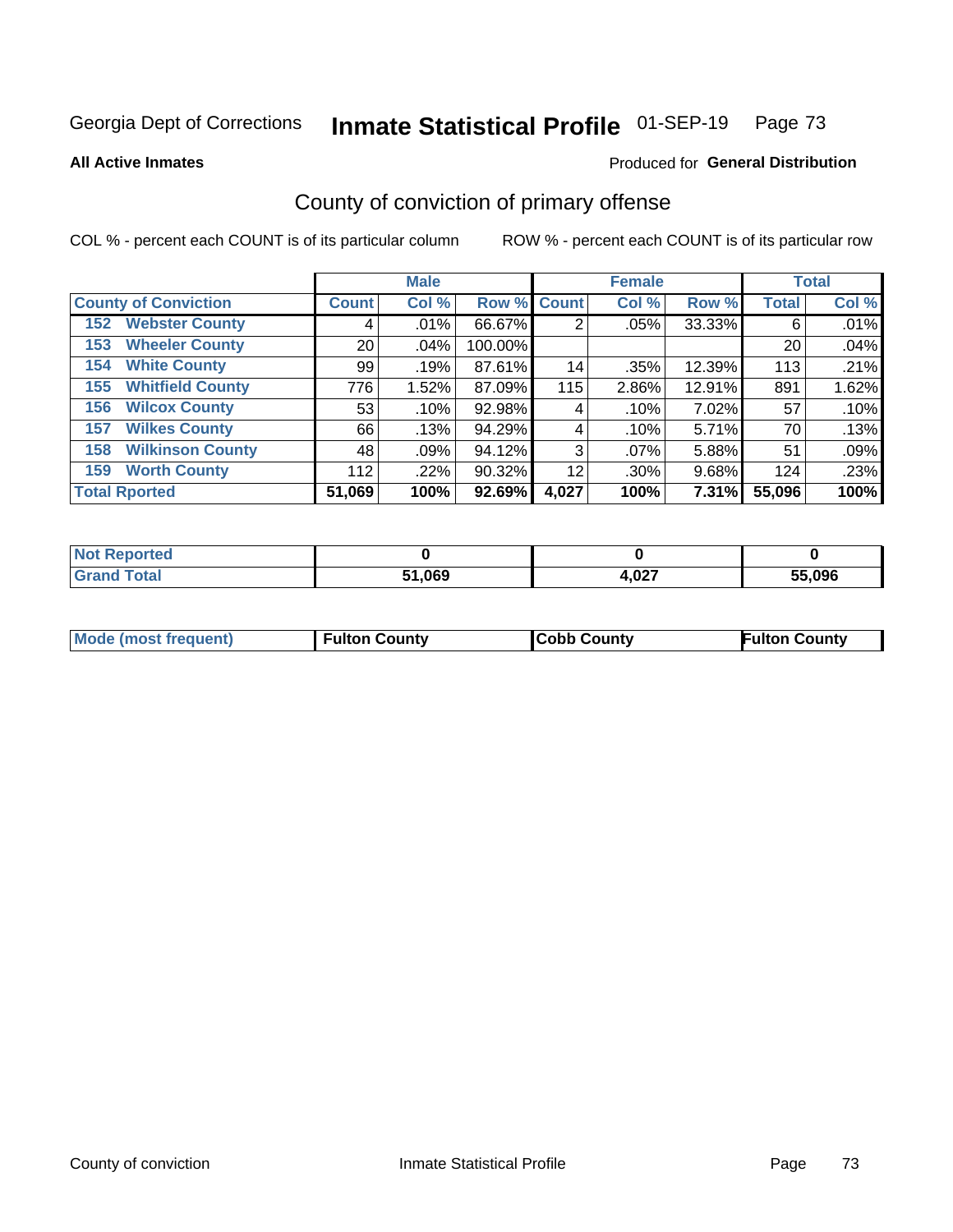Georgia Dept of Corrections **Inmate Statistical Profile** 01-SEP-19

**All Active Inmates**

Produced for **General Distribution**

## County of conviction of primary offense

COL % - percent each COUNT is of its particular column

ROW % - percent each COUNT is of its particular row

| | Male | | | Female | | | Total | |
|---|---|---|---|---|---|---|---|---|
| County of Conviction | Count | Col % | Row % | Count | Col % | Row % | Total | Col % |
| 152 Webster County | 4 | .01% | 66.67% | 2 | .05% | 33.33% | 6 | .01% |
| 153 Wheeler County | 20 | .04% | 100.00% | | | | 20 | .04% |
| 154 White County | 99 | .19% | 87.61% | 14 | .35% | 12.39% | 113 | .21% |
| 155 Whitfield County | 776 | 1.52% | 87.09% | 115 | 2.86% | 12.91% | 891 | 1.62% |
| 156 Wilcox County | 53 | .10% | 92.98% | 4 | .10% | 7.02% | 57 | .10% |
| 157 Wilkes County | 66 | .13% | 94.29% | 4 | .10% | 5.71% | 70 | .13% |
| 158 Wilkinson County | 48 | .09% | 94.12% | 3 | .07% | 5.88% | 51 | .09% |
| 159 Worth County | 112 | .22% | 90.32% | 12 | .30% | 9.68% | 124 | .23% |
| **Total Rported** | **51,069** | **100%** | **92.69%** | **4,027** | **100%** | **7.31%** | **55,096** | **100%** |

| | Male | Female | Total |
|---|---|---|---|
| Not Reported | 0 | 0 | 0 |
| Grand Total | 51,069 | 4,027 | 55,096 |

| | Male | Female | Total |
|---|---|---|---|
| Mode (most frequent) | Fulton County | Cobb County | Fulton County |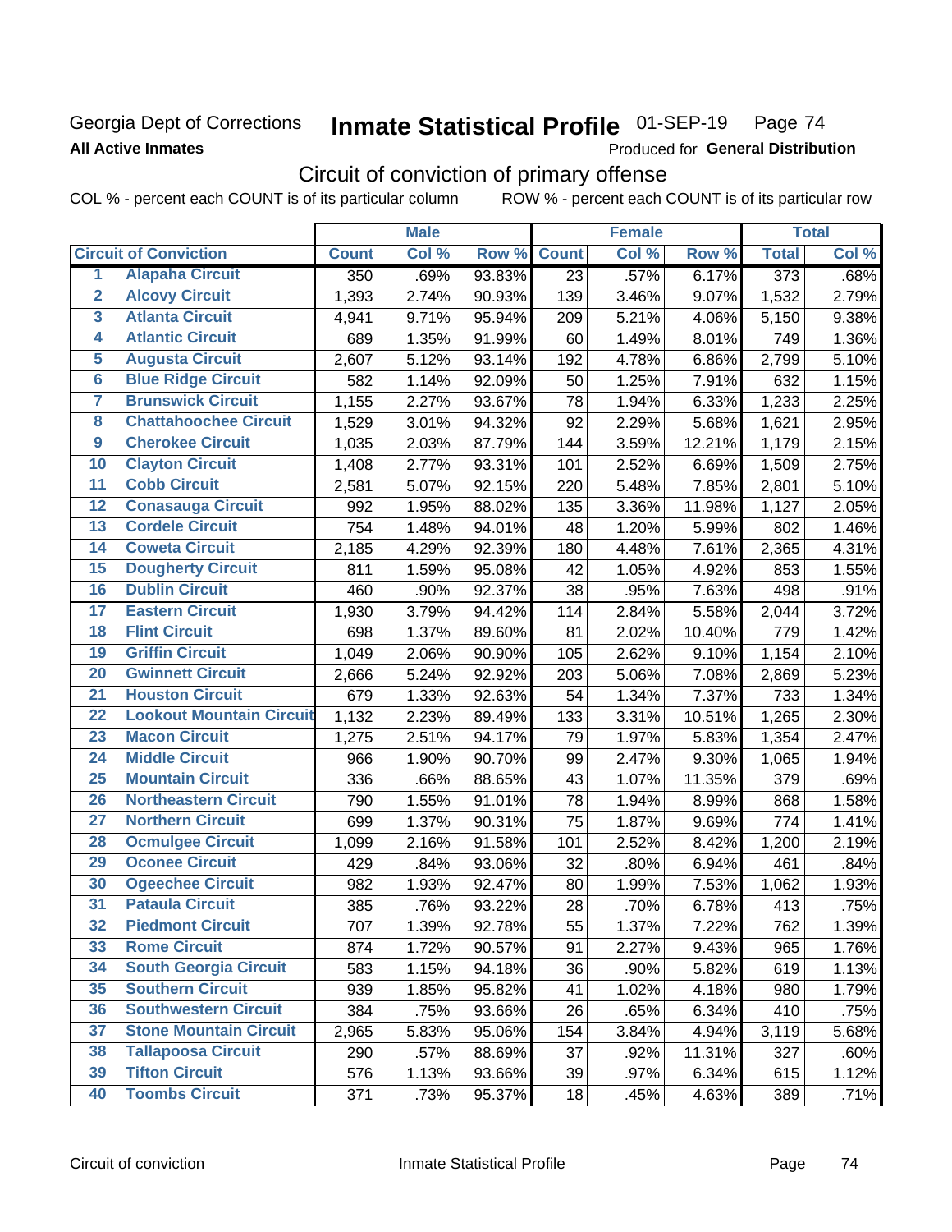Georgia Dept of Corrections **Inmate Statistical Profile** 01-SEP-19

**All Active Inmates**

Produced for **General Distribution**

## Circuit of conviction of primary offense

COL % - percent each COUNT is of its particular column ROW % - percent each COUNT is of its particular row

| | | Male | | | Female | | | Total | |
|---|---|---|---|---|---|---|---|---|---|
| **Circuit of Conviction** | | **Count** | **Col %** | **Row %** | **Count** | **Col %** | **Row %** | **Total** | **Col %** |
| 1 | Alapaha Circuit | 350 | .69% | 93.83% | 23 | .57% | 6.17% | 373 | .68% |
| 2 | Alcovy Circuit | 1,393 | 2.74% | 90.93% | 139 | 3.46% | 9.07% | 1,532 | 2.79% |
| 3 | Atlanta Circuit | 4,941 | 9.71% | 95.94% | 209 | 5.21% | 4.06% | 5,150 | 9.38% |
| 4 | Atlantic Circuit | 689 | 1.35% | 91.99% | 60 | 1.49% | 8.01% | 749 | 1.36% |
| 5 | Augusta Circuit | 2,607 | 5.12% | 93.14% | 192 | 4.78% | 6.86% | 2,799 | 5.10% |
| 6 | Blue Ridge Circuit | 582 | 1.14% | 92.09% | 50 | 1.25% | 7.91% | 632 | 1.15% |
| 7 | Brunswick Circuit | 1,155 | 2.27% | 93.67% | 78 | 1.94% | 6.33% | 1,233 | 2.25% |
| 8 | Chattahoochee Circuit | 1,529 | 3.01% | 94.32% | 92 | 2.29% | 5.68% | 1,621 | 2.95% |
| 9 | Cherokee Circuit | 1,035 | 2.03% | 87.79% | 144 | 3.59% | 12.21% | 1,179 | 2.15% |
| 10 | Clayton Circuit | 1,408 | 2.77% | 93.31% | 101 | 2.52% | 6.69% | 1,509 | 2.75% |
| 11 | Cobb Circuit | 2,581 | 5.07% | 92.15% | 220 | 5.48% | 7.85% | 2,801 | 5.10% |
| 12 | Conasauga Circuit | 992 | 1.95% | 88.02% | 135 | 3.36% | 11.98% | 1,127 | 2.05% |
| 13 | Cordele Circuit | 754 | 1.48% | 94.01% | 48 | 1.20% | 5.99% | 802 | 1.46% |
| 14 | Coweta Circuit | 2,185 | 4.29% | 92.39% | 180 | 4.48% | 7.61% | 2,365 | 4.31% |
| 15 | Dougherty Circuit | 811 | 1.59% | 95.08% | 42 | 1.05% | 4.92% | 853 | 1.55% |
| 16 | Dublin Circuit | 460 | .90% | 92.37% | 38 | .95% | 7.63% | 498 | .91% |
| 17 | Eastern Circuit | 1,930 | 3.79% | 94.42% | 114 | 2.84% | 5.58% | 2,044 | 3.72% |
| 18 | Flint Circuit | 698 | 1.37% | 89.60% | 81 | 2.02% | 10.40% | 779 | 1.42% |
| 19 | Griffin Circuit | 1,049 | 2.06% | 90.90% | 105 | 2.62% | 9.10% | 1,154 | 2.10% |
| 20 | Gwinnett Circuit | 2,666 | 5.24% | 92.92% | 203 | 5.06% | 7.08% | 2,869 | 5.23% |
| 21 | Houston Circuit | 679 | 1.33% | 92.63% | 54 | 1.34% | 7.37% | 733 | 1.34% |
| 22 | Lookout Mountain Circuit | 1,132 | 2.23% | 89.49% | 133 | 3.31% | 10.51% | 1,265 | 2.30% |
| 23 | Macon Circuit | 1,275 | 2.51% | 94.17% | 79 | 1.97% | 5.83% | 1,354 | 2.47% |
| 24 | Middle Circuit | 966 | 1.90% | 90.70% | 99 | 2.47% | 9.30% | 1,065 | 1.94% |
| 25 | Mountain Circuit | 336 | .66% | 88.65% | 43 | 1.07% | 11.35% | 379 | .69% |
| 26 | Northeastern Circuit | 790 | 1.55% | 91.01% | 78 | 1.94% | 8.99% | 868 | 1.58% |
| 27 | Northern Circuit | 699 | 1.37% | 90.31% | 75 | 1.87% | 9.69% | 774 | 1.41% |
| 28 | Ocmulgee Circuit | 1,099 | 2.16% | 91.58% | 101 | 2.52% | 8.42% | 1,200 | 2.19% |
| 29 | Oconee Circuit | 429 | .84% | 93.06% | 32 | .80% | 6.94% | 461 | .84% |
| 30 | Ogeechee Circuit | 982 | 1.93% | 92.47% | 80 | 1.99% | 7.53% | 1,062 | 1.93% |
| 31 | Pataula Circuit | 385 | .76% | 93.22% | 28 | .70% | 6.78% | 413 | .75% |
| 32 | Piedmont Circuit | 707 | 1.39% | 92.78% | 55 | 1.37% | 7.22% | 762 | 1.39% |
| 33 | Rome Circuit | 874 | 1.72% | 90.57% | 91 | 2.27% | 9.43% | 965 | 1.76% |
| 34 | South Georgia Circuit | 583 | 1.15% | 94.18% | 36 | .90% | 5.82% | 619 | 1.13% |
| 35 | Southern Circuit | 939 | 1.85% | 95.82% | 41 | 1.02% | 4.18% | 980 | 1.79% |
| 36 | Southwestern Circuit | 384 | .75% | 93.66% | 26 | .65% | 6.34% | 410 | .75% |
| 37 | Stone Mountain Circuit | 2,965 | 5.83% | 95.06% | 154 | 3.84% | 4.94% | 3,119 | 5.68% |
| 38 | Tallapoosa Circuit | 290 | .57% | 88.69% | 37 | .92% | 11.31% | 327 | .60% |
| 39 | Tifton Circuit | 576 | 1.13% | 93.66% | 39 | .97% | 6.34% | 615 | 1.12% |
| 40 | Toombs Circuit | 371 | .73% | 95.37% | 18 | .45% | 4.63% | 389 | .71% |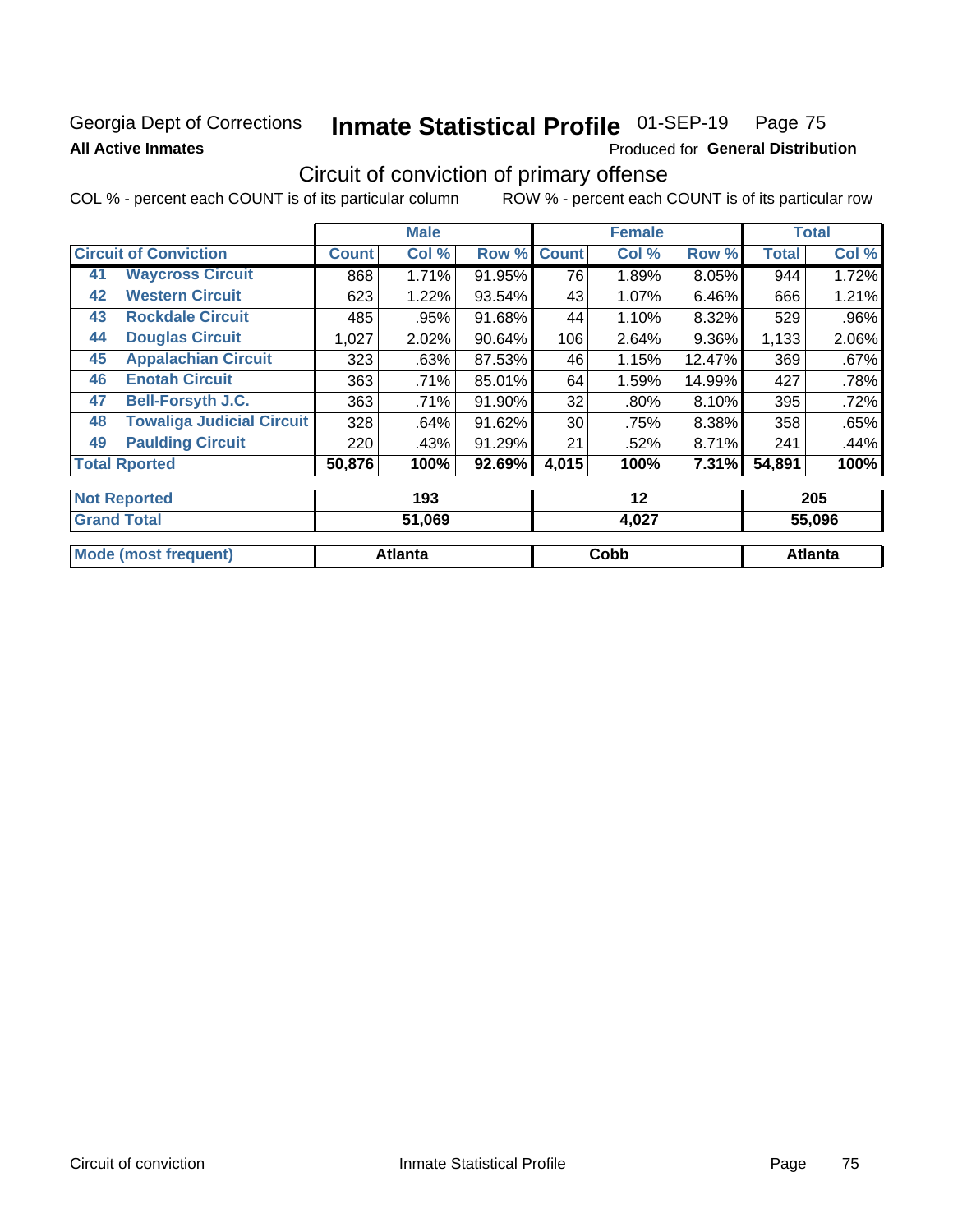Georgia Dept of Corrections **Inmate Statistical Profile** 01-SEP-19 Page 75

**All Active Inmates** Produced for **General Distribution**

## Circuit of conviction of primary offense

COL % - percent each COUNT is of its particular column ROW % - percent each COUNT is of its particular row

| Circuit of Conviction | | Male | | | Female | | | Total | |
|---|---|---|---|---|---|---|---|---|---|
| | | Count | Col % | Row % | Count | Col % | Row % | Total | Col % |
| 41 | Waycross Circuit | 868 | 1.71% | 91.95% | 76 | 1.89% | 8.05% | 944 | 1.72% |
| 42 | Western Circuit | 623 | 1.22% | 93.54% | 43 | 1.07% | 6.46% | 666 | 1.21% |
| 43 | Rockdale Circuit | 485 | .95% | 91.68% | 44 | 1.10% | 8.32% | 529 | .96% |
| 44 | Douglas Circuit | 1,027 | 2.02% | 90.64% | 106 | 2.64% | 9.36% | 1,133 | 2.06% |
| 45 | Appalachian Circuit | 323 | .63% | 87.53% | 46 | 1.15% | 12.47% | 369 | .67% |
| 46 | Enotah Circuit | 363 | .71% | 85.01% | 64 | 1.59% | 14.99% | 427 | .78% |
| 47 | Bell-Forsyth J.C. | 363 | .71% | 91.90% | 32 | .80% | 8.10% | 395 | .72% |
| 48 | Towaliga Judicial Circuit | 328 | .64% | 91.62% | 30 | .75% | 8.38% | 358 | .65% |
| 49 | Paulding Circuit | 220 | .43% | 91.29% | 21 | .52% | 8.71% | 241 | .44% |
| Total Rported | | 50,876 | 100% | 92.69% | 4,015 | 100% | 7.31% | 54,891 | 100% |

| | Male | Female | Total |
|---|---|---|---|
| Not Reported | 193 | 12 | 205 |
| Grand Total | 51,069 | 4,027 | 55,096 |
| Mode (most frequent) | Atlanta | Cobb | Atlanta |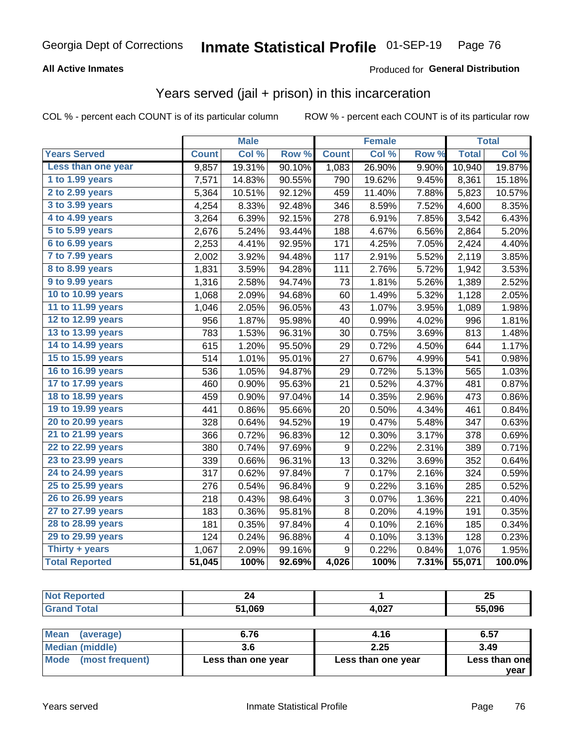Georgia Dept of Corrections **Inmate Statistical Profile** 01-SEP-19

**All Active Inmates**

Produced for **General Distribution**

## Years served (jail + prison) in this incarceration

COL % - percent each COUNT is of its particular column ROW % - percent each COUNT is of its particular row

| | Male | | | Female | | | Total | |
|---|---|---|---|---|---|---|---|---|
| **Years Served** | **Count** | **Col %** | **Row %** | **Count** | **Col %** | **Row %** | **Total** | **Col %** |
| Less than one year | 9,857 | 19.31% | 90.10% | 1,083 | 26.90% | 9.90% | 10,940 | 19.87% |
| 1 to 1.99 years | 7,571 | 14.83% | 90.55% | 790 | 19.62% | 9.45% | 8,361 | 15.18% |
| 2 to 2.99 years | 5,364 | 10.51% | 92.12% | 459 | 11.40% | 7.88% | 5,823 | 10.57% |
| 3 to 3.99 years | 4,254 | 8.33% | 92.48% | 346 | 8.59% | 7.52% | 4,600 | 8.35% |
| 4 to 4.99 years | 3,264 | 6.39% | 92.15% | 278 | 6.91% | 7.85% | 3,542 | 6.43% |
| 5 to 5.99 years | 2,676 | 5.24% | 93.44% | 188 | 4.67% | 6.56% | 2,864 | 5.20% |
| 6 to 6.99 years | 2,253 | 4.41% | 92.95% | 171 | 4.25% | 7.05% | 2,424 | 4.40% |
| 7 to 7.99 years | 2,002 | 3.92% | 94.48% | 117 | 2.91% | 5.52% | 2,119 | 3.85% |
| 8 to 8.99 years | 1,831 | 3.59% | 94.28% | 111 | 2.76% | 5.72% | 1,942 | 3.53% |
| 9 to 9.99 years | 1,316 | 2.58% | 94.74% | 73 | 1.81% | 5.26% | 1,389 | 2.52% |
| 10 to 10.99 years | 1,068 | 2.09% | 94.68% | 60 | 1.49% | 5.32% | 1,128 | 2.05% |
| 11 to 11.99 years | 1,046 | 2.05% | 96.05% | 43 | 1.07% | 3.95% | 1,089 | 1.98% |
| 12 to 12.99 years | 956 | 1.87% | 95.98% | 40 | 0.99% | 4.02% | 996 | 1.81% |
| 13 to 13.99 years | 783 | 1.53% | 96.31% | 30 | 0.75% | 3.69% | 813 | 1.48% |
| 14 to 14.99 years | 615 | 1.20% | 95.50% | 29 | 0.72% | 4.50% | 644 | 1.17% |
| 15 to 15.99 years | 514 | 1.01% | 95.01% | 27 | 0.67% | 4.99% | 541 | 0.98% |
| 16 to 16.99 years | 536 | 1.05% | 94.87% | 29 | 0.72% | 5.13% | 565 | 1.03% |
| 17 to 17.99 years | 460 | 0.90% | 95.63% | 21 | 0.52% | 4.37% | 481 | 0.87% |
| 18 to 18.99 years | 459 | 0.90% | 97.04% | 14 | 0.35% | 2.96% | 473 | 0.86% |
| 19 to 19.99 years | 441 | 0.86% | 95.66% | 20 | 0.50% | 4.34% | 461 | 0.84% |
| 20 to 20.99 years | 328 | 0.64% | 94.52% | 19 | 0.47% | 5.48% | 347 | 0.63% |
| 21 to 21.99 years | 366 | 0.72% | 96.83% | 12 | 0.30% | 3.17% | 378 | 0.69% |
| 22 to 22.99 years | 380 | 0.74% | 97.69% | 9 | 0.22% | 2.31% | 389 | 0.71% |
| 23 to 23.99 years | 339 | 0.66% | 96.31% | 13 | 0.32% | 3.69% | 352 | 0.64% |
| 24 to 24.99 years | 317 | 0.62% | 97.84% | 7 | 0.17% | 2.16% | 324 | 0.59% |
| 25 to 25.99 years | 276 | 0.54% | 96.84% | 9 | 0.22% | 3.16% | 285 | 0.52% |
| 26 to 26.99 years | 218 | 0.43% | 98.64% | 3 | 0.07% | 1.36% | 221 | 0.40% |
| 27 to 27.99 years | 183 | 0.36% | 95.81% | 8 | 0.20% | 4.19% | 191 | 0.35% |
| 28 to 28.99 years | 181 | 0.35% | 97.84% | 4 | 0.10% | 2.16% | 185 | 0.34% |
| 29 to 29.99 years | 124 | 0.24% | 96.88% | 4 | 0.10% | 3.13% | 128 | 0.23% |
| Thirty + years | 1,067 | 2.09% | 99.16% | 9 | 0.22% | 0.84% | 1,076 | 1.95% |
| **Total Reported** | **51,045** | **100%** | **92.69%** | **4,026** | **100%** | **7.31%** | **55,071** | **100.0%** |

| | Male | Female | Total |
|---|---|---|---|
| Not Reported | 24 | 1 | 25 |
| Grand Total | 51,069 | 4,027 | 55,096 |

| | Male | Female | Total |
|---|---|---|---|
| Mean (average) | 6.76 | 4.16 | 6.57 |
| Median (middle) | 3.6 | 2.25 | 3.49 |
| Mode (most frequent) | Less than one year | Less than one year | Less than one year |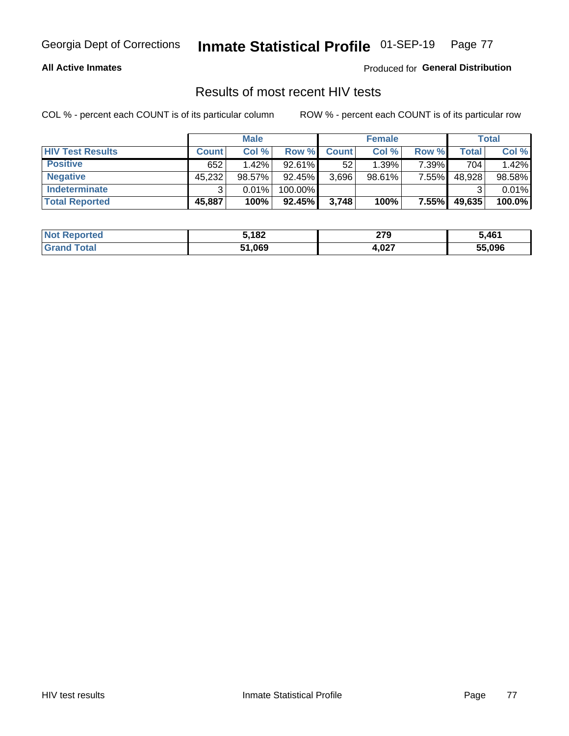Georgia Dept of Corrections **Inmate Statistical Profile** 01-SEP-19

**All Active Inmates**

Produced for **General Distribution**

## Results of most recent HIV tests

COL % - percent each COUNT is of its particular column

ROW % - percent each COUNT is of its particular row

| | Male | | | Female | | | Total | |
|---|---|---|---|---|---|---|---|---|
| **HIV Test Results** | **Count** | **Col %** | **Row %** | **Count** | **Col %** | **Row %** | **Total** | **Col %** |
| **Positive** | 652 | 1.42% | 92.61% | 52 | 1.39% | 7.39% | 704 | 1.42% |
| **Negative** | 45,232 | 98.57% | 92.45% | 3,696 | 98.61% | 7.55% | 48,928 | 98.58% |
| **Indeterminate** | 3 | 0.01% | 100.00% | | | | 3 | 0.01% |
| **Total Reported** | **45,887** | **100%** | **92.45%** | **3,748** | **100%** | **7.55%** | **49,635** | **100.0%** |

| | Male | Female | Total |
|---|---|---|---|
| **Not Reported** | **5,182** | **279** | **5,461** |
| **Grand Total** | **51,069** | **4,027** | **55,096** |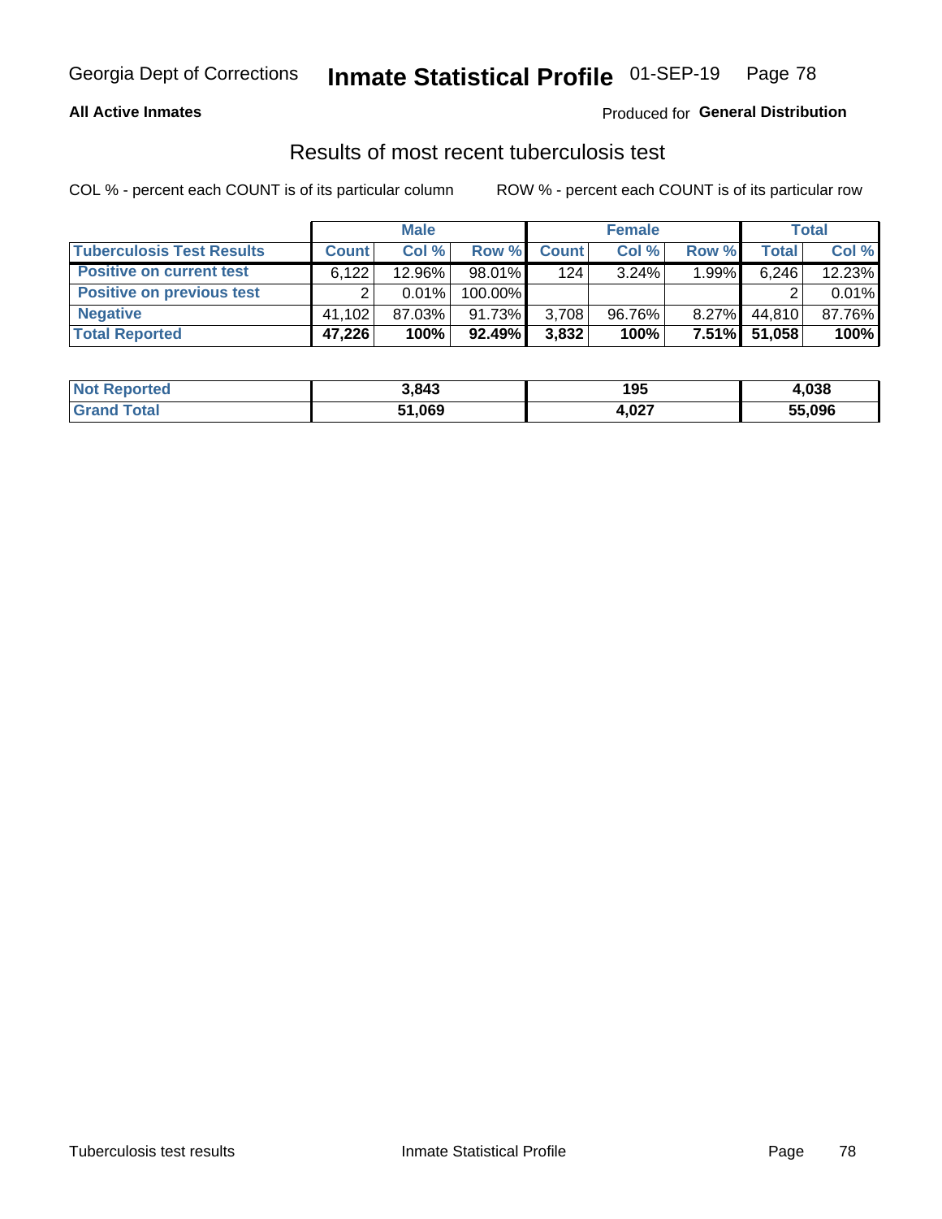Georgia Dept of Corrections **Inmate Statistical Profile** 01-SEP-19

**All Active Inmates** Produced for **General Distribution**

## Results of most recent tuberculosis test

COL % - percent each COUNT is of its particular column ROW % - percent each COUNT is of its particular row

| | Male | | | Female | | | Total | |
|---|---|---|---|---|---|---|---|---|
| **Tuberculosis Test Results** | **Count** | **Col %** | **Row %** | **Count** | **Col %** | **Row %** | **Total** | **Col %** |
| **Positive on current test** | 6,122 | 12.96% | 98.01% | 124 | 3.24% | 1.99% | 6,246 | 12.23% |
| **Positive on previous test** | 2 | 0.01% | 100.00% | | | | 2 | 0.01% |
| **Negative** | 41,102 | 87.03% | 91.73% | 3,708 | 96.76% | 8.27% | 44,810 | 87.76% |
| **Total Reported** | **47,226** | **100%** | **92.49%** | **3,832** | **100%** | **7.51%** | **51,058** | **100%** |

| | Male | Female | Total |
|---|---|---|---|
| **Not Reported** | **3,843** | **195** | **4,038** |
| **Grand Total** | **51,069** | **4,027** | **55,096** |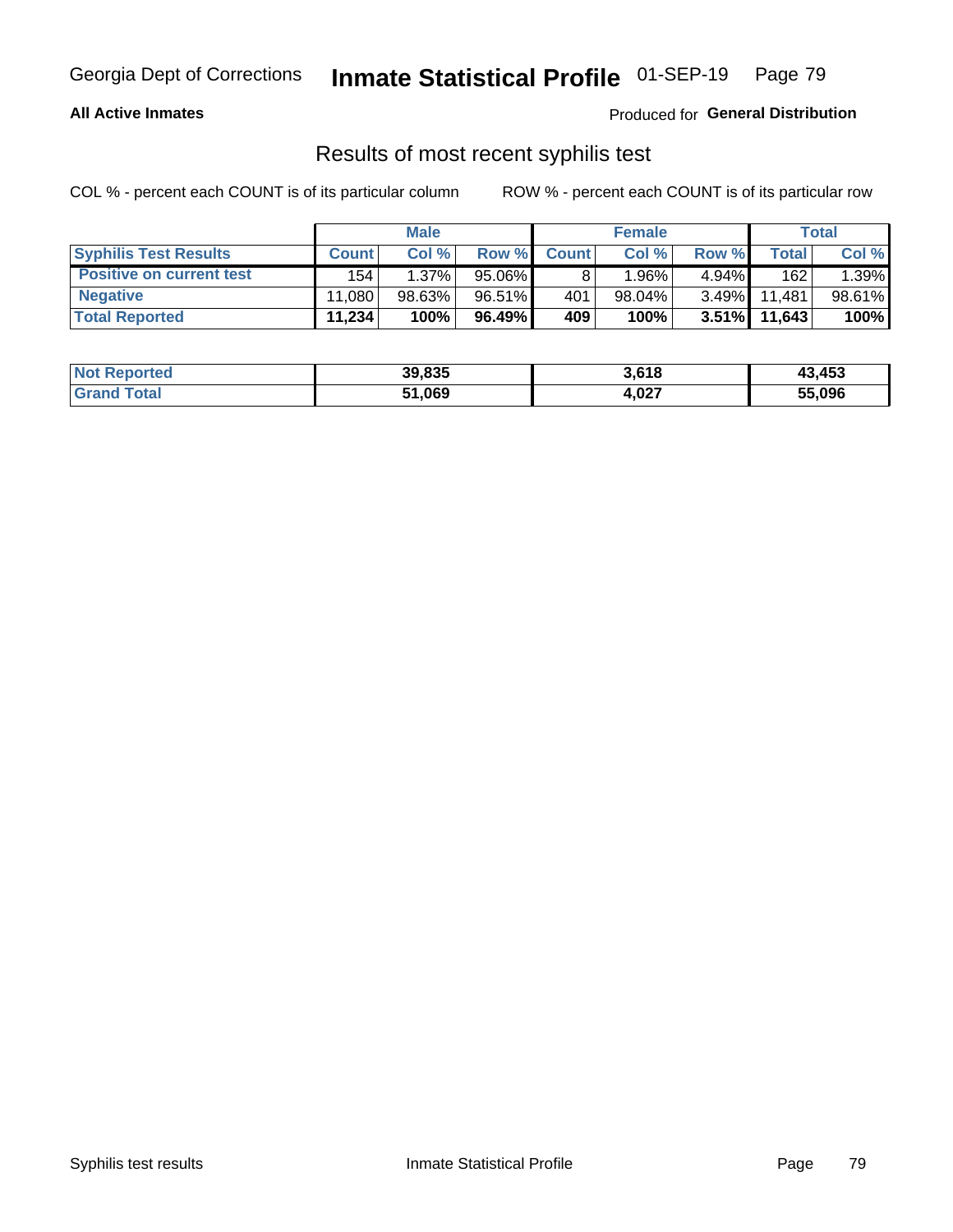Georgia Dept of Corrections **Inmate Statistical Profile** 01-SEP-19 Page 79

**All Active Inmates**

Produced for **General Distribution**

## Results of most recent syphilis test

COL % - percent each COUNT is of its particular column ROW % - percent each COUNT is of its particular row

| | Male | | | Female | | | Total | |
|---|---|---|---|---|---|---|---|---|
| **Syphilis Test Results** | **Count** | **Col %** | **Row %** | **Count** | **Col %** | **Row %** | **Total** | **Col %** |
| **Positive on current test** | 154 | 1.37% | 95.06% | 8 | 1.96% | 4.94% | 162 | 1.39% |
| **Negative** | 11,080 | 98.63% | 96.51% | 401 | 98.04% | 3.49% | 11,481 | 98.61% |
| **Total Reported** | **11,234** | **100%** | **96.49%** | **409** | **100%** | **3.51%** | **11,643** | **100%** |

| | Male | Female | Total |
|---|---|---|---|
| **Not Reported** | **39,835** | **3,618** | **43,453** |
| **Grand Total** | **51,069** | **4,027** | **55,096** |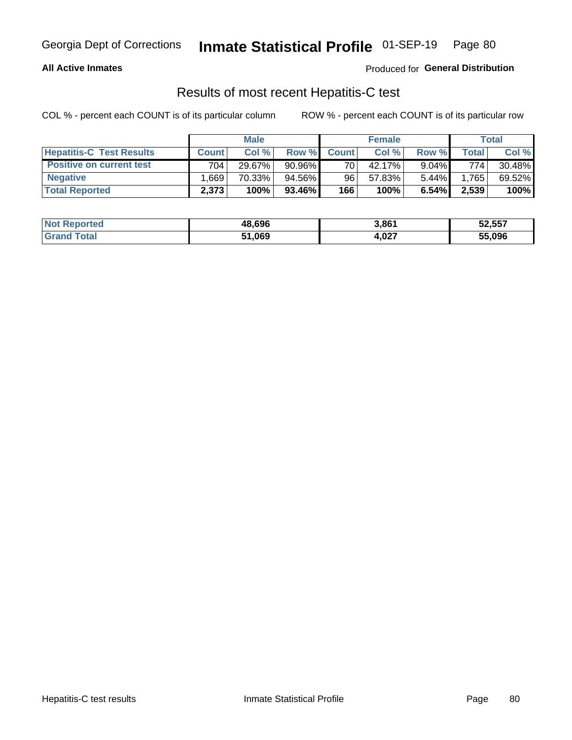**All Active Inmates**

Produced for **General Distribution**

## Results of most recent Hepatitis-C test

COL % - percent each COUNT is of its particular column

ROW % - percent each COUNT is of its particular row

| | Male | | | Female | | | Total | |
|---|---|---|---|---|---|---|---|---|
| **Hepatitis-C Test Results** | **Count** | **Col %** | **Row %** | **Count** | **Col %** | **Row %** | **Total** | **Col %** |
| **Positive on current test** | 704 | 29.67% | 90.96% | 70 | 42.17% | 9.04% | 774 | 30.48% |
| **Negative** | 1,669 | 70.33% | 94.56% | 96 | 57.83% | 5.44% | 1,765 | 69.52% |
| **Total Reported** | **2,373** | **100%** | **93.46%** | **166** | **100%** | **6.54%** | **2,539** | **100%** |

| | Male | Female | Total |
|---|---|---|---|
| **Not Reported** | **48,696** | **3,861** | **52,557** |
| **Grand Total** | **51,069** | **4,027** | **55,096** |